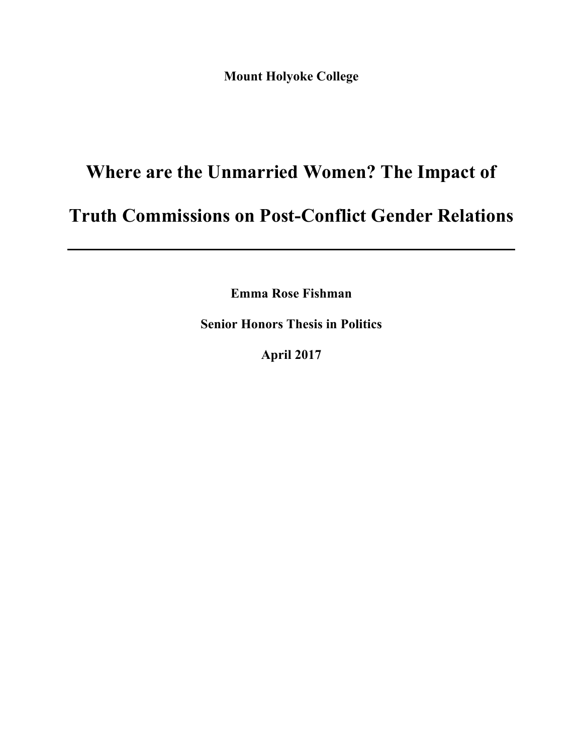**Mount Holyoke College**

# Where are the Unmarried Women? The Impact of Truth Commissions on Post-Conflict Gender Relations

---

**Emma Rose Fishman**

**Senior Honors Thesis in Politics**

**April 2017**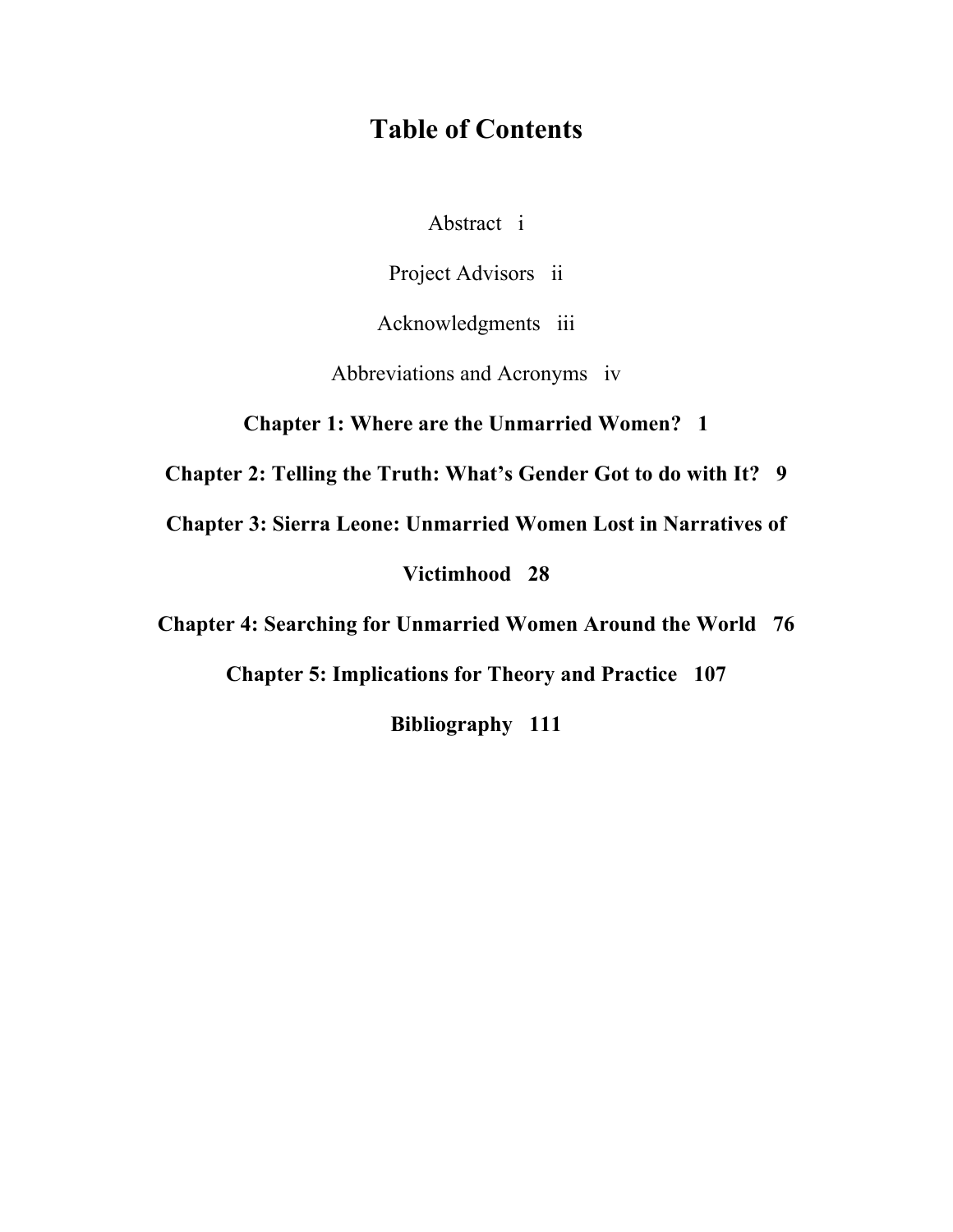# Table of Contents

Abstract i

Project Advisors ii

Acknowledgments iii

Abbreviations and Acronyms iv

**Chapter 1: Where are the Unmarried Women? 1**

**Chapter 2: Telling the Truth: What's Gender Got to do with It? 9**

**Chapter 3: Sierra Leone: Unmarried Women Lost in Narratives of Victimhood 28**

**Chapter 4: Searching for Unmarried Women Around the World 76**

**Chapter 5: Implications for Theory and Practice 107**

**Bibliography 111**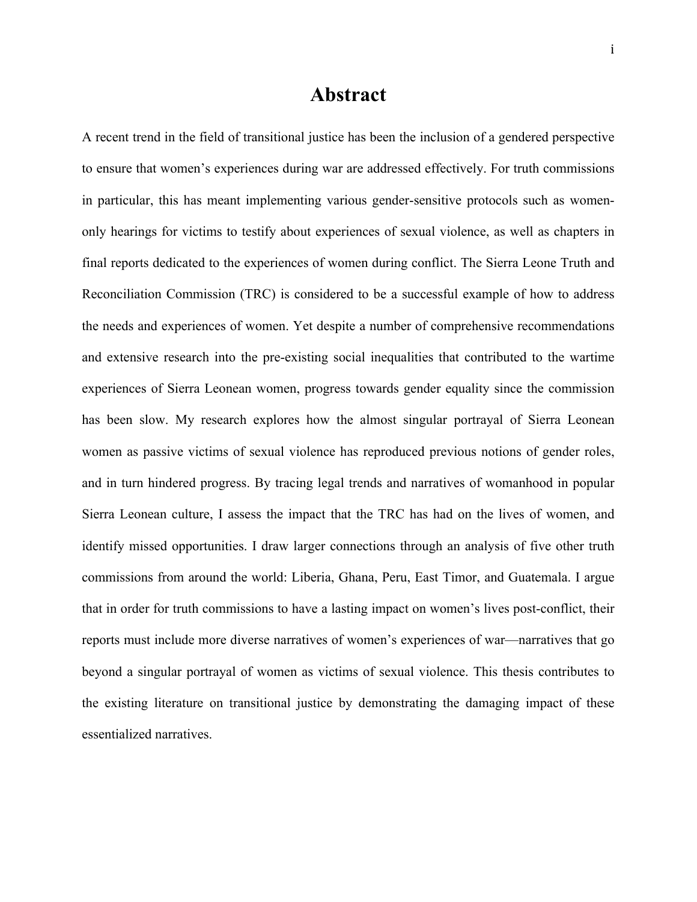# Abstract

A recent trend in the field of transitional justice has been the inclusion of a gendered perspective to ensure that women's experiences during war are addressed effectively. For truth commissions in particular, this has meant implementing various gender-sensitive protocols such as women-only hearings for victims to testify about experiences of sexual violence, as well as chapters in final reports dedicated to the experiences of women during conflict. The Sierra Leone Truth and Reconciliation Commission (TRC) is considered to be a successful example of how to address the needs and experiences of women. Yet despite a number of comprehensive recommendations and extensive research into the pre-existing social inequalities that contributed to the wartime experiences of Sierra Leonean women, progress towards gender equality since the commission has been slow. My research explores how the almost singular portrayal of Sierra Leonean women as passive victims of sexual violence has reproduced previous notions of gender roles, and in turn hindered progress. By tracing legal trends and narratives of womanhood in popular Sierra Leonean culture, I assess the impact that the TRC has had on the lives of women, and identify missed opportunities. I draw larger connections through an analysis of five other truth commissions from around the world: Liberia, Ghana, Peru, East Timor, and Guatemala. I argue that in order for truth commissions to have a lasting impact on women's lives post-conflict, their reports must include more diverse narratives of women's experiences of war—narratives that go beyond a singular portrayal of women as victims of sexual violence. This thesis contributes to the existing literature on transitional justice by demonstrating the damaging impact of these essentialized narratives.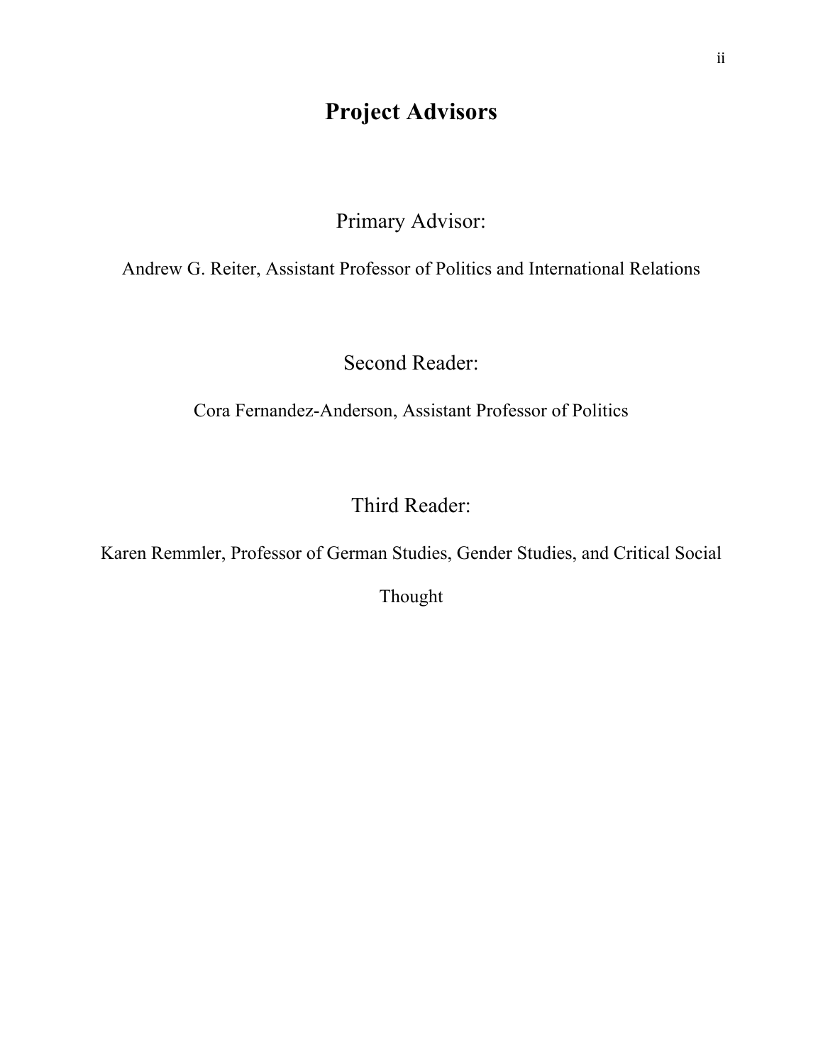# Project Advisors

Primary Advisor:

Andrew G. Reiter, Assistant Professor of Politics and International Relations

Second Reader:

Cora Fernandez-Anderson, Assistant Professor of Politics

Third Reader:

Karen Remmler, Professor of German Studies, Gender Studies, and Critical Social Thought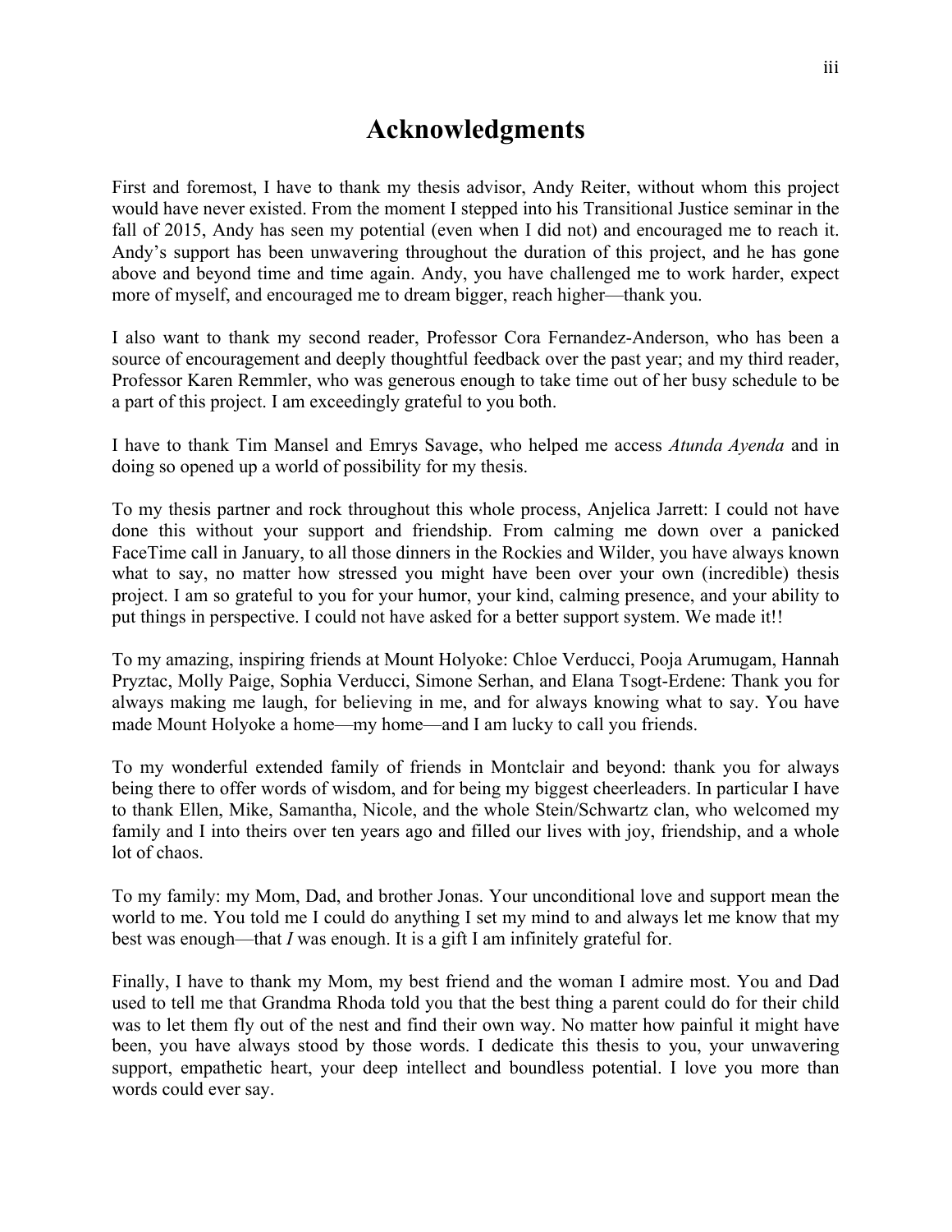# Acknowledgments

First and foremost, I have to thank my thesis advisor, Andy Reiter, without whom this project would have never existed. From the moment I stepped into his Transitional Justice seminar in the fall of 2015, Andy has seen my potential (even when I did not) and encouraged me to reach it. Andy's support has been unwavering throughout the duration of this project, and he has gone above and beyond time and time again. Andy, you have challenged me to work harder, expect more of myself, and encouraged me to dream bigger, reach higher—thank you.

I also want to thank my second reader, Professor Cora Fernandez-Anderson, who has been a source of encouragement and deeply thoughtful feedback over the past year; and my third reader, Professor Karen Remmler, who was generous enough to take time out of her busy schedule to be a part of this project. I am exceedingly grateful to you both.

I have to thank Tim Mansel and Emrys Savage, who helped me access *Atunda Ayenda* and in doing so opened up a world of possibility for my thesis.

To my thesis partner and rock throughout this whole process, Anjelica Jarrett: I could not have done this without your support and friendship. From calming me down over a panicked FaceTime call in January, to all those dinners in the Rockies and Wilder, you have always known what to say, no matter how stressed you might have been over your own (incredible) thesis project. I am so grateful to you for your humor, your kind, calming presence, and your ability to put things in perspective. I could not have asked for a better support system. We made it!!

To my amazing, inspiring friends at Mount Holyoke: Chloe Verducci, Pooja Arumugam, Hannah Pryztac, Molly Paige, Sophia Verducci, Simone Serhan, and Elana Tsogt-Erdene: Thank you for always making me laugh, for believing in me, and for always knowing what to say. You have made Mount Holyoke a home—my home—and I am lucky to call you friends.

To my wonderful extended family of friends in Montclair and beyond: thank you for always being there to offer words of wisdom, and for being my biggest cheerleaders. In particular I have to thank Ellen, Mike, Samantha, Nicole, and the whole Stein/Schwartz clan, who welcomed my family and I into theirs over ten years ago and filled our lives with joy, friendship, and a whole lot of chaos.

To my family: my Mom, Dad, and brother Jonas. Your unconditional love and support mean the world to me. You told me I could do anything I set my mind to and always let me know that my best was enough—that *I* was enough. It is a gift I am infinitely grateful for.

Finally, I have to thank my Mom, my best friend and the woman I admire most. You and Dad used to tell me that Grandma Rhoda told you that the best thing a parent could do for their child was to let them fly out of the nest and find their own way. No matter how painful it might have been, you have always stood by those words. I dedicate this thesis to you, your unwavering support, empathetic heart, your deep intellect and boundless potential. I love you more than words could ever say.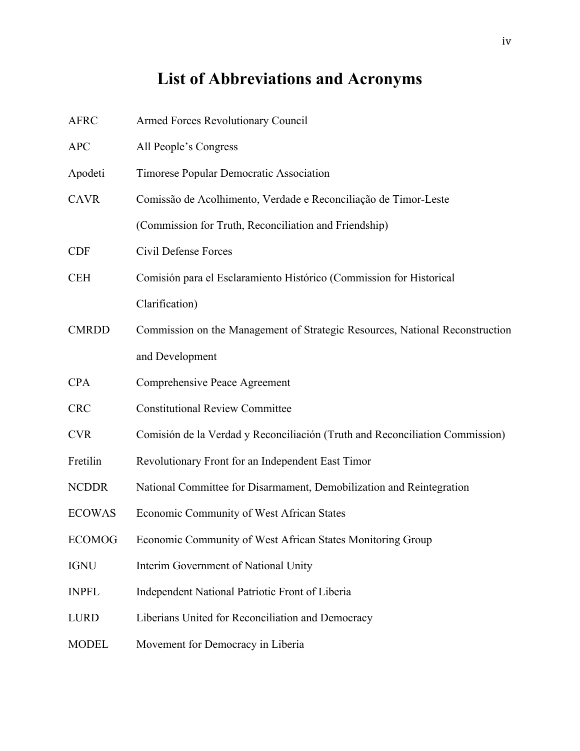# List of Abbreviations and Acronyms

| | |
|---|---|
| AFRC | Armed Forces Revolutionary Council |
| APC | All People's Congress |
| Apodeti | Timorese Popular Democratic Association |
| CAVR | Comissão de Acolhimento, Verdade e Reconciliação de Timor-Leste (Commission for Truth, Reconciliation and Friendship) |
| CDF | Civil Defense Forces |
| CEH | Comisión para el Esclaramiento Histórico (Commission for Historical Clarification) |
| CMRDD | Commission on the Management of Strategic Resources, National Reconstruction and Development |
| CPA | Comprehensive Peace Agreement |
| CRC | Constitutional Review Committee |
| CVR | Comisión de la Verdad y Reconciliación (Truth and Reconciliation Commission) |
| Fretilin | Revolutionary Front for an Independent East Timor |
| NCDDR | National Committee for Disarmament, Demobilization and Reintegration |
| ECOWAS | Economic Community of West African States |
| ECOMOG | Economic Community of West African States Monitoring Group |
| IGNU | Interim Government of National Unity |
| INPFL | Independent National Patriotic Front of Liberia |
| LURD | Liberians United for Reconciliation and Democracy |
| MODEL | Movement for Democracy in Liberia |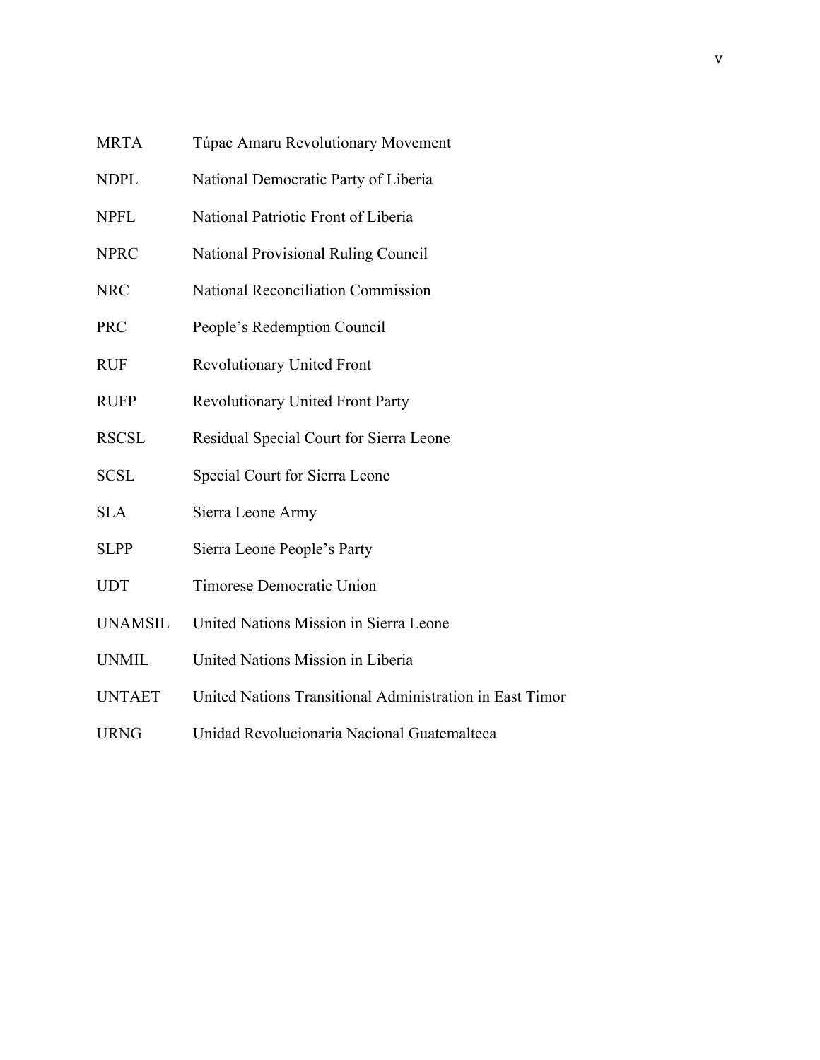| | |
|---|---|
| MRTA | Túpac Amaru Revolutionary Movement |
| NDPL | National Democratic Party of Liberia |
| NPFL | National Patriotic Front of Liberia |
| NPRC | National Provisional Ruling Council |
| NRC | National Reconciliation Commission |
| PRC | People's Redemption Council |
| RUF | Revolutionary United Front |
| RUFP | Revolutionary United Front Party |
| RSCSL | Residual Special Court for Sierra Leone |
| SCSL | Special Court for Sierra Leone |
| SLA | Sierra Leone Army |
| SLPP | Sierra Leone People's Party |
| UDT | Timorese Democratic Union |
| UNAMSIL | United Nations Mission in Sierra Leone |
| UNMIL | United Nations Mission in Liberia |
| UNTAET | United Nations Transitional Administration in East Timor |
| URNG | Unidad Revolucionaria Nacional Guatemalteca |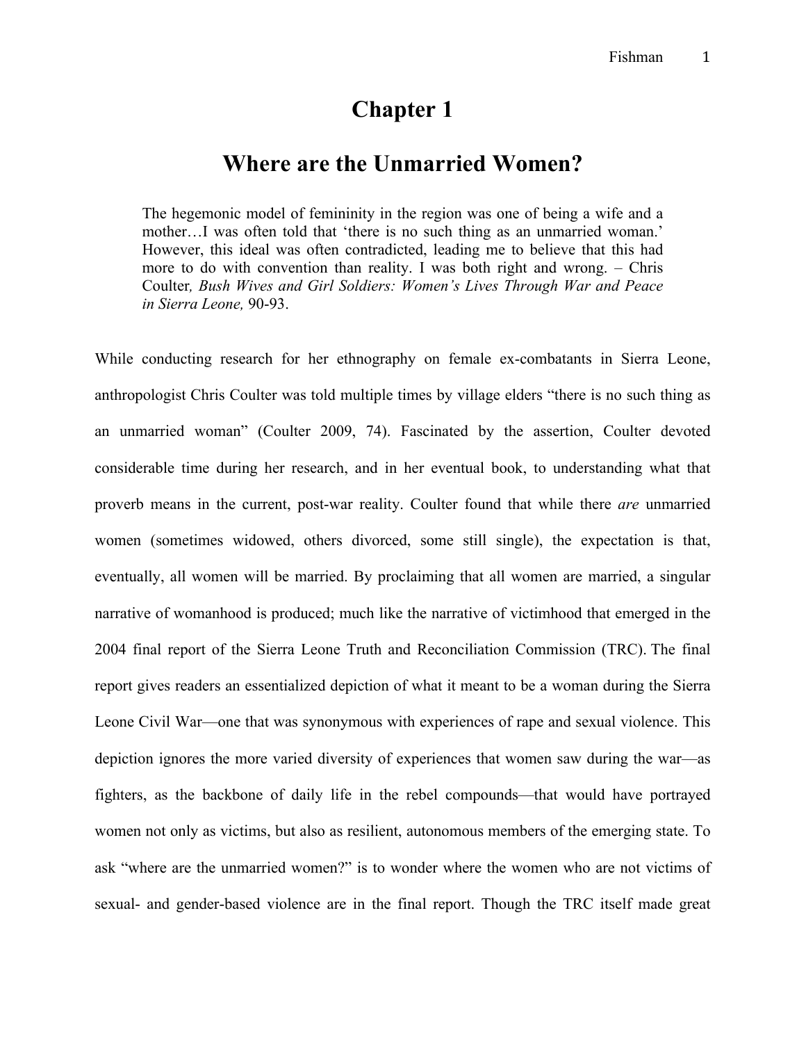# Chapter 1

## Where are the Unmarried Women?

> The hegemonic model of femininity in the region was one of being a wife and a mother…I was often told that 'there is no such thing as an unmarried woman.' However, this ideal was often contradicted, leading me to believe that this had more to do with convention than reality. I was both right and wrong. – Chris Coulter*, Bush Wives and Girl Soldiers: Women's Lives Through War and Peace in Sierra Leone,* 90-93.

While conducting research for her ethnography on female ex-combatants in Sierra Leone, anthropologist Chris Coulter was told multiple times by village elders "there is no such thing as an unmarried woman" (Coulter 2009, 74). Fascinated by the assertion, Coulter devoted considerable time during her research, and in her eventual book, to understanding what that proverb means in the current, post-war reality. Coulter found that while there *are* unmarried women (sometimes widowed, others divorced, some still single), the expectation is that, eventually, all women will be married. By proclaiming that all women are married, a singular narrative of womanhood is produced; much like the narrative of victimhood that emerged in the 2004 final report of the Sierra Leone Truth and Reconciliation Commission (TRC). The final report gives readers an essentialized depiction of what it meant to be a woman during the Sierra Leone Civil War—one that was synonymous with experiences of rape and sexual violence. This depiction ignores the more varied diversity of experiences that women saw during the war—as fighters, as the backbone of daily life in the rebel compounds—that would have portrayed women not only as victims, but also as resilient, autonomous members of the emerging state. To ask "where are the unmarried women?" is to wonder where the women who are not victims of sexual- and gender-based violence are in the final report. Though the TRC itself made great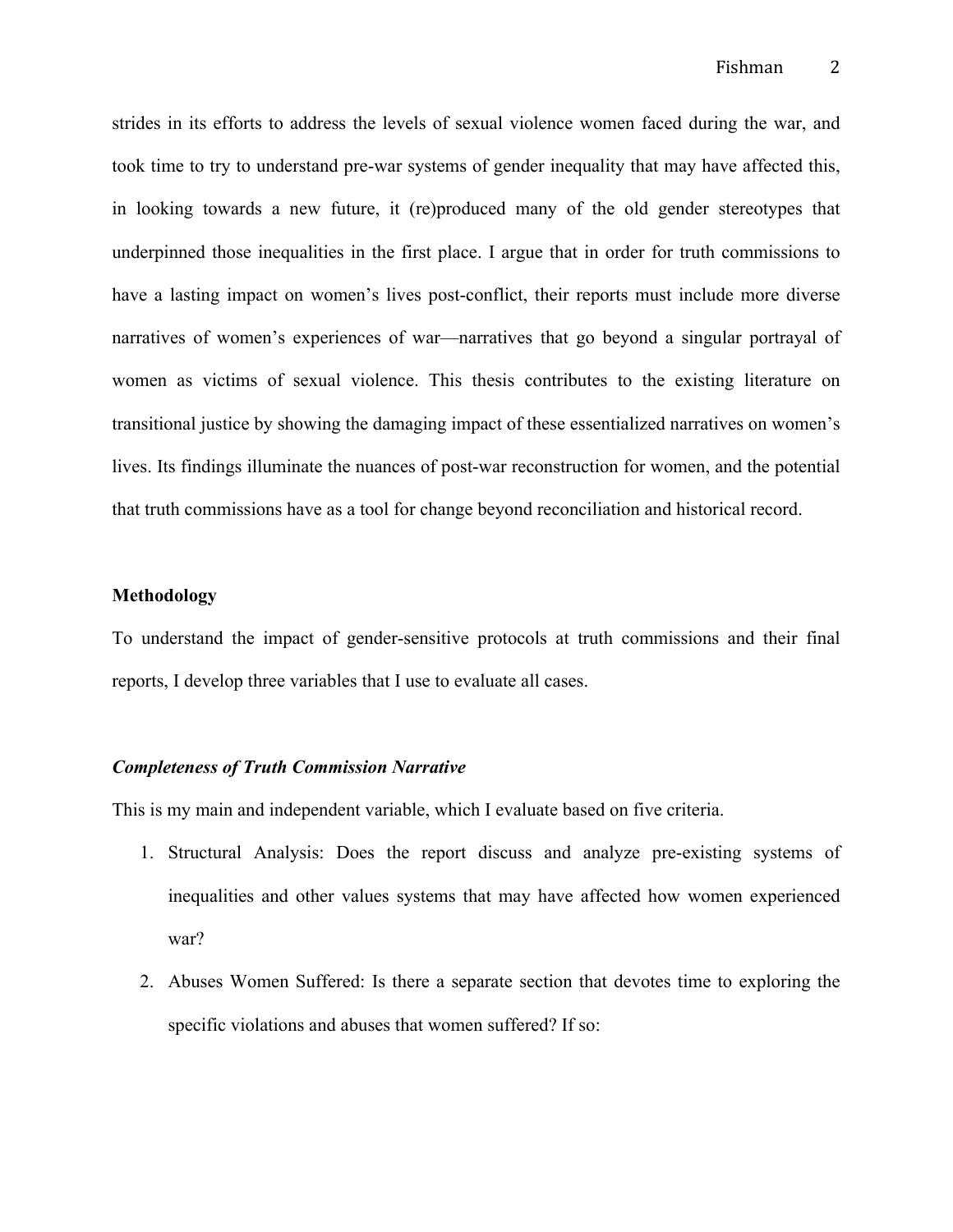strides in its efforts to address the levels of sexual violence women faced during the war, and took time to try to understand pre-war systems of gender inequality that may have affected this, in looking towards a new future, it (re)produced many of the old gender stereotypes that underpinned those inequalities in the first place. I argue that in order for truth commissions to have a lasting impact on women's lives post-conflict, their reports must include more diverse narratives of women's experiences of war—narratives that go beyond a singular portrayal of women as victims of sexual violence. This thesis contributes to the existing literature on transitional justice by showing the damaging impact of these essentialized narratives on women's lives. Its findings illuminate the nuances of post-war reconstruction for women, and the potential that truth commissions have as a tool for change beyond reconciliation and historical record.

**Methodology**

To understand the impact of gender-sensitive protocols at truth commissions and their final reports, I develop three variables that I use to evaluate all cases.

***Completeness of Truth Commission Narrative***

This is my main and independent variable, which I evaluate based on five criteria.

1. Structural Analysis: Does the report discuss and analyze pre-existing systems of inequalities and other values systems that may have affected how women experienced war?
2. Abuses Women Suffered: Is there a separate section that devotes time to exploring the specific violations and abuses that women suffered? If so: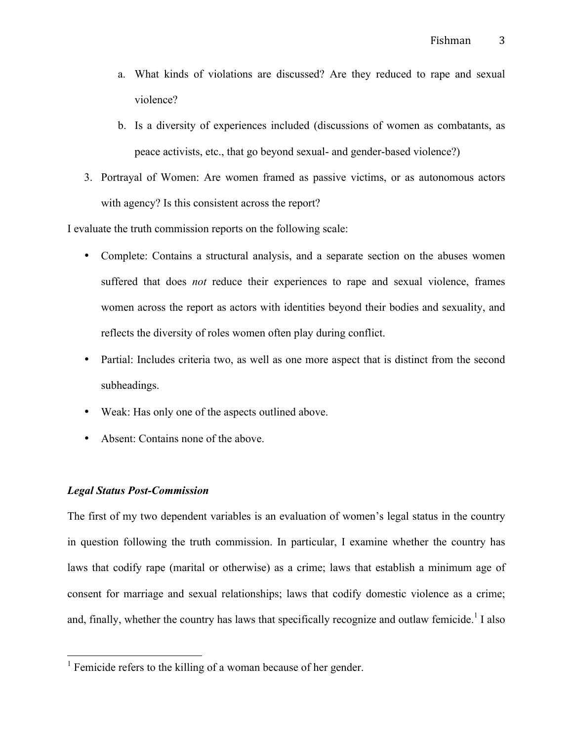a. What kinds of violations are discussed? Are they reduced to rape and sexual violence?

   b. Is a diversity of experiences included (discussions of women as combatants, as peace activists, etc., that go beyond sexual- and gender-based violence?)

3. Portrayal of Women: Are women framed as passive victims, or as autonomous actors with agency? Is this consistent across the report?

I evaluate the truth commission reports on the following scale:

- Complete: Contains a structural analysis, and a separate section on the abuses women suffered that does *not* reduce their experiences to rape and sexual violence, frames women across the report as actors with identities beyond their bodies and sexuality, and reflects the diversity of roles women often play during conflict.
- Partial: Includes criteria two, as well as one more aspect that is distinct from the second subheadings.
- Weak: Has only one of the aspects outlined above.
- Absent: Contains none of the above.

***Legal Status Post-Commission***

The first of my two dependent variables is an evaluation of women's legal status in the country in question following the truth commission. In particular, I examine whether the country has laws that codify rape (marital or otherwise) as a crime; laws that establish a minimum age of consent for marriage and sexual relationships; laws that codify domestic violence as a crime; and, finally, whether the country has laws that specifically recognize and outlaw femicide.[1] I also

[1] Femicide refers to the killing of a woman because of her gender.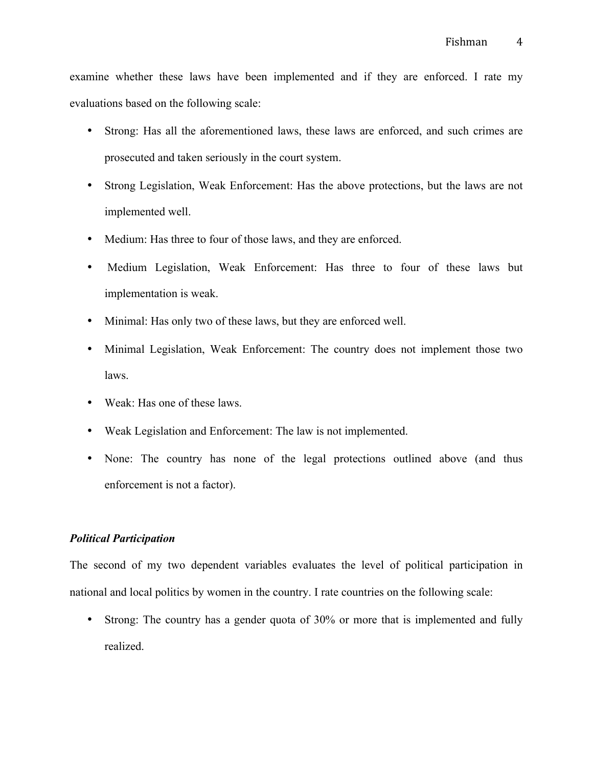examine whether these laws have been implemented and if they are enforced. I rate my evaluations based on the following scale:

- Strong: Has all the aforementioned laws, these laws are enforced, and such crimes are prosecuted and taken seriously in the court system.
- Strong Legislation, Weak Enforcement: Has the above protections, but the laws are not implemented well.
- Medium: Has three to four of those laws, and they are enforced.
- Medium Legislation, Weak Enforcement: Has three to four of these laws but implementation is weak.
- Minimal: Has only two of these laws, but they are enforced well.
- Minimal Legislation, Weak Enforcement: The country does not implement those two laws.
- Weak: Has one of these laws.
- Weak Legislation and Enforcement: The law is not implemented.
- None: The country has none of the legal protections outlined above (and thus enforcement is not a factor).

***Political Participation***

The second of my two dependent variables evaluates the level of political participation in national and local politics by women in the country. I rate countries on the following scale:

- Strong: The country has a gender quota of 30% or more that is implemented and fully realized.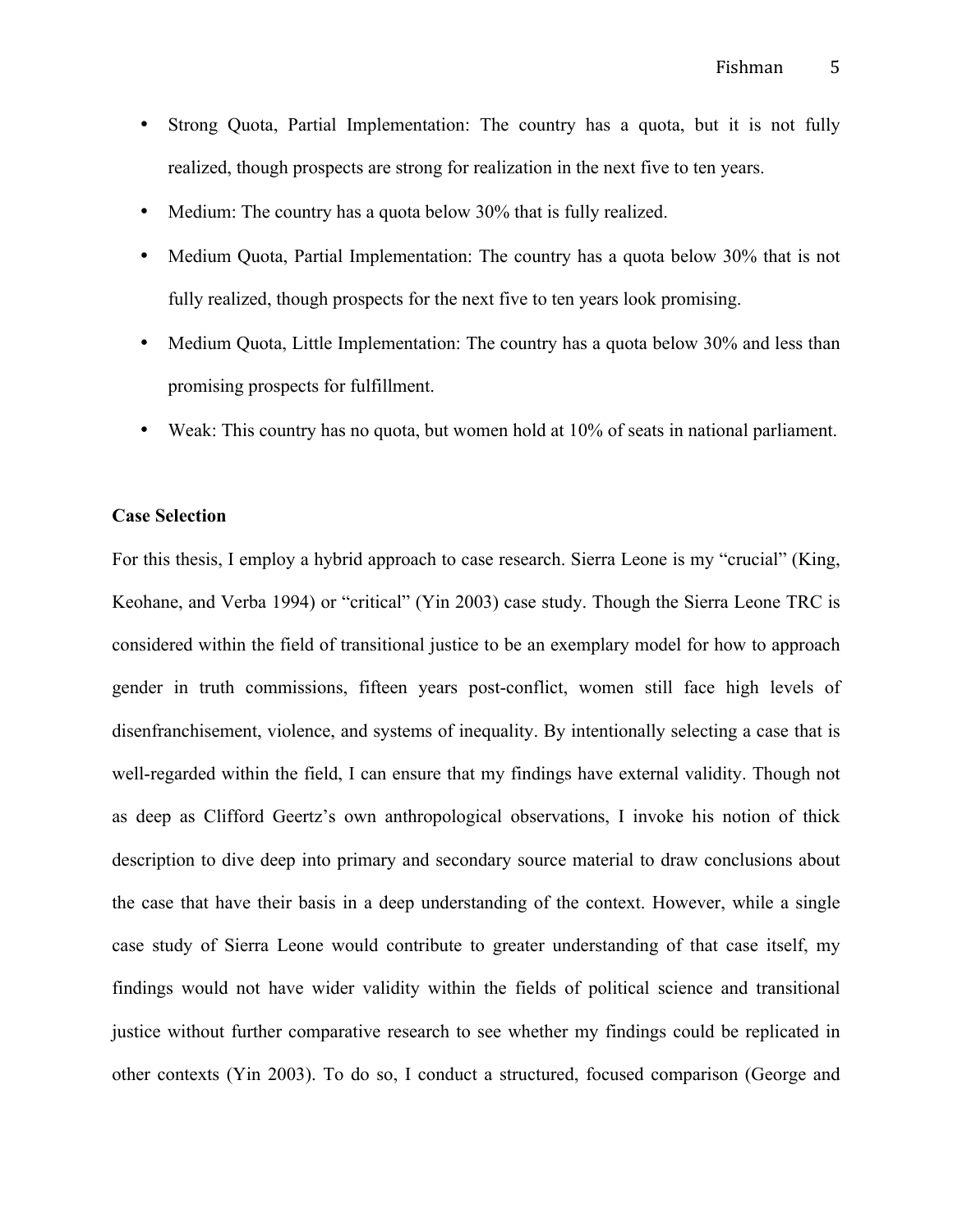- Strong Quota, Partial Implementation: The country has a quota, but it is not fully realized, though prospects are strong for realization in the next five to ten years.
- Medium: The country has a quota below 30% that is fully realized.
- Medium Quota, Partial Implementation: The country has a quota below 30% that is not fully realized, though prospects for the next five to ten years look promising.
- Medium Quota, Little Implementation: The country has a quota below 30% and less than promising prospects for fulfillment.
- Weak: This country has no quota, but women hold at 10% of seats in national parliament.

**Case Selection**

For this thesis, I employ a hybrid approach to case research. Sierra Leone is my "crucial" (King, Keohane, and Verba 1994) or "critical" (Yin 2003) case study. Though the Sierra Leone TRC is considered within the field of transitional justice to be an exemplary model for how to approach gender in truth commissions, fifteen years post-conflict, women still face high levels of disenfranchisement, violence, and systems of inequality. By intentionally selecting a case that is well-regarded within the field, I can ensure that my findings have external validity. Though not as deep as Clifford Geertz's own anthropological observations, I invoke his notion of thick description to dive deep into primary and secondary source material to draw conclusions about the case that have their basis in a deep understanding of the context. However, while a single case study of Sierra Leone would contribute to greater understanding of that case itself, my findings would not have wider validity within the fields of political science and transitional justice without further comparative research to see whether my findings could be replicated in other contexts (Yin 2003). To do so, I conduct a structured, focused comparison (George and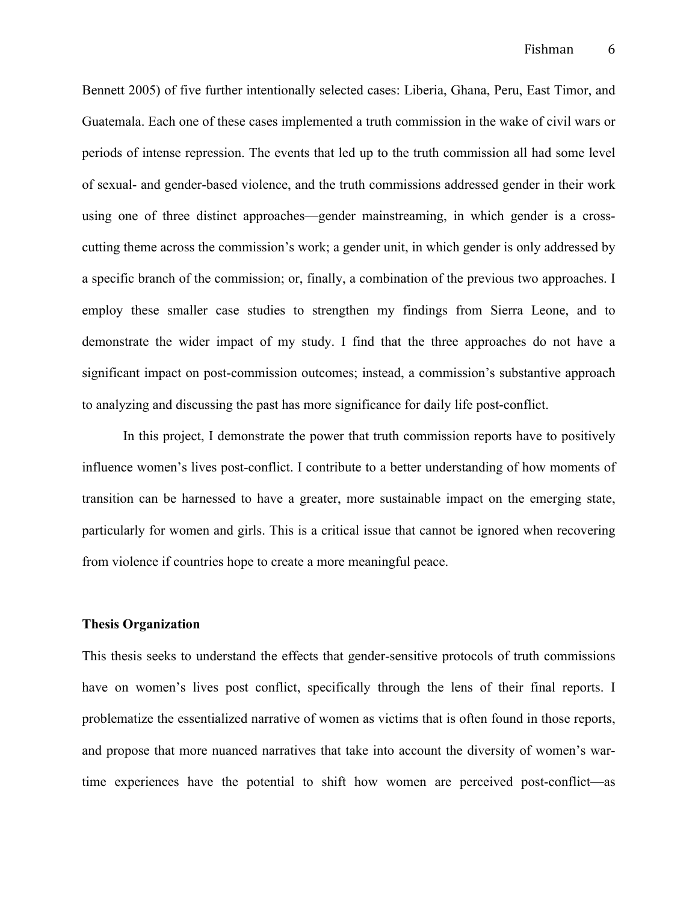Bennett 2005) of five further intentionally selected cases: Liberia, Ghana, Peru, East Timor, and Guatemala. Each one of these cases implemented a truth commission in the wake of civil wars or periods of intense repression. The events that led up to the truth commission all had some level of sexual- and gender-based violence, and the truth commissions addressed gender in their work using one of three distinct approaches—gender mainstreaming, in which gender is a cross-cutting theme across the commission's work; a gender unit, in which gender is only addressed by a specific branch of the commission; or, finally, a combination of the previous two approaches. I employ these smaller case studies to strengthen my findings from Sierra Leone, and to demonstrate the wider impact of my study. I find that the three approaches do not have a significant impact on post-commission outcomes; instead, a commission's substantive approach to analyzing and discussing the past has more significance for daily life post-conflict.

In this project, I demonstrate the power that truth commission reports have to positively influence women's lives post-conflict. I contribute to a better understanding of how moments of transition can be harnessed to have a greater, more sustainable impact on the emerging state, particularly for women and girls. This is a critical issue that cannot be ignored when recovering from violence if countries hope to create a more meaningful peace.

**Thesis Organization**

This thesis seeks to understand the effects that gender-sensitive protocols of truth commissions have on women's lives post conflict, specifically through the lens of their final reports. I problematize the essentialized narrative of women as victims that is often found in those reports, and propose that more nuanced narratives that take into account the diversity of women's war-time experiences have the potential to shift how women are perceived post-conflict—as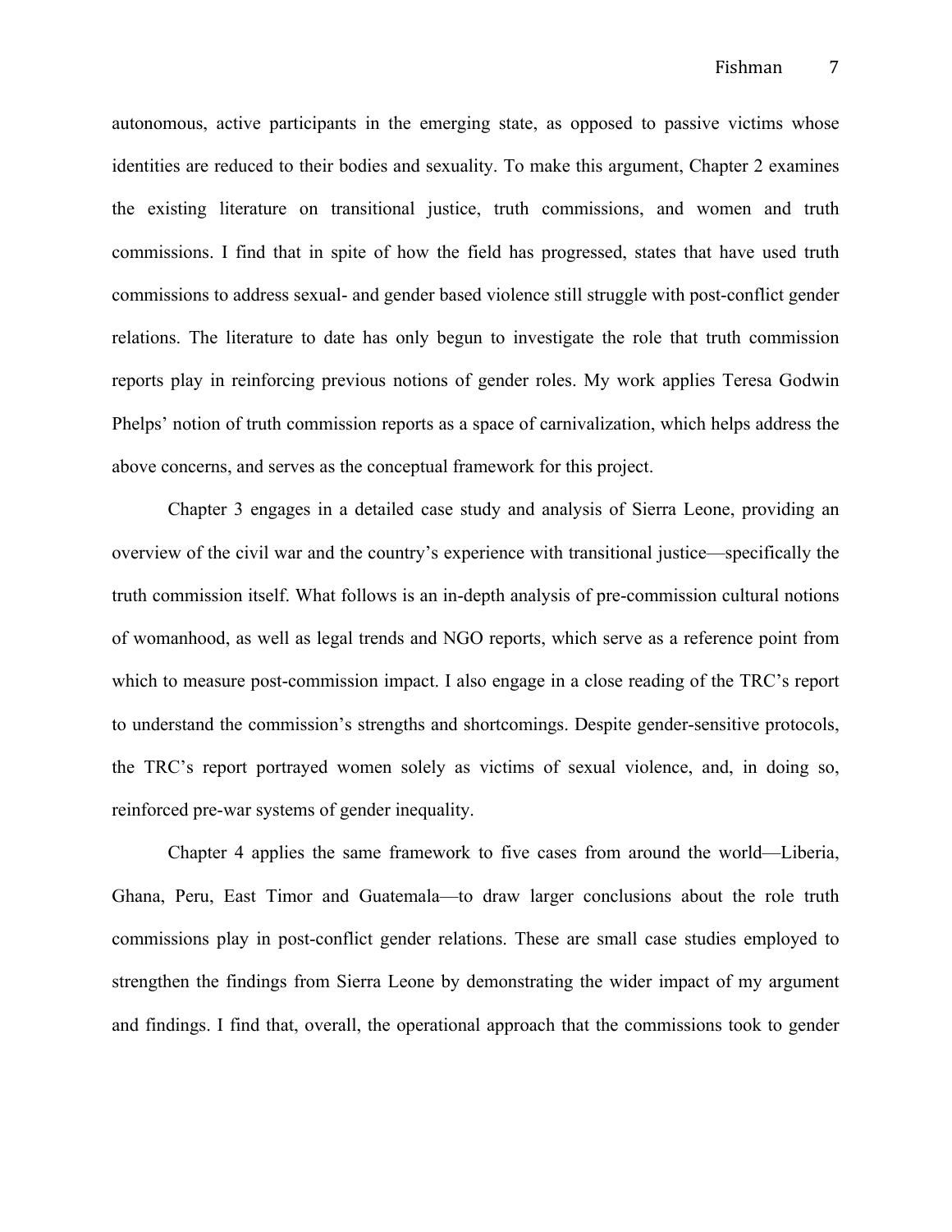autonomous, active participants in the emerging state, as opposed to passive victims whose identities are reduced to their bodies and sexuality. To make this argument, Chapter 2 examines the existing literature on transitional justice, truth commissions, and women and truth commissions. I find that in spite of how the field has progressed, states that have used truth commissions to address sexual- and gender based violence still struggle with post-conflict gender relations. The literature to date has only begun to investigate the role that truth commission reports play in reinforcing previous notions of gender roles. My work applies Teresa Godwin Phelps' notion of truth commission reports as a space of carnivalization, which helps address the above concerns, and serves as the conceptual framework for this project.

Chapter 3 engages in a detailed case study and analysis of Sierra Leone, providing an overview of the civil war and the country's experience with transitional justice—specifically the truth commission itself. What follows is an in-depth analysis of pre-commission cultural notions of womanhood, as well as legal trends and NGO reports, which serve as a reference point from which to measure post-commission impact. I also engage in a close reading of the TRC's report to understand the commission's strengths and shortcomings. Despite gender-sensitive protocols, the TRC's report portrayed women solely as victims of sexual violence, and, in doing so, reinforced pre-war systems of gender inequality.

Chapter 4 applies the same framework to five cases from around the world—Liberia, Ghana, Peru, East Timor and Guatemala—to draw larger conclusions about the role truth commissions play in post-conflict gender relations. These are small case studies employed to strengthen the findings from Sierra Leone by demonstrating the wider impact of my argument and findings. I find that, overall, the operational approach that the commissions took to gender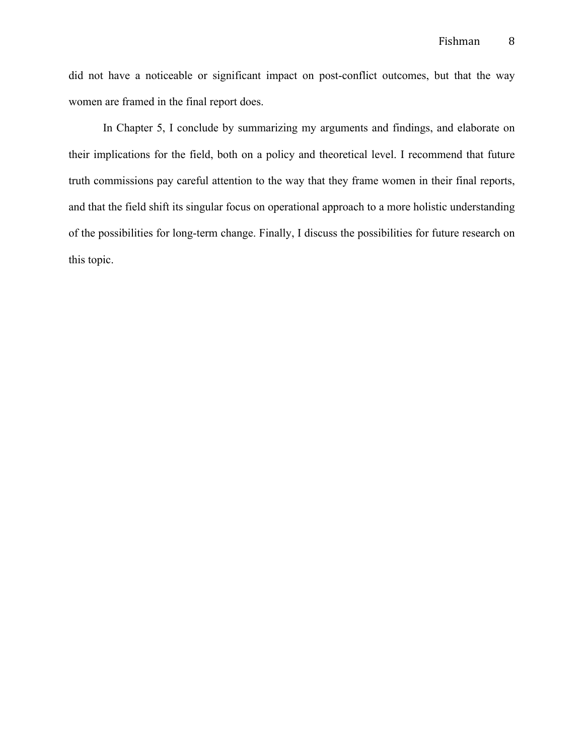did not have a noticeable or significant impact on post-conflict outcomes, but that the way women are framed in the final report does.

In Chapter 5, I conclude by summarizing my arguments and findings, and elaborate on their implications for the field, both on a policy and theoretical level. I recommend that future truth commissions pay careful attention to the way that they frame women in their final reports, and that the field shift its singular focus on operational approach to a more holistic understanding of the possibilities for long-term change. Finally, I discuss the possibilities for future research on this topic.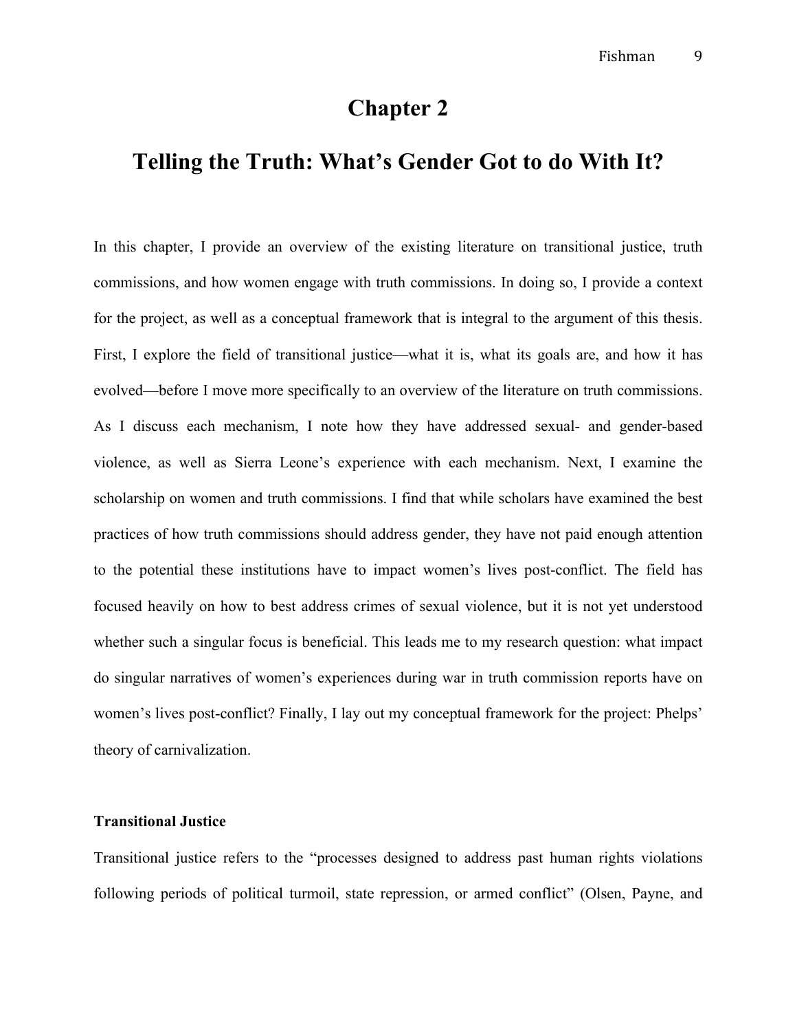# Chapter 2

# Telling the Truth: What's Gender Got to do With It?

In this chapter, I provide an overview of the existing literature on transitional justice, truth commissions, and how women engage with truth commissions. In doing so, I provide a context for the project, as well as a conceptual framework that is integral to the argument of this thesis. First, I explore the field of transitional justice—what it is, what its goals are, and how it has evolved—before I move more specifically to an overview of the literature on truth commissions. As I discuss each mechanism, I note how they have addressed sexual- and gender-based violence, as well as Sierra Leone's experience with each mechanism. Next, I examine the scholarship on women and truth commissions. I find that while scholars have examined the best practices of how truth commissions should address gender, they have not paid enough attention to the potential these institutions have to impact women's lives post-conflict. The field has focused heavily on how to best address crimes of sexual violence, but it is not yet understood whether such a singular focus is beneficial. This leads me to my research question: what impact do singular narratives of women's experiences during war in truth commission reports have on women's lives post-conflict? Finally, I lay out my conceptual framework for the project: Phelps' theory of carnivalization.

**Transitional Justice**

Transitional justice refers to the "processes designed to address past human rights violations following periods of political turmoil, state repression, or armed conflict" (Olsen, Payne, and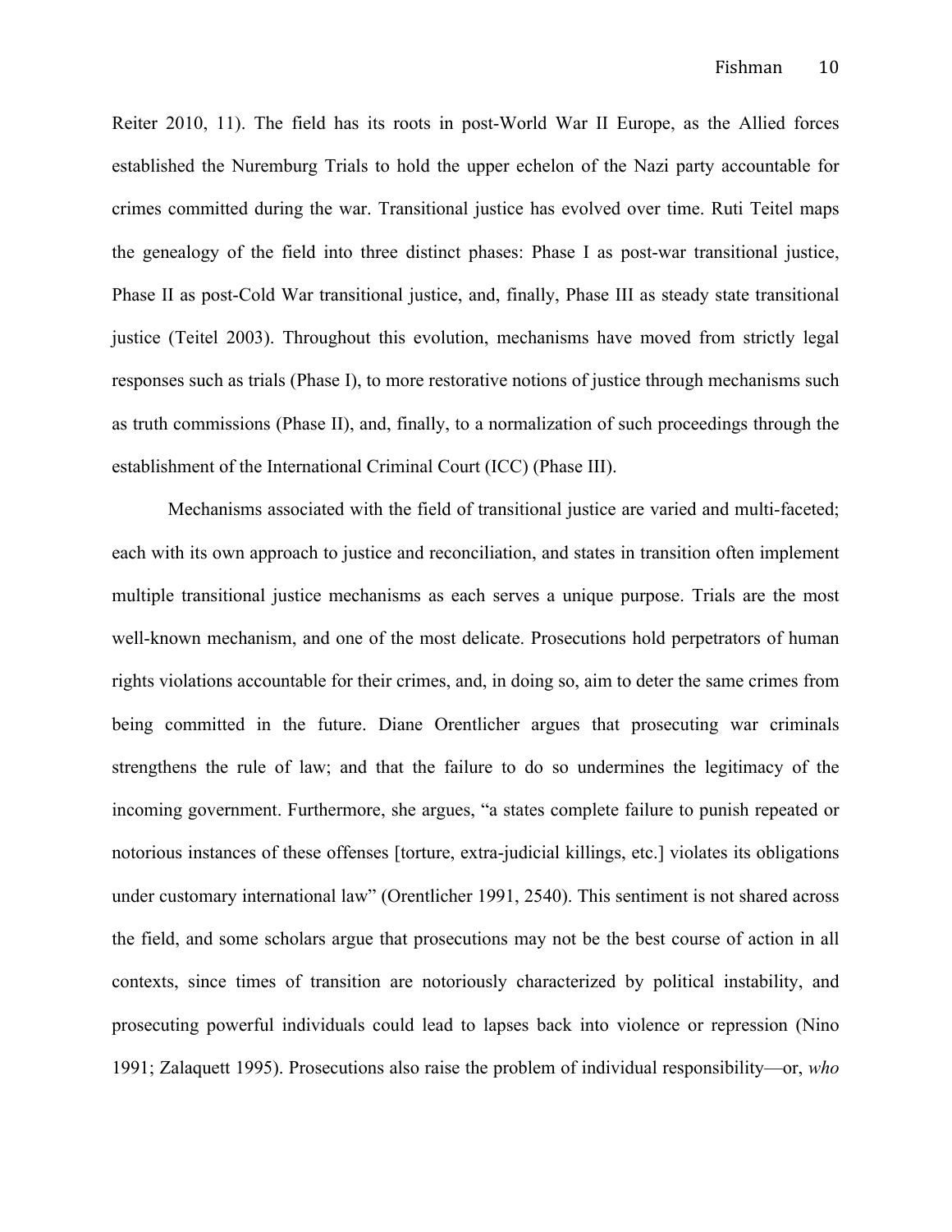Reiter 2010, 11). The field has its roots in post-World War II Europe, as the Allied forces established the Nuremburg Trials to hold the upper echelon of the Nazi party accountable for crimes committed during the war. Transitional justice has evolved over time. Ruti Teitel maps the genealogy of the field into three distinct phases: Phase I as post-war transitional justice, Phase II as post-Cold War transitional justice, and, finally, Phase III as steady state transitional justice (Teitel 2003). Throughout this evolution, mechanisms have moved from strictly legal responses such as trials (Phase I), to more restorative notions of justice through mechanisms such as truth commissions (Phase II), and, finally, to a normalization of such proceedings through the establishment of the International Criminal Court (ICC) (Phase III).

Mechanisms associated with the field of transitional justice are varied and multi-faceted; each with its own approach to justice and reconciliation, and states in transition often implement multiple transitional justice mechanisms as each serves a unique purpose. Trials are the most well-known mechanism, and one of the most delicate. Prosecutions hold perpetrators of human rights violations accountable for their crimes, and, in doing so, aim to deter the same crimes from being committed in the future. Diane Orentlicher argues that prosecuting war criminals strengthens the rule of law; and that the failure to do so undermines the legitimacy of the incoming government. Furthermore, she argues, "a states complete failure to punish repeated or notorious instances of these offenses [torture, extra-judicial killings, etc.] violates its obligations under customary international law" (Orentlicher 1991, 2540). This sentiment is not shared across the field, and some scholars argue that prosecutions may not be the best course of action in all contexts, since times of transition are notoriously characterized by political instability, and prosecuting powerful individuals could lead to lapses back into violence or repression (Nino 1991; Zalaquett 1995). Prosecutions also raise the problem of individual responsibility—or, *who*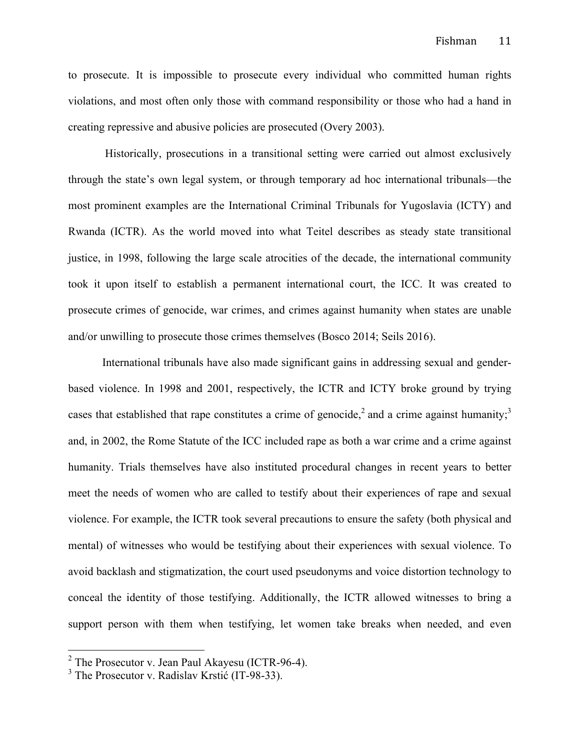to prosecute. It is impossible to prosecute every individual who committed human rights violations, and most often only those with command responsibility or those who had a hand in creating repressive and abusive policies are prosecuted (Overy 2003).

Historically, prosecutions in a transitional setting were carried out almost exclusively through the state's own legal system, or through temporary ad hoc international tribunals—the most prominent examples are the International Criminal Tribunals for Yugoslavia (ICTY) and Rwanda (ICTR). As the world moved into what Teitel describes as steady state transitional justice, in 1998, following the large scale atrocities of the decade, the international community took it upon itself to establish a permanent international court, the ICC. It was created to prosecute crimes of genocide, war crimes, and crimes against humanity when states are unable and/or unwilling to prosecute those crimes themselves (Bosco 2014; Seils 2016).

International tribunals have also made significant gains in addressing sexual and gender-based violence. In 1998 and 2001, respectively, the ICTR and ICTY broke ground by trying cases that established that rape constitutes a crime of genocide,[2] and a crime against humanity;[3] and, in 2002, the Rome Statute of the ICC included rape as both a war crime and a crime against humanity. Trials themselves have also instituted procedural changes in recent years to better meet the needs of women who are called to testify about their experiences of rape and sexual violence. For example, the ICTR took several precautions to ensure the safety (both physical and mental) of witnesses who would be testifying about their experiences with sexual violence. To avoid backlash and stigmatization, the court used pseudonyms and voice distortion technology to conceal the identity of those testifying. Additionally, the ICTR allowed witnesses to bring a support person with them when testifying, let women take breaks when needed, and even

---

[2] The Prosecutor v. Jean Paul Akayesu (ICTR-96-4).

[3] The Prosecutor v. Radislav Krstić (IT-98-33).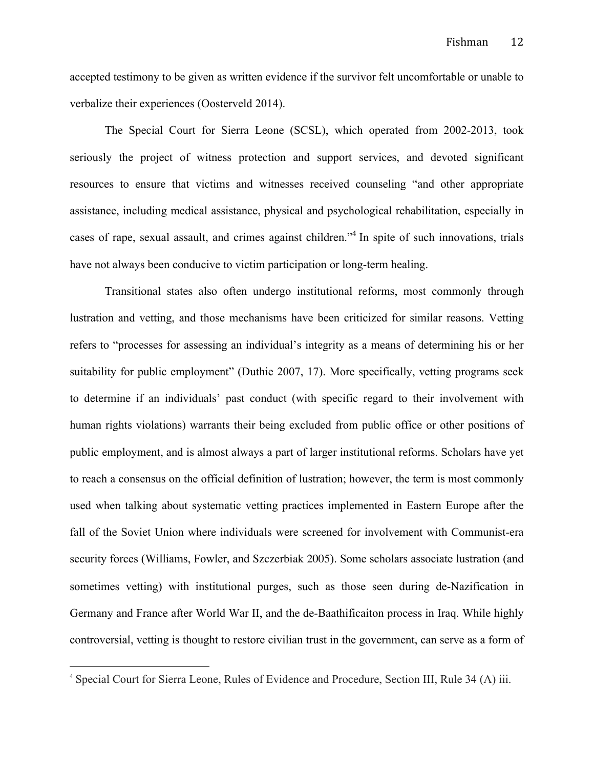accepted testimony to be given as written evidence if the survivor felt uncomfortable or unable to verbalize their experiences (Oosterveld 2014).

The Special Court for Sierra Leone (SCSL), which operated from 2002-2013, took seriously the project of witness protection and support services, and devoted significant resources to ensure that victims and witnesses received counseling "and other appropriate assistance, including medical assistance, physical and psychological rehabilitation, especially in cases of rape, sexual assault, and crimes against children."[4] In spite of such innovations, trials have not always been conducive to victim participation or long-term healing.

Transitional states also often undergo institutional reforms, most commonly through lustration and vetting, and those mechanisms have been criticized for similar reasons. Vetting refers to "processes for assessing an individual's integrity as a means of determining his or her suitability for public employment" (Duthie 2007, 17). More specifically, vetting programs seek to determine if an individuals' past conduct (with specific regard to their involvement with human rights violations) warrants their being excluded from public office or other positions of public employment, and is almost always a part of larger institutional reforms. Scholars have yet to reach a consensus on the official definition of lustration; however, the term is most commonly used when talking about systematic vetting practices implemented in Eastern Europe after the fall of the Soviet Union where individuals were screened for involvement with Communist-era security forces (Williams, Fowler, and Szczerbiak 2005). Some scholars associate lustration (and sometimes vetting) with institutional purges, such as those seen during de-Nazification in Germany and France after World War II, and the de-Baathificaiton process in Iraq. While highly controversial, vetting is thought to restore civilian trust in the government, can serve as a form of

[4] Special Court for Sierra Leone, Rules of Evidence and Procedure, Section III, Rule 34 (A) iii.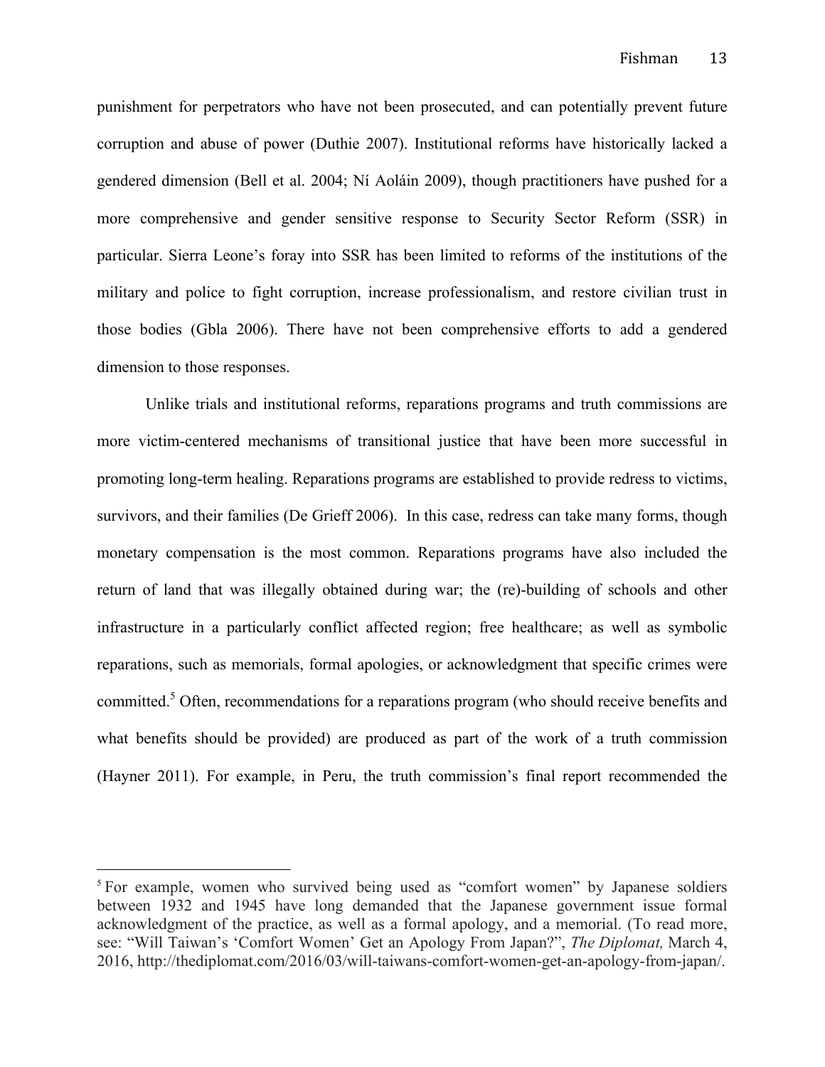punishment for perpetrators who have not been prosecuted, and can potentially prevent future corruption and abuse of power (Duthie 2007). Institutional reforms have historically lacked a gendered dimension (Bell et al. 2004; Ní Aoláin 2009), though practitioners have pushed for a more comprehensive and gender sensitive response to Security Sector Reform (SSR) in particular. Sierra Leone's foray into SSR has been limited to reforms of the institutions of the military and police to fight corruption, increase professionalism, and restore civilian trust in those bodies (Gbla 2006). There have not been comprehensive efforts to add a gendered dimension to those responses.

Unlike trials and institutional reforms, reparations programs and truth commissions are more victim-centered mechanisms of transitional justice that have been more successful in promoting long-term healing. Reparations programs are established to provide redress to victims, survivors, and their families (De Grieff 2006). In this case, redress can take many forms, though monetary compensation is the most common. Reparations programs have also included the return of land that was illegally obtained during war; the (re)-building of schools and other infrastructure in a particularly conflict affected region; free healthcare; as well as symbolic reparations, such as memorials, formal apologies, or acknowledgment that specific crimes were committed.[5] Often, recommendations for a reparations program (who should receive benefits and what benefits should be provided) are produced as part of the work of a truth commission (Hayner 2011). For example, in Peru, the truth commission's final report recommended the

[5] For example, women who survived being used as "comfort women" by Japanese soldiers between 1932 and 1945 have long demanded that the Japanese government issue formal acknowledgment of the practice, as well as a formal apology, and a memorial. (To read more, see: "Will Taiwan's 'Comfort Women' Get an Apology From Japan?", *The Diplomat,* March 4, 2016, http://thediplomat.com/2016/03/will-taiwans-comfort-women-get-an-apology-from-japan/.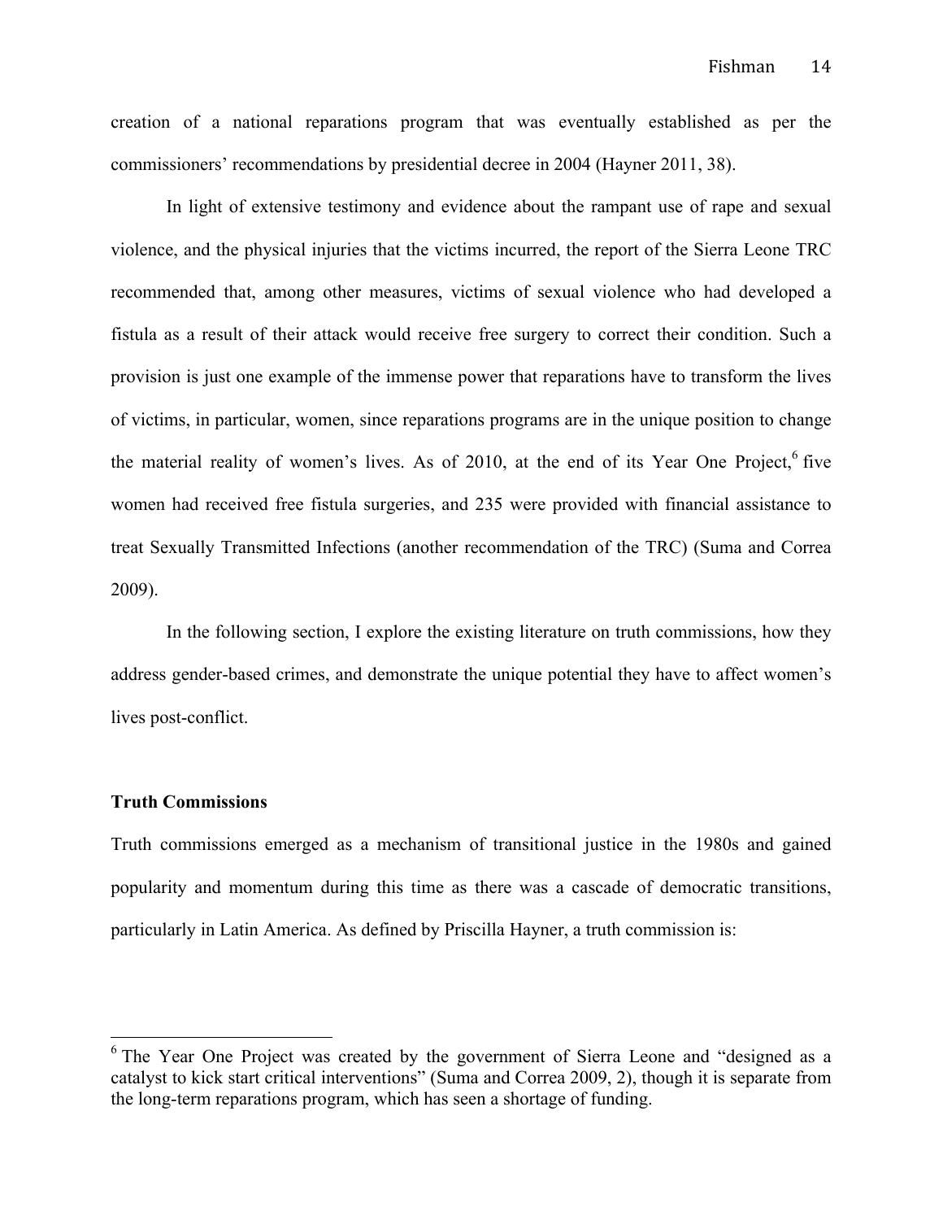creation of a national reparations program that was eventually established as per the commissioners' recommendations by presidential decree in 2004 (Hayner 2011, 38).

In light of extensive testimony and evidence about the rampant use of rape and sexual violence, and the physical injuries that the victims incurred, the report of the Sierra Leone TRC recommended that, among other measures, victims of sexual violence who had developed a fistula as a result of their attack would receive free surgery to correct their condition. Such a provision is just one example of the immense power that reparations have to transform the lives of victims, in particular, women, since reparations programs are in the unique position to change the material reality of women's lives. As of 2010, at the end of its Year One Project,[6] five women had received free fistula surgeries, and 235 were provided with financial assistance to treat Sexually Transmitted Infections (another recommendation of the TRC) (Suma and Correa 2009).

In the following section, I explore the existing literature on truth commissions, how they address gender-based crimes, and demonstrate the unique potential they have to affect women's lives post-conflict.

**Truth Commissions**

Truth commissions emerged as a mechanism of transitional justice in the 1980s and gained popularity and momentum during this time as there was a cascade of democratic transitions, particularly in Latin America. As defined by Priscilla Hayner, a truth commission is:

[6] The Year One Project was created by the government of Sierra Leone and "designed as a catalyst to kick start critical interventions" (Suma and Correa 2009, 2), though it is separate from the long-term reparations program, which has seen a shortage of funding.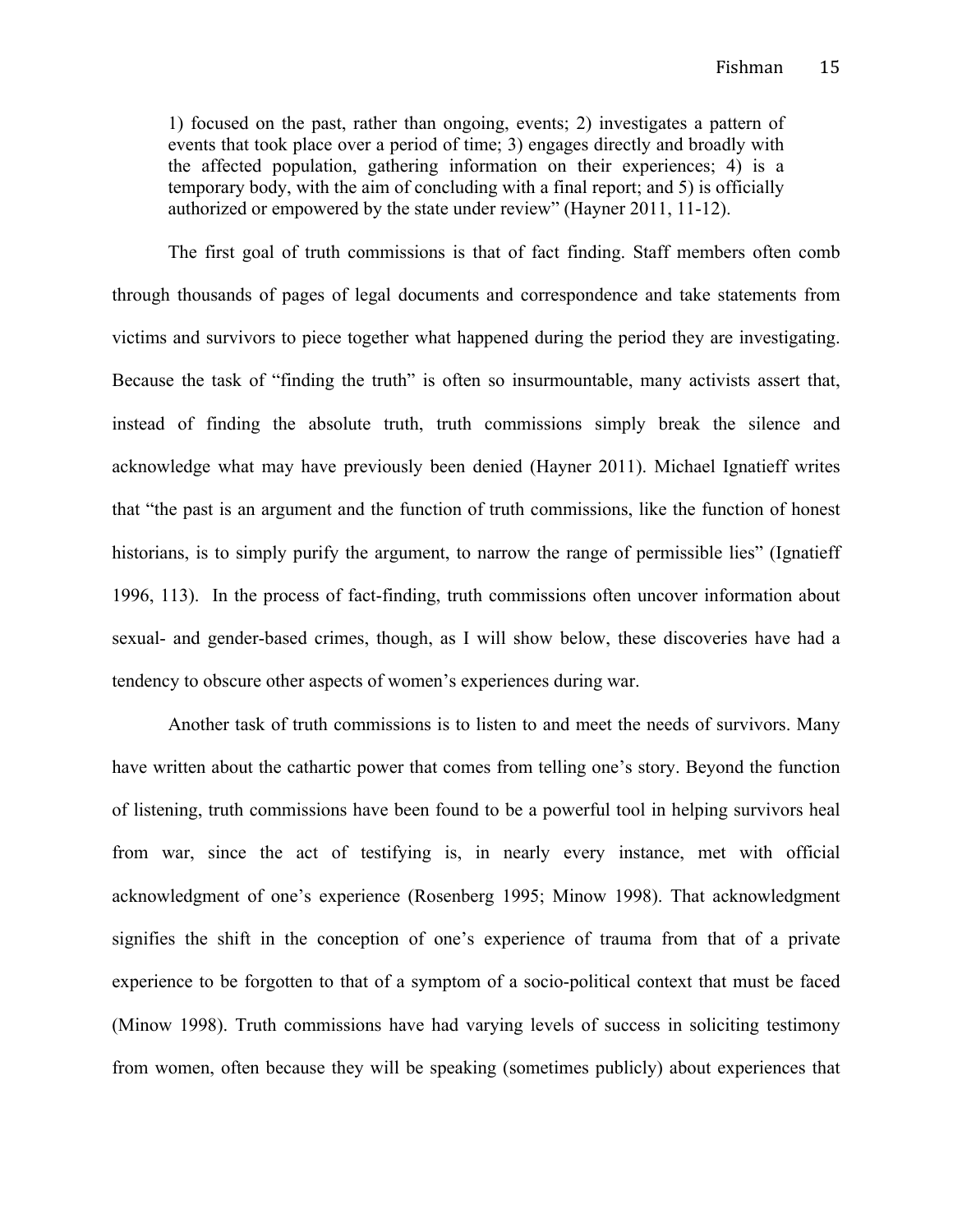> 1) focused on the past, rather than ongoing, events; 2) investigates a pattern of events that took place over a period of time; 3) engages directly and broadly with the affected population, gathering information on their experiences; 4) is a temporary body, with the aim of concluding with a final report; and 5) is officially authorized or empowered by the state under review" (Hayner 2011, 11-12).

The first goal of truth commissions is that of fact finding. Staff members often comb through thousands of pages of legal documents and correspondence and take statements from victims and survivors to piece together what happened during the period they are investigating. Because the task of "finding the truth" is often so insurmountable, many activists assert that, instead of finding the absolute truth, truth commissions simply break the silence and acknowledge what may have previously been denied (Hayner 2011). Michael Ignatieff writes that "the past is an argument and the function of truth commissions, like the function of honest historians, is to simply purify the argument, to narrow the range of permissible lies" (Ignatieff 1996, 113). In the process of fact-finding, truth commissions often uncover information about sexual- and gender-based crimes, though, as I will show below, these discoveries have had a tendency to obscure other aspects of women's experiences during war.

Another task of truth commissions is to listen to and meet the needs of survivors. Many have written about the cathartic power that comes from telling one's story. Beyond the function of listening, truth commissions have been found to be a powerful tool in helping survivors heal from war, since the act of testifying is, in nearly every instance, met with official acknowledgment of one's experience (Rosenberg 1995; Minow 1998). That acknowledgment signifies the shift in the conception of one's experience of trauma from that of a private experience to be forgotten to that of a symptom of a socio-political context that must be faced (Minow 1998). Truth commissions have had varying levels of success in soliciting testimony from women, often because they will be speaking (sometimes publicly) about experiences that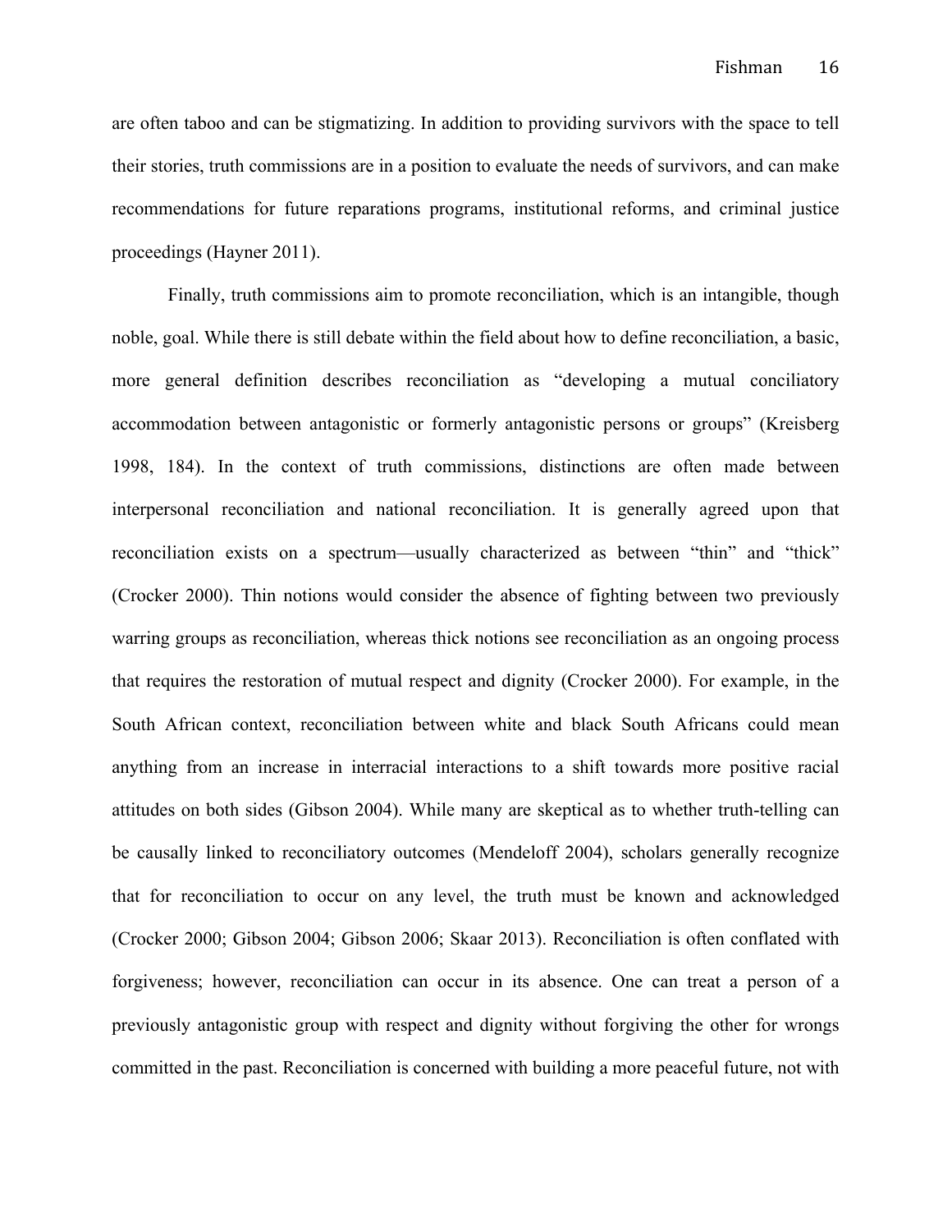are often taboo and can be stigmatizing. In addition to providing survivors with the space to tell their stories, truth commissions are in a position to evaluate the needs of survivors, and can make recommendations for future reparations programs, institutional reforms, and criminal justice proceedings (Hayner 2011).

Finally, truth commissions aim to promote reconciliation, which is an intangible, though noble, goal. While there is still debate within the field about how to define reconciliation, a basic, more general definition describes reconciliation as "developing a mutual conciliatory accommodation between antagonistic or formerly antagonistic persons or groups" (Kreisberg 1998, 184). In the context of truth commissions, distinctions are often made between interpersonal reconciliation and national reconciliation. It is generally agreed upon that reconciliation exists on a spectrum—usually characterized as between "thin" and "thick" (Crocker 2000). Thin notions would consider the absence of fighting between two previously warring groups as reconciliation, whereas thick notions see reconciliation as an ongoing process that requires the restoration of mutual respect and dignity (Crocker 2000). For example, in the South African context, reconciliation between white and black South Africans could mean anything from an increase in interracial interactions to a shift towards more positive racial attitudes on both sides (Gibson 2004). While many are skeptical as to whether truth-telling can be causally linked to reconciliatory outcomes (Mendeloff 2004), scholars generally recognize that for reconciliation to occur on any level, the truth must be known and acknowledged (Crocker 2000; Gibson 2004; Gibson 2006; Skaar 2013). Reconciliation is often conflated with forgiveness; however, reconciliation can occur in its absence. One can treat a person of a previously antagonistic group with respect and dignity without forgiving the other for wrongs committed in the past. Reconciliation is concerned with building a more peaceful future, not with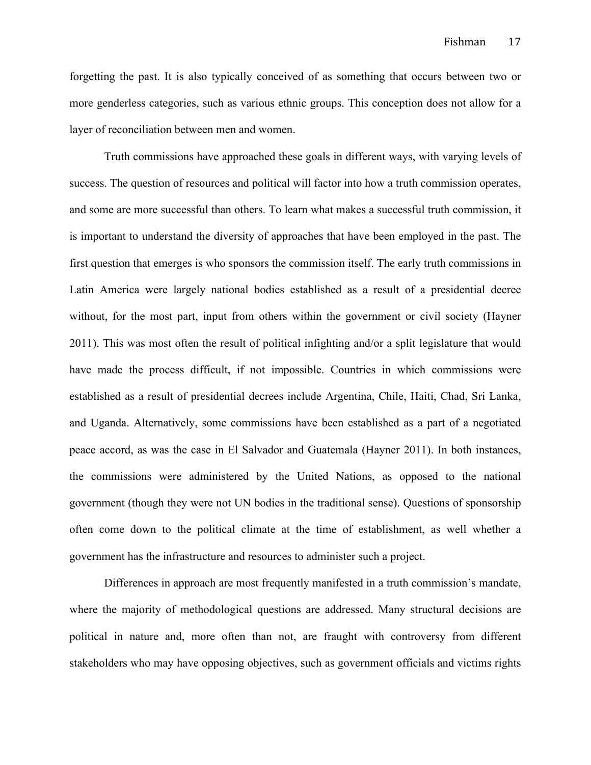forgetting the past. It is also typically conceived of as something that occurs between two or more genderless categories, such as various ethnic groups. This conception does not allow for a layer of reconciliation between men and women.

Truth commissions have approached these goals in different ways, with varying levels of success. The question of resources and political will factor into how a truth commission operates, and some are more successful than others. To learn what makes a successful truth commission, it is important to understand the diversity of approaches that have been employed in the past. The first question that emerges is who sponsors the commission itself. The early truth commissions in Latin America were largely national bodies established as a result of a presidential decree without, for the most part, input from others within the government or civil society (Hayner 2011). This was most often the result of political infighting and/or a split legislature that would have made the process difficult, if not impossible. Countries in which commissions were established as a result of presidential decrees include Argentina, Chile, Haiti, Chad, Sri Lanka, and Uganda. Alternatively, some commissions have been established as a part of a negotiated peace accord, as was the case in El Salvador and Guatemala (Hayner 2011). In both instances, the commissions were administered by the United Nations, as opposed to the national government (though they were not UN bodies in the traditional sense). Questions of sponsorship often come down to the political climate at the time of establishment, as well whether a government has the infrastructure and resources to administer such a project.

Differences in approach are most frequently manifested in a truth commission's mandate, where the majority of methodological questions are addressed. Many structural decisions are political in nature and, more often than not, are fraught with controversy from different stakeholders who may have opposing objectives, such as government officials and victims rights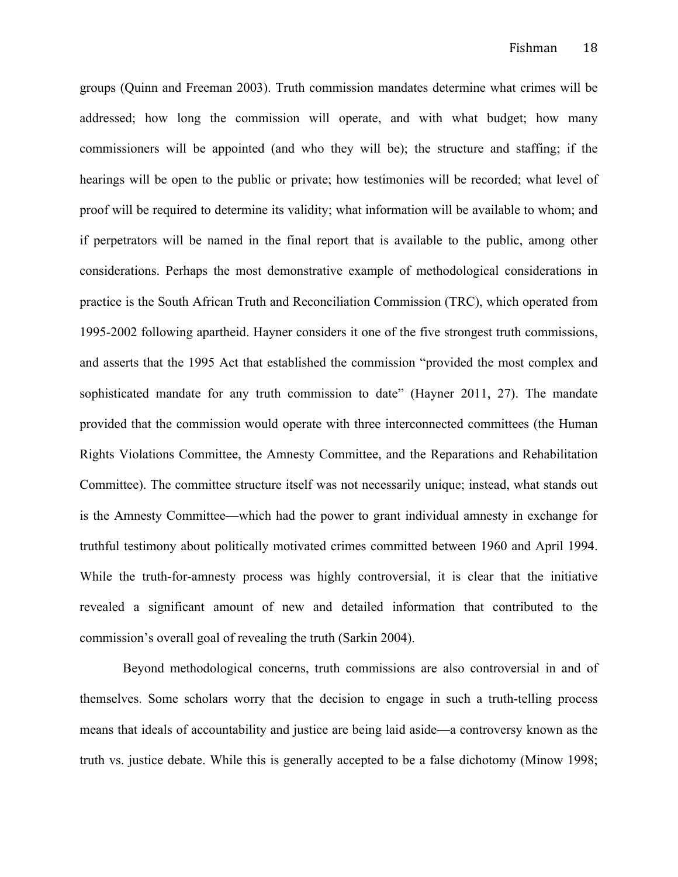groups (Quinn and Freeman 2003). Truth commission mandates determine what crimes will be addressed; how long the commission will operate, and with what budget; how many commissioners will be appointed (and who they will be); the structure and staffing; if the hearings will be open to the public or private; how testimonies will be recorded; what level of proof will be required to determine its validity; what information will be available to whom; and if perpetrators will be named in the final report that is available to the public, among other considerations. Perhaps the most demonstrative example of methodological considerations in practice is the South African Truth and Reconciliation Commission (TRC), which operated from 1995-2002 following apartheid. Hayner considers it one of the five strongest truth commissions, and asserts that the 1995 Act that established the commission "provided the most complex and sophisticated mandate for any truth commission to date" (Hayner 2011, 27). The mandate provided that the commission would operate with three interconnected committees (the Human Rights Violations Committee, the Amnesty Committee, and the Reparations and Rehabilitation Committee). The committee structure itself was not necessarily unique; instead, what stands out is the Amnesty Committee—which had the power to grant individual amnesty in exchange for truthful testimony about politically motivated crimes committed between 1960 and April 1994. While the truth-for-amnesty process was highly controversial, it is clear that the initiative revealed a significant amount of new and detailed information that contributed to the commission's overall goal of revealing the truth (Sarkin 2004).

Beyond methodological concerns, truth commissions are also controversial in and of themselves. Some scholars worry that the decision to engage in such a truth-telling process means that ideals of accountability and justice are being laid aside—a controversy known as the truth vs. justice debate. While this is generally accepted to be a false dichotomy (Minow 1998;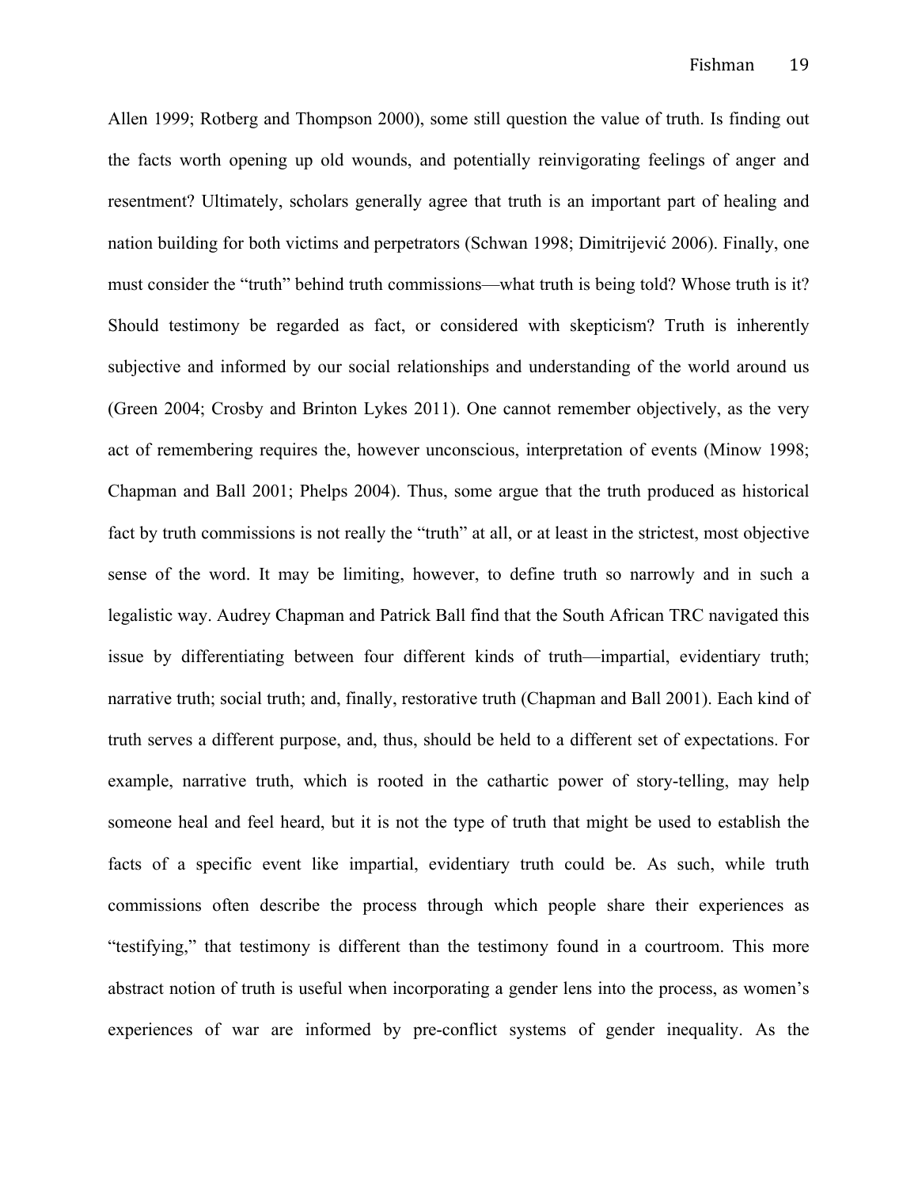Allen 1999; Rotberg and Thompson 2000), some still question the value of truth. Is finding out the facts worth opening up old wounds, and potentially reinvigorating feelings of anger and resentment? Ultimately, scholars generally agree that truth is an important part of healing and nation building for both victims and perpetrators (Schwan 1998; Dimitrijević 2006). Finally, one must consider the "truth" behind truth commissions—what truth is being told? Whose truth is it? Should testimony be regarded as fact, or considered with skepticism? Truth is inherently subjective and informed by our social relationships and understanding of the world around us (Green 2004; Crosby and Brinton Lykes 2011). One cannot remember objectively, as the very act of remembering requires the, however unconscious, interpretation of events (Minow 1998; Chapman and Ball 2001; Phelps 2004). Thus, some argue that the truth produced as historical fact by truth commissions is not really the "truth" at all, or at least in the strictest, most objective sense of the word. It may be limiting, however, to define truth so narrowly and in such a legalistic way. Audrey Chapman and Patrick Ball find that the South African TRC navigated this issue by differentiating between four different kinds of truth—impartial, evidentiary truth; narrative truth; social truth; and, finally, restorative truth (Chapman and Ball 2001). Each kind of truth serves a different purpose, and, thus, should be held to a different set of expectations. For example, narrative truth, which is rooted in the cathartic power of story-telling, may help someone heal and feel heard, but it is not the type of truth that might be used to establish the facts of a specific event like impartial, evidentiary truth could be. As such, while truth commissions often describe the process through which people share their experiences as "testifying," that testimony is different than the testimony found in a courtroom. This more abstract notion of truth is useful when incorporating a gender lens into the process, as women's experiences of war are informed by pre-conflict systems of gender inequality. As the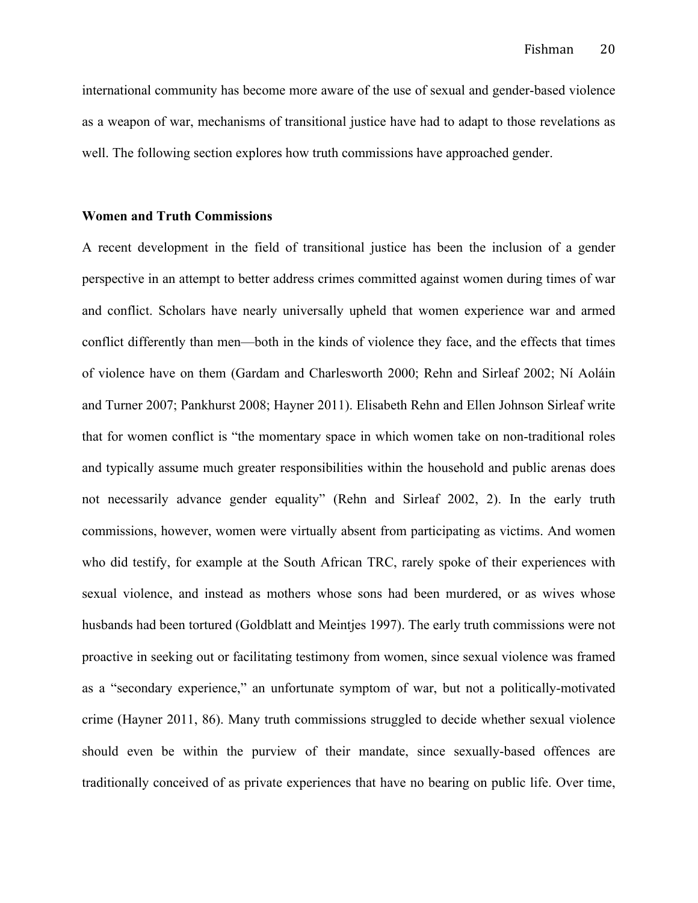international community has become more aware of the use of sexual and gender-based violence as a weapon of war, mechanisms of transitional justice have had to adapt to those revelations as well. The following section explores how truth commissions have approached gender.

**Women and Truth Commissions**

A recent development in the field of transitional justice has been the inclusion of a gender perspective in an attempt to better address crimes committed against women during times of war and conflict. Scholars have nearly universally upheld that women experience war and armed conflict differently than men—both in the kinds of violence they face, and the effects that times of violence have on them (Gardam and Charlesworth 2000; Rehn and Sirleaf 2002; Ní Aoláin and Turner 2007; Pankhurst 2008; Hayner 2011). Elisabeth Rehn and Ellen Johnson Sirleaf write that for women conflict is "the momentary space in which women take on non-traditional roles and typically assume much greater responsibilities within the household and public arenas does not necessarily advance gender equality" (Rehn and Sirleaf 2002, 2). In the early truth commissions, however, women were virtually absent from participating as victims. And women who did testify, for example at the South African TRC, rarely spoke of their experiences with sexual violence, and instead as mothers whose sons had been murdered, or as wives whose husbands had been tortured (Goldblatt and Meintjes 1997). The early truth commissions were not proactive in seeking out or facilitating testimony from women, since sexual violence was framed as a "secondary experience," an unfortunate symptom of war, but not a politically-motivated crime (Hayner 2011, 86). Many truth commissions struggled to decide whether sexual violence should even be within the purview of their mandate, since sexually-based offences are traditionally conceived of as private experiences that have no bearing on public life. Over time,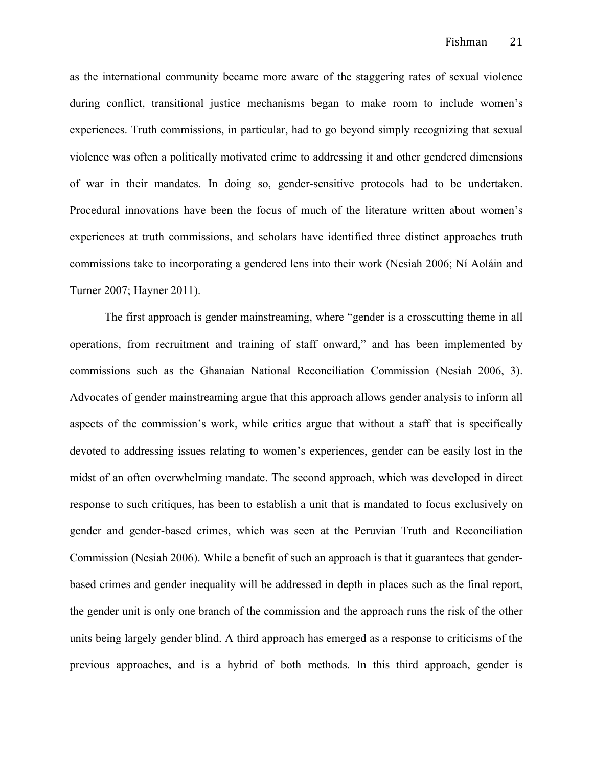as the international community became more aware of the staggering rates of sexual violence during conflict, transitional justice mechanisms began to make room to include women's experiences. Truth commissions, in particular, had to go beyond simply recognizing that sexual violence was often a politically motivated crime to addressing it and other gendered dimensions of war in their mandates. In doing so, gender-sensitive protocols had to be undertaken. Procedural innovations have been the focus of much of the literature written about women's experiences at truth commissions, and scholars have identified three distinct approaches truth commissions take to incorporating a gendered lens into their work (Nesiah 2006; Ní Aoláin and Turner 2007; Hayner 2011).

The first approach is gender mainstreaming, where "gender is a crosscutting theme in all operations, from recruitment and training of staff onward," and has been implemented by commissions such as the Ghanaian National Reconciliation Commission (Nesiah 2006, 3). Advocates of gender mainstreaming argue that this approach allows gender analysis to inform all aspects of the commission's work, while critics argue that without a staff that is specifically devoted to addressing issues relating to women's experiences, gender can be easily lost in the midst of an often overwhelming mandate. The second approach, which was developed in direct response to such critiques, has been to establish a unit that is mandated to focus exclusively on gender and gender-based crimes, which was seen at the Peruvian Truth and Reconciliation Commission (Nesiah 2006). While a benefit of such an approach is that it guarantees that gender-based crimes and gender inequality will be addressed in depth in places such as the final report, the gender unit is only one branch of the commission and the approach runs the risk of the other units being largely gender blind. A third approach has emerged as a response to criticisms of the previous approaches, and is a hybrid of both methods. In this third approach, gender is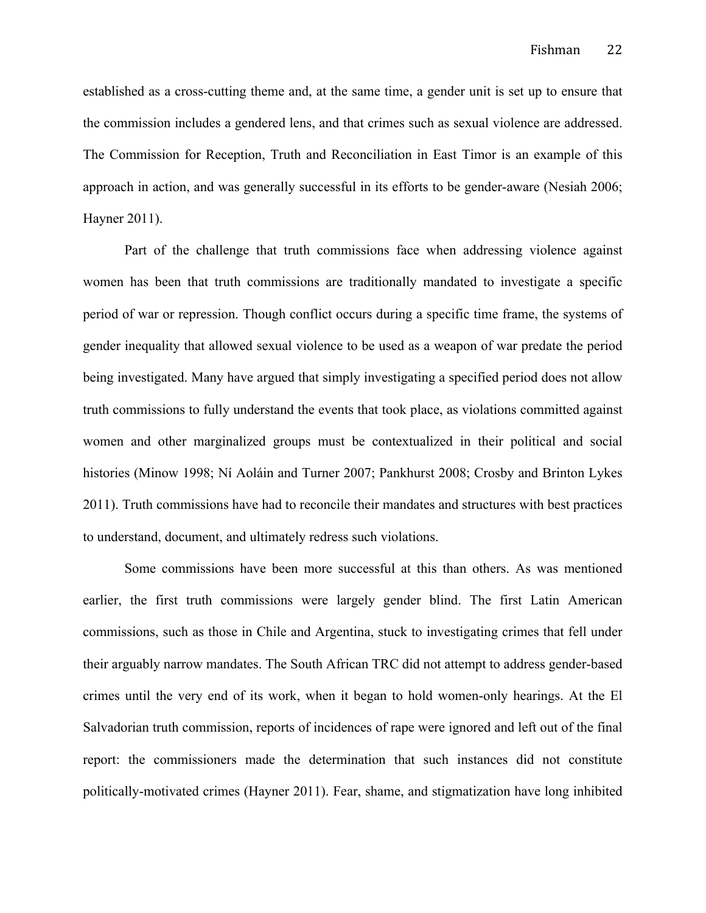established as a cross-cutting theme and, at the same time, a gender unit is set up to ensure that the commission includes a gendered lens, and that crimes such as sexual violence are addressed. The Commission for Reception, Truth and Reconciliation in East Timor is an example of this approach in action, and was generally successful in its efforts to be gender-aware (Nesiah 2006; Hayner 2011).

Part of the challenge that truth commissions face when addressing violence against women has been that truth commissions are traditionally mandated to investigate a specific period of war or repression. Though conflict occurs during a specific time frame, the systems of gender inequality that allowed sexual violence to be used as a weapon of war predate the period being investigated. Many have argued that simply investigating a specified period does not allow truth commissions to fully understand the events that took place, as violations committed against women and other marginalized groups must be contextualized in their political and social histories (Minow 1998; Ní Aoláin and Turner 2007; Pankhurst 2008; Crosby and Brinton Lykes 2011). Truth commissions have had to reconcile their mandates and structures with best practices to understand, document, and ultimately redress such violations.

Some commissions have been more successful at this than others. As was mentioned earlier, the first truth commissions were largely gender blind. The first Latin American commissions, such as those in Chile and Argentina, stuck to investigating crimes that fell under their arguably narrow mandates. The South African TRC did not attempt to address gender-based crimes until the very end of its work, when it began to hold women-only hearings. At the El Salvadorian truth commission, reports of incidences of rape were ignored and left out of the final report: the commissioners made the determination that such instances did not constitute politically-motivated crimes (Hayner 2011). Fear, shame, and stigmatization have long inhibited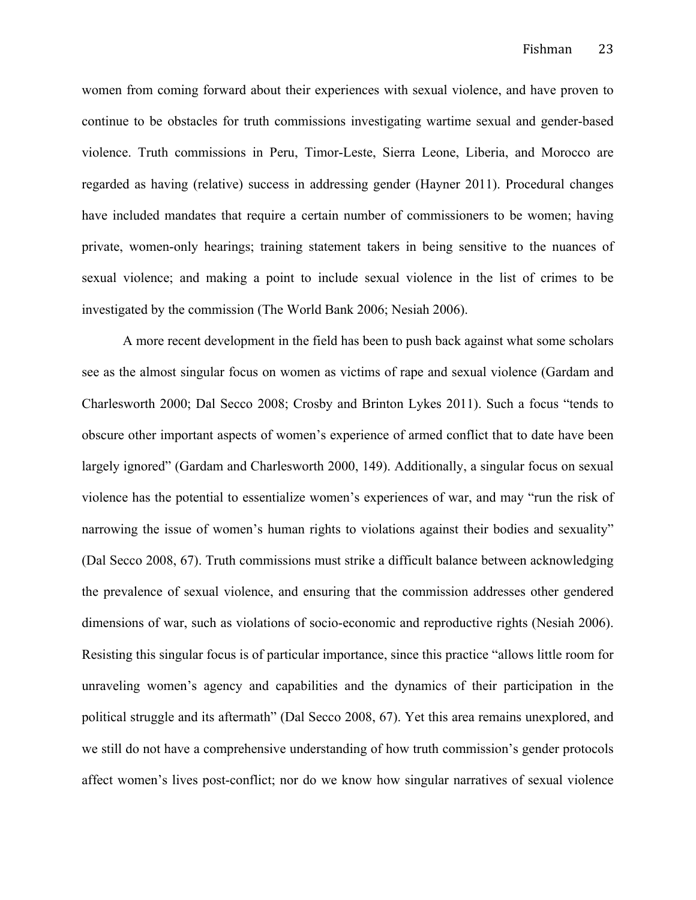women from coming forward about their experiences with sexual violence, and have proven to continue to be obstacles for truth commissions investigating wartime sexual and gender-based violence. Truth commissions in Peru, Timor-Leste, Sierra Leone, Liberia, and Morocco are regarded as having (relative) success in addressing gender (Hayner 2011). Procedural changes have included mandates that require a certain number of commissioners to be women; having private, women-only hearings; training statement takers in being sensitive to the nuances of sexual violence; and making a point to include sexual violence in the list of crimes to be investigated by the commission (The World Bank 2006; Nesiah 2006).

A more recent development in the field has been to push back against what some scholars see as the almost singular focus on women as victims of rape and sexual violence (Gardam and Charlesworth 2000; Dal Secco 2008; Crosby and Brinton Lykes 2011). Such a focus "tends to obscure other important aspects of women's experience of armed conflict that to date have been largely ignored" (Gardam and Charlesworth 2000, 149). Additionally, a singular focus on sexual violence has the potential to essentialize women's experiences of war, and may "run the risk of narrowing the issue of women's human rights to violations against their bodies and sexuality" (Dal Secco 2008, 67). Truth commissions must strike a difficult balance between acknowledging the prevalence of sexual violence, and ensuring that the commission addresses other gendered dimensions of war, such as violations of socio-economic and reproductive rights (Nesiah 2006). Resisting this singular focus is of particular importance, since this practice "allows little room for unraveling women's agency and capabilities and the dynamics of their participation in the political struggle and its aftermath" (Dal Secco 2008, 67). Yet this area remains unexplored, and we still do not have a comprehensive understanding of how truth commission's gender protocols affect women's lives post-conflict; nor do we know how singular narratives of sexual violence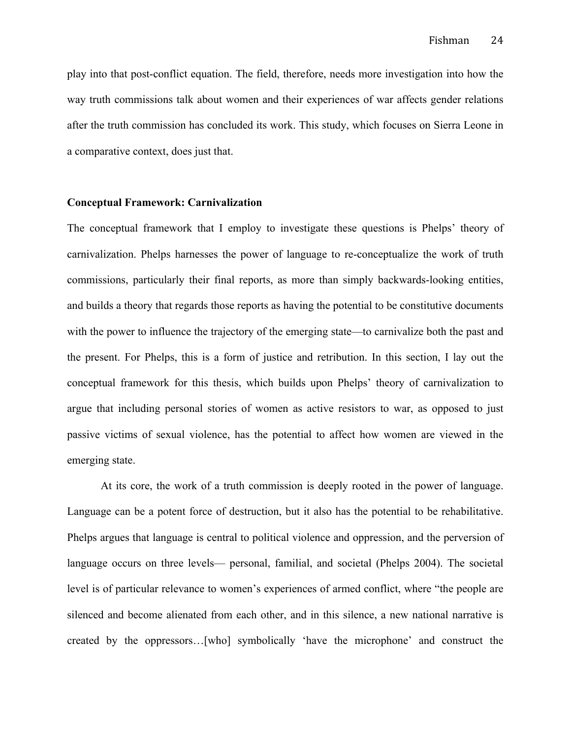play into that post-conflict equation. The field, therefore, needs more investigation into how the way truth commissions talk about women and their experiences of war affects gender relations after the truth commission has concluded its work. This study, which focuses on Sierra Leone in a comparative context, does just that.

## Conceptual Framework: Carnivalization

The conceptual framework that I employ to investigate these questions is Phelps' theory of carnivalization. Phelps harnesses the power of language to re-conceptualize the work of truth commissions, particularly their final reports, as more than simply backwards-looking entities, and builds a theory that regards those reports as having the potential to be constitutive documents with the power to influence the trajectory of the emerging state—to carnivalize both the past and the present. For Phelps, this is a form of justice and retribution. In this section, I lay out the conceptual framework for this thesis, which builds upon Phelps' theory of carnivalization to argue that including personal stories of women as active resistors to war, as opposed to just passive victims of sexual violence, has the potential to affect how women are viewed in the emerging state.

At its core, the work of a truth commission is deeply rooted in the power of language. Language can be a potent force of destruction, but it also has the potential to be rehabilitative. Phelps argues that language is central to political violence and oppression, and the perversion of language occurs on three levels— personal, familial, and societal (Phelps 2004). The societal level is of particular relevance to women's experiences of armed conflict, where "the people are silenced and become alienated from each other, and in this silence, a new national narrative is created by the oppressors…[who] symbolically 'have the microphone' and construct the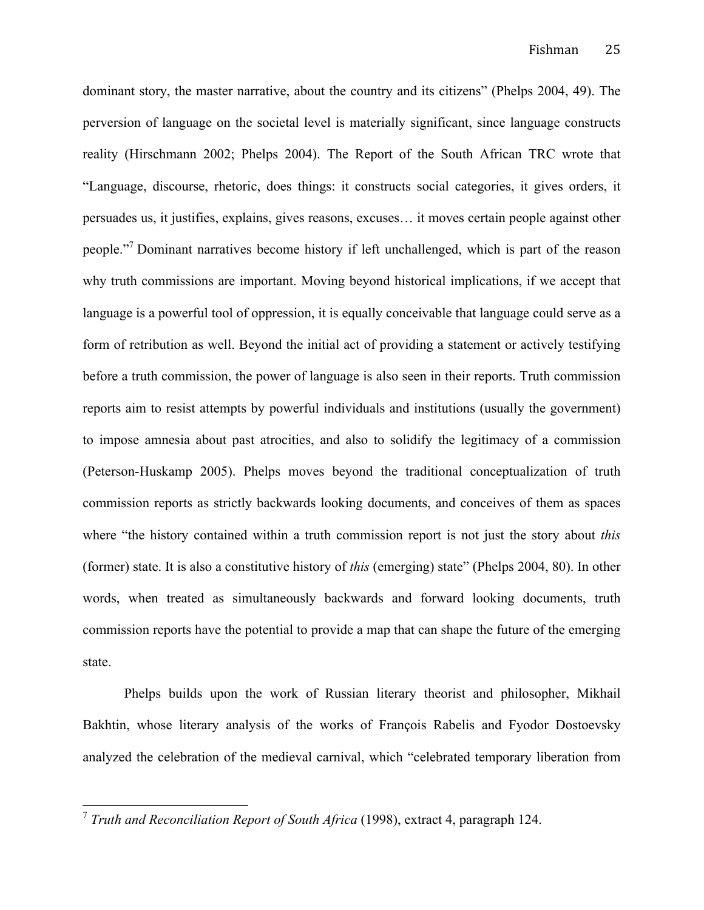dominant story, the master narrative, about the country and its citizens" (Phelps 2004, 49). The perversion of language on the societal level is materially significant, since language constructs reality (Hirschmann 2002; Phelps 2004). The Report of the South African TRC wrote that "Language, discourse, rhetoric, does things: it constructs social categories, it gives orders, it persuades us, it justifies, explains, gives reasons, excuses… it moves certain people against other people."[7] Dominant narratives become history if left unchallenged, which is part of the reason why truth commissions are important. Moving beyond historical implications, if we accept that language is a powerful tool of oppression, it is equally conceivable that language could serve as a form of retribution as well. Beyond the initial act of providing a statement or actively testifying before a truth commission, the power of language is also seen in their reports. Truth commission reports aim to resist attempts by powerful individuals and institutions (usually the government) to impose amnesia about past atrocities, and also to solidify the legitimacy of a commission (Peterson-Huskamp 2005). Phelps moves beyond the traditional conceptualization of truth commission reports as strictly backwards looking documents, and conceives of them as spaces where "the history contained within a truth commission report is not just the story about *this* (former) state. It is also a constitutive history of *this* (emerging) state" (Phelps 2004, 80). In other words, when treated as simultaneously backwards and forward looking documents, truth commission reports have the potential to provide a map that can shape the future of the emerging state.

Phelps builds upon the work of Russian literary theorist and philosopher, Mikhail Bakhtin, whose literary analysis of the works of François Rabelis and Fyodor Dostoevsky analyzed the celebration of the medieval carnival, which "celebrated temporary liberation from

---

[7] *Truth and Reconciliation Report of South Africa* (1998), extract 4, paragraph 124.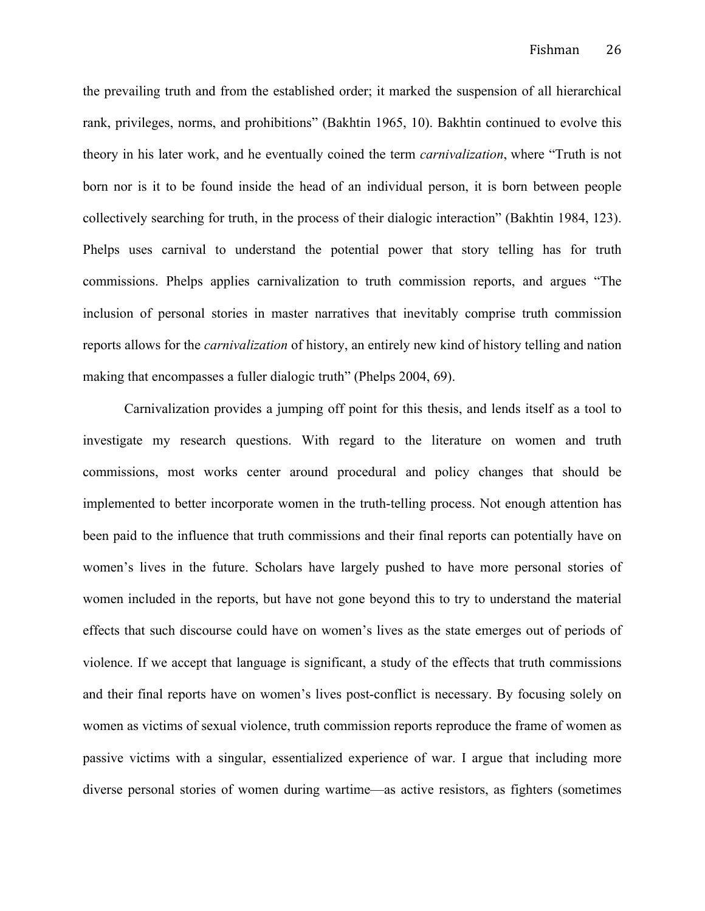the prevailing truth and from the established order; it marked the suspension of all hierarchical rank, privileges, norms, and prohibitions" (Bakhtin 1965, 10). Bakhtin continued to evolve this theory in his later work, and he eventually coined the term *carnivalization*, where "Truth is not born nor is it to be found inside the head of an individual person, it is born between people collectively searching for truth, in the process of their dialogic interaction" (Bakhtin 1984, 123). Phelps uses carnival to understand the potential power that story telling has for truth commissions. Phelps applies carnivalization to truth commission reports, and argues "The inclusion of personal stories in master narratives that inevitably comprise truth commission reports allows for the *carnivalization* of history, an entirely new kind of history telling and nation making that encompasses a fuller dialogic truth" (Phelps 2004, 69).

Carnivalization provides a jumping off point for this thesis, and lends itself as a tool to investigate my research questions. With regard to the literature on women and truth commissions, most works center around procedural and policy changes that should be implemented to better incorporate women in the truth-telling process. Not enough attention has been paid to the influence that truth commissions and their final reports can potentially have on women's lives in the future. Scholars have largely pushed to have more personal stories of women included in the reports, but have not gone beyond this to try to understand the material effects that such discourse could have on women's lives as the state emerges out of periods of violence. If we accept that language is significant, a study of the effects that truth commissions and their final reports have on women's lives post-conflict is necessary. By focusing solely on women as victims of sexual violence, truth commission reports reproduce the frame of women as passive victims with a singular, essentialized experience of war. I argue that including more diverse personal stories of women during wartime—as active resistors, as fighters (sometimes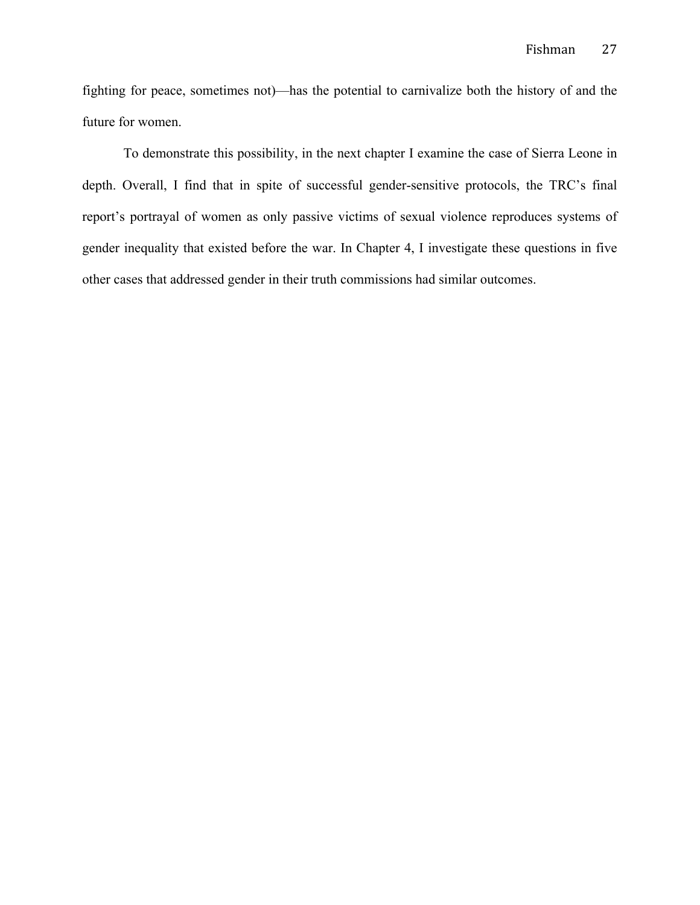fighting for peace, sometimes not)—has the potential to carnivalize both the history of and the future for women.

To demonstrate this possibility, in the next chapter I examine the case of Sierra Leone in depth. Overall, I find that in spite of successful gender-sensitive protocols, the TRC's final report's portrayal of women as only passive victims of sexual violence reproduces systems of gender inequality that existed before the war. In Chapter 4, I investigate these questions in five other cases that addressed gender in their truth commissions had similar outcomes.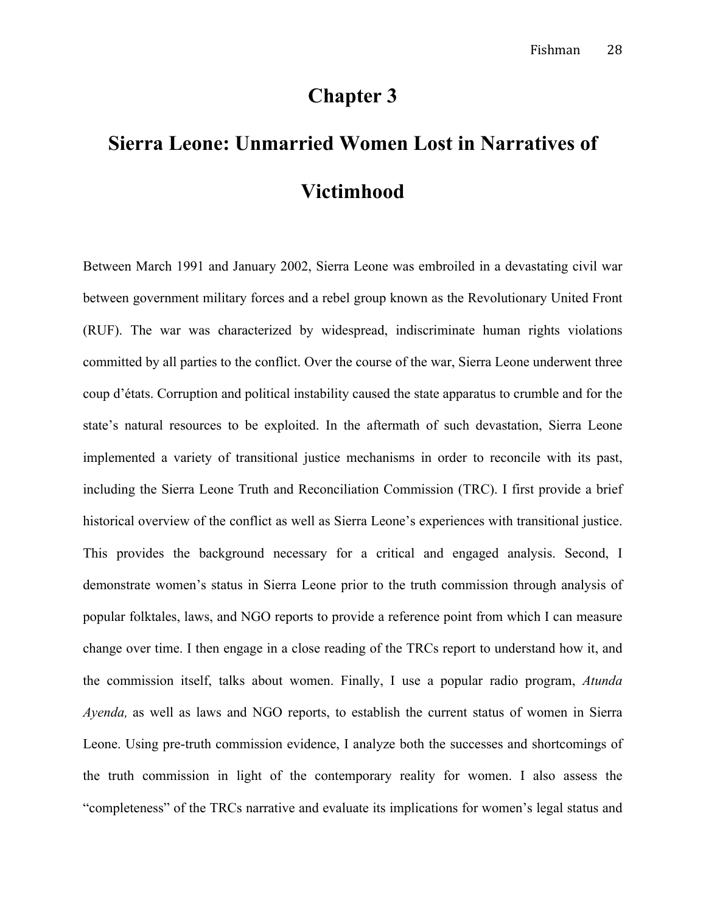# Chapter 3

# Sierra Leone: Unmarried Women Lost in Narratives of Victimhood

Between March 1991 and January 2002, Sierra Leone was embroiled in a devastating civil war between government military forces and a rebel group known as the Revolutionary United Front (RUF). The war was characterized by widespread, indiscriminate human rights violations committed by all parties to the conflict. Over the course of the war, Sierra Leone underwent three coup d'états. Corruption and political instability caused the state apparatus to crumble and for the state's natural resources to be exploited. In the aftermath of such devastation, Sierra Leone implemented a variety of transitional justice mechanisms in order to reconcile with its past, including the Sierra Leone Truth and Reconciliation Commission (TRC). I first provide a brief historical overview of the conflict as well as Sierra Leone's experiences with transitional justice. This provides the background necessary for a critical and engaged analysis. Second, I demonstrate women's status in Sierra Leone prior to the truth commission through analysis of popular folktales, laws, and NGO reports to provide a reference point from which I can measure change over time. I then engage in a close reading of the TRCs report to understand how it, and the commission itself, talks about women. Finally, I use a popular radio program, *Atunda Ayenda,* as well as laws and NGO reports, to establish the current status of women in Sierra Leone. Using pre-truth commission evidence, I analyze both the successes and shortcomings of the truth commission in light of the contemporary reality for women. I also assess the "completeness" of the TRCs narrative and evaluate its implications for women's legal status and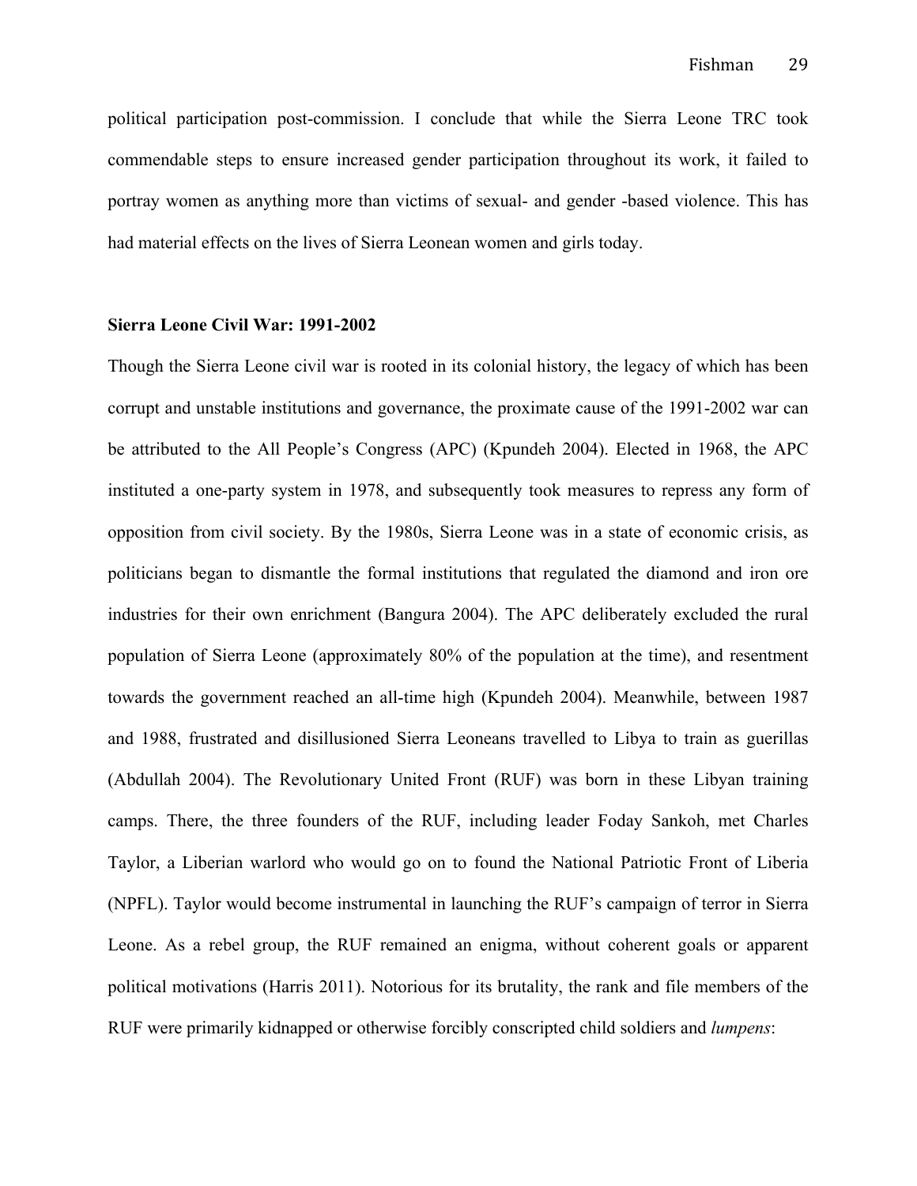political participation post-commission. I conclude that while the Sierra Leone TRC took commendable steps to ensure increased gender participation throughout its work, it failed to portray women as anything more than victims of sexual- and gender -based violence. This has had material effects on the lives of Sierra Leonean women and girls today.

**Sierra Leone Civil War: 1991-2002**

Though the Sierra Leone civil war is rooted in its colonial history, the legacy of which has been corrupt and unstable institutions and governance, the proximate cause of the 1991-2002 war can be attributed to the All People's Congress (APC) (Kpundeh 2004). Elected in 1968, the APC instituted a one-party system in 1978, and subsequently took measures to repress any form of opposition from civil society. By the 1980s, Sierra Leone was in a state of economic crisis, as politicians began to dismantle the formal institutions that regulated the diamond and iron ore industries for their own enrichment (Bangura 2004). The APC deliberately excluded the rural population of Sierra Leone (approximately 80% of the population at the time), and resentment towards the government reached an all-time high (Kpundeh 2004). Meanwhile, between 1987 and 1988, frustrated and disillusioned Sierra Leoneans travelled to Libya to train as guerillas (Abdullah 2004). The Revolutionary United Front (RUF) was born in these Libyan training camps. There, the three founders of the RUF, including leader Foday Sankoh, met Charles Taylor, a Liberian warlord who would go on to found the National Patriotic Front of Liberia (NPFL). Taylor would become instrumental in launching the RUF's campaign of terror in Sierra Leone. As a rebel group, the RUF remained an enigma, without coherent goals or apparent political motivations (Harris 2011). Notorious for its brutality, the rank and file members of the RUF were primarily kidnapped or otherwise forcibly conscripted child soldiers and *lumpens*: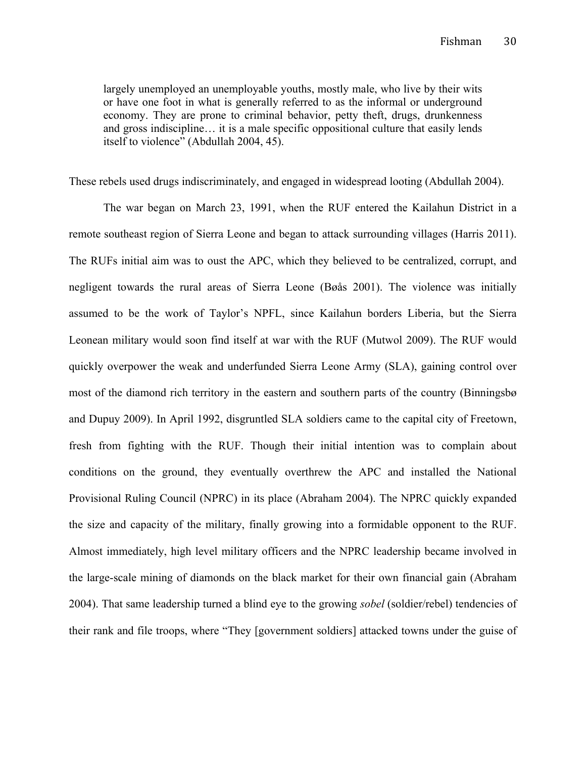> largely unemployed an unemployable youths, mostly male, who live by their wits or have one foot in what is generally referred to as the informal or underground economy. They are prone to criminal behavior, petty theft, drugs, drunkenness and gross indiscipline… it is a male specific oppositional culture that easily lends itself to violence" (Abdullah 2004, 45).

These rebels used drugs indiscriminately, and engaged in widespread looting (Abdullah 2004).

The war began on March 23, 1991, when the RUF entered the Kailahun District in a remote southeast region of Sierra Leone and began to attack surrounding villages (Harris 2011). The RUFs initial aim was to oust the APC, which they believed to be centralized, corrupt, and negligent towards the rural areas of Sierra Leone (Bøås 2001). The violence was initially assumed to be the work of Taylor's NPFL, since Kailahun borders Liberia, but the Sierra Leonean military would soon find itself at war with the RUF (Mutwol 2009). The RUF would quickly overpower the weak and underfunded Sierra Leone Army (SLA), gaining control over most of the diamond rich territory in the eastern and southern parts of the country (Binningsbø and Dupuy 2009). In April 1992, disgruntled SLA soldiers came to the capital city of Freetown, fresh from fighting with the RUF. Though their initial intention was to complain about conditions on the ground, they eventually overthrew the APC and installed the National Provisional Ruling Council (NPRC) in its place (Abraham 2004). The NPRC quickly expanded the size and capacity of the military, finally growing into a formidable opponent to the RUF. Almost immediately, high level military officers and the NPRC leadership became involved in the large-scale mining of diamonds on the black market for their own financial gain (Abraham 2004). That same leadership turned a blind eye to the growing *sobel* (soldier/rebel) tendencies of their rank and file troops, where "They [government soldiers] attacked towns under the guise of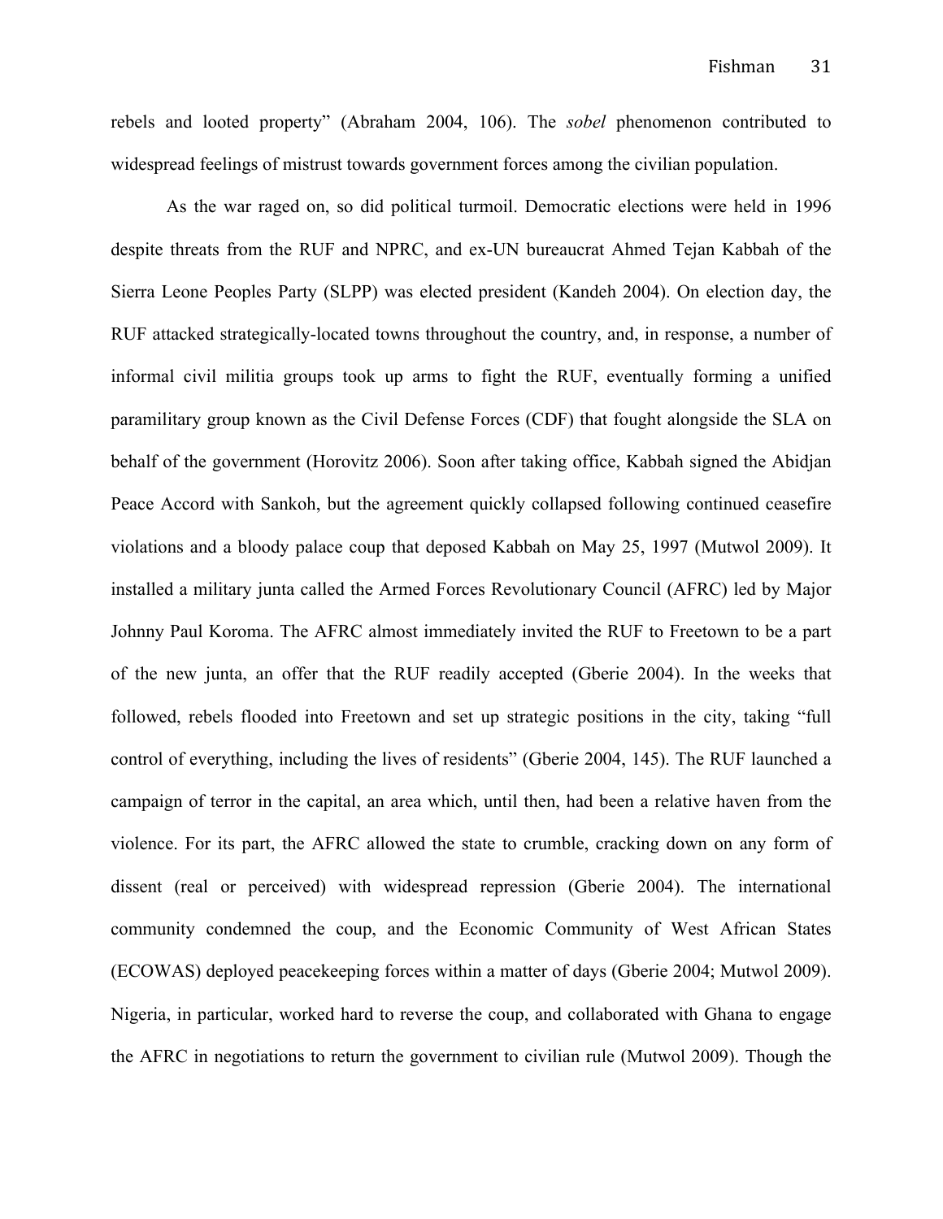rebels and looted property" (Abraham 2004, 106). The *sobel* phenomenon contributed to widespread feelings of mistrust towards government forces among the civilian population.

As the war raged on, so did political turmoil. Democratic elections were held in 1996 despite threats from the RUF and NPRC, and ex-UN bureaucrat Ahmed Tejan Kabbah of the Sierra Leone Peoples Party (SLPP) was elected president (Kandeh 2004). On election day, the RUF attacked strategically-located towns throughout the country, and, in response, a number of informal civil militia groups took up arms to fight the RUF, eventually forming a unified paramilitary group known as the Civil Defense Forces (CDF) that fought alongside the SLA on behalf of the government (Horovitz 2006). Soon after taking office, Kabbah signed the Abidjan Peace Accord with Sankoh, but the agreement quickly collapsed following continued ceasefire violations and a bloody palace coup that deposed Kabbah on May 25, 1997 (Mutwol 2009). It installed a military junta called the Armed Forces Revolutionary Council (AFRC) led by Major Johnny Paul Koroma. The AFRC almost immediately invited the RUF to Freetown to be a part of the new junta, an offer that the RUF readily accepted (Gberie 2004). In the weeks that followed, rebels flooded into Freetown and set up strategic positions in the city, taking "full control of everything, including the lives of residents" (Gberie 2004, 145). The RUF launched a campaign of terror in the capital, an area which, until then, had been a relative haven from the violence. For its part, the AFRC allowed the state to crumble, cracking down on any form of dissent (real or perceived) with widespread repression (Gberie 2004). The international community condemned the coup, and the Economic Community of West African States (ECOWAS) deployed peacekeeping forces within a matter of days (Gberie 2004; Mutwol 2009). Nigeria, in particular, worked hard to reverse the coup, and collaborated with Ghana to engage the AFRC in negotiations to return the government to civilian rule (Mutwol 2009). Though the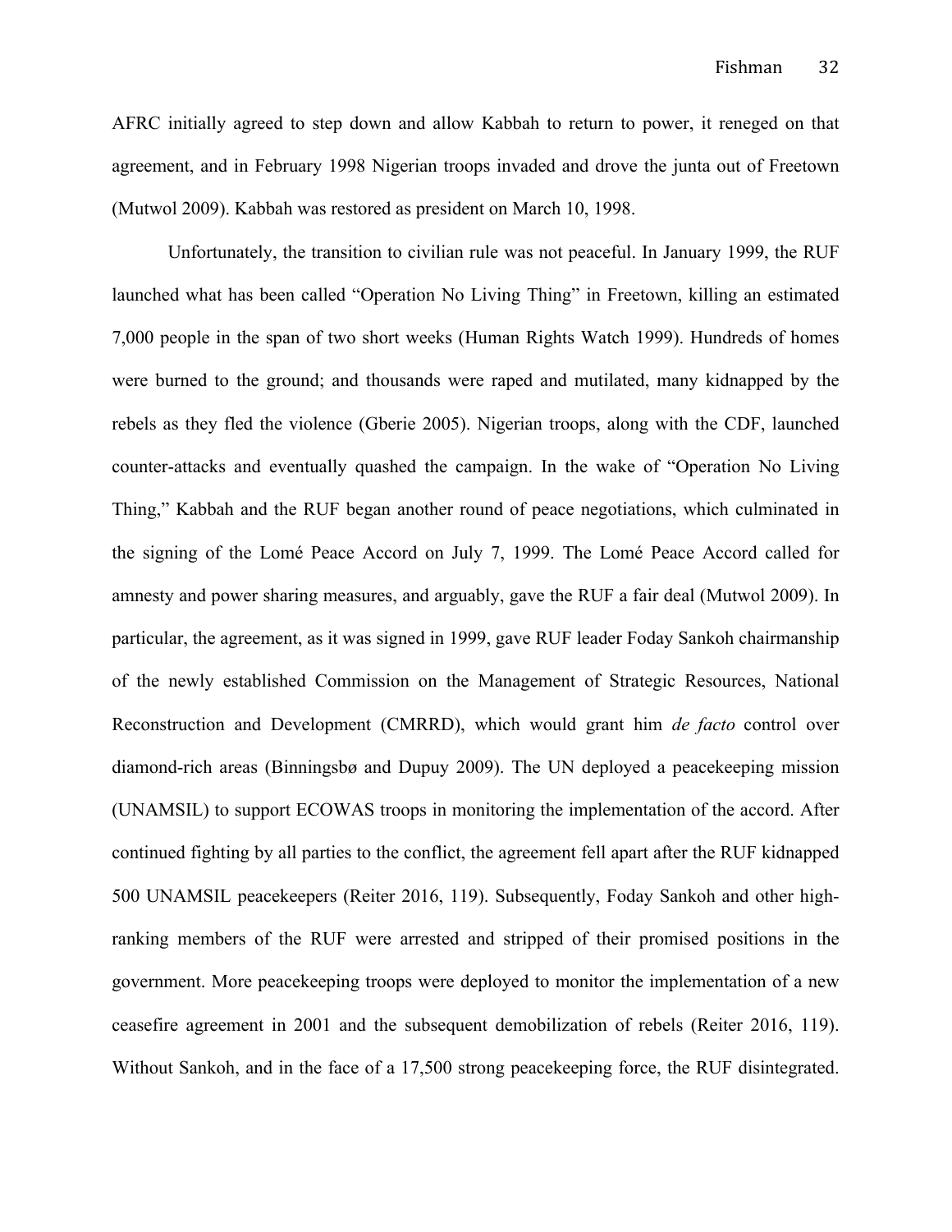AFRC initially agreed to step down and allow Kabbah to return to power, it reneged on that agreement, and in February 1998 Nigerian troops invaded and drove the junta out of Freetown (Mutwol 2009). Kabbah was restored as president on March 10, 1998.

Unfortunately, the transition to civilian rule was not peaceful. In January 1999, the RUF launched what has been called "Operation No Living Thing" in Freetown, killing an estimated 7,000 people in the span of two short weeks (Human Rights Watch 1999). Hundreds of homes were burned to the ground; and thousands were raped and mutilated, many kidnapped by the rebels as they fled the violence (Gberie 2005). Nigerian troops, along with the CDF, launched counter-attacks and eventually quashed the campaign. In the wake of "Operation No Living Thing," Kabbah and the RUF began another round of peace negotiations, which culminated in the signing of the Lomé Peace Accord on July 7, 1999. The Lomé Peace Accord called for amnesty and power sharing measures, and arguably, gave the RUF a fair deal (Mutwol 2009). In particular, the agreement, as it was signed in 1999, gave RUF leader Foday Sankoh chairmanship of the newly established Commission on the Management of Strategic Resources, National Reconstruction and Development (CMRRD), which would grant him *de facto* control over diamond-rich areas (Binningsbø and Dupuy 2009). The UN deployed a peacekeeping mission (UNAMSIL) to support ECOWAS troops in monitoring the implementation of the accord. After continued fighting by all parties to the conflict, the agreement fell apart after the RUF kidnapped 500 UNAMSIL peacekeepers (Reiter 2016, 119). Subsequently, Foday Sankoh and other high-ranking members of the RUF were arrested and stripped of their promised positions in the government. More peacekeeping troops were deployed to monitor the implementation of a new ceasefire agreement in 2001 and the subsequent demobilization of rebels (Reiter 2016, 119). Without Sankoh, and in the face of a 17,500 strong peacekeeping force, the RUF disintegrated.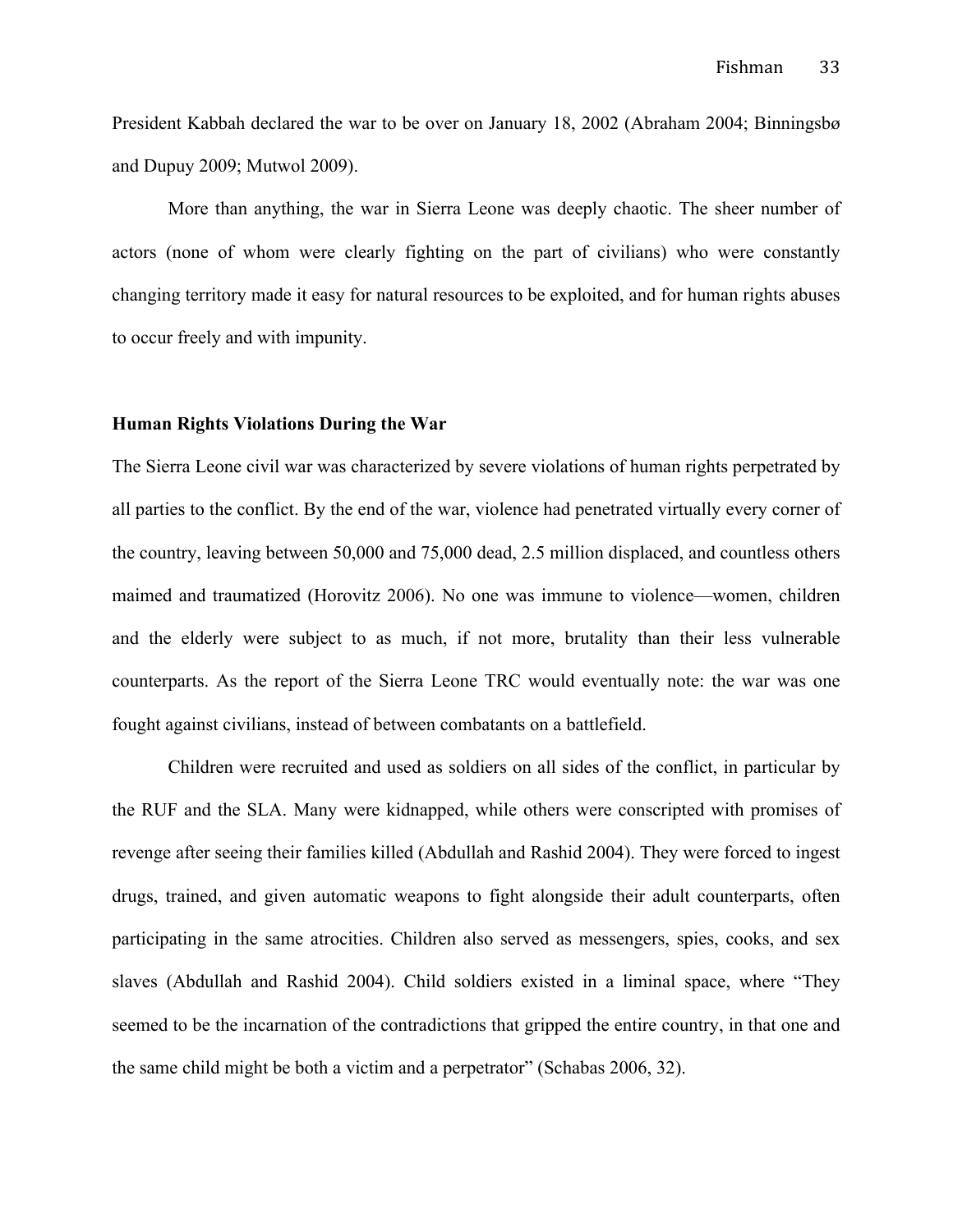President Kabbah declared the war to be over on January 18, 2002 (Abraham 2004; Binningsbø and Dupuy 2009; Mutwol 2009).

More than anything, the war in Sierra Leone was deeply chaotic. The sheer number of actors (none of whom were clearly fighting on the part of civilians) who were constantly changing territory made it easy for natural resources to be exploited, and for human rights abuses to occur freely and with impunity.

**Human Rights Violations During the War**

The Sierra Leone civil war was characterized by severe violations of human rights perpetrated by all parties to the conflict. By the end of the war, violence had penetrated virtually every corner of the country, leaving between 50,000 and 75,000 dead, 2.5 million displaced, and countless others maimed and traumatized (Horovitz 2006). No one was immune to violence—women, children and the elderly were subject to as much, if not more, brutality than their less vulnerable counterparts. As the report of the Sierra Leone TRC would eventually note: the war was one fought against civilians, instead of between combatants on a battlefield.

Children were recruited and used as soldiers on all sides of the conflict, in particular by the RUF and the SLA. Many were kidnapped, while others were conscripted with promises of revenge after seeing their families killed (Abdullah and Rashid 2004). They were forced to ingest drugs, trained, and given automatic weapons to fight alongside their adult counterparts, often participating in the same atrocities. Children also served as messengers, spies, cooks, and sex slaves (Abdullah and Rashid 2004). Child soldiers existed in a liminal space, where "They seemed to be the incarnation of the contradictions that gripped the entire country, in that one and the same child might be both a victim and a perpetrator" (Schabas 2006, 32).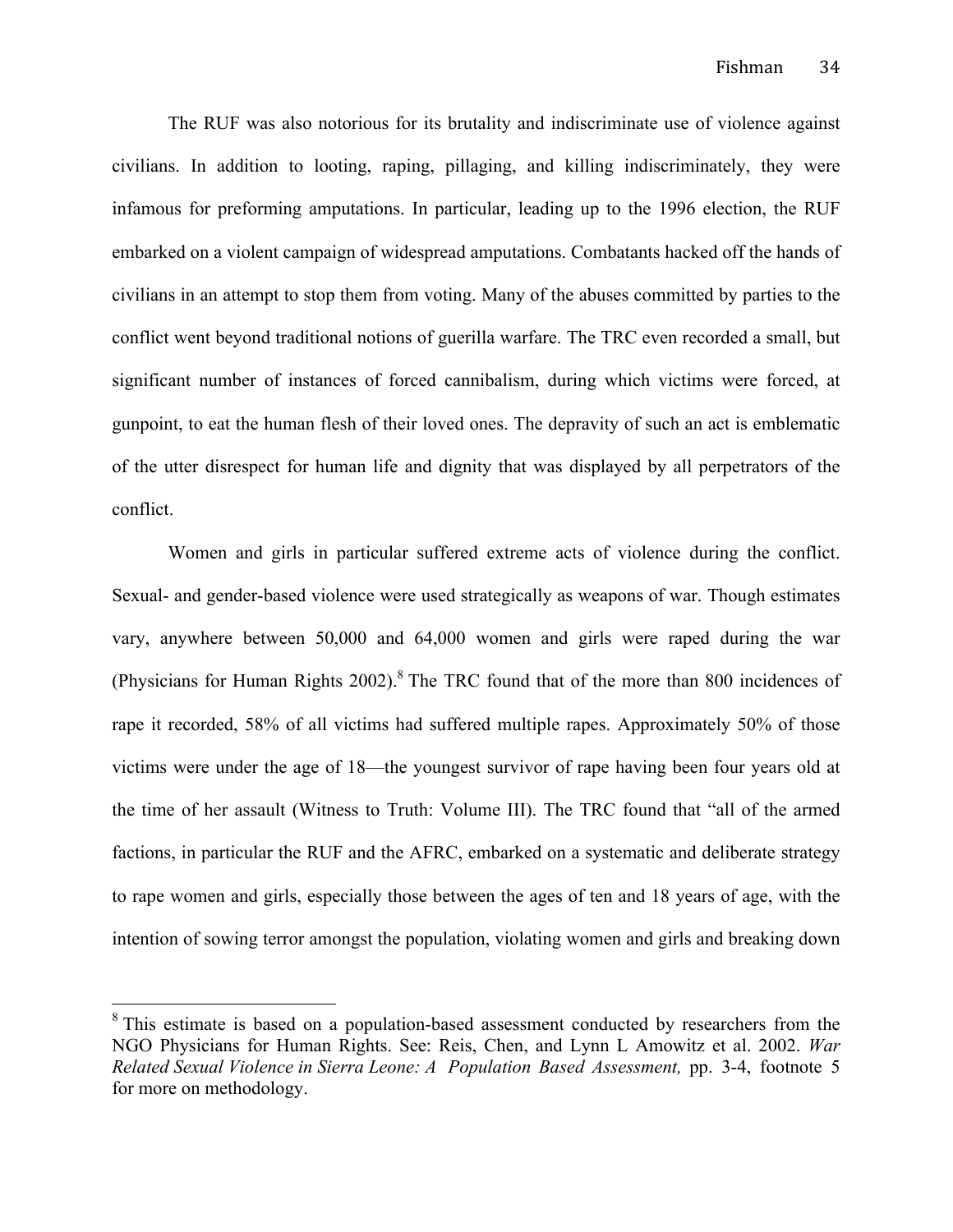The RUF was also notorious for its brutality and indiscriminate use of violence against civilians. In addition to looting, raping, pillaging, and killing indiscriminately, they were infamous for preforming amputations. In particular, leading up to the 1996 election, the RUF embarked on a violent campaign of widespread amputations. Combatants hacked off the hands of civilians in an attempt to stop them from voting. Many of the abuses committed by parties to the conflict went beyond traditional notions of guerilla warfare. The TRC even recorded a small, but significant number of instances of forced cannibalism, during which victims were forced, at gunpoint, to eat the human flesh of their loved ones. The depravity of such an act is emblematic of the utter disrespect for human life and dignity that was displayed by all perpetrators of the conflict.

Women and girls in particular suffered extreme acts of violence during the conflict. Sexual- and gender-based violence were used strategically as weapons of war. Though estimates vary, anywhere between 50,000 and 64,000 women and girls were raped during the war (Physicians for Human Rights 2002).[8] The TRC found that of the more than 800 incidences of rape it recorded, 58% of all victims had suffered multiple rapes. Approximately 50% of those victims were under the age of 18—the youngest survivor of rape having been four years old at the time of her assault (Witness to Truth: Volume III). The TRC found that "all of the armed factions, in particular the RUF and the AFRC, embarked on a systematic and deliberate strategy to rape women and girls, especially those between the ages of ten and 18 years of age, with the intention of sowing terror amongst the population, violating women and girls and breaking down

---

[8] This estimate is based on a population-based assessment conducted by researchers from the NGO Physicians for Human Rights. See: Reis, Chen, and Lynn L Amowitz et al. 2002. *War Related Sexual Violence in Sierra Leone: A Population Based Assessment,* pp. 3-4, footnote 5 for more on methodology.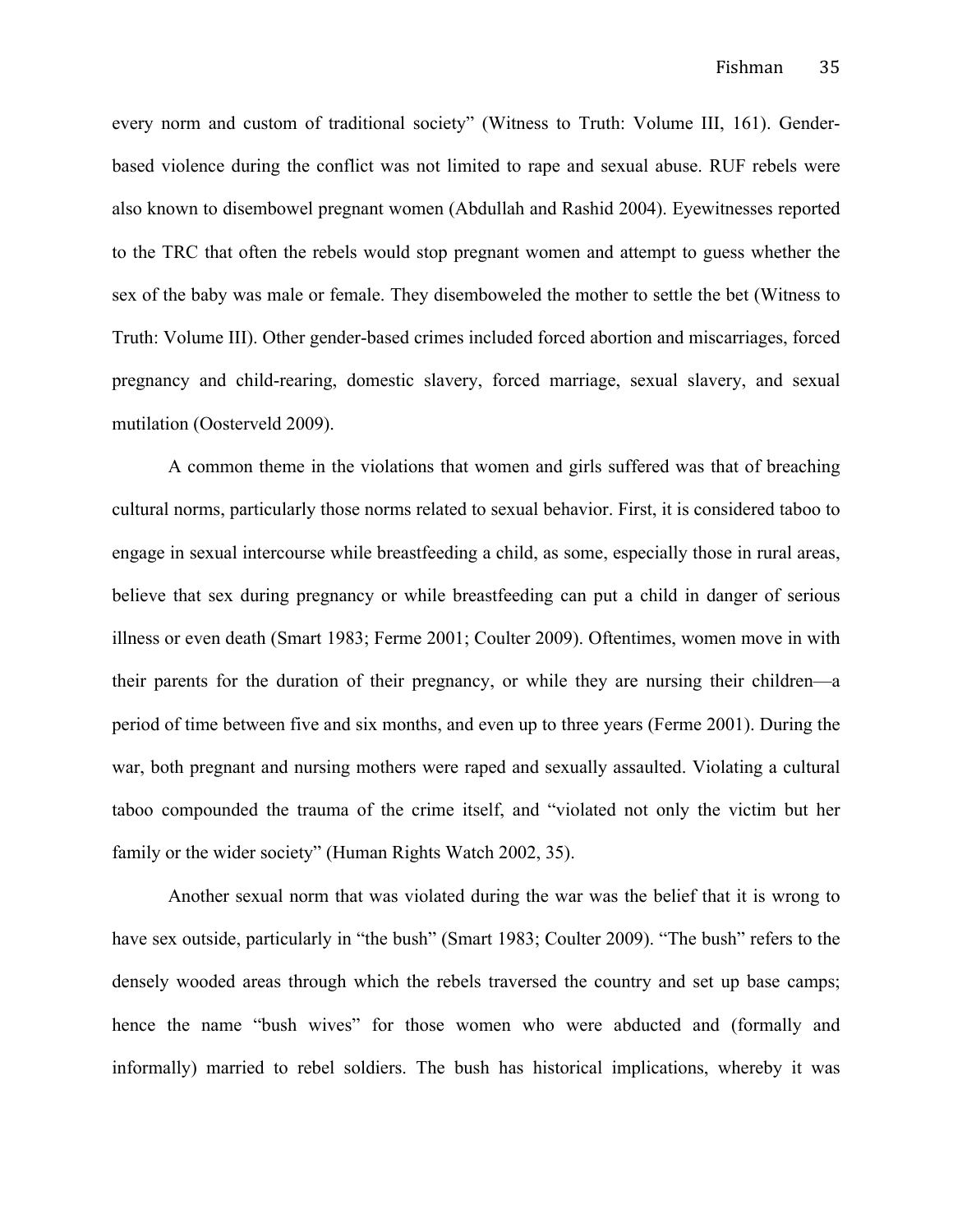every norm and custom of traditional society" (Witness to Truth: Volume III, 161). Gender-based violence during the conflict was not limited to rape and sexual abuse. RUF rebels were also known to disembowel pregnant women (Abdullah and Rashid 2004). Eyewitnesses reported to the TRC that often the rebels would stop pregnant women and attempt to guess whether the sex of the baby was male or female. They disemboweled the mother to settle the bet (Witness to Truth: Volume III). Other gender-based crimes included forced abortion and miscarriages, forced pregnancy and child-rearing, domestic slavery, forced marriage, sexual slavery, and sexual mutilation (Oosterveld 2009).

A common theme in the violations that women and girls suffered was that of breaching cultural norms, particularly those norms related to sexual behavior. First, it is considered taboo to engage in sexual intercourse while breastfeeding a child, as some, especially those in rural areas, believe that sex during pregnancy or while breastfeeding can put a child in danger of serious illness or even death (Smart 1983; Ferme 2001; Coulter 2009). Oftentimes, women move in with their parents for the duration of their pregnancy, or while they are nursing their children—a period of time between five and six months, and even up to three years (Ferme 2001). During the war, both pregnant and nursing mothers were raped and sexually assaulted. Violating a cultural taboo compounded the trauma of the crime itself, and "violated not only the victim but her family or the wider society" (Human Rights Watch 2002, 35).

Another sexual norm that was violated during the war was the belief that it is wrong to have sex outside, particularly in "the bush" (Smart 1983; Coulter 2009). "The bush" refers to the densely wooded areas through which the rebels traversed the country and set up base camps; hence the name "bush wives" for those women who were abducted and (formally and informally) married to rebel soldiers. The bush has historical implications, whereby it was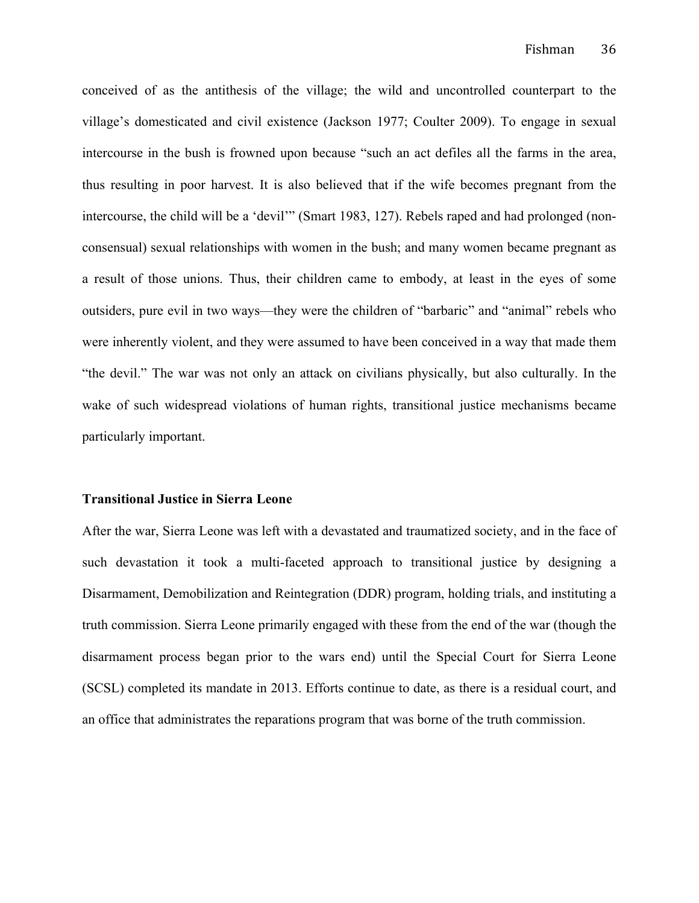conceived of as the antithesis of the village; the wild and uncontrolled counterpart to the village's domesticated and civil existence (Jackson 1977; Coulter 2009). To engage in sexual intercourse in the bush is frowned upon because "such an act defiles all the farms in the area, thus resulting in poor harvest. It is also believed that if the wife becomes pregnant from the intercourse, the child will be a 'devil'" (Smart 1983, 127). Rebels raped and had prolonged (non-consensual) sexual relationships with women in the bush; and many women became pregnant as a result of those unions. Thus, their children came to embody, at least in the eyes of some outsiders, pure evil in two ways—they were the children of "barbaric" and "animal" rebels who were inherently violent, and they were assumed to have been conceived in a way that made them "the devil." The war was not only an attack on civilians physically, but also culturally. In the wake of such widespread violations of human rights, transitional justice mechanisms became particularly important.

**Transitional Justice in Sierra Leone**

After the war, Sierra Leone was left with a devastated and traumatized society, and in the face of such devastation it took a multi-faceted approach to transitional justice by designing a Disarmament, Demobilization and Reintegration (DDR) program, holding trials, and instituting a truth commission. Sierra Leone primarily engaged with these from the end of the war (though the disarmament process began prior to the wars end) until the Special Court for Sierra Leone (SCSL) completed its mandate in 2013. Efforts continue to date, as there is a residual court, and an office that administrates the reparations program that was borne of the truth commission.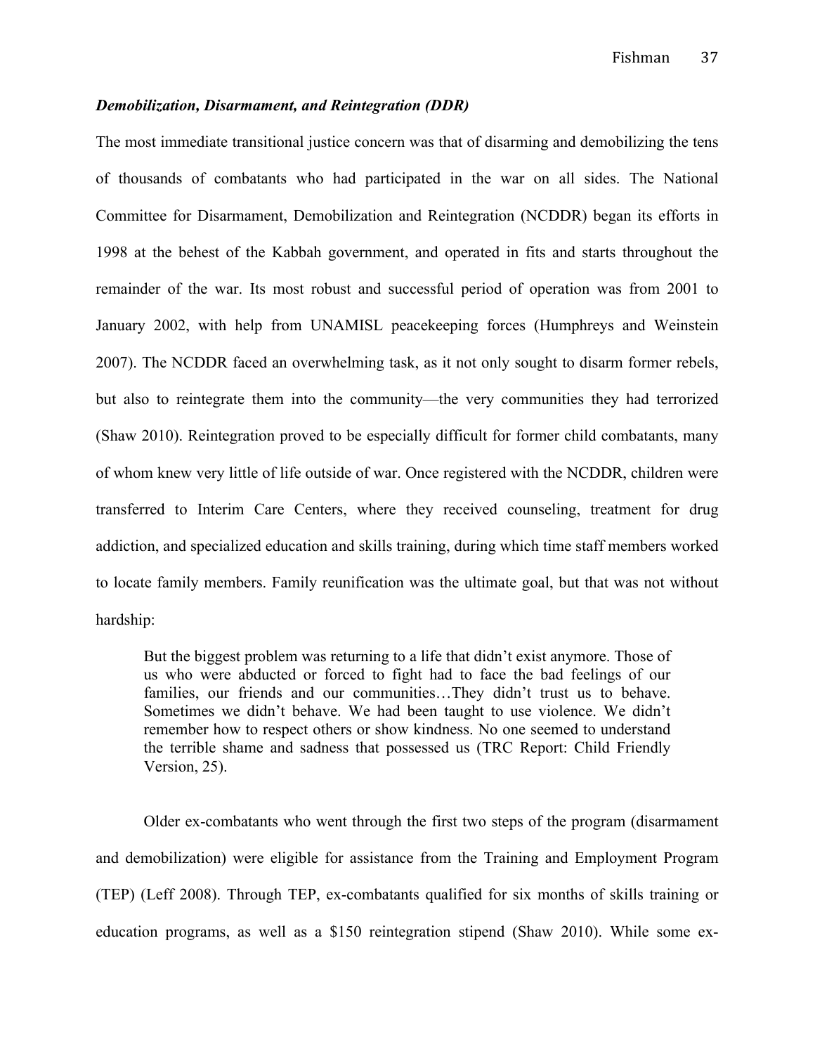***Demobilization, Disarmament, and Reintegration (DDR)***

The most immediate transitional justice concern was that of disarming and demobilizing the tens of thousands of combatants who had participated in the war on all sides. The National Committee for Disarmament, Demobilization and Reintegration (NCDDR) began its efforts in 1998 at the behest of the Kabbah government, and operated in fits and starts throughout the remainder of the war. Its most robust and successful period of operation was from 2001 to January 2002, with help from UNAMISL peacekeeping forces (Humphreys and Weinstein 2007). The NCDDR faced an overwhelming task, as it not only sought to disarm former rebels, but also to reintegrate them into the community—the very communities they had terrorized (Shaw 2010). Reintegration proved to be especially difficult for former child combatants, many of whom knew very little of life outside of war. Once registered with the NCDDR, children were transferred to Interim Care Centers, where they received counseling, treatment for drug addiction, and specialized education and skills training, during which time staff members worked to locate family members. Family reunification was the ultimate goal, but that was not without hardship:

> But the biggest problem was returning to a life that didn't exist anymore. Those of us who were abducted or forced to fight had to face the bad feelings of our families, our friends and our communities…They didn't trust us to behave. Sometimes we didn't behave. We had been taught to use violence. We didn't remember how to respect others or show kindness. No one seemed to understand the terrible shame and sadness that possessed us (TRC Report: Child Friendly Version, 25).

Older ex-combatants who went through the first two steps of the program (disarmament and demobilization) were eligible for assistance from the Training and Employment Program (TEP) (Leff 2008). Through TEP, ex-combatants qualified for six months of skills training or education programs, as well as a $150 reintegration stipend (Shaw 2010). While some ex-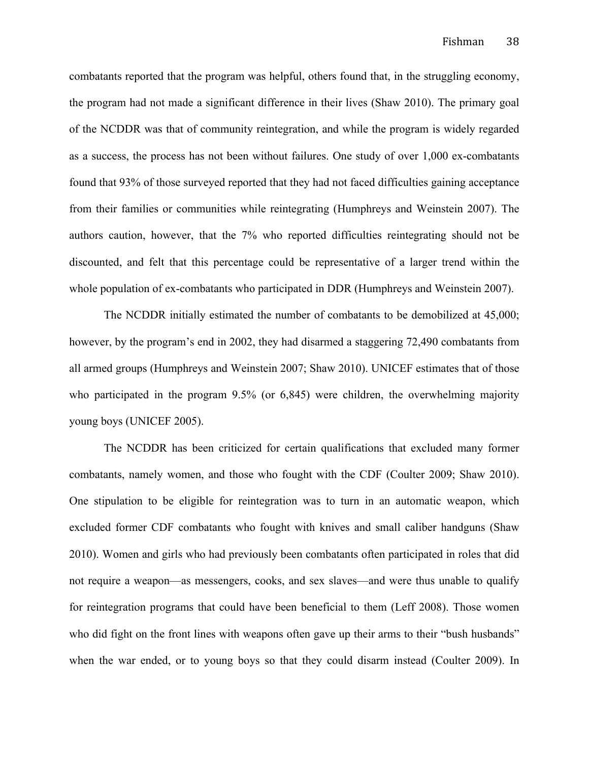combatants reported that the program was helpful, others found that, in the struggling economy, the program had not made a significant difference in their lives (Shaw 2010). The primary goal of the NCDDR was that of community reintegration, and while the program is widely regarded as a success, the process has not been without failures. One study of over 1,000 ex-combatants found that 93% of those surveyed reported that they had not faced difficulties gaining acceptance from their families or communities while reintegrating (Humphreys and Weinstein 2007). The authors caution, however, that the 7% who reported difficulties reintegrating should not be discounted, and felt that this percentage could be representative of a larger trend within the whole population of ex-combatants who participated in DDR (Humphreys and Weinstein 2007).

The NCDDR initially estimated the number of combatants to be demobilized at 45,000; however, by the program's end in 2002, they had disarmed a staggering 72,490 combatants from all armed groups (Humphreys and Weinstein 2007; Shaw 2010). UNICEF estimates that of those who participated in the program 9.5% (or 6,845) were children, the overwhelming majority young boys (UNICEF 2005).

The NCDDR has been criticized for certain qualifications that excluded many former combatants, namely women, and those who fought with the CDF (Coulter 2009; Shaw 2010). One stipulation to be eligible for reintegration was to turn in an automatic weapon, which excluded former CDF combatants who fought with knives and small caliber handguns (Shaw 2010). Women and girls who had previously been combatants often participated in roles that did not require a weapon—as messengers, cooks, and sex slaves—and were thus unable to qualify for reintegration programs that could have been beneficial to them (Leff 2008). Those women who did fight on the front lines with weapons often gave up their arms to their "bush husbands" when the war ended, or to young boys so that they could disarm instead (Coulter 2009). In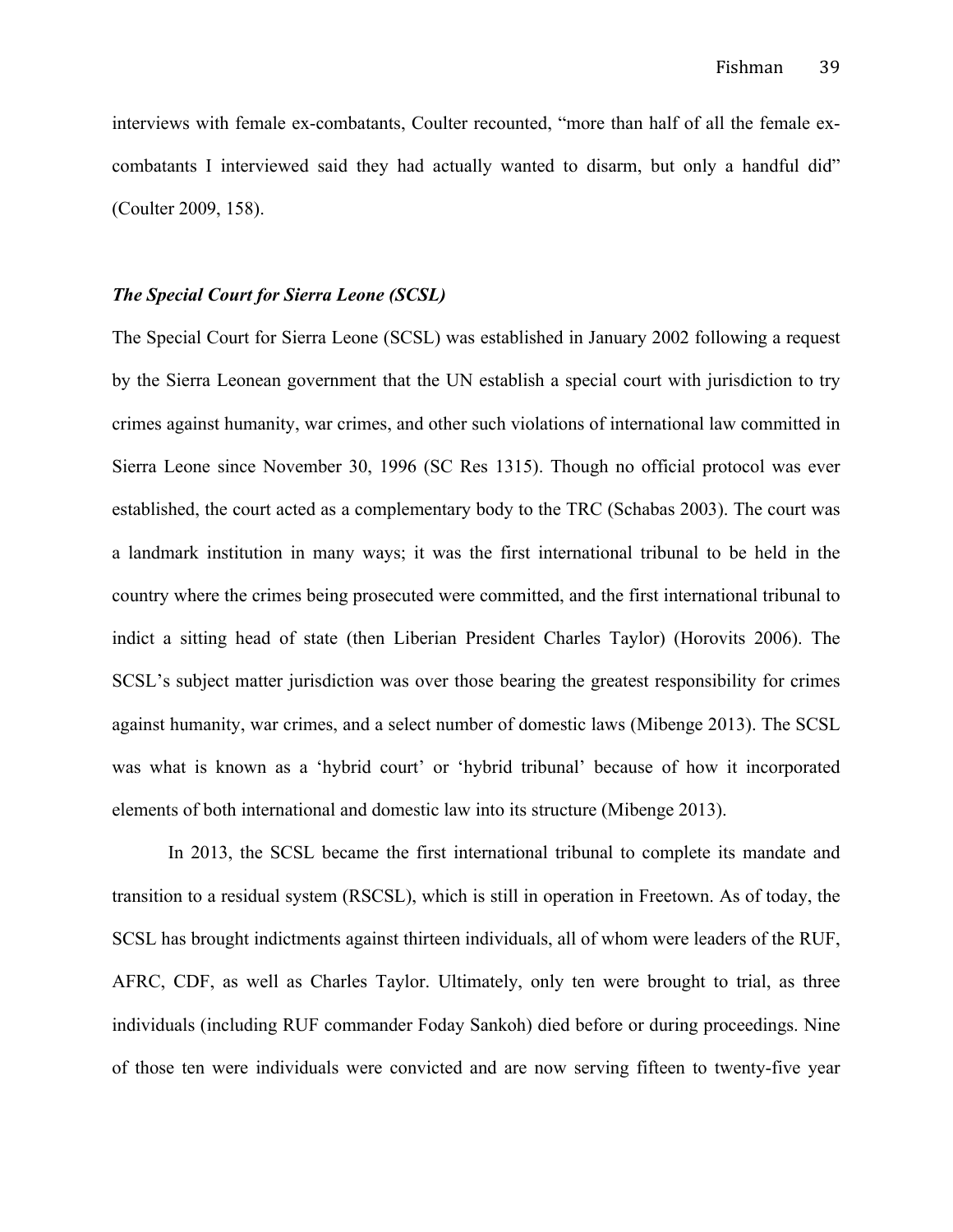interviews with female ex-combatants, Coulter recounted, “more than half of all the female ex-combatants I interviewed said they had actually wanted to disarm, but only a handful did” (Coulter 2009, 158).

### *The Special Court for Sierra Leone (SCSL)*

The Special Court for Sierra Leone (SCSL) was established in January 2002 following a request by the Sierra Leonean government that the UN establish a special court with jurisdiction to try crimes against humanity, war crimes, and other such violations of international law committed in Sierra Leone since November 30, 1996 (SC Res 1315). Though no official protocol was ever established, the court acted as a complementary body to the TRC (Schabas 2003). The court was a landmark institution in many ways; it was the first international tribunal to be held in the country where the crimes being prosecuted were committed, and the first international tribunal to indict a sitting head of state (then Liberian President Charles Taylor) (Horovits 2006). The SCSL’s subject matter jurisdiction was over those bearing the greatest responsibility for crimes against humanity, war crimes, and a select number of domestic laws (Mibenge 2013). The SCSL was what is known as a ‘hybrid court’ or ‘hybrid tribunal’ because of how it incorporated elements of both international and domestic law into its structure (Mibenge 2013).

In 2013, the SCSL became the first international tribunal to complete its mandate and transition to a residual system (RSCSL), which is still in operation in Freetown. As of today, the SCSL has brought indictments against thirteen individuals, all of whom were leaders of the RUF, AFRC, CDF, as well as Charles Taylor. Ultimately, only ten were brought to trial, as three individuals (including RUF commander Foday Sankoh) died before or during proceedings. Nine of those ten were individuals were convicted and are now serving fifteen to twenty-five year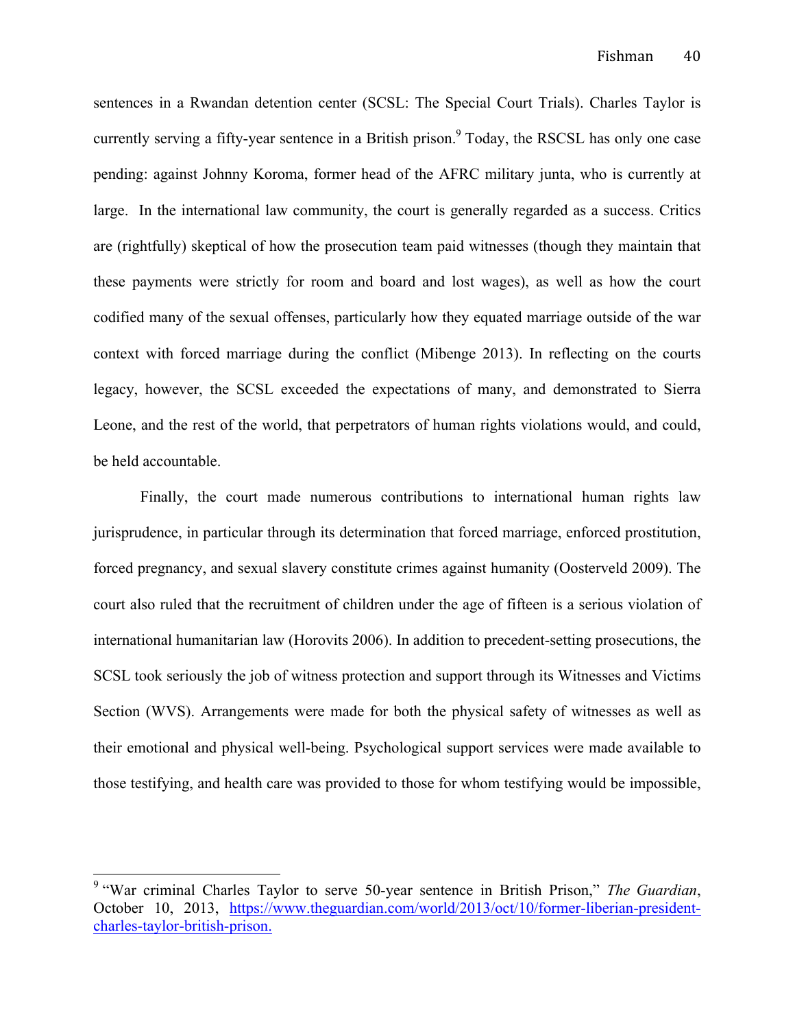sentences in a Rwandan detention center (SCSL: The Special Court Trials). Charles Taylor is currently serving a fifty-year sentence in a British prison.[9] Today, the RSCSL has only one case pending: against Johnny Koroma, former head of the AFRC military junta, who is currently at large. In the international law community, the court is generally regarded as a success. Critics are (rightfully) skeptical of how the prosecution team paid witnesses (though they maintain that these payments were strictly for room and board and lost wages), as well as how the court codified many of the sexual offenses, particularly how they equated marriage outside of the war context with forced marriage during the conflict (Mibenge 2013). In reflecting on the courts legacy, however, the SCSL exceeded the expectations of many, and demonstrated to Sierra Leone, and the rest of the world, that perpetrators of human rights violations would, and could, be held accountable.

Finally, the court made numerous contributions to international human rights law jurisprudence, in particular through its determination that forced marriage, enforced prostitution, forced pregnancy, and sexual slavery constitute crimes against humanity (Oosterveld 2009). The court also ruled that the recruitment of children under the age of fifteen is a serious violation of international humanitarian law (Horovits 2006). In addition to precedent-setting prosecutions, the SCSL took seriously the job of witness protection and support through its Witnesses and Victims Section (WVS). Arrangements were made for both the physical safety of witnesses as well as their emotional and physical well-being. Psychological support services were made available to those testifying, and health care was provided to those for whom testifying would be impossible,

---

[9] "War criminal Charles Taylor to serve 50-year sentence in British Prison," *The Guardian*, October 10, 2013, https://www.theguardian.com/world/2013/oct/10/former-liberian-president-charles-taylor-british-prison.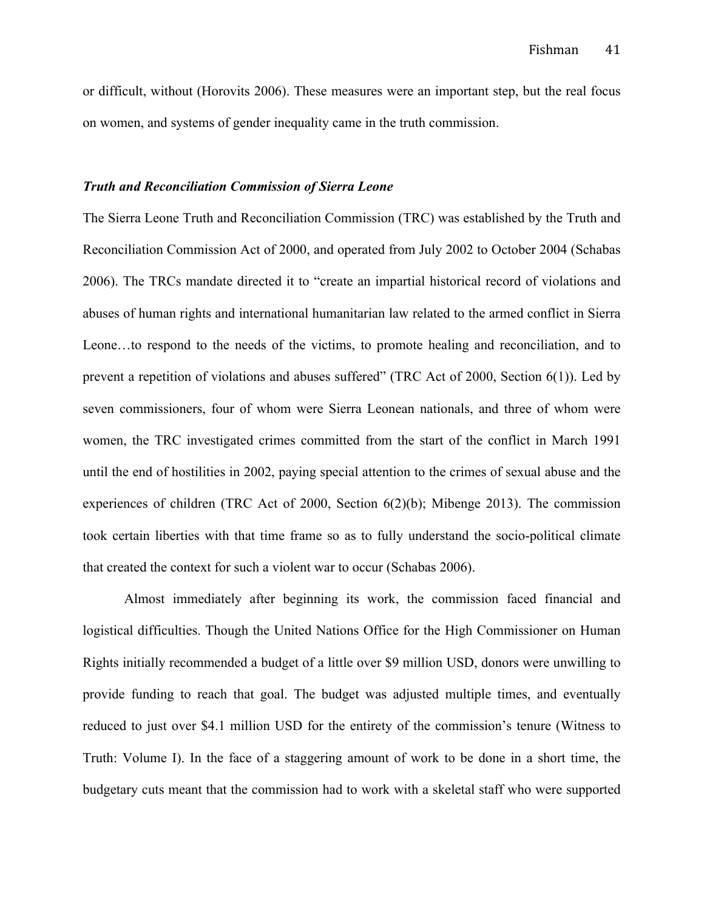or difficult, without (Horovits 2006). These measures were an important step, but the real focus on women, and systems of gender inequality came in the truth commission.

### ***Truth and Reconciliation Commission of Sierra Leone***

The Sierra Leone Truth and Reconciliation Commission (TRC) was established by the Truth and Reconciliation Commission Act of 2000, and operated from July 2002 to October 2004 (Schabas 2006). The TRCs mandate directed it to "create an impartial historical record of violations and abuses of human rights and international humanitarian law related to the armed conflict in Sierra Leone…to respond to the needs of the victims, to promote healing and reconciliation, and to prevent a repetition of violations and abuses suffered" (TRC Act of 2000, Section 6(1)). Led by seven commissioners, four of whom were Sierra Leonean nationals, and three of whom were women, the TRC investigated crimes committed from the start of the conflict in March 1991 until the end of hostilities in 2002, paying special attention to the crimes of sexual abuse and the experiences of children (TRC Act of 2000, Section 6(2)(b); Mibenge 2013). The commission took certain liberties with that time frame so as to fully understand the socio-political climate that created the context for such a violent war to occur (Schabas 2006).

Almost immediately after beginning its work, the commission faced financial and logistical difficulties. Though the United Nations Office for the High Commissioner on Human Rights initially recommended a budget of a little over $9 million USD, donors were unwilling to provide funding to reach that goal. The budget was adjusted multiple times, and eventually reduced to just over $4.1 million USD for the entirety of the commission's tenure (Witness to Truth: Volume I). In the face of a staggering amount of work to be done in a short time, the budgetary cuts meant that the commission had to work with a skeletal staff who were supported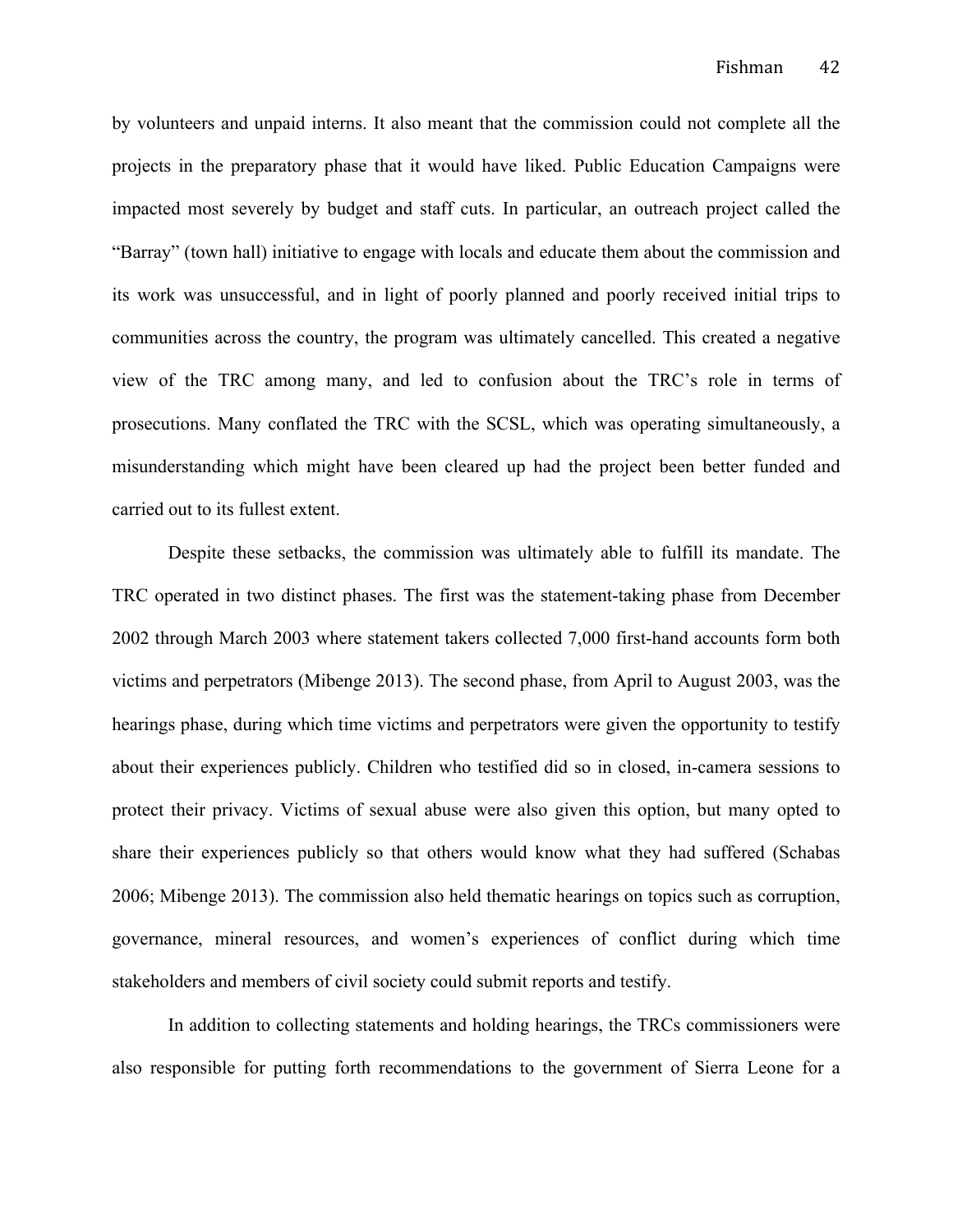by volunteers and unpaid interns. It also meant that the commission could not complete all the projects in the preparatory phase that it would have liked. Public Education Campaigns were impacted most severely by budget and staff cuts. In particular, an outreach project called the "Barray" (town hall) initiative to engage with locals and educate them about the commission and its work was unsuccessful, and in light of poorly planned and poorly received initial trips to communities across the country, the program was ultimately cancelled. This created a negative view of the TRC among many, and led to confusion about the TRC's role in terms of prosecutions. Many conflated the TRC with the SCSL, which was operating simultaneously, a misunderstanding which might have been cleared up had the project been better funded and carried out to its fullest extent.

Despite these setbacks, the commission was ultimately able to fulfill its mandate. The TRC operated in two distinct phases. The first was the statement-taking phase from December 2002 through March 2003 where statement takers collected 7,000 first-hand accounts form both victims and perpetrators (Mibenge 2013). The second phase, from April to August 2003, was the hearings phase, during which time victims and perpetrators were given the opportunity to testify about their experiences publicly. Children who testified did so in closed, in-camera sessions to protect their privacy. Victims of sexual abuse were also given this option, but many opted to share their experiences publicly so that others would know what they had suffered (Schabas 2006; Mibenge 2013). The commission also held thematic hearings on topics such as corruption, governance, mineral resources, and women's experiences of conflict during which time stakeholders and members of civil society could submit reports and testify.

In addition to collecting statements and holding hearings, the TRCs commissioners were also responsible for putting forth recommendations to the government of Sierra Leone for a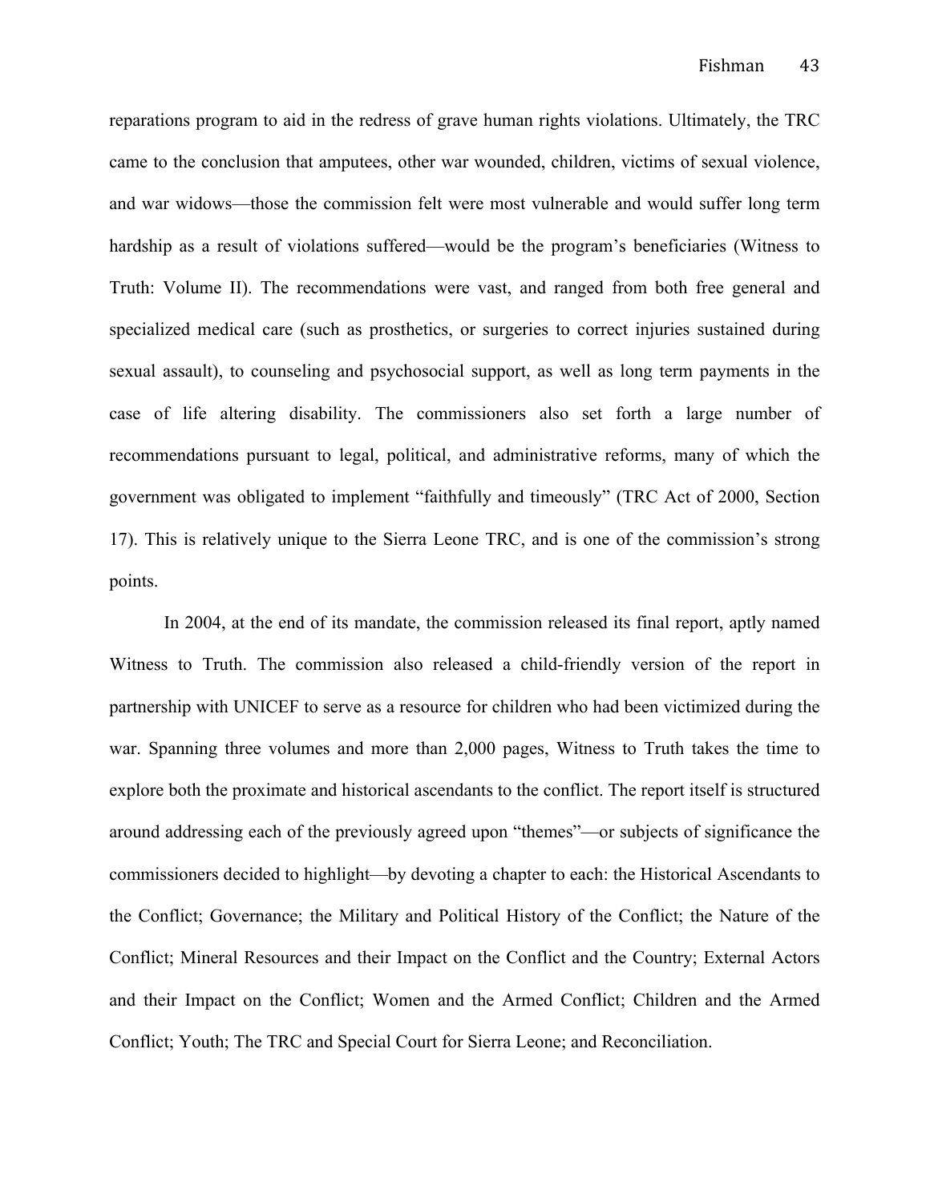reparations program to aid in the redress of grave human rights violations. Ultimately, the TRC came to the conclusion that amputees, other war wounded, children, victims of sexual violence, and war widows—those the commission felt were most vulnerable and would suffer long term hardship as a result of violations suffered—would be the program's beneficiaries (Witness to Truth: Volume II). The recommendations were vast, and ranged from both free general and specialized medical care (such as prosthetics, or surgeries to correct injuries sustained during sexual assault), to counseling and psychosocial support, as well as long term payments in the case of life altering disability. The commissioners also set forth a large number of recommendations pursuant to legal, political, and administrative reforms, many of which the government was obligated to implement "faithfully and timeously" (TRC Act of 2000, Section 17). This is relatively unique to the Sierra Leone TRC, and is one of the commission's strong points.

In 2004, at the end of its mandate, the commission released its final report, aptly named Witness to Truth. The commission also released a child-friendly version of the report in partnership with UNICEF to serve as a resource for children who had been victimized during the war. Spanning three volumes and more than 2,000 pages, Witness to Truth takes the time to explore both the proximate and historical ascendants to the conflict. The report itself is structured around addressing each of the previously agreed upon "themes"—or subjects of significance the commissioners decided to highlight—by devoting a chapter to each: the Historical Ascendants to the Conflict; Governance; the Military and Political History of the Conflict; the Nature of the Conflict; Mineral Resources and their Impact on the Conflict and the Country; External Actors and their Impact on the Conflict; Women and the Armed Conflict; Children and the Armed Conflict; Youth; The TRC and Special Court for Sierra Leone; and Reconciliation.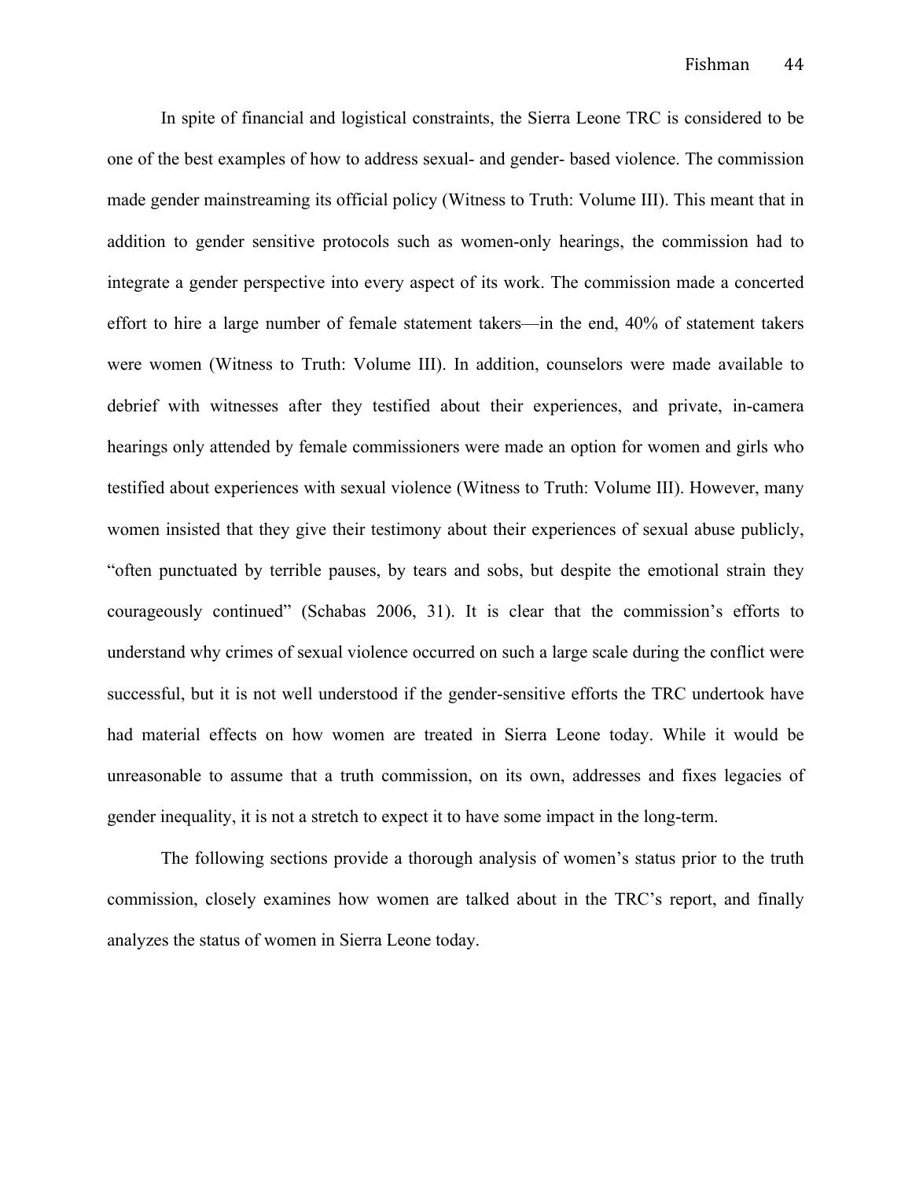In spite of financial and logistical constraints, the Sierra Leone TRC is considered to be one of the best examples of how to address sexual- and gender- based violence. The commission made gender mainstreaming its official policy (Witness to Truth: Volume III). This meant that in addition to gender sensitive protocols such as women-only hearings, the commission had to integrate a gender perspective into every aspect of its work. The commission made a concerted effort to hire a large number of female statement takers—in the end, 40% of statement takers were women (Witness to Truth: Volume III). In addition, counselors were made available to debrief with witnesses after they testified about their experiences, and private, in-camera hearings only attended by female commissioners were made an option for women and girls who testified about experiences with sexual violence (Witness to Truth: Volume III). However, many women insisted that they give their testimony about their experiences of sexual abuse publicly, "often punctuated by terrible pauses, by tears and sobs, but despite the emotional strain they courageously continued" (Schabas 2006, 31). It is clear that the commission's efforts to understand why crimes of sexual violence occurred on such a large scale during the conflict were successful, but it is not well understood if the gender-sensitive efforts the TRC undertook have had material effects on how women are treated in Sierra Leone today. While it would be unreasonable to assume that a truth commission, on its own, addresses and fixes legacies of gender inequality, it is not a stretch to expect it to have some impact in the long-term.

The following sections provide a thorough analysis of women's status prior to the truth commission, closely examines how women are talked about in the TRC's report, and finally analyzes the status of women in Sierra Leone today.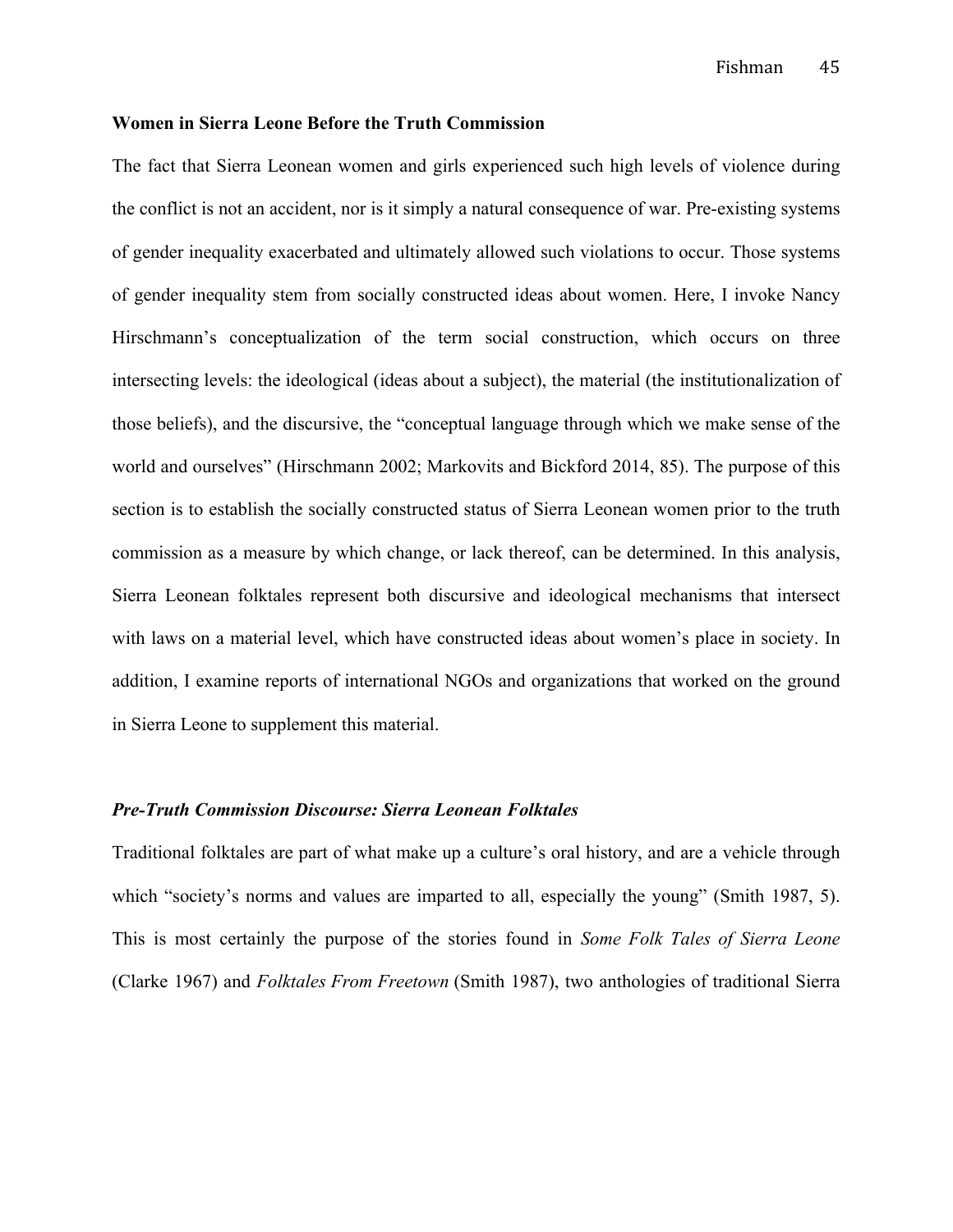## Women in Sierra Leone Before the Truth Commission

The fact that Sierra Leonean women and girls experienced such high levels of violence during the conflict is not an accident, nor is it simply a natural consequence of war. Pre-existing systems of gender inequality exacerbated and ultimately allowed such violations to occur. Those systems of gender inequality stem from socially constructed ideas about women. Here, I invoke Nancy Hirschmann's conceptualization of the term social construction, which occurs on three intersecting levels: the ideological (ideas about a subject), the material (the institutionalization of those beliefs), and the discursive, the "conceptual language through which we make sense of the world and ourselves" (Hirschmann 2002; Markovits and Bickford 2014, 85). The purpose of this section is to establish the socially constructed status of Sierra Leonean women prior to the truth commission as a measure by which change, or lack thereof, can be determined. In this analysis, Sierra Leonean folktales represent both discursive and ideological mechanisms that intersect with laws on a material level, which have constructed ideas about women's place in society. In addition, I examine reports of international NGOs and organizations that worked on the ground in Sierra Leone to supplement this material.

### *Pre-Truth Commission Discourse: Sierra Leonean Folktales*

Traditional folktales are part of what make up a culture's oral history, and are a vehicle through which "society's norms and values are imparted to all, especially the young" (Smith 1987, 5). This is most certainly the purpose of the stories found in *Some Folk Tales of Sierra Leone* (Clarke 1967) and *Folktales From Freetown* (Smith 1987), two anthologies of traditional Sierra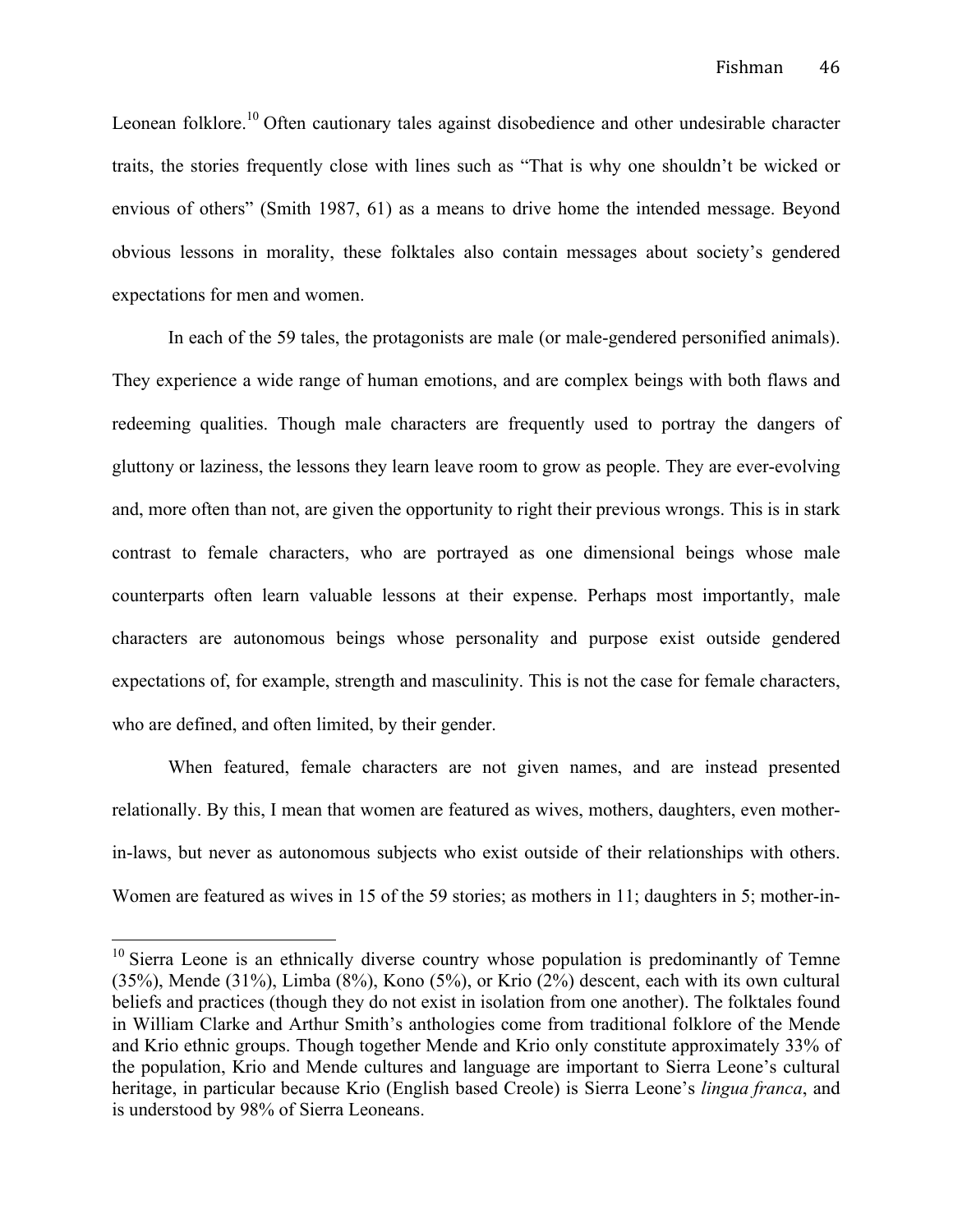Leonean folklore.[10] Often cautionary tales against disobedience and other undesirable character traits, the stories frequently close with lines such as "That is why one shouldn't be wicked or envious of others" (Smith 1987, 61) as a means to drive home the intended message. Beyond obvious lessons in morality, these folktales also contain messages about society's gendered expectations for men and women.

In each of the 59 tales, the protagonists are male (or male-gendered personified animals). They experience a wide range of human emotions, and are complex beings with both flaws and redeeming qualities. Though male characters are frequently used to portray the dangers of gluttony or laziness, the lessons they learn leave room to grow as people. They are ever-evolving and, more often than not, are given the opportunity to right their previous wrongs. This is in stark contrast to female characters, who are portrayed as one dimensional beings whose male counterparts often learn valuable lessons at their expense. Perhaps most importantly, male characters are autonomous beings whose personality and purpose exist outside gendered expectations of, for example, strength and masculinity. This is not the case for female characters, who are defined, and often limited, by their gender.

When featured, female characters are not given names, and are instead presented relationally. By this, I mean that women are featured as wives, mothers, daughters, even mother-in-laws, but never as autonomous subjects who exist outside of their relationships with others. Women are featured as wives in 15 of the 59 stories; as mothers in 11; daughters in 5; mother-in-

[10] Sierra Leone is an ethnically diverse country whose population is predominantly of Temne (35%), Mende (31%), Limba (8%), Kono (5%), or Krio (2%) descent, each with its own cultural beliefs and practices (though they do not exist in isolation from one another). The folktales found in William Clarke and Arthur Smith's anthologies come from traditional folklore of the Mende and Krio ethnic groups. Though together Mende and Krio only constitute approximately 33% of the population, Krio and Mende cultures and language are important to Sierra Leone's cultural heritage, in particular because Krio (English based Creole) is Sierra Leone's *lingua franca*, and is understood by 98% of Sierra Leoneans.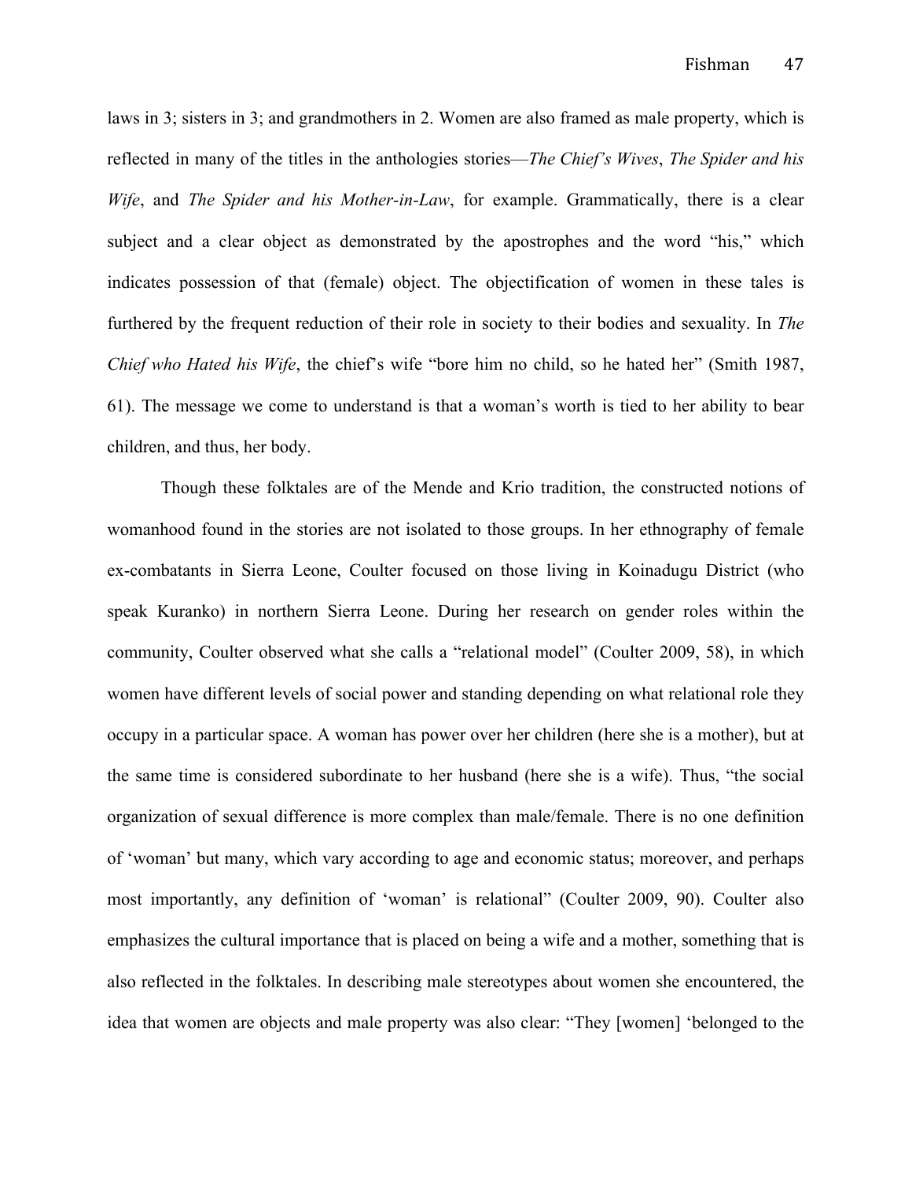laws in 3; sisters in 3; and grandmothers in 2. Women are also framed as male property, which is reflected in many of the titles in the anthologies stories—*The Chief's Wives*, *The Spider and his Wife*, and *The Spider and his Mother-in-Law*, for example. Grammatically, there is a clear subject and a clear object as demonstrated by the apostrophes and the word "his," which indicates possession of that (female) object. The objectification of women in these tales is furthered by the frequent reduction of their role in society to their bodies and sexuality. In *The Chief who Hated his Wife*, the chief's wife "bore him no child, so he hated her" (Smith 1987, 61). The message we come to understand is that a woman's worth is tied to her ability to bear children, and thus, her body.

Though these folktales are of the Mende and Krio tradition, the constructed notions of womanhood found in the stories are not isolated to those groups. In her ethnography of female ex-combatants in Sierra Leone, Coulter focused on those living in Koinadugu District (who speak Kuranko) in northern Sierra Leone. During her research on gender roles within the community, Coulter observed what she calls a "relational model" (Coulter 2009, 58), in which women have different levels of social power and standing depending on what relational role they occupy in a particular space. A woman has power over her children (here she is a mother), but at the same time is considered subordinate to her husband (here she is a wife). Thus, "the social organization of sexual difference is more complex than male/female. There is no one definition of 'woman' but many, which vary according to age and economic status; moreover, and perhaps most importantly, any definition of 'woman' is relational" (Coulter 2009, 90). Coulter also emphasizes the cultural importance that is placed on being a wife and a mother, something that is also reflected in the folktales. In describing male stereotypes about women she encountered, the idea that women are objects and male property was also clear: "They [women] 'belonged to the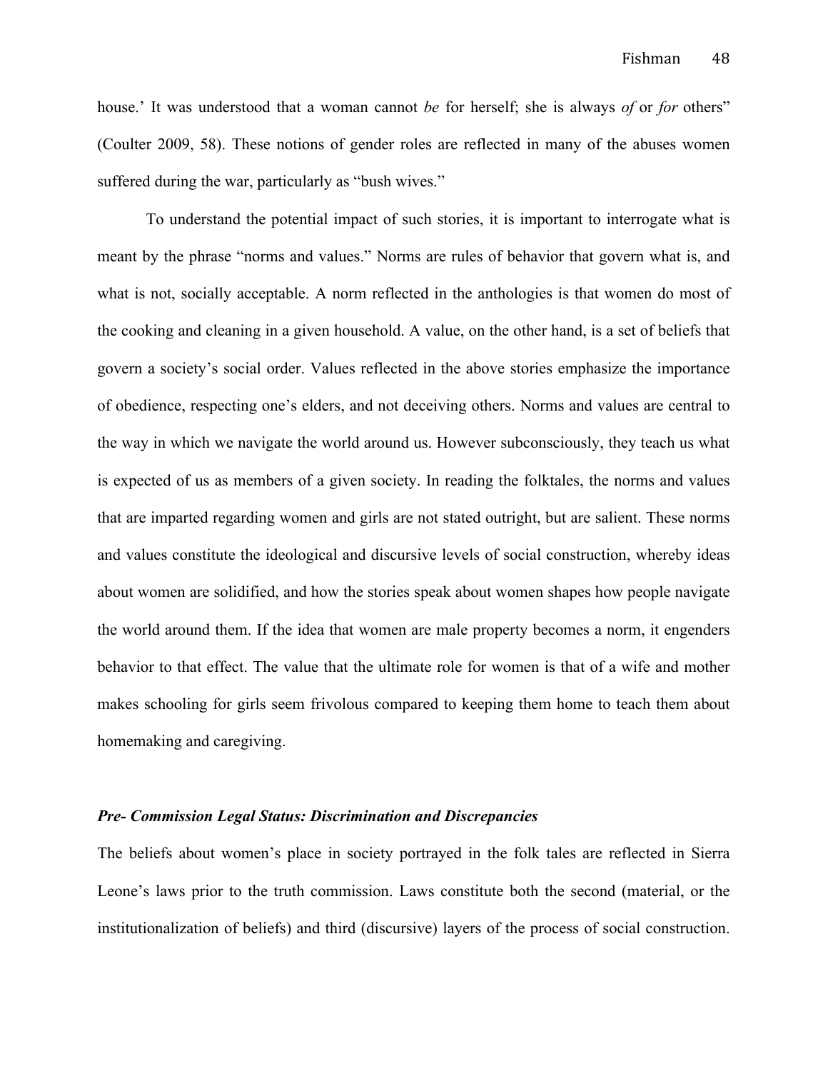house.' It was understood that a woman cannot *be* for herself; she is always *of* or *for* others" (Coulter 2009, 58). These notions of gender roles are reflected in many of the abuses women suffered during the war, particularly as "bush wives."

To understand the potential impact of such stories, it is important to interrogate what is meant by the phrase "norms and values." Norms are rules of behavior that govern what is, and what is not, socially acceptable. A norm reflected in the anthologies is that women do most of the cooking and cleaning in a given household. A value, on the other hand, is a set of beliefs that govern a society's social order. Values reflected in the above stories emphasize the importance of obedience, respecting one's elders, and not deceiving others. Norms and values are central to the way in which we navigate the world around us. However subconsciously, they teach us what is expected of us as members of a given society. In reading the folktales, the norms and values that are imparted regarding women and girls are not stated outright, but are salient. These norms and values constitute the ideological and discursive levels of social construction, whereby ideas about women are solidified, and how the stories speak about women shapes how people navigate the world around them. If the idea that women are male property becomes a norm, it engenders behavior to that effect. The value that the ultimate role for women is that of a wife and mother makes schooling for girls seem frivolous compared to keeping them home to teach them about homemaking and caregiving.

### *Pre- Commission Legal Status: Discrimination and Discrepancies*

The beliefs about women's place in society portrayed in the folk tales are reflected in Sierra Leone's laws prior to the truth commission. Laws constitute both the second (material, or the institutionalization of beliefs) and third (discursive) layers of the process of social construction.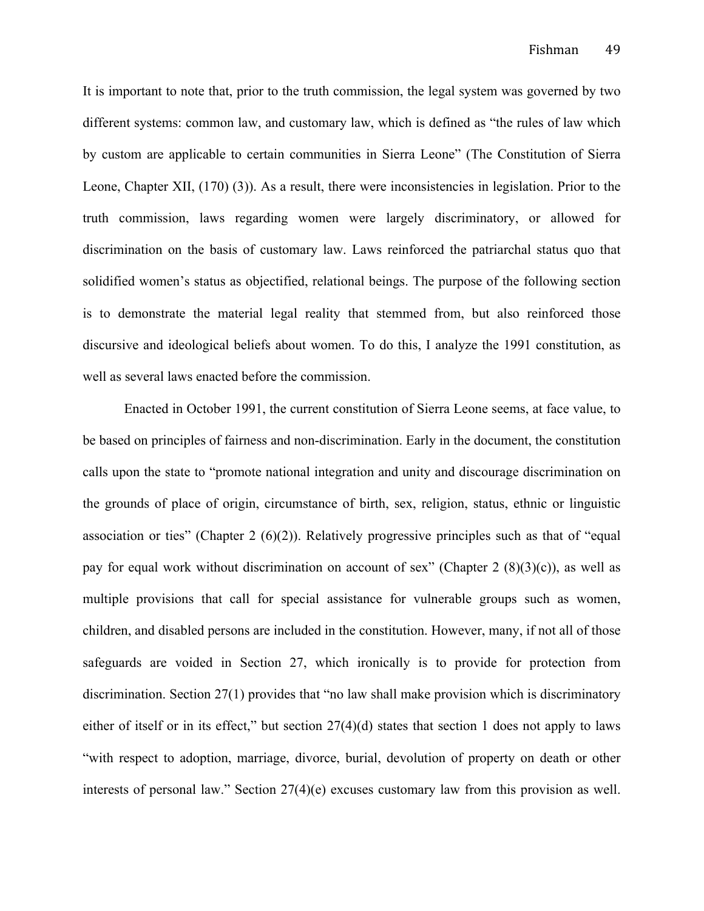It is important to note that, prior to the truth commission, the legal system was governed by two different systems: common law, and customary law, which is defined as "the rules of law which by custom are applicable to certain communities in Sierra Leone" (The Constitution of Sierra Leone, Chapter XII, (170) (3)). As a result, there were inconsistencies in legislation. Prior to the truth commission, laws regarding women were largely discriminatory, or allowed for discrimination on the basis of customary law. Laws reinforced the patriarchal status quo that solidified women's status as objectified, relational beings. The purpose of the following section is to demonstrate the material legal reality that stemmed from, but also reinforced those discursive and ideological beliefs about women. To do this, I analyze the 1991 constitution, as well as several laws enacted before the commission.

Enacted in October 1991, the current constitution of Sierra Leone seems, at face value, to be based on principles of fairness and non-discrimination. Early in the document, the constitution calls upon the state to "promote national integration and unity and discourage discrimination on the grounds of place of origin, circumstance of birth, sex, religion, status, ethnic or linguistic association or ties" (Chapter 2 (6)(2)). Relatively progressive principles such as that of "equal pay for equal work without discrimination on account of sex" (Chapter 2 (8)(3)(c)), as well as multiple provisions that call for special assistance for vulnerable groups such as women, children, and disabled persons are included in the constitution. However, many, if not all of those safeguards are voided in Section 27, which ironically is to provide for protection from discrimination. Section 27(1) provides that "no law shall make provision which is discriminatory either of itself or in its effect," but section 27(4)(d) states that section 1 does not apply to laws "with respect to adoption, marriage, divorce, burial, devolution of property on death or other interests of personal law." Section 27(4)(e) excuses customary law from this provision as well.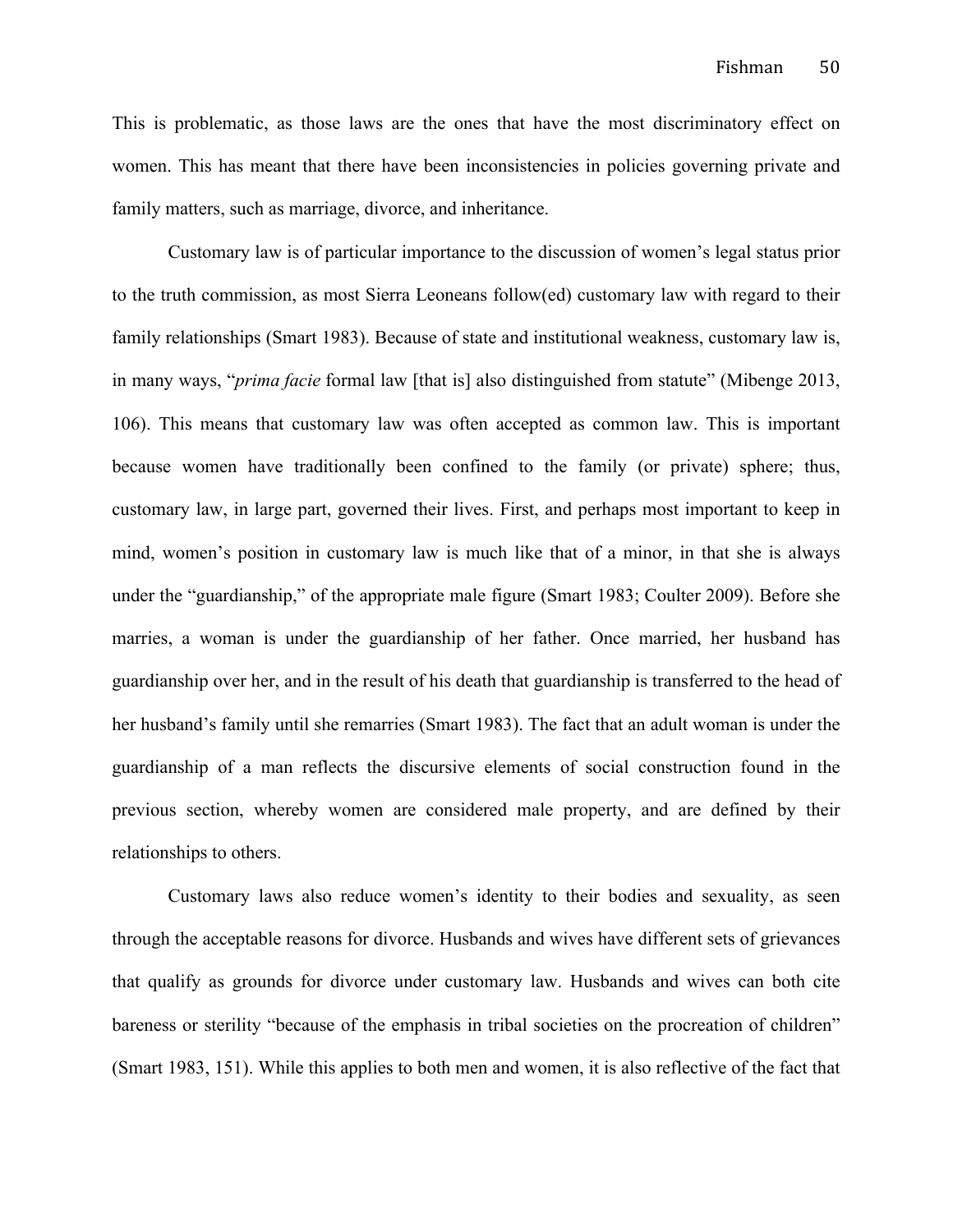This is problematic, as those laws are the ones that have the most discriminatory effect on women. This has meant that there have been inconsistencies in policies governing private and family matters, such as marriage, divorce, and inheritance.

Customary law is of particular importance to the discussion of women's legal status prior to the truth commission, as most Sierra Leoneans follow(ed) customary law with regard to their family relationships (Smart 1983). Because of state and institutional weakness, customary law is, in many ways, "*prima facie* formal law [that is] also distinguished from statute" (Mibenge 2013, 106). This means that customary law was often accepted as common law. This is important because women have traditionally been confined to the family (or private) sphere; thus, customary law, in large part, governed their lives. First, and perhaps most important to keep in mind, women's position in customary law is much like that of a minor, in that she is always under the "guardianship," of the appropriate male figure (Smart 1983; Coulter 2009). Before she marries, a woman is under the guardianship of her father. Once married, her husband has guardianship over her, and in the result of his death that guardianship is transferred to the head of her husband's family until she remarries (Smart 1983). The fact that an adult woman is under the guardianship of a man reflects the discursive elements of social construction found in the previous section, whereby women are considered male property, and are defined by their relationships to others.

Customary laws also reduce women's identity to their bodies and sexuality, as seen through the acceptable reasons for divorce. Husbands and wives have different sets of grievances that qualify as grounds for divorce under customary law. Husbands and wives can both cite bareness or sterility "because of the emphasis in tribal societies on the procreation of children" (Smart 1983, 151). While this applies to both men and women, it is also reflective of the fact that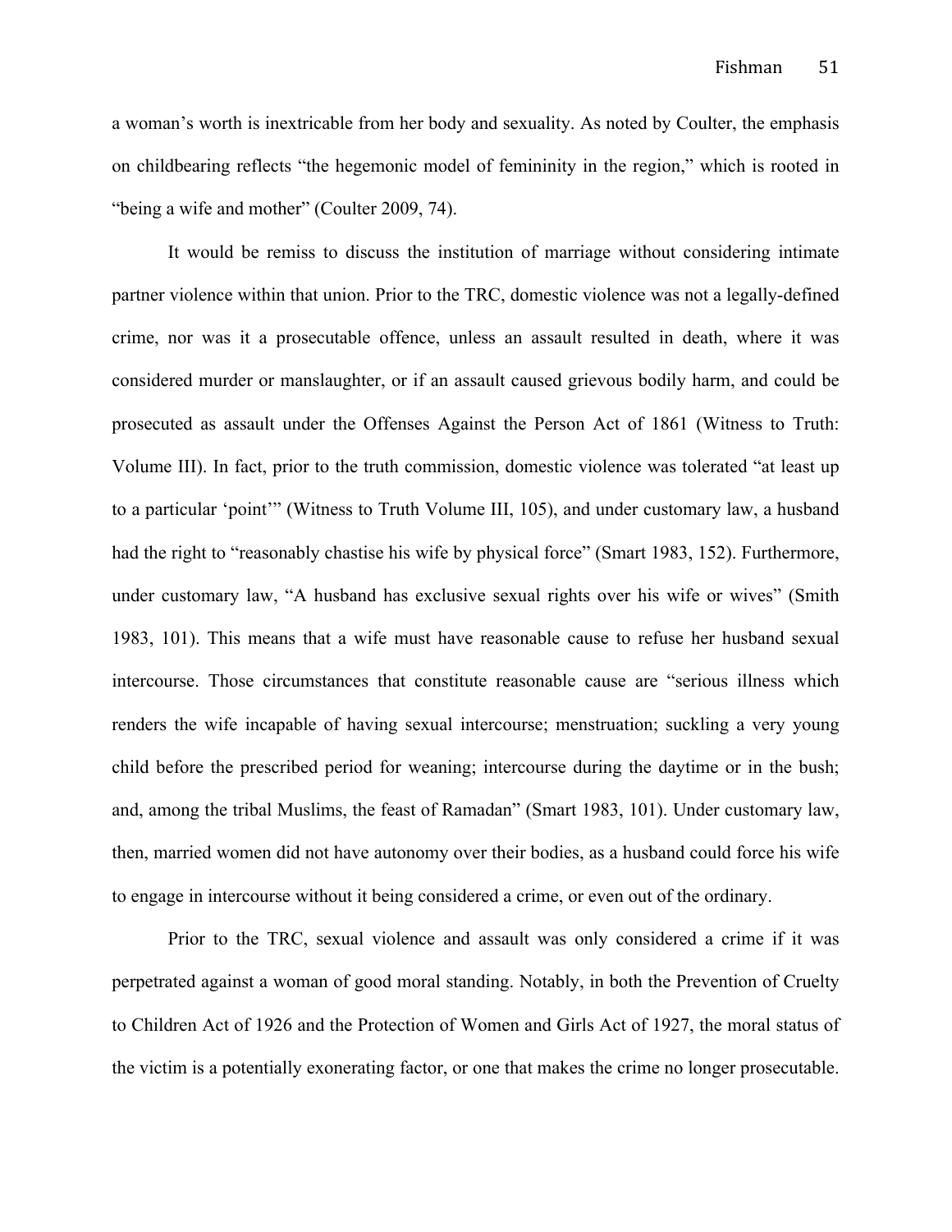a woman's worth is inextricable from her body and sexuality. As noted by Coulter, the emphasis on childbearing reflects "the hegemonic model of femininity in the region," which is rooted in "being a wife and mother" (Coulter 2009, 74).

It would be remiss to discuss the institution of marriage without considering intimate partner violence within that union. Prior to the TRC, domestic violence was not a legally-defined crime, nor was it a prosecutable offence, unless an assault resulted in death, where it was considered murder or manslaughter, or if an assault caused grievous bodily harm, and could be prosecuted as assault under the Offenses Against the Person Act of 1861 (Witness to Truth: Volume III). In fact, prior to the truth commission, domestic violence was tolerated "at least up to a particular 'point'" (Witness to Truth Volume III, 105), and under customary law, a husband had the right to "reasonably chastise his wife by physical force" (Smart 1983, 152). Furthermore, under customary law, "A husband has exclusive sexual rights over his wife or wives" (Smith 1983, 101). This means that a wife must have reasonable cause to refuse her husband sexual intercourse. Those circumstances that constitute reasonable cause are "serious illness which renders the wife incapable of having sexual intercourse; menstruation; suckling a very young child before the prescribed period for weaning; intercourse during the daytime or in the bush; and, among the tribal Muslims, the feast of Ramadan" (Smart 1983, 101). Under customary law, then, married women did not have autonomy over their bodies, as a husband could force his wife to engage in intercourse without it being considered a crime, or even out of the ordinary.

Prior to the TRC, sexual violence and assault was only considered a crime if it was perpetrated against a woman of good moral standing. Notably, in both the Prevention of Cruelty to Children Act of 1926 and the Protection of Women and Girls Act of 1927, the moral status of the victim is a potentially exonerating factor, or one that makes the crime no longer prosecutable.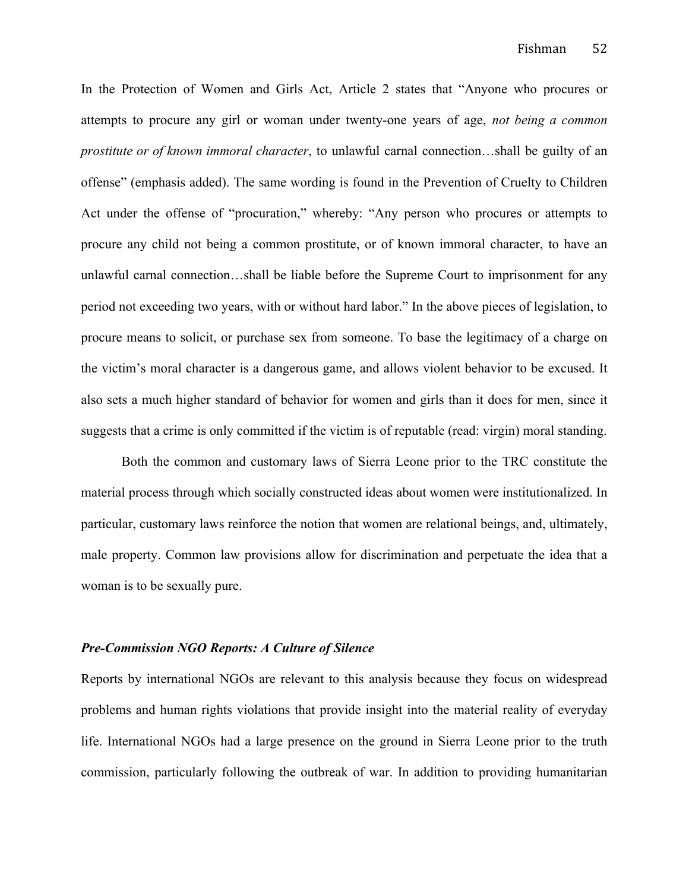In the Protection of Women and Girls Act, Article 2 states that "Anyone who procures or attempts to procure any girl or woman under twenty-one years of age, *not being a common prostitute or of known immoral character*, to unlawful carnal connection…shall be guilty of an offense" (emphasis added). The same wording is found in the Prevention of Cruelty to Children Act under the offense of "procuration," whereby: "Any person who procures or attempts to procure any child not being a common prostitute, or of known immoral character, to have an unlawful carnal connection…shall be liable before the Supreme Court to imprisonment for any period not exceeding two years, with or without hard labor." In the above pieces of legislation, to procure means to solicit, or purchase sex from someone. To base the legitimacy of a charge on the victim's moral character is a dangerous game, and allows violent behavior to be excused. It also sets a much higher standard of behavior for women and girls than it does for men, since it suggests that a crime is only committed if the victim is of reputable (read: virgin) moral standing.

Both the common and customary laws of Sierra Leone prior to the TRC constitute the material process through which socially constructed ideas about women were institutionalized. In particular, customary laws reinforce the notion that women are relational beings, and, ultimately, male property. Common law provisions allow for discrimination and perpetuate the idea that a woman is to be sexually pure.

### ***Pre-Commission NGO Reports: A Culture of Silence***

Reports by international NGOs are relevant to this analysis because they focus on widespread problems and human rights violations that provide insight into the material reality of everyday life. International NGOs had a large presence on the ground in Sierra Leone prior to the truth commission, particularly following the outbreak of war. In addition to providing humanitarian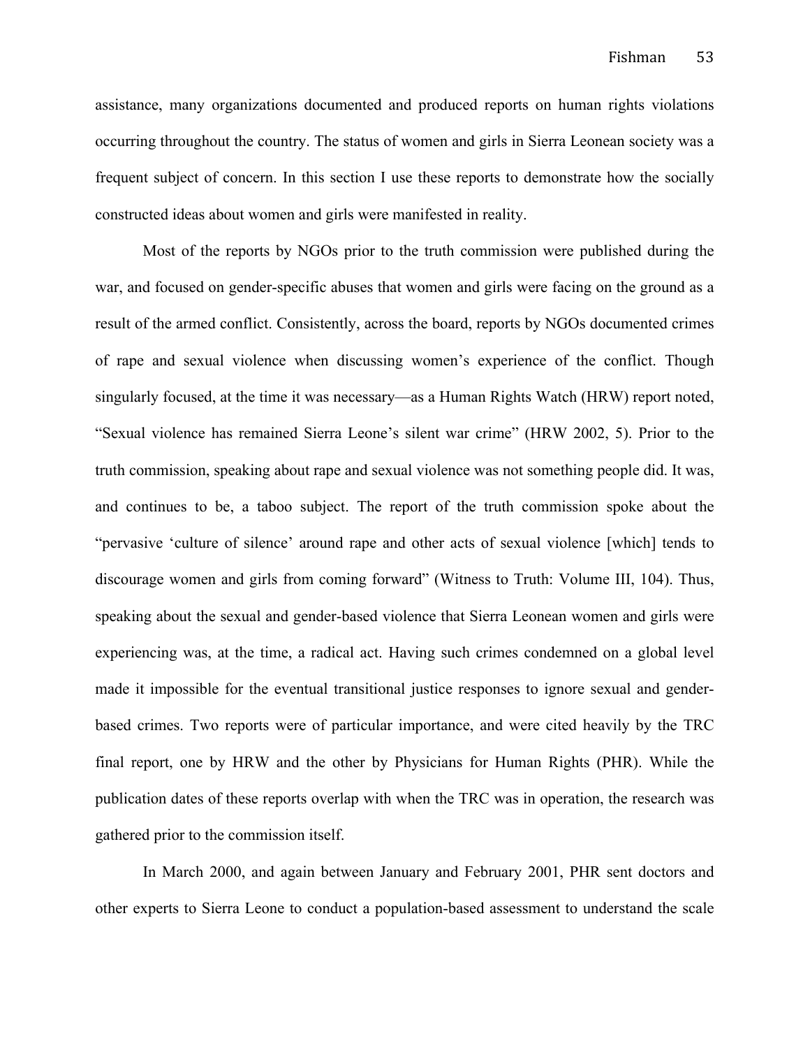assistance, many organizations documented and produced reports on human rights violations occurring throughout the country. The status of women and girls in Sierra Leonean society was a frequent subject of concern. In this section I use these reports to demonstrate how the socially constructed ideas about women and girls were manifested in reality.

Most of the reports by NGOs prior to the truth commission were published during the war, and focused on gender-specific abuses that women and girls were facing on the ground as a result of the armed conflict. Consistently, across the board, reports by NGOs documented crimes of rape and sexual violence when discussing women's experience of the conflict. Though singularly focused, at the time it was necessary—as a Human Rights Watch (HRW) report noted, "Sexual violence has remained Sierra Leone's silent war crime" (HRW 2002, 5). Prior to the truth commission, speaking about rape and sexual violence was not something people did. It was, and continues to be, a taboo subject. The report of the truth commission spoke about the "pervasive 'culture of silence' around rape and other acts of sexual violence [which] tends to discourage women and girls from coming forward" (Witness to Truth: Volume III, 104). Thus, speaking about the sexual and gender-based violence that Sierra Leonean women and girls were experiencing was, at the time, a radical act. Having such crimes condemned on a global level made it impossible for the eventual transitional justice responses to ignore sexual and gender-based crimes. Two reports were of particular importance, and were cited heavily by the TRC final report, one by HRW and the other by Physicians for Human Rights (PHR). While the publication dates of these reports overlap with when the TRC was in operation, the research was gathered prior to the commission itself.

In March 2000, and again between January and February 2001, PHR sent doctors and other experts to Sierra Leone to conduct a population-based assessment to understand the scale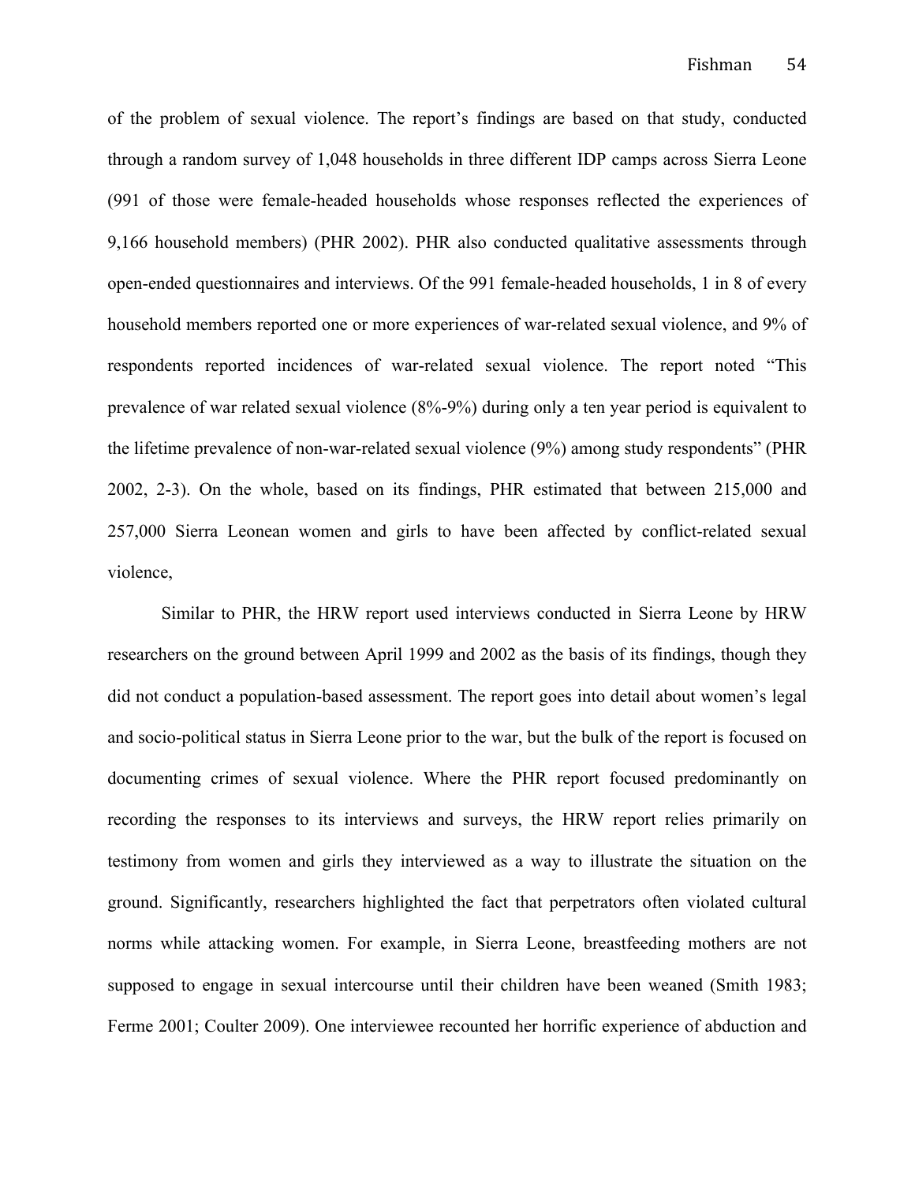of the problem of sexual violence. The report's findings are based on that study, conducted through a random survey of 1,048 households in three different IDP camps across Sierra Leone (991 of those were female-headed households whose responses reflected the experiences of 9,166 household members) (PHR 2002). PHR also conducted qualitative assessments through open-ended questionnaires and interviews. Of the 991 female-headed households, 1 in 8 of every household members reported one or more experiences of war-related sexual violence, and 9% of respondents reported incidences of war-related sexual violence. The report noted "This prevalence of war related sexual violence (8%-9%) during only a ten year period is equivalent to the lifetime prevalence of non-war-related sexual violence (9%) among study respondents" (PHR 2002, 2-3). On the whole, based on its findings, PHR estimated that between 215,000 and 257,000 Sierra Leonean women and girls to have been affected by conflict-related sexual violence,

Similar to PHR, the HRW report used interviews conducted in Sierra Leone by HRW researchers on the ground between April 1999 and 2002 as the basis of its findings, though they did not conduct a population-based assessment. The report goes into detail about women's legal and socio-political status in Sierra Leone prior to the war, but the bulk of the report is focused on documenting crimes of sexual violence. Where the PHR report focused predominantly on recording the responses to its interviews and surveys, the HRW report relies primarily on testimony from women and girls they interviewed as a way to illustrate the situation on the ground. Significantly, researchers highlighted the fact that perpetrators often violated cultural norms while attacking women. For example, in Sierra Leone, breastfeeding mothers are not supposed to engage in sexual intercourse until their children have been weaned (Smith 1983; Ferme 2001; Coulter 2009). One interviewee recounted her horrific experience of abduction and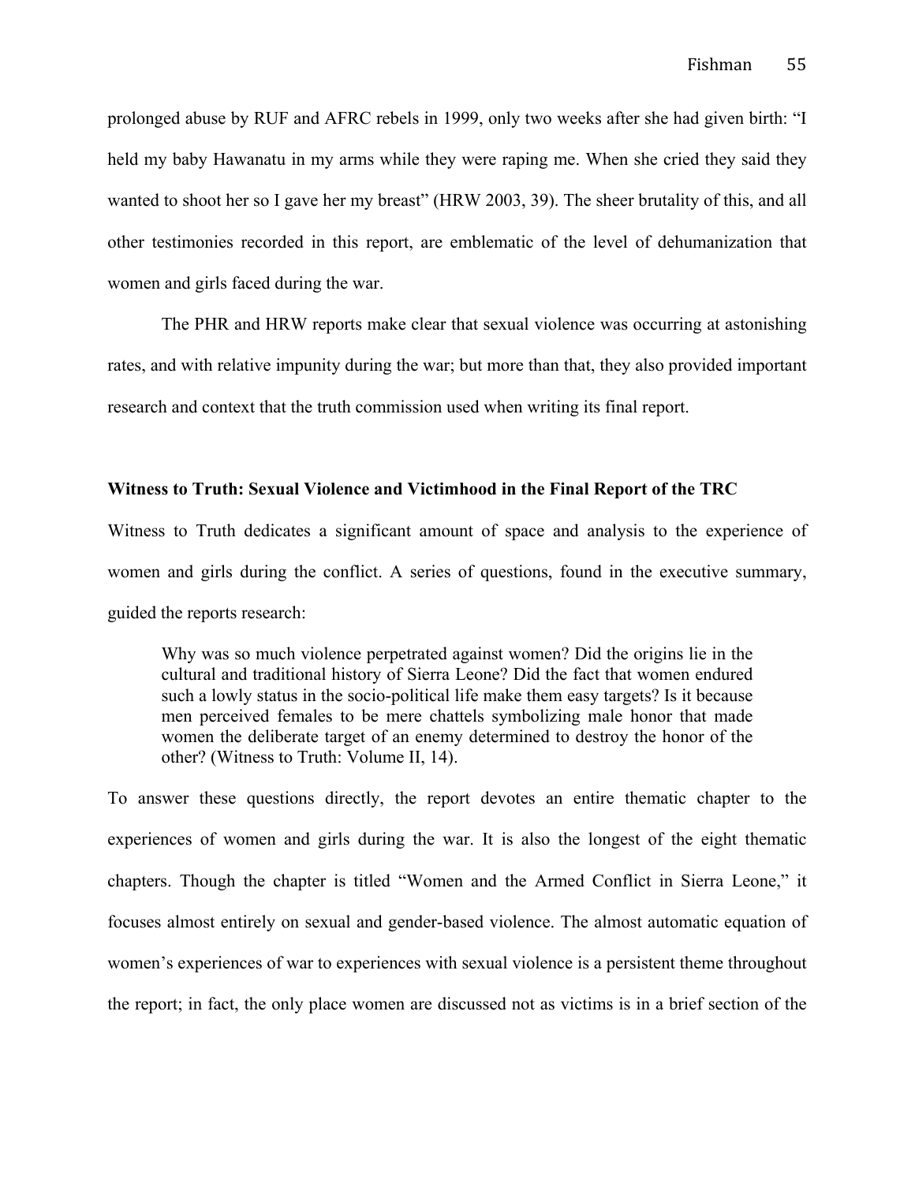prolonged abuse by RUF and AFRC rebels in 1999, only two weeks after she had given birth: "I held my baby Hawanatu in my arms while they were raping me. When she cried they said they wanted to shoot her so I gave her my breast" (HRW 2003, 39). The sheer brutality of this, and all other testimonies recorded in this report, are emblematic of the level of dehumanization that women and girls faced during the war.

The PHR and HRW reports make clear that sexual violence was occurring at astonishing rates, and with relative impunity during the war; but more than that, they also provided important research and context that the truth commission used when writing its final report.

**Witness to Truth: Sexual Violence and Victimhood in the Final Report of the TRC**

Witness to Truth dedicates a significant amount of space and analysis to the experience of women and girls during the conflict. A series of questions, found in the executive summary, guided the reports research:

> Why was so much violence perpetrated against women? Did the origins lie in the cultural and traditional history of Sierra Leone? Did the fact that women endured such a lowly status in the socio-political life make them easy targets? Is it because men perceived females to be mere chattels symbolizing male honor that made women the deliberate target of an enemy determined to destroy the honor of the other? (Witness to Truth: Volume II, 14).

To answer these questions directly, the report devotes an entire thematic chapter to the experiences of women and girls during the war. It is also the longest of the eight thematic chapters. Though the chapter is titled "Women and the Armed Conflict in Sierra Leone," it focuses almost entirely on sexual and gender-based violence. The almost automatic equation of women's experiences of war to experiences with sexual violence is a persistent theme throughout the report; in fact, the only place women are discussed not as victims is in a brief section of the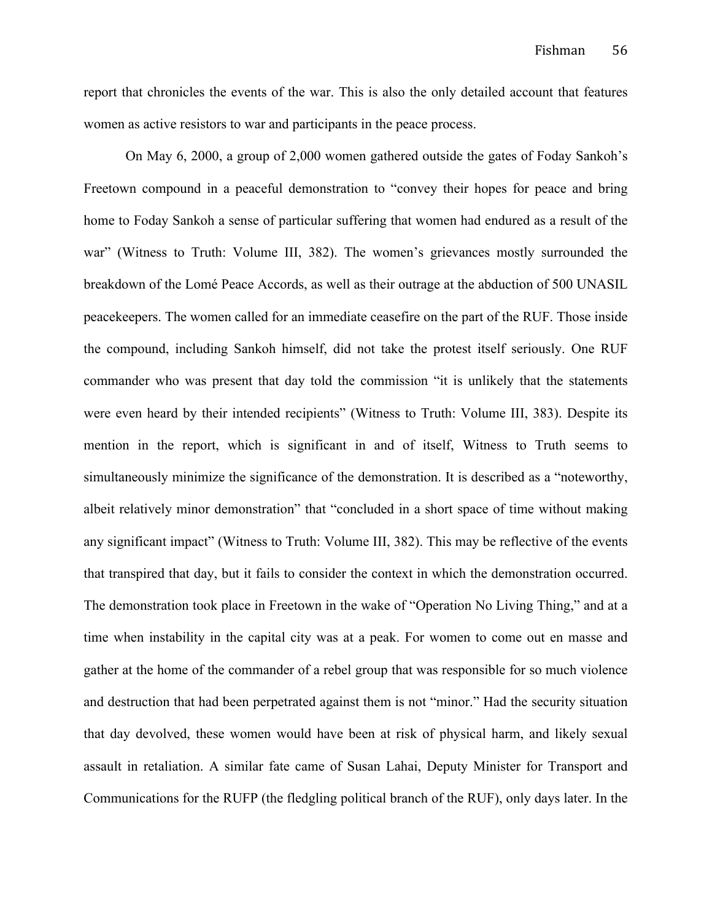report that chronicles the events of the war. This is also the only detailed account that features women as active resistors to war and participants in the peace process.

On May 6, 2000, a group of 2,000 women gathered outside the gates of Foday Sankoh's Freetown compound in a peaceful demonstration to "convey their hopes for peace and bring home to Foday Sankoh a sense of particular suffering that women had endured as a result of the war" (Witness to Truth: Volume III, 382). The women's grievances mostly surrounded the breakdown of the Lomé Peace Accords, as well as their outrage at the abduction of 500 UNASIL peacekeepers. The women called for an immediate ceasefire on the part of the RUF. Those inside the compound, including Sankoh himself, did not take the protest itself seriously. One RUF commander who was present that day told the commission "it is unlikely that the statements were even heard by their intended recipients" (Witness to Truth: Volume III, 383). Despite its mention in the report, which is significant in and of itself, Witness to Truth seems to simultaneously minimize the significance of the demonstration. It is described as a "noteworthy, albeit relatively minor demonstration" that "concluded in a short space of time without making any significant impact" (Witness to Truth: Volume III, 382). This may be reflective of the events that transpired that day, but it fails to consider the context in which the demonstration occurred. The demonstration took place in Freetown in the wake of "Operation No Living Thing," and at a time when instability in the capital city was at a peak. For women to come out en masse and gather at the home of the commander of a rebel group that was responsible for so much violence and destruction that had been perpetrated against them is not "minor." Had the security situation that day devolved, these women would have been at risk of physical harm, and likely sexual assault in retaliation. A similar fate came of Susan Lahai, Deputy Minister for Transport and Communications for the RUFP (the fledgling political branch of the RUF), only days later. In the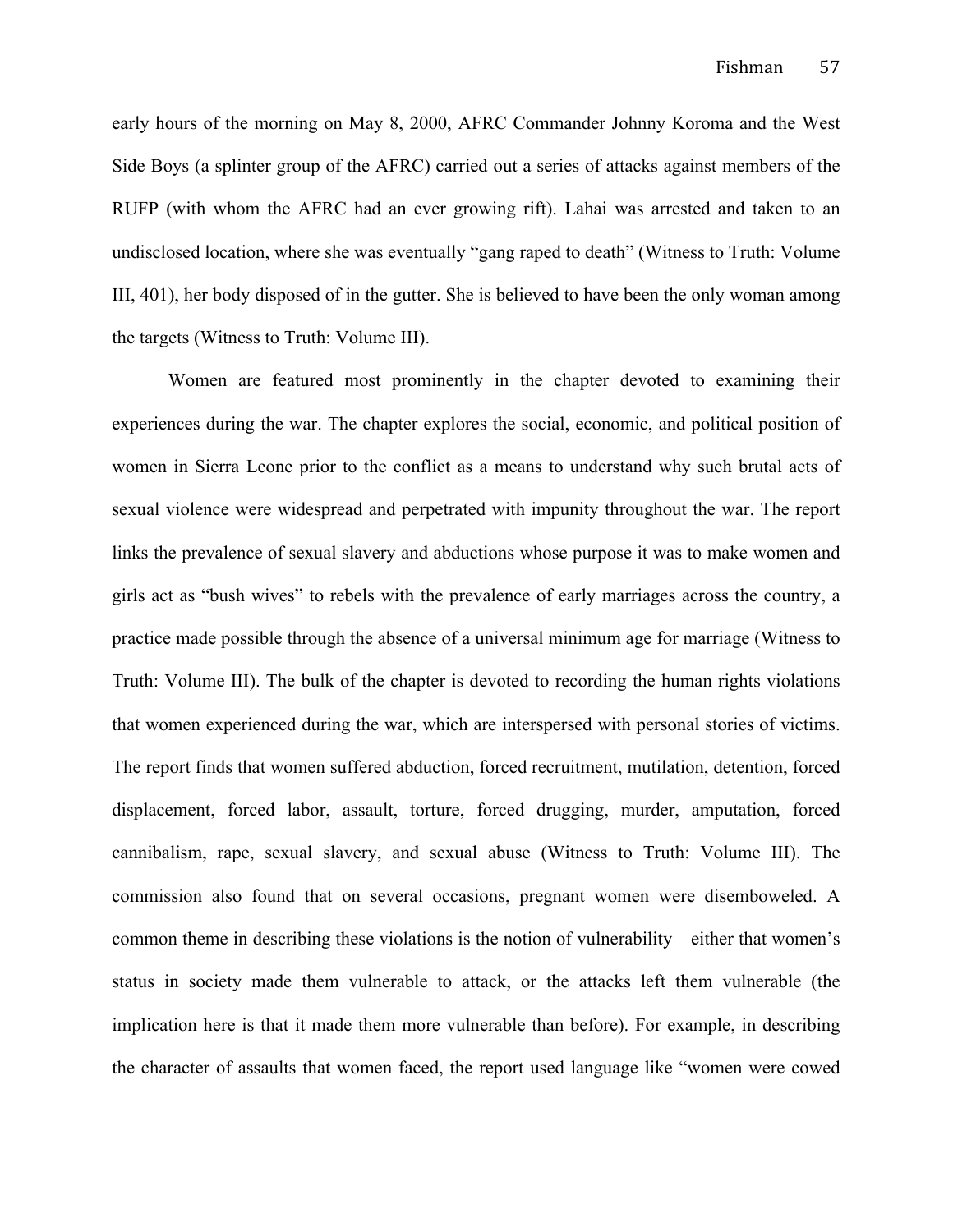early hours of the morning on May 8, 2000, AFRC Commander Johnny Koroma and the West Side Boys (a splinter group of the AFRC) carried out a series of attacks against members of the RUFP (with whom the AFRC had an ever growing rift). Lahai was arrested and taken to an undisclosed location, where she was eventually "gang raped to death" (Witness to Truth: Volume III, 401), her body disposed of in the gutter. She is believed to have been the only woman among the targets (Witness to Truth: Volume III).

Women are featured most prominently in the chapter devoted to examining their experiences during the war. The chapter explores the social, economic, and political position of women in Sierra Leone prior to the conflict as a means to understand why such brutal acts of sexual violence were widespread and perpetrated with impunity throughout the war. The report links the prevalence of sexual slavery and abductions whose purpose it was to make women and girls act as "bush wives" to rebels with the prevalence of early marriages across the country, a practice made possible through the absence of a universal minimum age for marriage (Witness to Truth: Volume III). The bulk of the chapter is devoted to recording the human rights violations that women experienced during the war, which are interspersed with personal stories of victims. The report finds that women suffered abduction, forced recruitment, mutilation, detention, forced displacement, forced labor, assault, torture, forced drugging, murder, amputation, forced cannibalism, rape, sexual slavery, and sexual abuse (Witness to Truth: Volume III). The commission also found that on several occasions, pregnant women were disemboweled. A common theme in describing these violations is the notion of vulnerability—either that women's status in society made them vulnerable to attack, or the attacks left them vulnerable (the implication here is that it made them more vulnerable than before). For example, in describing the character of assaults that women faced, the report used language like "women were cowed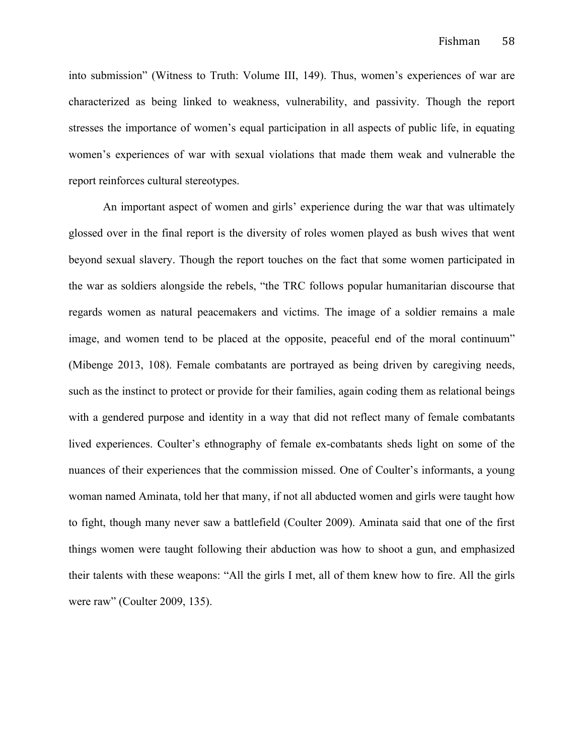into submission" (Witness to Truth: Volume III, 149). Thus, women's experiences of war are characterized as being linked to weakness, vulnerability, and passivity. Though the report stresses the importance of women's equal participation in all aspects of public life, in equating women's experiences of war with sexual violations that made them weak and vulnerable the report reinforces cultural stereotypes.

An important aspect of women and girls' experience during the war that was ultimately glossed over in the final report is the diversity of roles women played as bush wives that went beyond sexual slavery. Though the report touches on the fact that some women participated in the war as soldiers alongside the rebels, "the TRC follows popular humanitarian discourse that regards women as natural peacemakers and victims. The image of a soldier remains a male image, and women tend to be placed at the opposite, peaceful end of the moral continuum" (Mibenge 2013, 108). Female combatants are portrayed as being driven by caregiving needs, such as the instinct to protect or provide for their families, again coding them as relational beings with a gendered purpose and identity in a way that did not reflect many of female combatants lived experiences. Coulter's ethnography of female ex-combatants sheds light on some of the nuances of their experiences that the commission missed. One of Coulter's informants, a young woman named Aminata, told her that many, if not all abducted women and girls were taught how to fight, though many never saw a battlefield (Coulter 2009). Aminata said that one of the first things women were taught following their abduction was how to shoot a gun, and emphasized their talents with these weapons: "All the girls I met, all of them knew how to fire. All the girls were raw" (Coulter 2009, 135).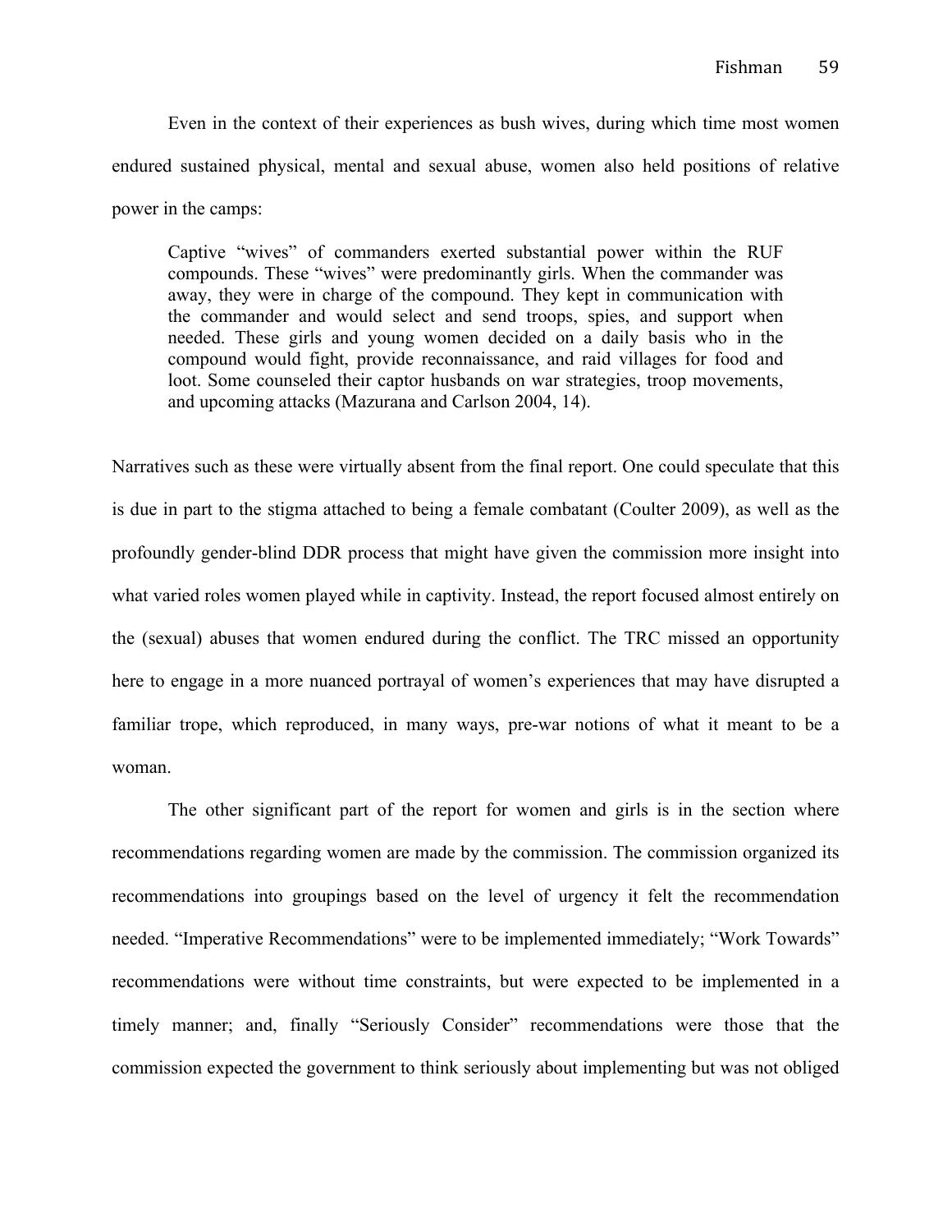Even in the context of their experiences as bush wives, during which time most women endured sustained physical, mental and sexual abuse, women also held positions of relative power in the camps:

> Captive "wives" of commanders exerted substantial power within the RUF compounds. These "wives" were predominantly girls. When the commander was away, they were in charge of the compound. They kept in communication with the commander and would select and send troops, spies, and support when needed. These girls and young women decided on a daily basis who in the compound would fight, provide reconnaissance, and raid villages for food and loot. Some counseled their captor husbands on war strategies, troop movements, and upcoming attacks (Mazurana and Carlson 2004, 14).

Narratives such as these were virtually absent from the final report. One could speculate that this is due in part to the stigma attached to being a female combatant (Coulter 2009), as well as the profoundly gender-blind DDR process that might have given the commission more insight into what varied roles women played while in captivity. Instead, the report focused almost entirely on the (sexual) abuses that women endured during the conflict. The TRC missed an opportunity here to engage in a more nuanced portrayal of women's experiences that may have disrupted a familiar trope, which reproduced, in many ways, pre-war notions of what it meant to be a woman.

The other significant part of the report for women and girls is in the section where recommendations regarding women are made by the commission. The commission organized its recommendations into groupings based on the level of urgency it felt the recommendation needed. "Imperative Recommendations" were to be implemented immediately; "Work Towards" recommendations were without time constraints, but were expected to be implemented in a timely manner; and, finally "Seriously Consider" recommendations were those that the commission expected the government to think seriously about implementing but was not obliged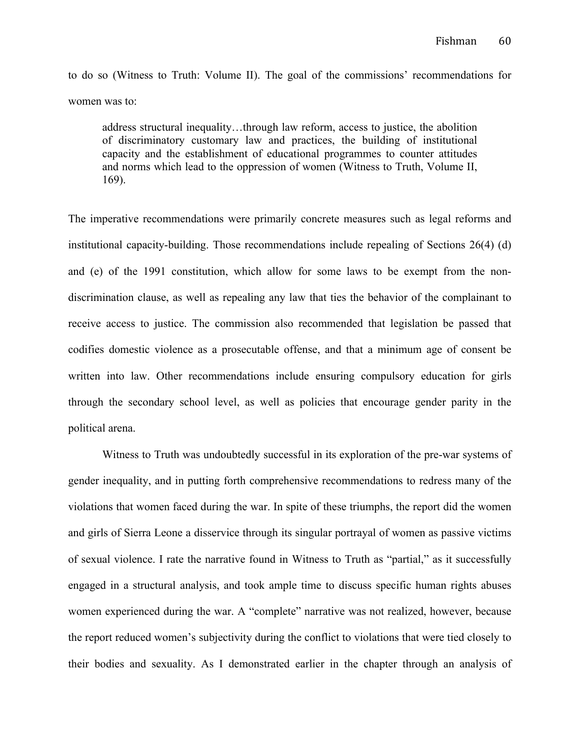to do so (Witness to Truth: Volume II). The goal of the commissions' recommendations for women was to:

> address structural inequality…through law reform, access to justice, the abolition of discriminatory customary law and practices, the building of institutional capacity and the establishment of educational programmes to counter attitudes and norms which lead to the oppression of women (Witness to Truth, Volume II, 169).

The imperative recommendations were primarily concrete measures such as legal reforms and institutional capacity-building. Those recommendations include repealing of Sections 26(4) (d) and (e) of the 1991 constitution, which allow for some laws to be exempt from the non-discrimination clause, as well as repealing any law that ties the behavior of the complainant to receive access to justice. The commission also recommended that legislation be passed that codifies domestic violence as a prosecutable offense, and that a minimum age of consent be written into law. Other recommendations include ensuring compulsory education for girls through the secondary school level, as well as policies that encourage gender parity in the political arena.

Witness to Truth was undoubtedly successful in its exploration of the pre-war systems of gender inequality, and in putting forth comprehensive recommendations to redress many of the violations that women faced during the war. In spite of these triumphs, the report did the women and girls of Sierra Leone a disservice through its singular portrayal of women as passive victims of sexual violence. I rate the narrative found in Witness to Truth as "partial," as it successfully engaged in a structural analysis, and took ample time to discuss specific human rights abuses women experienced during the war. A "complete" narrative was not realized, however, because the report reduced women's subjectivity during the conflict to violations that were tied closely to their bodies and sexuality. As I demonstrated earlier in the chapter through an analysis of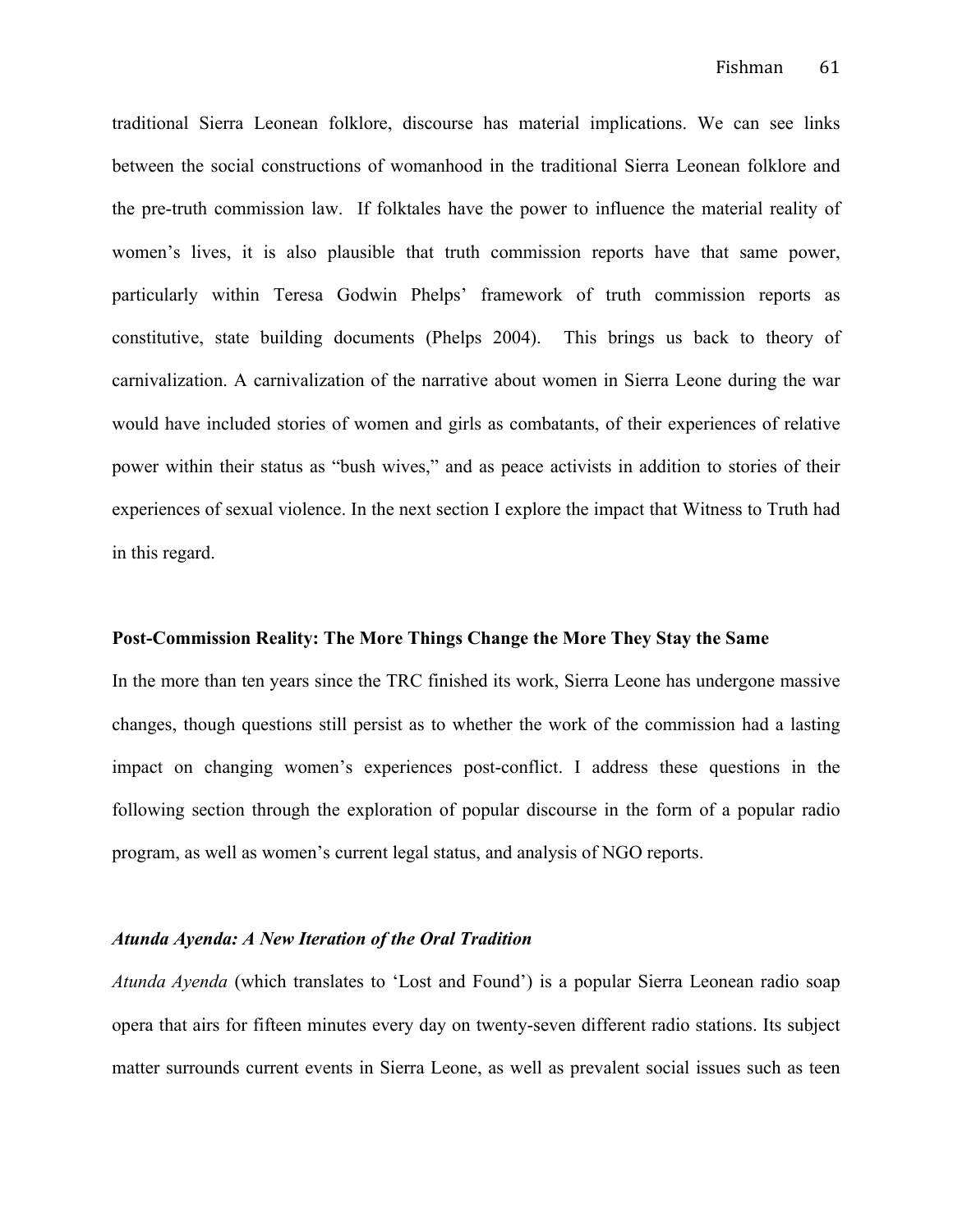traditional Sierra Leonean folklore, discourse has material implications. We can see links between the social constructions of womanhood in the traditional Sierra Leonean folklore and the pre-truth commission law. If folktales have the power to influence the material reality of women's lives, it is also plausible that truth commission reports have that same power, particularly within Teresa Godwin Phelps' framework of truth commission reports as constitutive, state building documents (Phelps 2004). This brings us back to theory of carnivalization. A carnivalization of the narrative about women in Sierra Leone during the war would have included stories of women and girls as combatants, of their experiences of relative power within their status as "bush wives," and as peace activists in addition to stories of their experiences of sexual violence. In the next section I explore the impact that Witness to Truth had in this regard.

## Post-Commission Reality: The More Things Change the More They Stay the Same

In the more than ten years since the TRC finished its work, Sierra Leone has undergone massive changes, though questions still persist as to whether the work of the commission had a lasting impact on changing women's experiences post-conflict. I address these questions in the following section through the exploration of popular discourse in the form of a popular radio program, as well as women's current legal status, and analysis of NGO reports.

### *Atunda Ayenda: A New Iteration of the Oral Tradition*

*Atunda Ayenda* (which translates to 'Lost and Found') is a popular Sierra Leonean radio soap opera that airs for fifteen minutes every day on twenty-seven different radio stations. Its subject matter surrounds current events in Sierra Leone, as well as prevalent social issues such as teen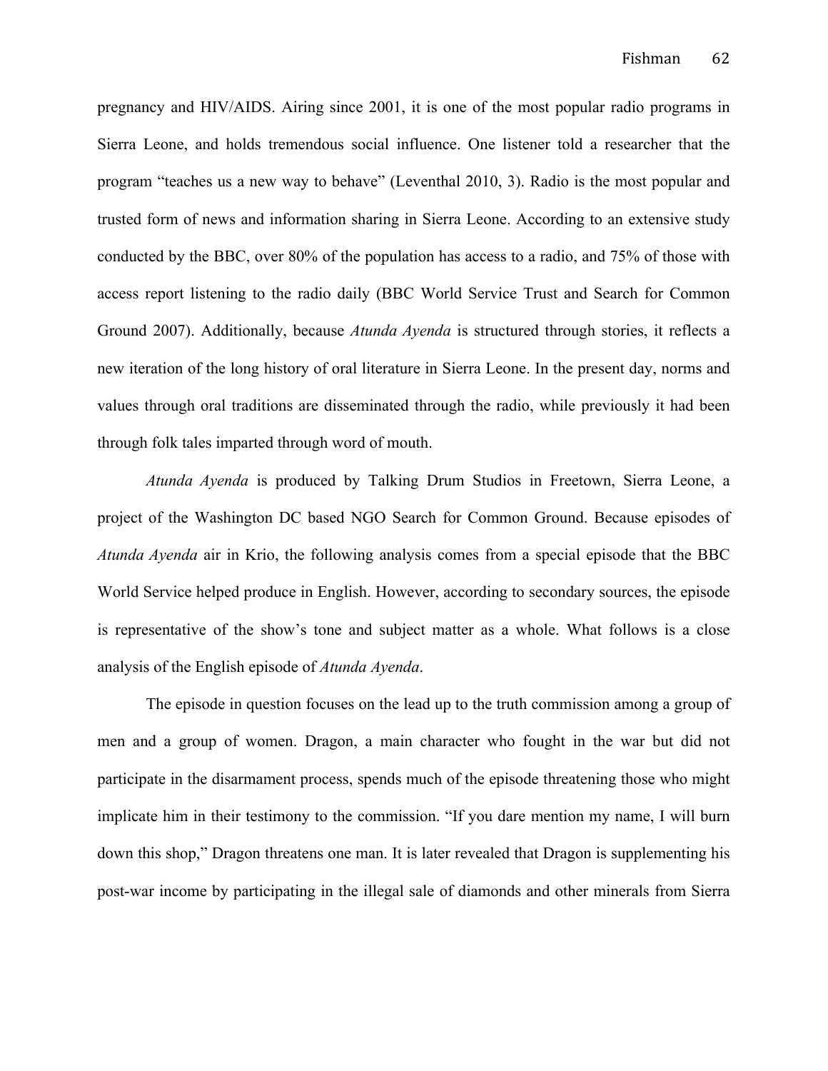pregnancy and HIV/AIDS. Airing since 2001, it is one of the most popular radio programs in Sierra Leone, and holds tremendous social influence. One listener told a researcher that the program "teaches us a new way to behave" (Leventhal 2010, 3). Radio is the most popular and trusted form of news and information sharing in Sierra Leone. According to an extensive study conducted by the BBC, over 80% of the population has access to a radio, and 75% of those with access report listening to the radio daily (BBC World Service Trust and Search for Common Ground 2007). Additionally, because *Atunda Ayenda* is structured through stories, it reflects a new iteration of the long history of oral literature in Sierra Leone. In the present day, norms and values through oral traditions are disseminated through the radio, while previously it had been through folk tales imparted through word of mouth.

*Atunda Ayenda* is produced by Talking Drum Studios in Freetown, Sierra Leone, a project of the Washington DC based NGO Search for Common Ground. Because episodes of *Atunda Ayenda* air in Krio, the following analysis comes from a special episode that the BBC World Service helped produce in English. However, according to secondary sources, the episode is representative of the show's tone and subject matter as a whole. What follows is a close analysis of the English episode of *Atunda Ayenda*.

The episode in question focuses on the lead up to the truth commission among a group of men and a group of women. Dragon, a main character who fought in the war but did not participate in the disarmament process, spends much of the episode threatening those who might implicate him in their testimony to the commission. "If you dare mention my name, I will burn down this shop," Dragon threatens one man. It is later revealed that Dragon is supplementing his post-war income by participating in the illegal sale of diamonds and other minerals from Sierra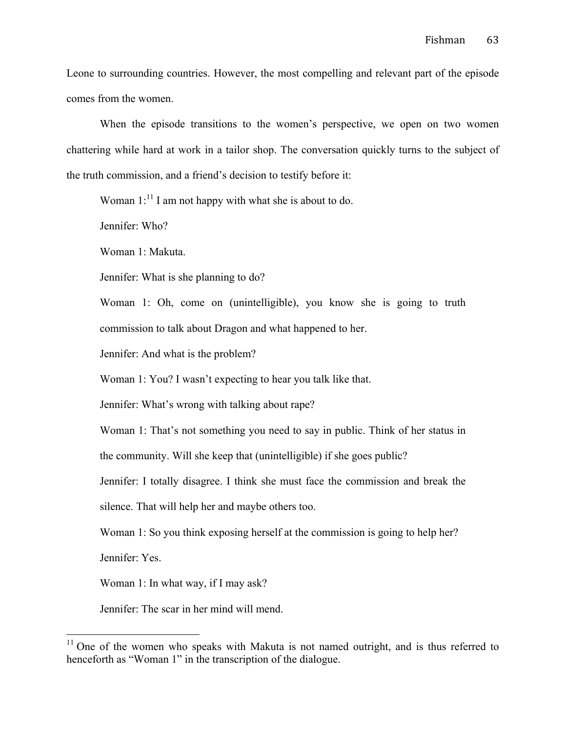Leone to surrounding countries. However, the most compelling and relevant part of the episode comes from the women.

When the episode transitions to the women's perspective, we open on two women chattering while hard at work in a tailor shop. The conversation quickly turns to the subject of the truth commission, and a friend's decision to testify before it:

> Woman 1:[11] I am not happy with what she is about to do.
>
> Jennifer: Who?
>
> Woman 1: Makuta.
>
> Jennifer: What is she planning to do?
>
> Woman 1: Oh, come on (unintelligible), you know she is going to truth commission to talk about Dragon and what happened to her.
>
> Jennifer: And what is the problem?
>
> Woman 1: You? I wasn't expecting to hear you talk like that.
>
> Jennifer: What's wrong with talking about rape?
>
> Woman 1: That's not something you need to say in public. Think of her status in the community. Will she keep that (unintelligible) if she goes public?
>
> Jennifer: I totally disagree. I think she must face the commission and break the silence. That will help her and maybe others too.
>
> Woman 1: So you think exposing herself at the commission is going to help her?
>
> Jennifer: Yes.
>
> Woman 1: In what way, if I may ask?
>
> Jennifer: The scar in her mind will mend.

[11] One of the women who speaks with Makuta is not named outright, and is thus referred to henceforth as "Woman 1" in the transcription of the dialogue.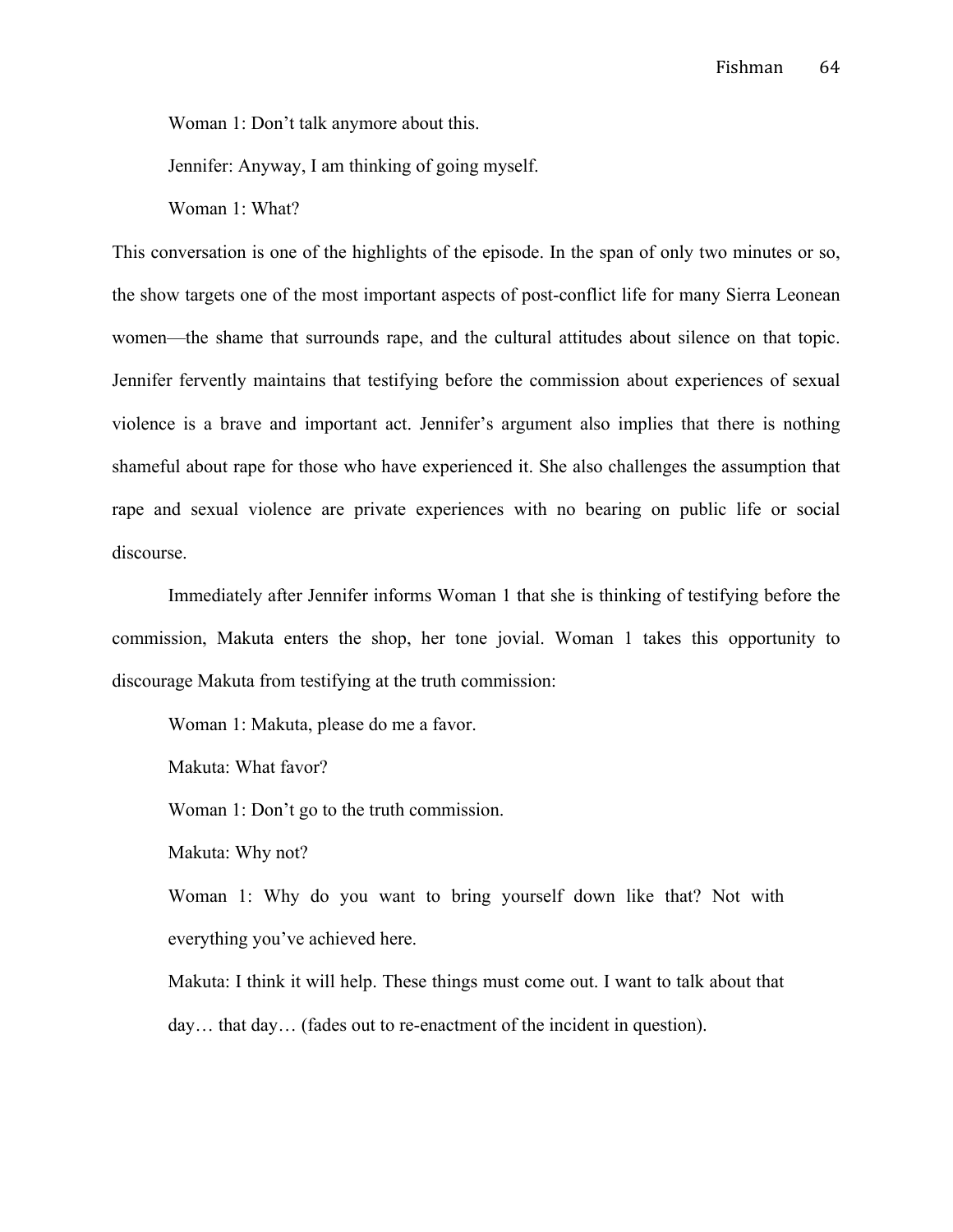Woman 1: Don't talk anymore about this.

Jennifer: Anyway, I am thinking of going myself.

Woman 1: What?

This conversation is one of the highlights of the episode. In the span of only two minutes or so, the show targets one of the most important aspects of post-conflict life for many Sierra Leonean women—the shame that surrounds rape, and the cultural attitudes about silence on that topic. Jennifer fervently maintains that testifying before the commission about experiences of sexual violence is a brave and important act. Jennifer's argument also implies that there is nothing shameful about rape for those who have experienced it. She also challenges the assumption that rape and sexual violence are private experiences with no bearing on public life or social discourse.

Immediately after Jennifer informs Woman 1 that she is thinking of testifying before the commission, Makuta enters the shop, her tone jovial. Woman 1 takes this opportunity to discourage Makuta from testifying at the truth commission:

Woman 1: Makuta, please do me a favor.

Makuta: What favor?

Woman 1: Don't go to the truth commission.

Makuta: Why not?

Woman 1: Why do you want to bring yourself down like that? Not with everything you've achieved here.

Makuta: I think it will help. These things must come out. I want to talk about that day… that day… (fades out to re-enactment of the incident in question).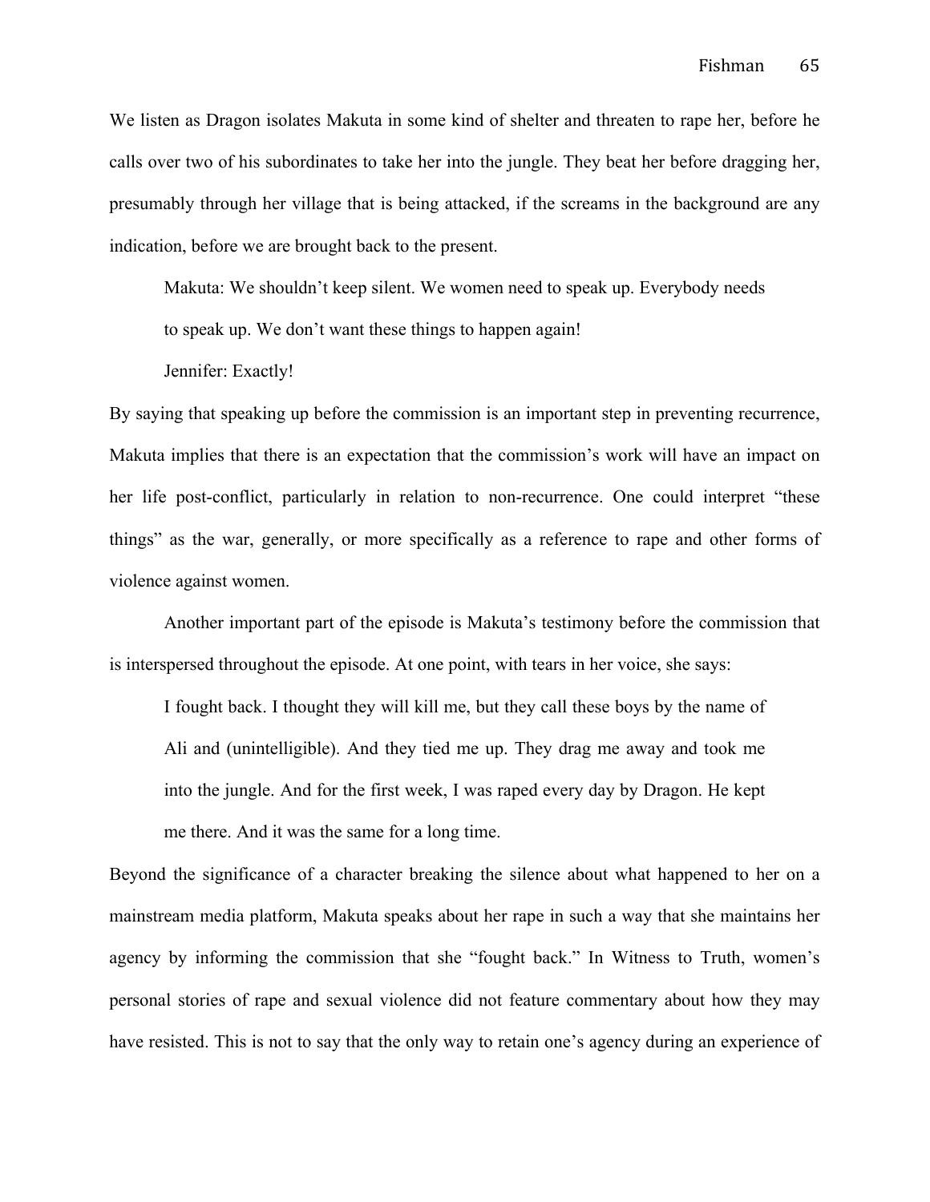We listen as Dragon isolates Makuta in some kind of shelter and threaten to rape her, before he calls over two of his subordinates to take her into the jungle. They beat her before dragging her, presumably through her village that is being attacked, if the screams in the background are any indication, before we are brought back to the present.

> Makuta: We shouldn't keep silent. We women need to speak up. Everybody needs to speak up. We don't want these things to happen again!
>
> Jennifer: Exactly!

By saying that speaking up before the commission is an important step in preventing recurrence, Makuta implies that there is an expectation that the commission's work will have an impact on her life post-conflict, particularly in relation to non-recurrence. One could interpret "these things" as the war, generally, or more specifically as a reference to rape and other forms of violence against women.

Another important part of the episode is Makuta's testimony before the commission that is interspersed throughout the episode. At one point, with tears in her voice, she says:

> I fought back. I thought they will kill me, but they call these boys by the name of Ali and (unintelligible). And they tied me up. They drag me away and took me into the jungle. And for the first week, I was raped every day by Dragon. He kept me there. And it was the same for a long time.

Beyond the significance of a character breaking the silence about what happened to her on a mainstream media platform, Makuta speaks about her rape in such a way that she maintains her agency by informing the commission that she "fought back." In Witness to Truth, women's personal stories of rape and sexual violence did not feature commentary about how they may have resisted. This is not to say that the only way to retain one's agency during an experience of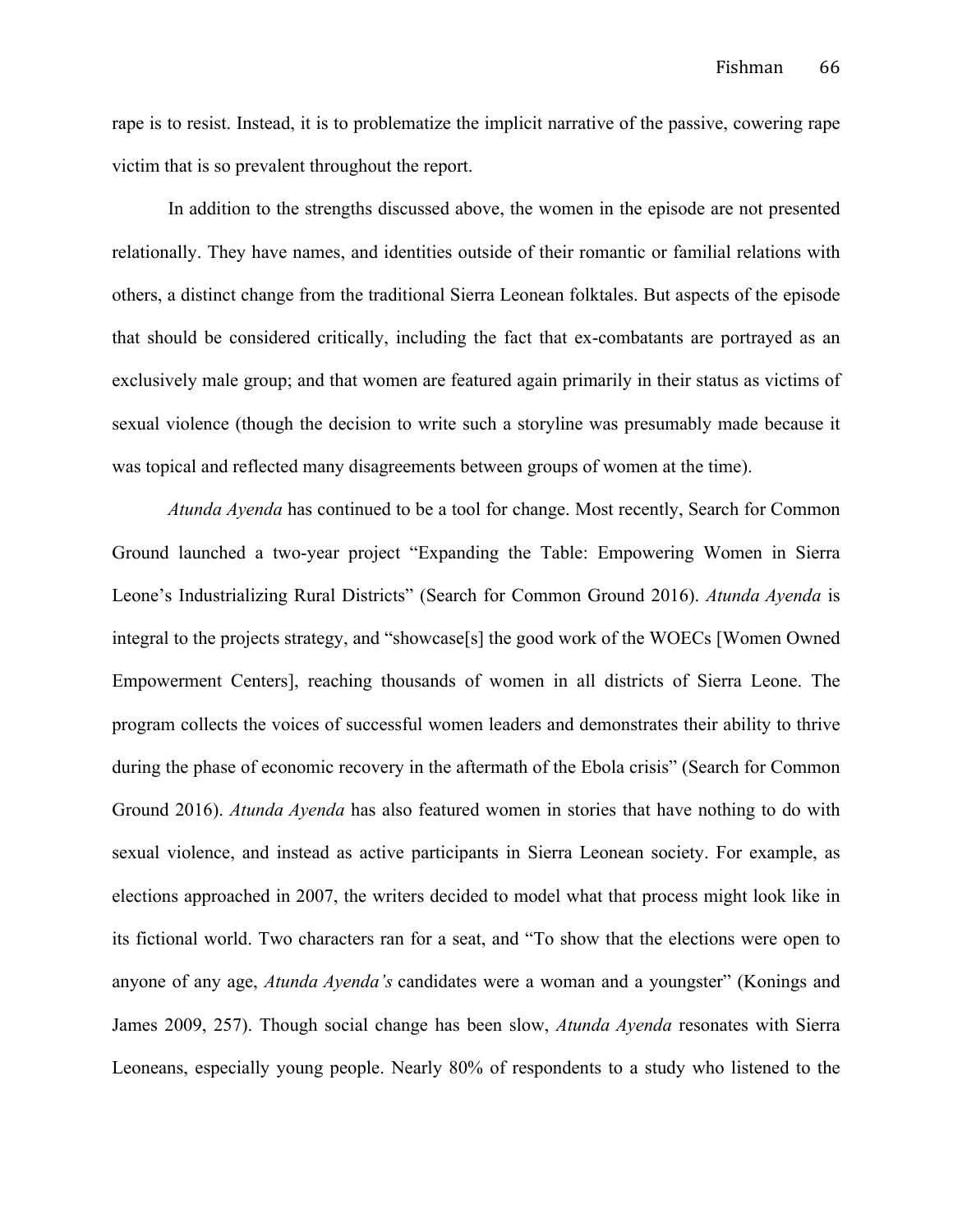rape is to resist. Instead, it is to problematize the implicit narrative of the passive, cowering rape victim that is so prevalent throughout the report.

In addition to the strengths discussed above, the women in the episode are not presented relationally. They have names, and identities outside of their romantic or familial relations with others, a distinct change from the traditional Sierra Leonean folktales. But aspects of the episode that should be considered critically, including the fact that ex-combatants are portrayed as an exclusively male group; and that women are featured again primarily in their status as victims of sexual violence (though the decision to write such a storyline was presumably made because it was topical and reflected many disagreements between groups of women at the time).

*Atunda Ayenda* has continued to be a tool for change. Most recently, Search for Common Ground launched a two-year project "Expanding the Table: Empowering Women in Sierra Leone's Industrializing Rural Districts" (Search for Common Ground 2016). *Atunda Ayenda* is integral to the projects strategy, and "showcase[s] the good work of the WOECs [Women Owned Empowerment Centers], reaching thousands of women in all districts of Sierra Leone. The program collects the voices of successful women leaders and demonstrates their ability to thrive during the phase of economic recovery in the aftermath of the Ebola crisis" (Search for Common Ground 2016). *Atunda Ayenda* has also featured women in stories that have nothing to do with sexual violence, and instead as active participants in Sierra Leonean society. For example, as elections approached in 2007, the writers decided to model what that process might look like in its fictional world. Two characters ran for a seat, and "To show that the elections were open to anyone of any age, *Atunda Ayenda's* candidates were a woman and a youngster" (Konings and James 2009, 257). Though social change has been slow, *Atunda Ayenda* resonates with Sierra Leoneans, especially young people. Nearly 80% of respondents to a study who listened to the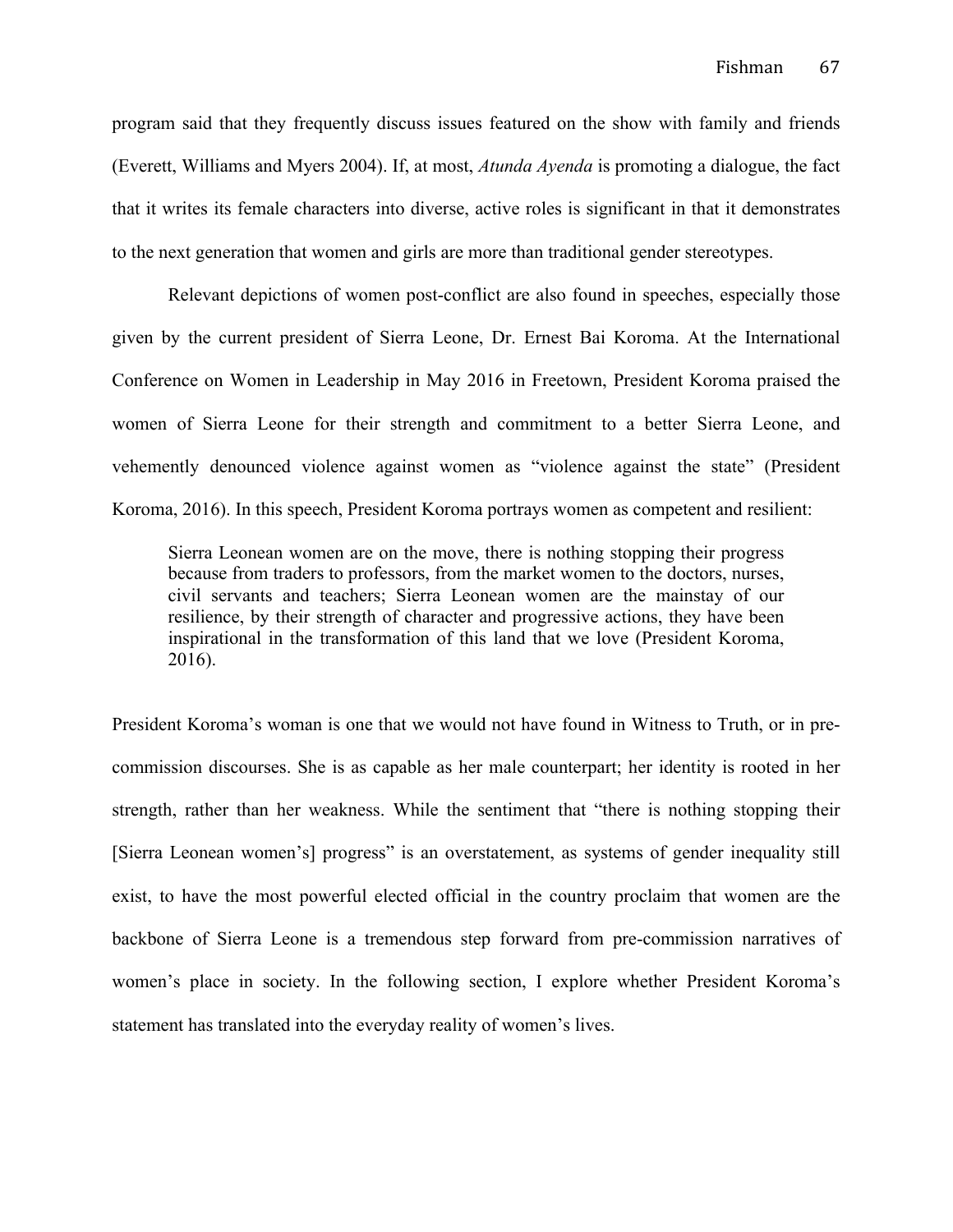program said that they frequently discuss issues featured on the show with family and friends (Everett, Williams and Myers 2004). If, at most, *Atunda Ayenda* is promoting a dialogue, the fact that it writes its female characters into diverse, active roles is significant in that it demonstrates to the next generation that women and girls are more than traditional gender stereotypes.

Relevant depictions of women post-conflict are also found in speeches, especially those given by the current president of Sierra Leone, Dr. Ernest Bai Koroma. At the International Conference on Women in Leadership in May 2016 in Freetown, President Koroma praised the women of Sierra Leone for their strength and commitment to a better Sierra Leone, and vehemently denounced violence against women as "violence against the state" (President Koroma, 2016). In this speech, President Koroma portrays women as competent and resilient:

> Sierra Leonean women are on the move, there is nothing stopping their progress because from traders to professors, from the market women to the doctors, nurses, civil servants and teachers; Sierra Leonean women are the mainstay of our resilience, by their strength of character and progressive actions, they have been inspirational in the transformation of this land that we love (President Koroma, 2016).

President Koroma's woman is one that we would not have found in Witness to Truth, or in pre-commission discourses. She is as capable as her male counterpart; her identity is rooted in her strength, rather than her weakness. While the sentiment that "there is nothing stopping their [Sierra Leonean women's] progress" is an overstatement, as systems of gender inequality still exist, to have the most powerful elected official in the country proclaim that women are the backbone of Sierra Leone is a tremendous step forward from pre-commission narratives of women's place in society. In the following section, I explore whether President Koroma's statement has translated into the everyday reality of women's lives.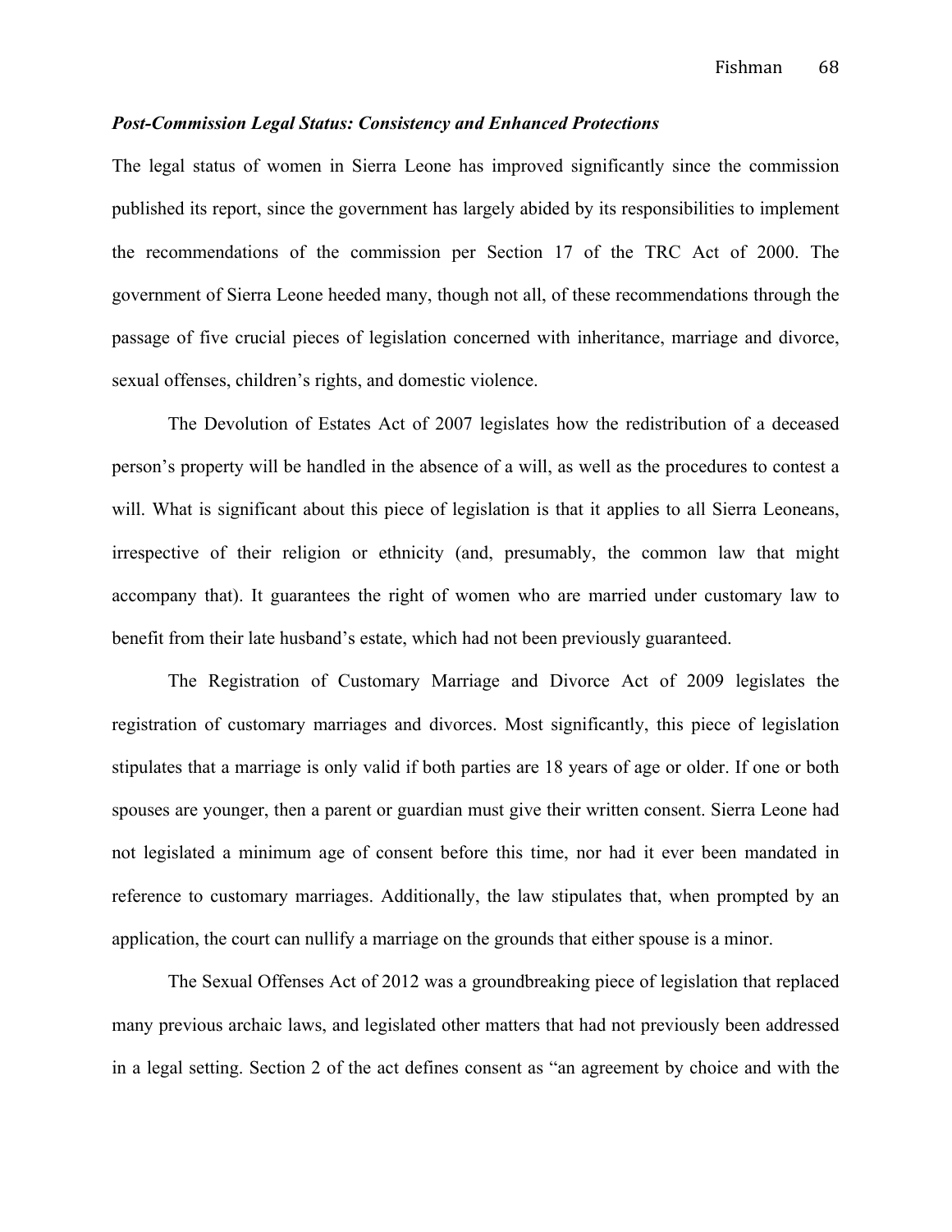***Post-Commission Legal Status: Consistency and Enhanced Protections***

The legal status of women in Sierra Leone has improved significantly since the commission published its report, since the government has largely abided by its responsibilities to implement the recommendations of the commission per Section 17 of the TRC Act of 2000. The government of Sierra Leone heeded many, though not all, of these recommendations through the passage of five crucial pieces of legislation concerned with inheritance, marriage and divorce, sexual offenses, children's rights, and domestic violence.

The Devolution of Estates Act of 2007 legislates how the redistribution of a deceased person's property will be handled in the absence of a will, as well as the procedures to contest a will. What is significant about this piece of legislation is that it applies to all Sierra Leoneans, irrespective of their religion or ethnicity (and, presumably, the common law that might accompany that). It guarantees the right of women who are married under customary law to benefit from their late husband's estate, which had not been previously guaranteed.

The Registration of Customary Marriage and Divorce Act of 2009 legislates the registration of customary marriages and divorces. Most significantly, this piece of legislation stipulates that a marriage is only valid if both parties are 18 years of age or older. If one or both spouses are younger, then a parent or guardian must give their written consent. Sierra Leone had not legislated a minimum age of consent before this time, nor had it ever been mandated in reference to customary marriages. Additionally, the law stipulates that, when prompted by an application, the court can nullify a marriage on the grounds that either spouse is a minor.

The Sexual Offenses Act of 2012 was a groundbreaking piece of legislation that replaced many previous archaic laws, and legislated other matters that had not previously been addressed in a legal setting. Section 2 of the act defines consent as "an agreement by choice and with the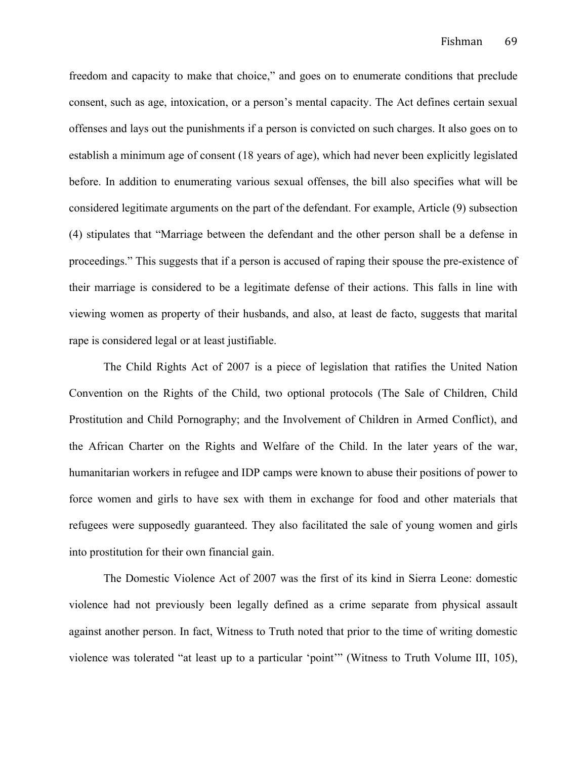freedom and capacity to make that choice," and goes on to enumerate conditions that preclude consent, such as age, intoxication, or a person's mental capacity. The Act defines certain sexual offenses and lays out the punishments if a person is convicted on such charges. It also goes on to establish a minimum age of consent (18 years of age), which had never been explicitly legislated before. In addition to enumerating various sexual offenses, the bill also specifies what will be considered legitimate arguments on the part of the defendant. For example, Article (9) subsection (4) stipulates that "Marriage between the defendant and the other person shall be a defense in proceedings." This suggests that if a person is accused of raping their spouse the pre-existence of their marriage is considered to be a legitimate defense of their actions. This falls in line with viewing women as property of their husbands, and also, at least de facto, suggests that marital rape is considered legal or at least justifiable.

The Child Rights Act of 2007 is a piece of legislation that ratifies the United Nation Convention on the Rights of the Child, two optional protocols (The Sale of Children, Child Prostitution and Child Pornography; and the Involvement of Children in Armed Conflict), and the African Charter on the Rights and Welfare of the Child. In the later years of the war, humanitarian workers in refugee and IDP camps were known to abuse their positions of power to force women and girls to have sex with them in exchange for food and other materials that refugees were supposedly guaranteed. They also facilitated the sale of young women and girls into prostitution for their own financial gain.

The Domestic Violence Act of 2007 was the first of its kind in Sierra Leone: domestic violence had not previously been legally defined as a crime separate from physical assault against another person. In fact, Witness to Truth noted that prior to the time of writing domestic violence was tolerated "at least up to a particular 'point'" (Witness to Truth Volume III, 105),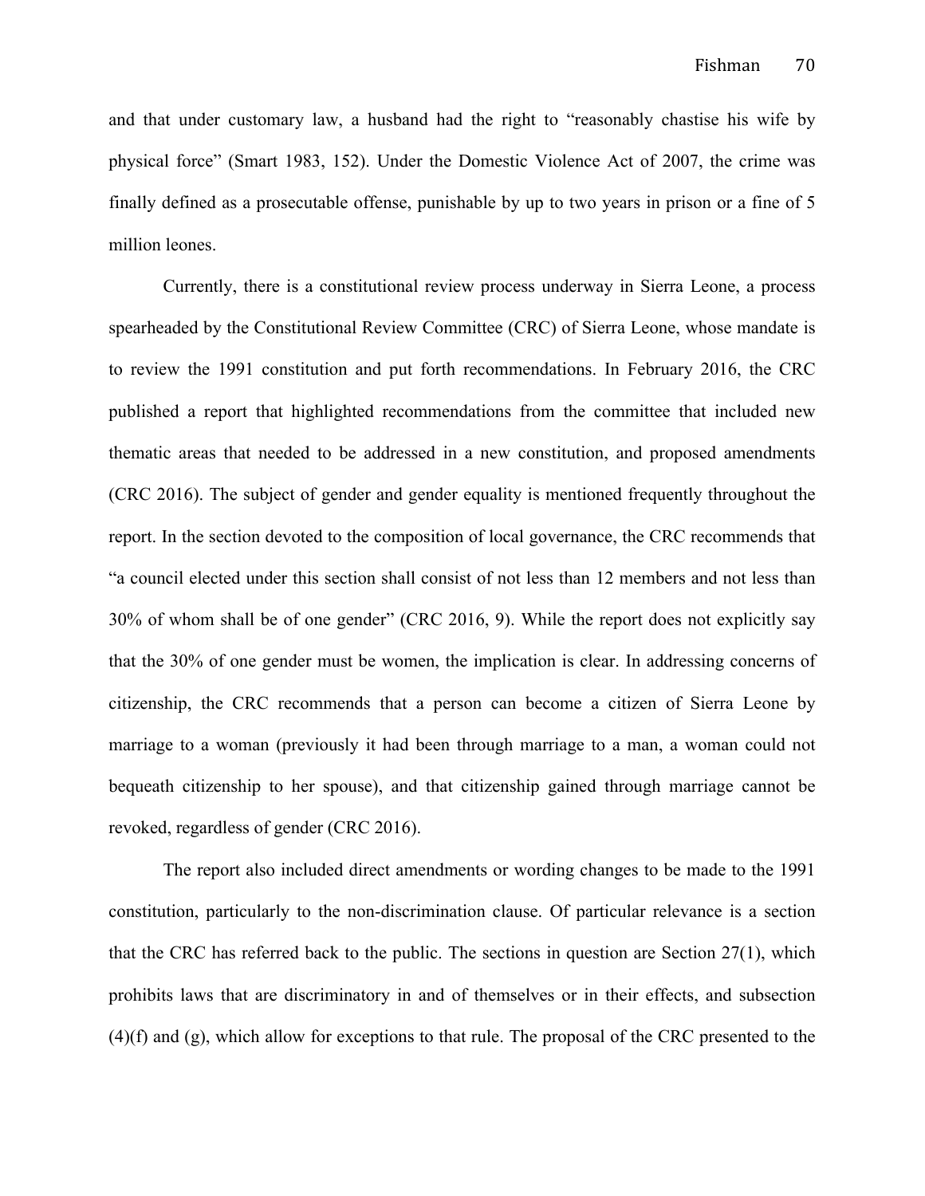and that under customary law, a husband had the right to "reasonably chastise his wife by physical force" (Smart 1983, 152). Under the Domestic Violence Act of 2007, the crime was finally defined as a prosecutable offense, punishable by up to two years in prison or a fine of 5 million leones.

Currently, there is a constitutional review process underway in Sierra Leone, a process spearheaded by the Constitutional Review Committee (CRC) of Sierra Leone, whose mandate is to review the 1991 constitution and put forth recommendations. In February 2016, the CRC published a report that highlighted recommendations from the committee that included new thematic areas that needed to be addressed in a new constitution, and proposed amendments (CRC 2016). The subject of gender and gender equality is mentioned frequently throughout the report. In the section devoted to the composition of local governance, the CRC recommends that "a council elected under this section shall consist of not less than 12 members and not less than 30% of whom shall be of one gender" (CRC 2016, 9). While the report does not explicitly say that the 30% of one gender must be women, the implication is clear. In addressing concerns of citizenship, the CRC recommends that a person can become a citizen of Sierra Leone by marriage to a woman (previously it had been through marriage to a man, a woman could not bequeath citizenship to her spouse), and that citizenship gained through marriage cannot be revoked, regardless of gender (CRC 2016).

The report also included direct amendments or wording changes to be made to the 1991 constitution, particularly to the non-discrimination clause. Of particular relevance is a section that the CRC has referred back to the public. The sections in question are Section 27(1), which prohibits laws that are discriminatory in and of themselves or in their effects, and subsection (4)(f) and (g), which allow for exceptions to that rule. The proposal of the CRC presented to the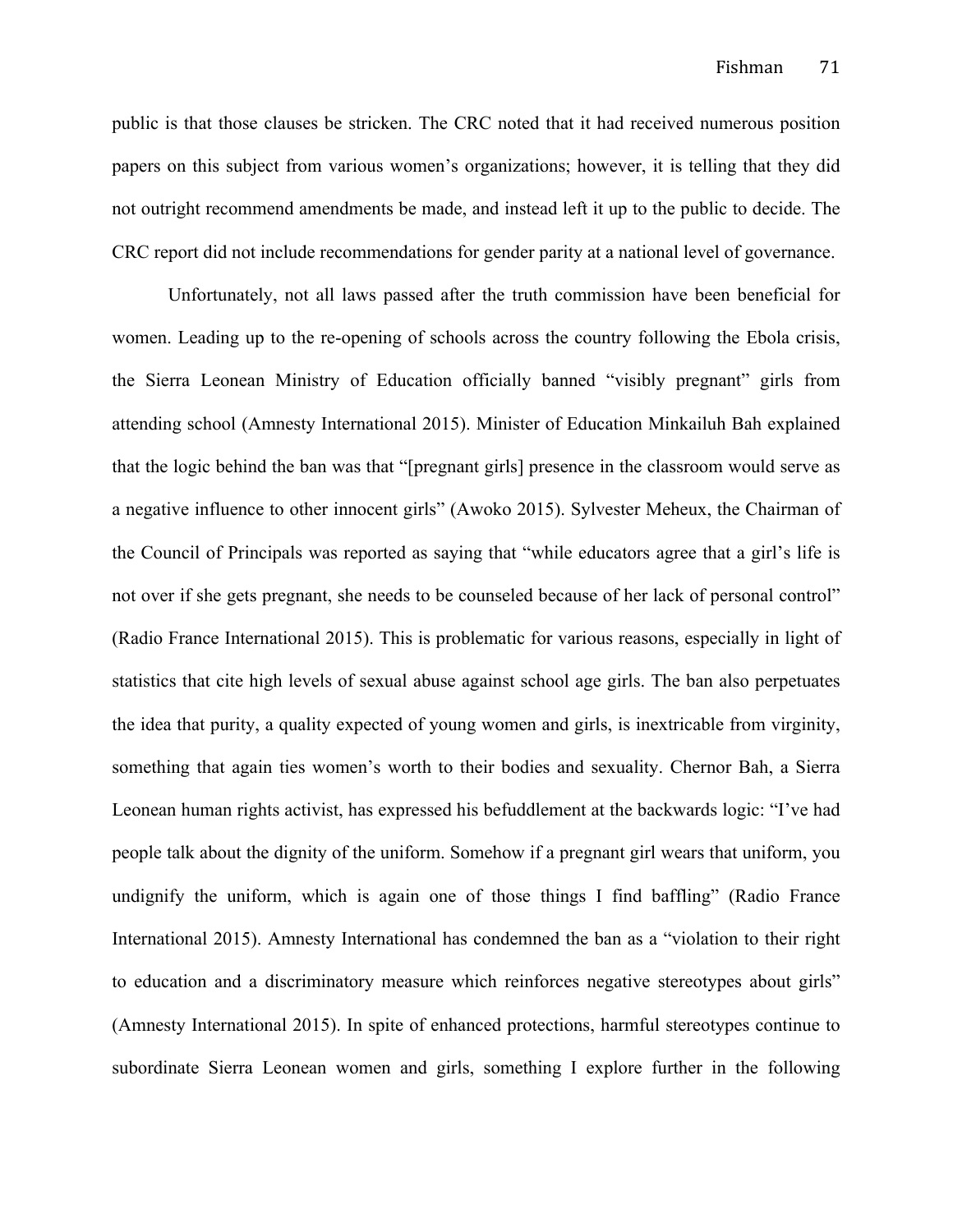public is that those clauses be stricken. The CRC noted that it had received numerous position papers on this subject from various women's organizations; however, it is telling that they did not outright recommend amendments be made, and instead left it up to the public to decide. The CRC report did not include recommendations for gender parity at a national level of governance.

Unfortunately, not all laws passed after the truth commission have been beneficial for women. Leading up to the re-opening of schools across the country following the Ebola crisis, the Sierra Leonean Ministry of Education officially banned "visibly pregnant" girls from attending school (Amnesty International 2015). Minister of Education Minkailuh Bah explained that the logic behind the ban was that "[pregnant girls] presence in the classroom would serve as a negative influence to other innocent girls" (Awoko 2015). Sylvester Meheux, the Chairman of the Council of Principals was reported as saying that "while educators agree that a girl's life is not over if she gets pregnant, she needs to be counseled because of her lack of personal control" (Radio France International 2015). This is problematic for various reasons, especially in light of statistics that cite high levels of sexual abuse against school age girls. The ban also perpetuates the idea that purity, a quality expected of young women and girls, is inextricable from virginity, something that again ties women's worth to their bodies and sexuality. Chernor Bah, a Sierra Leonean human rights activist, has expressed his befuddlement at the backwards logic: "I've had people talk about the dignity of the uniform. Somehow if a pregnant girl wears that uniform, you undignify the uniform, which is again one of those things I find baffling" (Radio France International 2015). Amnesty International has condemned the ban as a "violation to their right to education and a discriminatory measure which reinforces negative stereotypes about girls" (Amnesty International 2015). In spite of enhanced protections, harmful stereotypes continue to subordinate Sierra Leonean women and girls, something I explore further in the following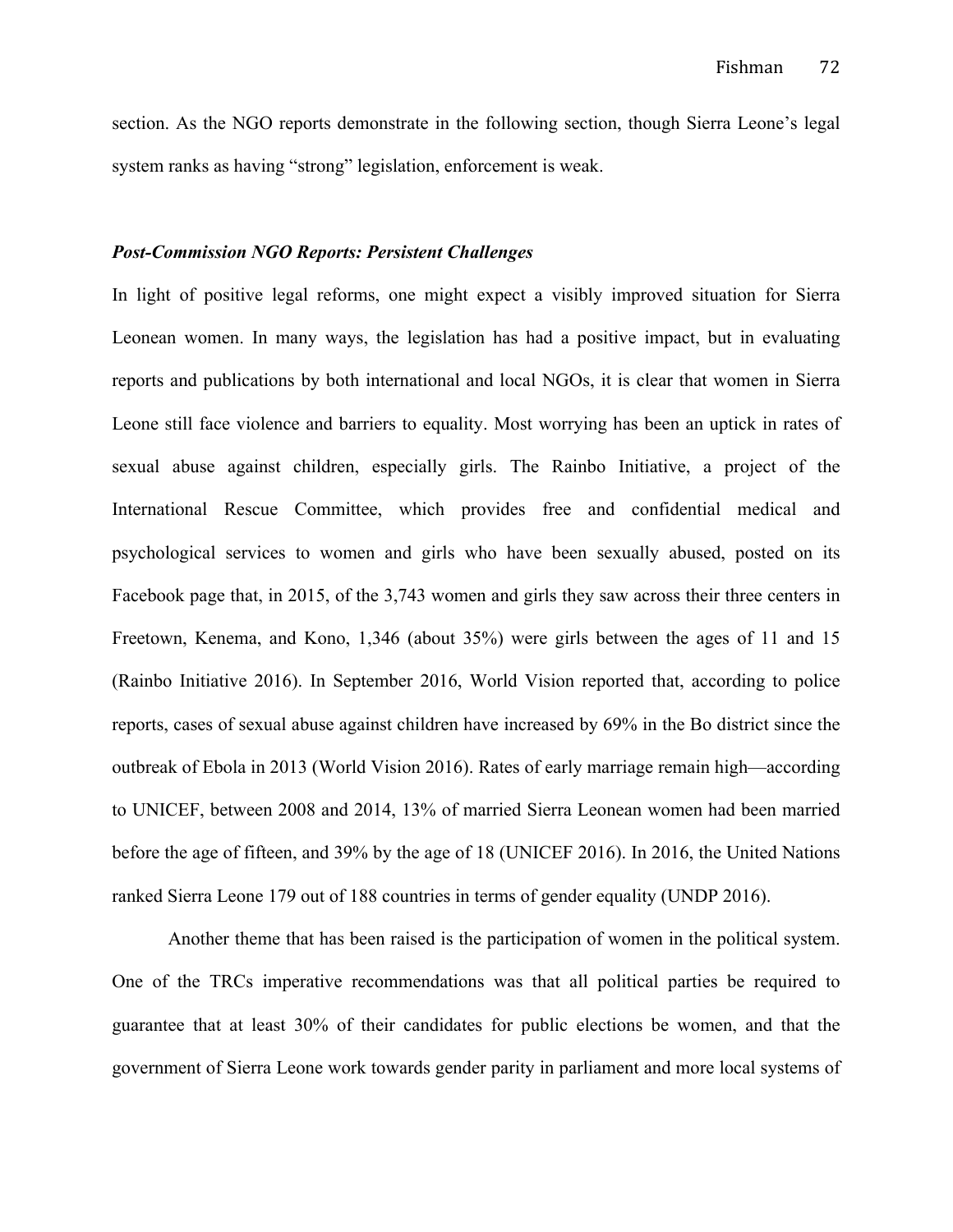section. As the NGO reports demonstrate in the following section, though Sierra Leone's legal system ranks as having "strong" legislation, enforcement is weak.

### *Post-Commission NGO Reports: Persistent Challenges*

In light of positive legal reforms, one might expect a visibly improved situation for Sierra Leonean women. In many ways, the legislation has had a positive impact, but in evaluating reports and publications by both international and local NGOs, it is clear that women in Sierra Leone still face violence and barriers to equality. Most worrying has been an uptick in rates of sexual abuse against children, especially girls. The Rainbo Initiative, a project of the International Rescue Committee, which provides free and confidential medical and psychological services to women and girls who have been sexually abused, posted on its Facebook page that, in 2015, of the 3,743 women and girls they saw across their three centers in Freetown, Kenema, and Kono, 1,346 (about 35%) were girls between the ages of 11 and 15 (Rainbo Initiative 2016). In September 2016, World Vision reported that, according to police reports, cases of sexual abuse against children have increased by 69% in the Bo district since the outbreak of Ebola in 2013 (World Vision 2016). Rates of early marriage remain high—according to UNICEF, between 2008 and 2014, 13% of married Sierra Leonean women had been married before the age of fifteen, and 39% by the age of 18 (UNICEF 2016). In 2016, the United Nations ranked Sierra Leone 179 out of 188 countries in terms of gender equality (UNDP 2016).

Another theme that has been raised is the participation of women in the political system. One of the TRCs imperative recommendations was that all political parties be required to guarantee that at least 30% of their candidates for public elections be women, and that the government of Sierra Leone work towards gender parity in parliament and more local systems of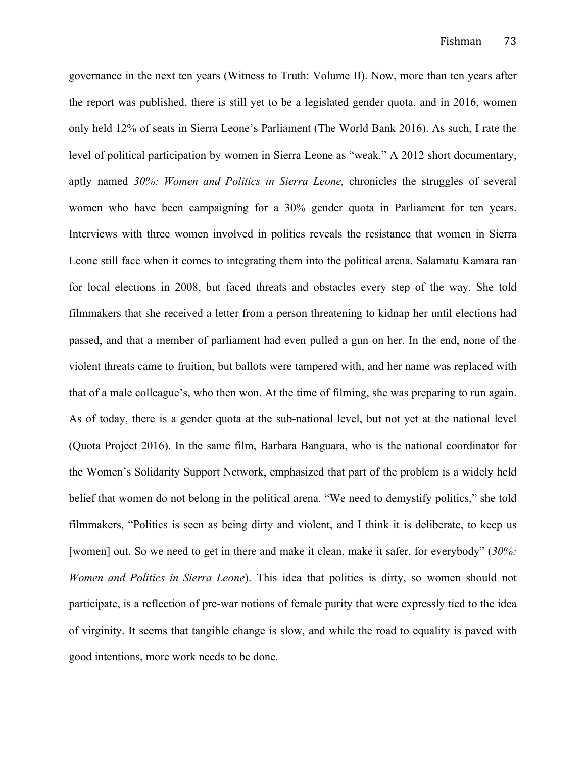governance in the next ten years (Witness to Truth: Volume II). Now, more than ten years after the report was published, there is still yet to be a legislated gender quota, and in 2016, women only held 12% of seats in Sierra Leone's Parliament (The World Bank 2016). As such, I rate the level of political participation by women in Sierra Leone as "weak." A 2012 short documentary, aptly named *30%: Women and Politics in Sierra Leone,* chronicles the struggles of several women who have been campaigning for a 30% gender quota in Parliament for ten years. Interviews with three women involved in politics reveals the resistance that women in Sierra Leone still face when it comes to integrating them into the political arena. Salamatu Kamara ran for local elections in 2008, but faced threats and obstacles every step of the way. She told filmmakers that she received a letter from a person threatening to kidnap her until elections had passed, and that a member of parliament had even pulled a gun on her. In the end, none of the violent threats came to fruition, but ballots were tampered with, and her name was replaced with that of a male colleague's, who then won. At the time of filming, she was preparing to run again. As of today, there is a gender quota at the sub-national level, but not yet at the national level (Quota Project 2016). In the same film, Barbara Banguara, who is the national coordinator for the Women's Solidarity Support Network, emphasized that part of the problem is a widely held belief that women do not belong in the political arena. "We need to demystify politics," she told filmmakers, "Politics is seen as being dirty and violent, and I think it is deliberate, to keep us [women] out. So we need to get in there and make it clean, make it safer, for everybody" (*30%: Women and Politics in Sierra Leone*). This idea that politics is dirty, so women should not participate, is a reflection of pre-war notions of female purity that were expressly tied to the idea of virginity. It seems that tangible change is slow, and while the road to equality is paved with good intentions, more work needs to be done.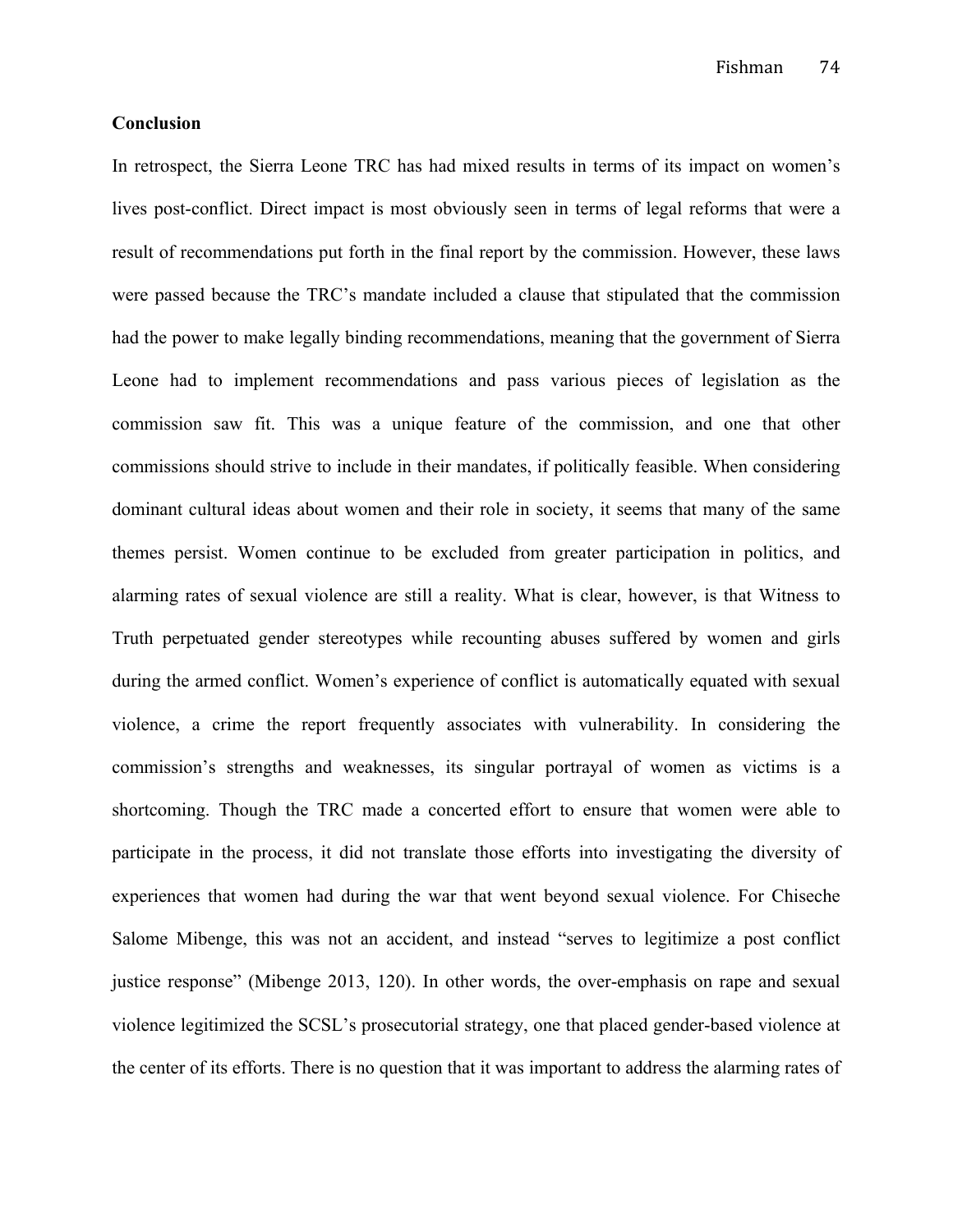**Conclusion**

In retrospect, the Sierra Leone TRC has had mixed results in terms of its impact on women's lives post-conflict. Direct impact is most obviously seen in terms of legal reforms that were a result of recommendations put forth in the final report by the commission. However, these laws were passed because the TRC's mandate included a clause that stipulated that the commission had the power to make legally binding recommendations, meaning that the government of Sierra Leone had to implement recommendations and pass various pieces of legislation as the commission saw fit. This was a unique feature of the commission, and one that other commissions should strive to include in their mandates, if politically feasible. When considering dominant cultural ideas about women and their role in society, it seems that many of the same themes persist. Women continue to be excluded from greater participation in politics, and alarming rates of sexual violence are still a reality. What is clear, however, is that Witness to Truth perpetuated gender stereotypes while recounting abuses suffered by women and girls during the armed conflict. Women's experience of conflict is automatically equated with sexual violence, a crime the report frequently associates with vulnerability. In considering the commission's strengths and weaknesses, its singular portrayal of women as victims is a shortcoming. Though the TRC made a concerted effort to ensure that women were able to participate in the process, it did not translate those efforts into investigating the diversity of experiences that women had during the war that went beyond sexual violence. For Chiseche Salome Mibenge, this was not an accident, and instead "serves to legitimize a post conflict justice response" (Mibenge 2013, 120). In other words, the over-emphasis on rape and sexual violence legitimized the SCSL's prosecutorial strategy, one that placed gender-based violence at the center of its efforts. There is no question that it was important to address the alarming rates of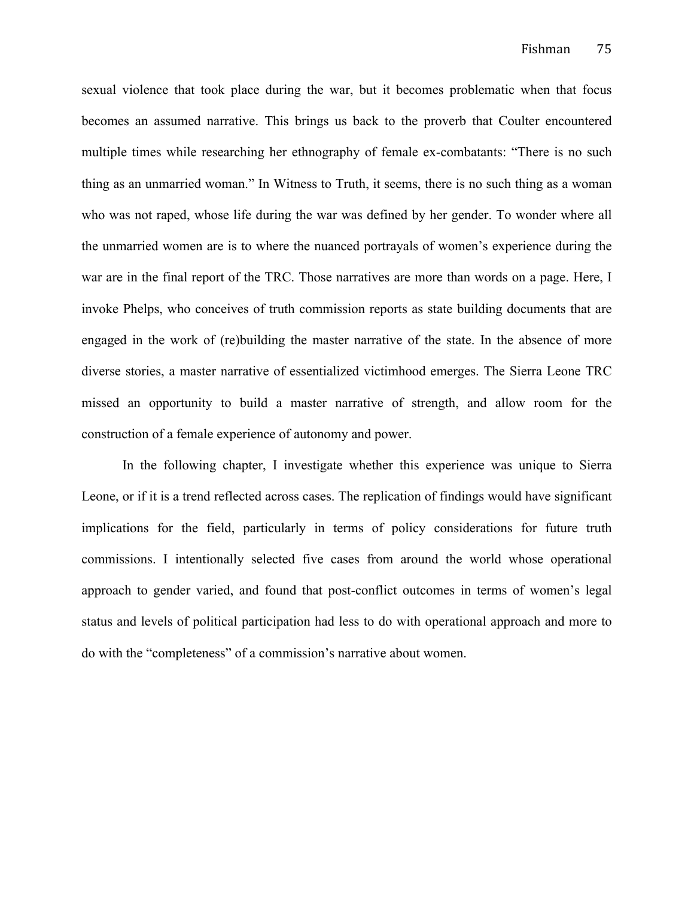sexual violence that took place during the war, but it becomes problematic when that focus becomes an assumed narrative. This brings us back to the proverb that Coulter encountered multiple times while researching her ethnography of female ex-combatants: "There is no such thing as an unmarried woman." In Witness to Truth, it seems, there is no such thing as a woman who was not raped, whose life during the war was defined by her gender. To wonder where all the unmarried women are is to where the nuanced portrayals of women's experience during the war are in the final report of the TRC. Those narratives are more than words on a page. Here, I invoke Phelps, who conceives of truth commission reports as state building documents that are engaged in the work of (re)building the master narrative of the state. In the absence of more diverse stories, a master narrative of essentialized victimhood emerges. The Sierra Leone TRC missed an opportunity to build a master narrative of strength, and allow room for the construction of a female experience of autonomy and power.

In the following chapter, I investigate whether this experience was unique to Sierra Leone, or if it is a trend reflected across cases. The replication of findings would have significant implications for the field, particularly in terms of policy considerations for future truth commissions. I intentionally selected five cases from around the world whose operational approach to gender varied, and found that post-conflict outcomes in terms of women's legal status and levels of political participation had less to do with operational approach and more to do with the "completeness" of a commission's narrative about women.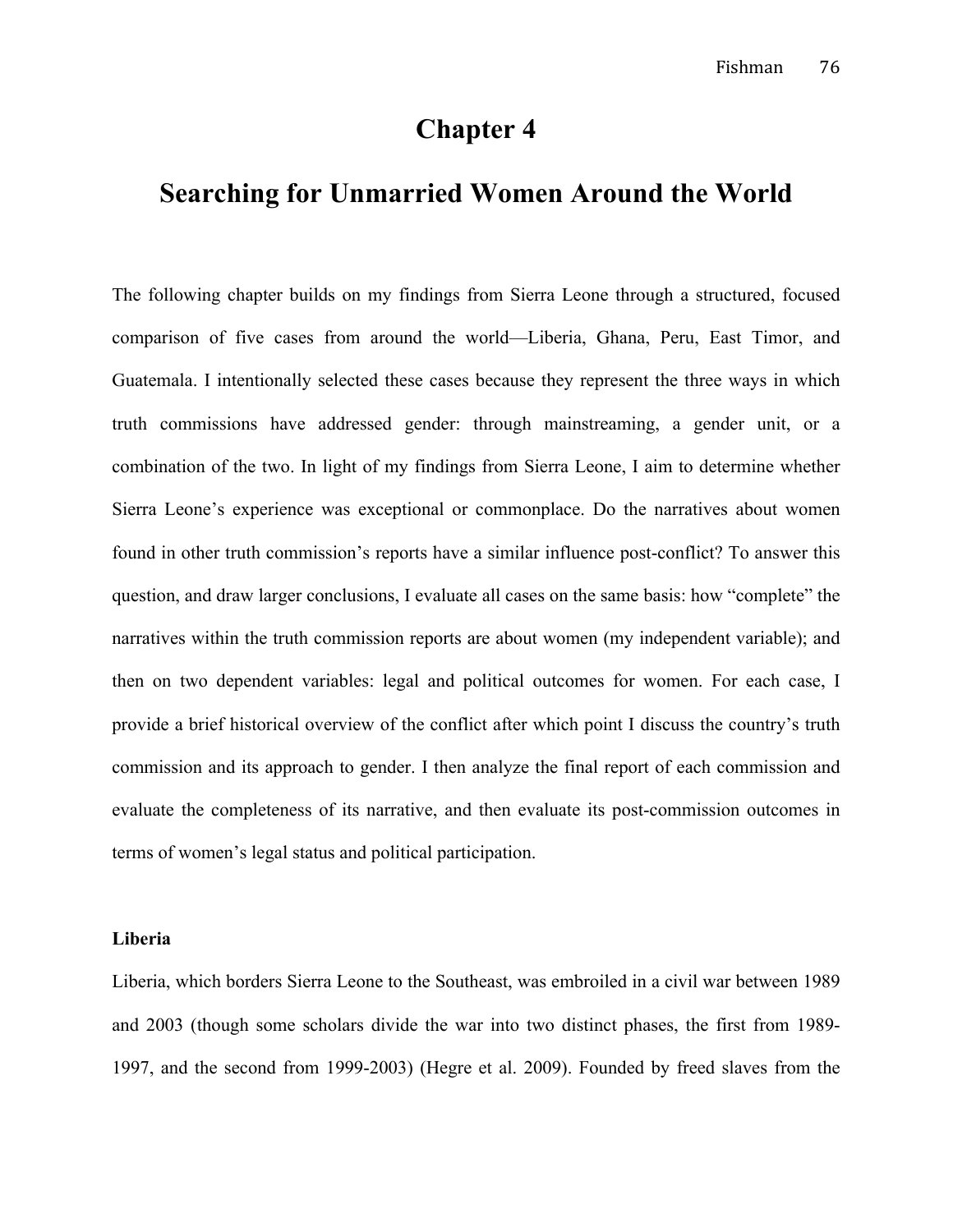# Chapter 4

# Searching for Unmarried Women Around the World

The following chapter builds on my findings from Sierra Leone through a structured, focused comparison of five cases from around the world—Liberia, Ghana, Peru, East Timor, and Guatemala. I intentionally selected these cases because they represent the three ways in which truth commissions have addressed gender: through mainstreaming, a gender unit, or a combination of the two. In light of my findings from Sierra Leone, I aim to determine whether Sierra Leone's experience was exceptional or commonplace. Do the narratives about women found in other truth commission's reports have a similar influence post-conflict? To answer this question, and draw larger conclusions, I evaluate all cases on the same basis: how "complete" the narratives within the truth commission reports are about women (my independent variable); and then on two dependent variables: legal and political outcomes for women. For each case, I provide a brief historical overview of the conflict after which point I discuss the country's truth commission and its approach to gender. I then analyze the final report of each commission and evaluate the completeness of its narrative, and then evaluate its post-commission outcomes in terms of women's legal status and political participation.

**Liberia**

Liberia, which borders Sierra Leone to the Southeast, was embroiled in a civil war between 1989 and 2003 (though some scholars divide the war into two distinct phases, the first from 1989-1997, and the second from 1999-2003) (Hegre et al. 2009). Founded by freed slaves from the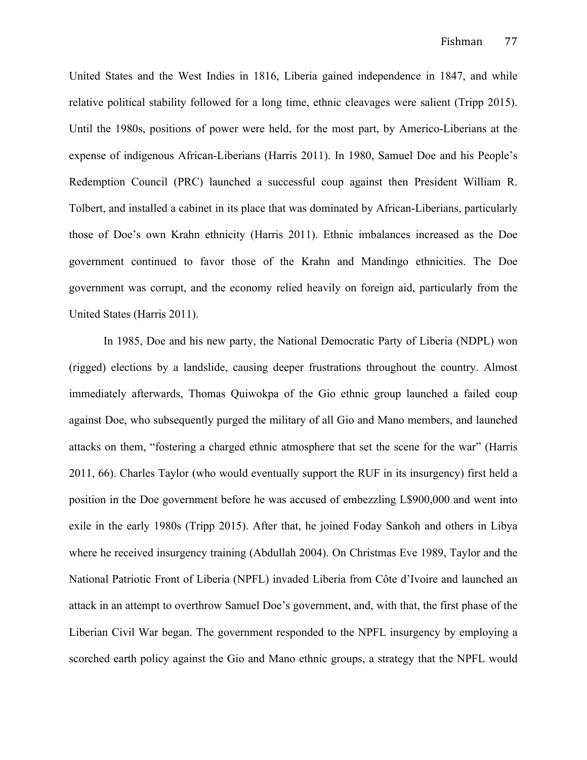United States and the West Indies in 1816, Liberia gained independence in 1847, and while relative political stability followed for a long time, ethnic cleavages were salient (Tripp 2015). Until the 1980s, positions of power were held, for the most part, by Americo-Liberians at the expense of indigenous African-Liberians (Harris 2011). In 1980, Samuel Doe and his People's Redemption Council (PRC) launched a successful coup against then President William R. Tolbert, and installed a cabinet in its place that was dominated by African-Liberians, particularly those of Doe's own Krahn ethnicity (Harris 2011). Ethnic imbalances increased as the Doe government continued to favor those of the Krahn and Mandingo ethnicities. The Doe government was corrupt, and the economy relied heavily on foreign aid, particularly from the United States (Harris 2011).

In 1985, Doe and his new party, the National Democratic Party of Liberia (NDPL) won (rigged) elections by a landslide, causing deeper frustrations throughout the country. Almost immediately afterwards, Thomas Quiwokpa of the Gio ethnic group launched a failed coup against Doe, who subsequently purged the military of all Gio and Mano members, and launched attacks on them, "fostering a charged ethnic atmosphere that set the scene for the war" (Harris 2011, 66). Charles Taylor (who would eventually support the RUF in its insurgency) first held a position in the Doe government before he was accused of embezzling L$900,000 and went into exile in the early 1980s (Tripp 2015). After that, he joined Foday Sankoh and others in Libya where he received insurgency training (Abdullah 2004). On Christmas Eve 1989, Taylor and the National Patriotic Front of Liberia (NPFL) invaded Liberia from Côte d'Ivoire and launched an attack in an attempt to overthrow Samuel Doe's government, and, with that, the first phase of the Liberian Civil War began. The government responded to the NPFL insurgency by employing a scorched earth policy against the Gio and Mano ethnic groups, a strategy that the NPFL would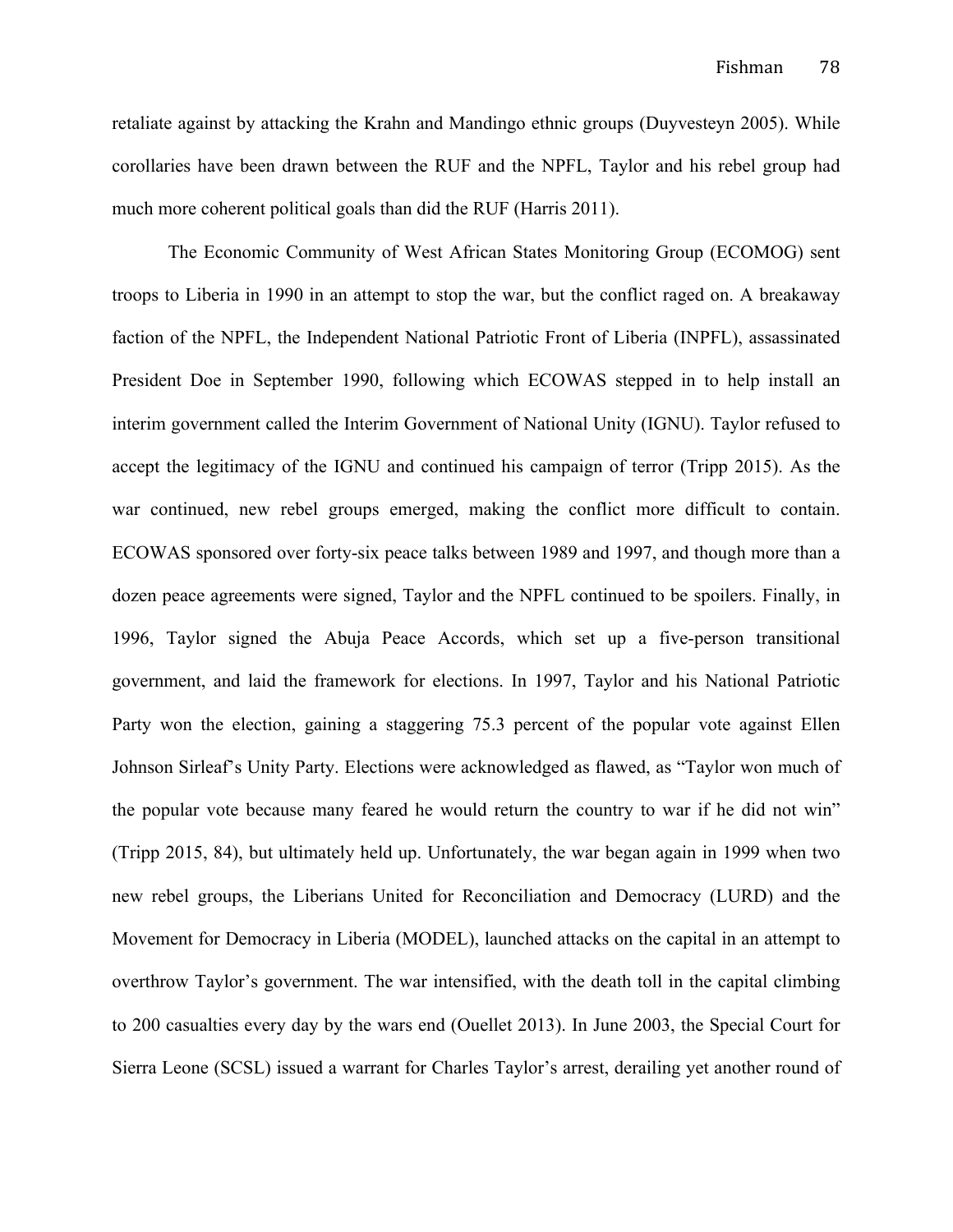retaliate against by attacking the Krahn and Mandingo ethnic groups (Duyvesteyn 2005). While corollaries have been drawn between the RUF and the NPFL, Taylor and his rebel group had much more coherent political goals than did the RUF (Harris 2011).

The Economic Community of West African States Monitoring Group (ECOMOG) sent troops to Liberia in 1990 in an attempt to stop the war, but the conflict raged on. A breakaway faction of the NPFL, the Independent National Patriotic Front of Liberia (INPFL), assassinated President Doe in September 1990, following which ECOWAS stepped in to help install an interim government called the Interim Government of National Unity (IGNU). Taylor refused to accept the legitimacy of the IGNU and continued his campaign of terror (Tripp 2015). As the war continued, new rebel groups emerged, making the conflict more difficult to contain. ECOWAS sponsored over forty-six peace talks between 1989 and 1997, and though more than a dozen peace agreements were signed, Taylor and the NPFL continued to be spoilers. Finally, in 1996, Taylor signed the Abuja Peace Accords, which set up a five-person transitional government, and laid the framework for elections. In 1997, Taylor and his National Patriotic Party won the election, gaining a staggering 75.3 percent of the popular vote against Ellen Johnson Sirleaf's Unity Party. Elections were acknowledged as flawed, as "Taylor won much of the popular vote because many feared he would return the country to war if he did not win" (Tripp 2015, 84), but ultimately held up. Unfortunately, the war began again in 1999 when two new rebel groups, the Liberians United for Reconciliation and Democracy (LURD) and the Movement for Democracy in Liberia (MODEL), launched attacks on the capital in an attempt to overthrow Taylor's government. The war intensified, with the death toll in the capital climbing to 200 casualties every day by the wars end (Ouellet 2013). In June 2003, the Special Court for Sierra Leone (SCSL) issued a warrant for Charles Taylor's arrest, derailing yet another round of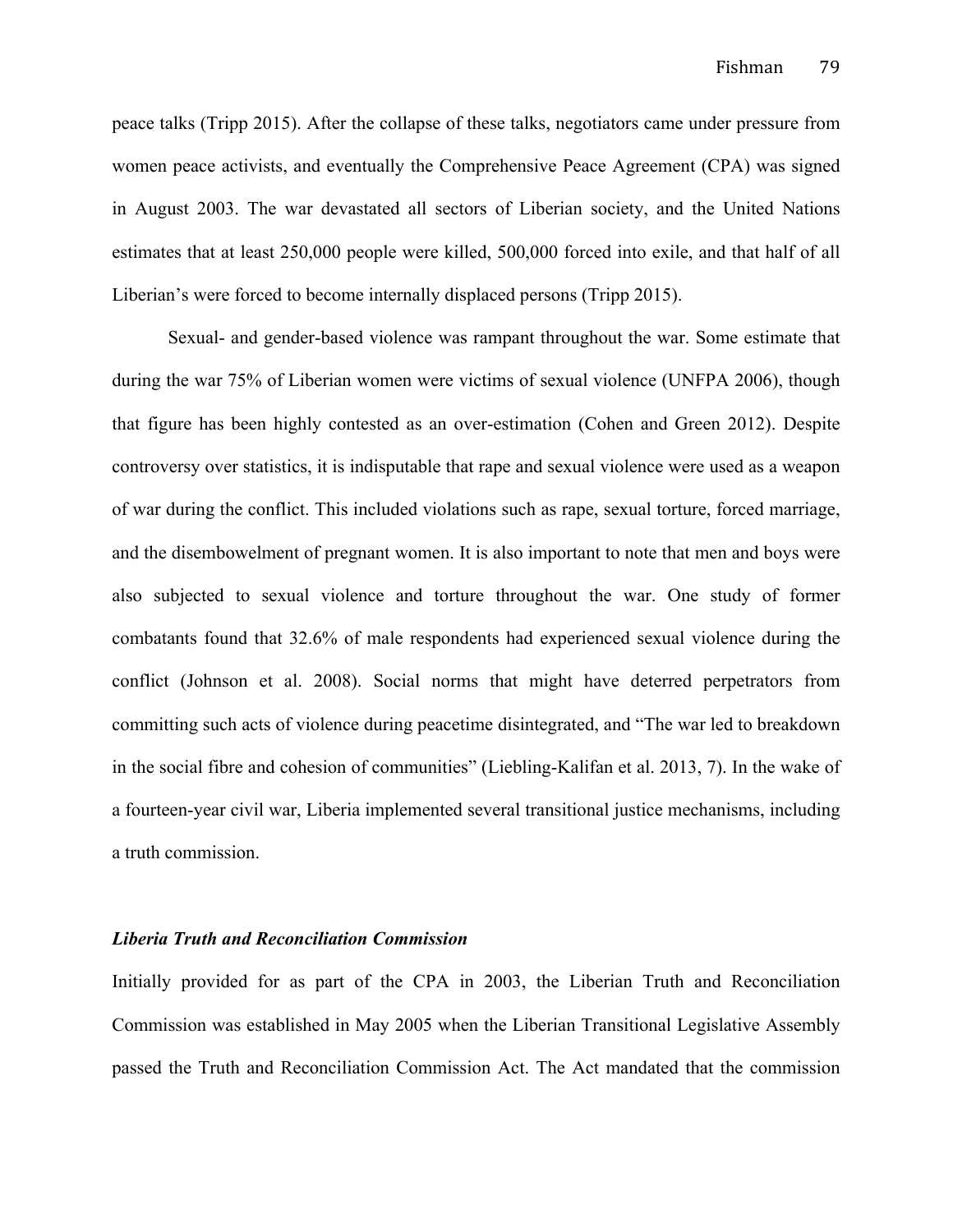peace talks (Tripp 2015). After the collapse of these talks, negotiators came under pressure from women peace activists, and eventually the Comprehensive Peace Agreement (CPA) was signed in August 2003. The war devastated all sectors of Liberian society, and the United Nations estimates that at least 250,000 people were killed, 500,000 forced into exile, and that half of all Liberian's were forced to become internally displaced persons (Tripp 2015).

Sexual- and gender-based violence was rampant throughout the war. Some estimate that during the war 75% of Liberian women were victims of sexual violence (UNFPA 2006), though that figure has been highly contested as an over-estimation (Cohen and Green 2012). Despite controversy over statistics, it is indisputable that rape and sexual violence were used as a weapon of war during the conflict. This included violations such as rape, sexual torture, forced marriage, and the disembowelment of pregnant women. It is also important to note that men and boys were also subjected to sexual violence and torture throughout the war. One study of former combatants found that 32.6% of male respondents had experienced sexual violence during the conflict (Johnson et al. 2008). Social norms that might have deterred perpetrators from committing such acts of violence during peacetime disintegrated, and "The war led to breakdown in the social fibre and cohesion of communities" (Liebling-Kalifan et al. 2013, 7). In the wake of a fourteen-year civil war, Liberia implemented several transitional justice mechanisms, including a truth commission.

### *Liberia Truth and Reconciliation Commission*

Initially provided for as part of the CPA in 2003, the Liberian Truth and Reconciliation Commission was established in May 2005 when the Liberian Transitional Legislative Assembly passed the Truth and Reconciliation Commission Act. The Act mandated that the commission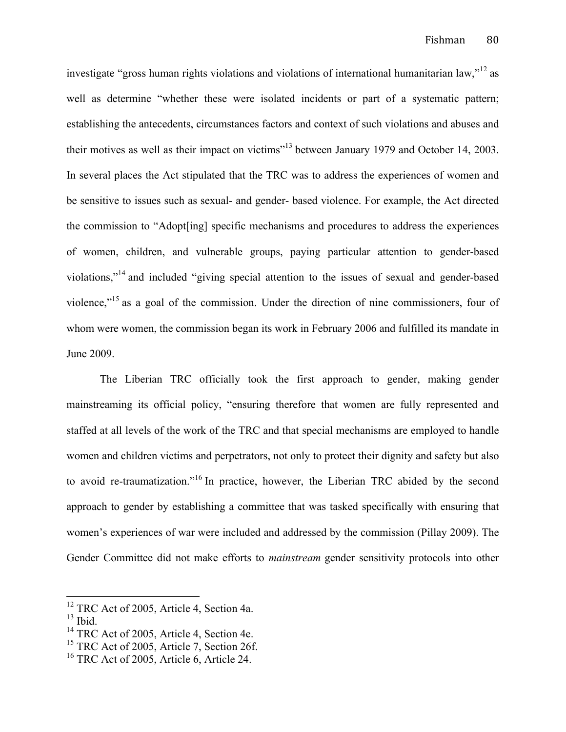investigate "gross human rights violations and violations of international humanitarian law,"[12] as well as determine "whether these were isolated incidents or part of a systematic pattern; establishing the antecedents, circumstances factors and context of such violations and abuses and their motives as well as their impact on victims"[13] between January 1979 and October 14, 2003. In several places the Act stipulated that the TRC was to address the experiences of women and be sensitive to issues such as sexual- and gender- based violence. For example, the Act directed the commission to "Adopt[ing] specific mechanisms and procedures to address the experiences of women, children, and vulnerable groups, paying particular attention to gender-based violations,"[14] and included "giving special attention to the issues of sexual and gender-based violence,"[15] as a goal of the commission. Under the direction of nine commissioners, four of whom were women, the commission began its work in February 2006 and fulfilled its mandate in June 2009.

The Liberian TRC officially took the first approach to gender, making gender mainstreaming its official policy, "ensuring therefore that women are fully represented and staffed at all levels of the work of the TRC and that special mechanisms are employed to handle women and children victims and perpetrators, not only to protect their dignity and safety but also to avoid re-traumatization."[16] In practice, however, the Liberian TRC abided by the second approach to gender by establishing a committee that was tasked specifically with ensuring that women's experiences of war were included and addressed by the commission (Pillay 2009). The Gender Committee did not make efforts to *mainstream* gender sensitivity protocols into other

---

[12] TRC Act of 2005, Article 4, Section 4a.
[13] Ibid.
[14] TRC Act of 2005, Article 4, Section 4e.
[15] TRC Act of 2005, Article 7, Section 26f.
[16] TRC Act of 2005, Article 6, Article 24.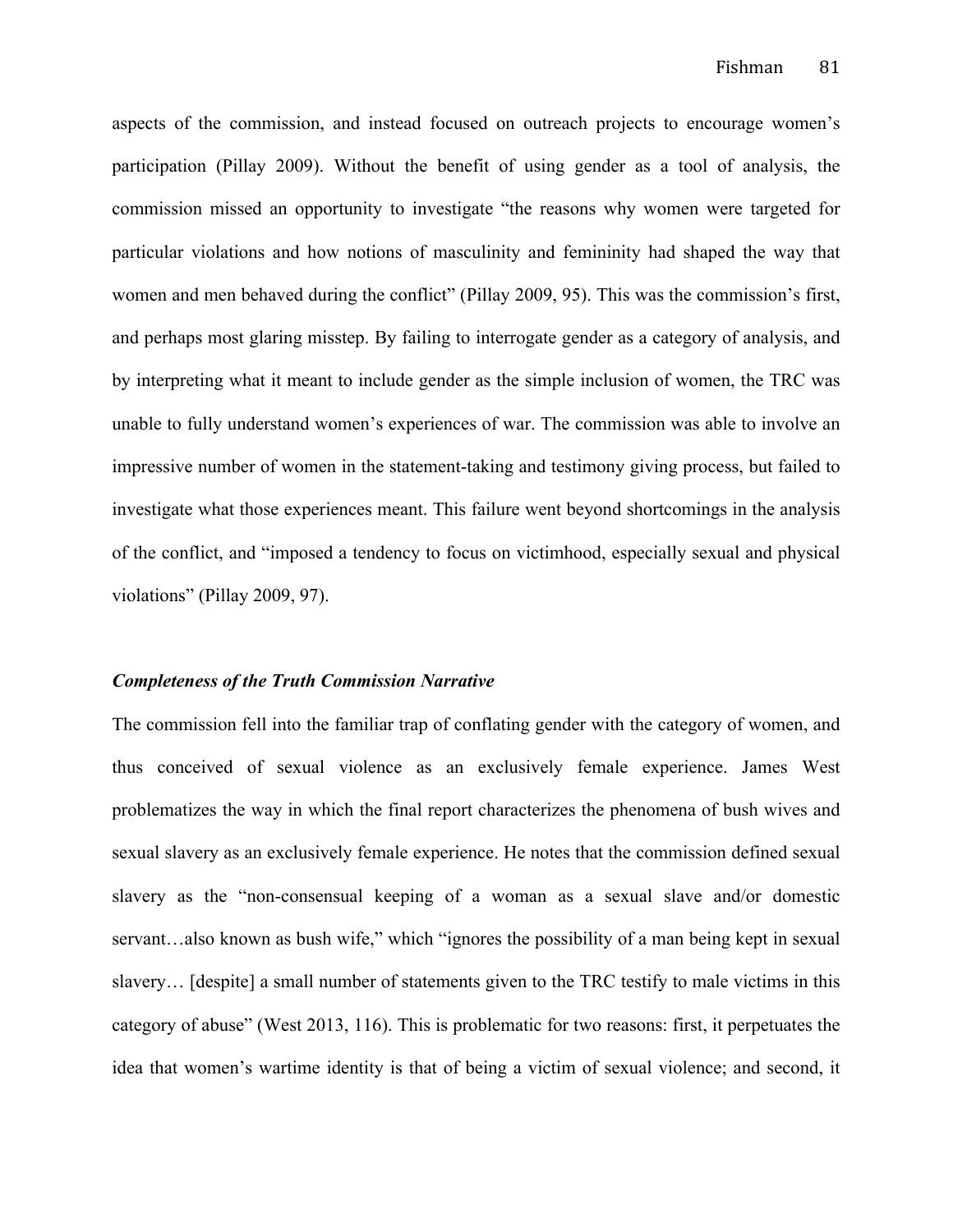aspects of the commission, and instead focused on outreach projects to encourage women's participation (Pillay 2009). Without the benefit of using gender as a tool of analysis, the commission missed an opportunity to investigate "the reasons why women were targeted for particular violations and how notions of masculinity and femininity had shaped the way that women and men behaved during the conflict" (Pillay 2009, 95). This was the commission's first, and perhaps most glaring misstep. By failing to interrogate gender as a category of analysis, and by interpreting what it meant to include gender as the simple inclusion of women, the TRC was unable to fully understand women's experiences of war. The commission was able to involve an impressive number of women in the statement-taking and testimony giving process, but failed to investigate what those experiences meant. This failure went beyond shortcomings in the analysis of the conflict, and "imposed a tendency to focus on victimhood, especially sexual and physical violations" (Pillay 2009, 97).

### *Completeness of the Truth Commission Narrative*

The commission fell into the familiar trap of conflating gender with the category of women, and thus conceived of sexual violence as an exclusively female experience. James West problematizes the way in which the final report characterizes the phenomena of bush wives and sexual slavery as an exclusively female experience. He notes that the commission defined sexual slavery as the "non-consensual keeping of a woman as a sexual slave and/or domestic servant…also known as bush wife," which "ignores the possibility of a man being kept in sexual slavery… [despite] a small number of statements given to the TRC testify to male victims in this category of abuse" (West 2013, 116). This is problematic for two reasons: first, it perpetuates the idea that women's wartime identity is that of being a victim of sexual violence; and second, it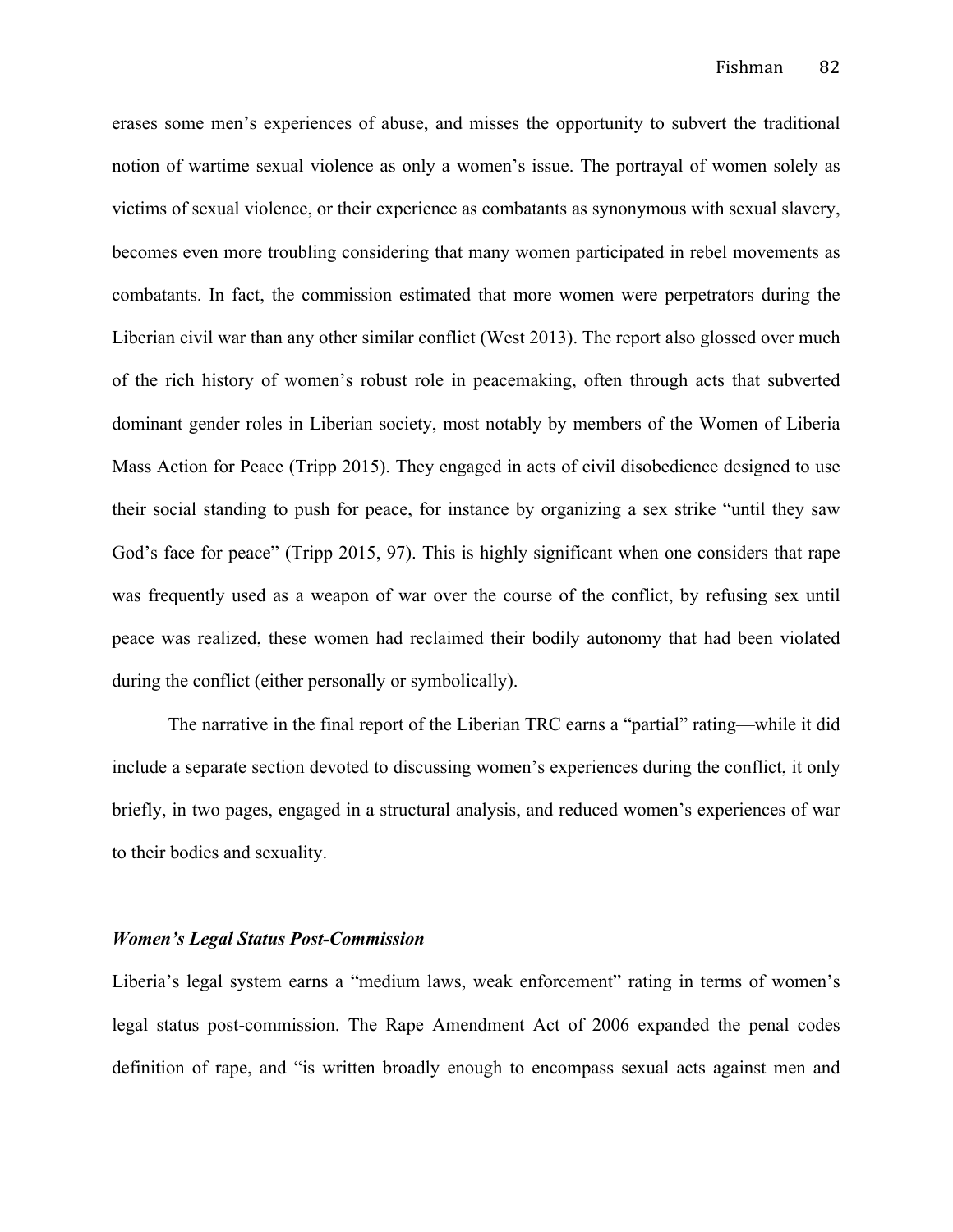erases some men's experiences of abuse, and misses the opportunity to subvert the traditional notion of wartime sexual violence as only a women's issue. The portrayal of women solely as victims of sexual violence, or their experience as combatants as synonymous with sexual slavery, becomes even more troubling considering that many women participated in rebel movements as combatants. In fact, the commission estimated that more women were perpetrators during the Liberian civil war than any other similar conflict (West 2013). The report also glossed over much of the rich history of women's robust role in peacemaking, often through acts that subverted dominant gender roles in Liberian society, most notably by members of the Women of Liberia Mass Action for Peace (Tripp 2015). They engaged in acts of civil disobedience designed to use their social standing to push for peace, for instance by organizing a sex strike "until they saw God's face for peace" (Tripp 2015, 97). This is highly significant when one considers that rape was frequently used as a weapon of war over the course of the conflict, by refusing sex until peace was realized, these women had reclaimed their bodily autonomy that had been violated during the conflict (either personally or symbolically).

The narrative in the final report of the Liberian TRC earns a "partial" rating—while it did include a separate section devoted to discussing women's experiences during the conflict, it only briefly, in two pages, engaged in a structural analysis, and reduced women's experiences of war to their bodies and sexuality.

### *Women's Legal Status Post-Commission*

Liberia's legal system earns a "medium laws, weak enforcement" rating in terms of women's legal status post-commission. The Rape Amendment Act of 2006 expanded the penal codes definition of rape, and "is written broadly enough to encompass sexual acts against men and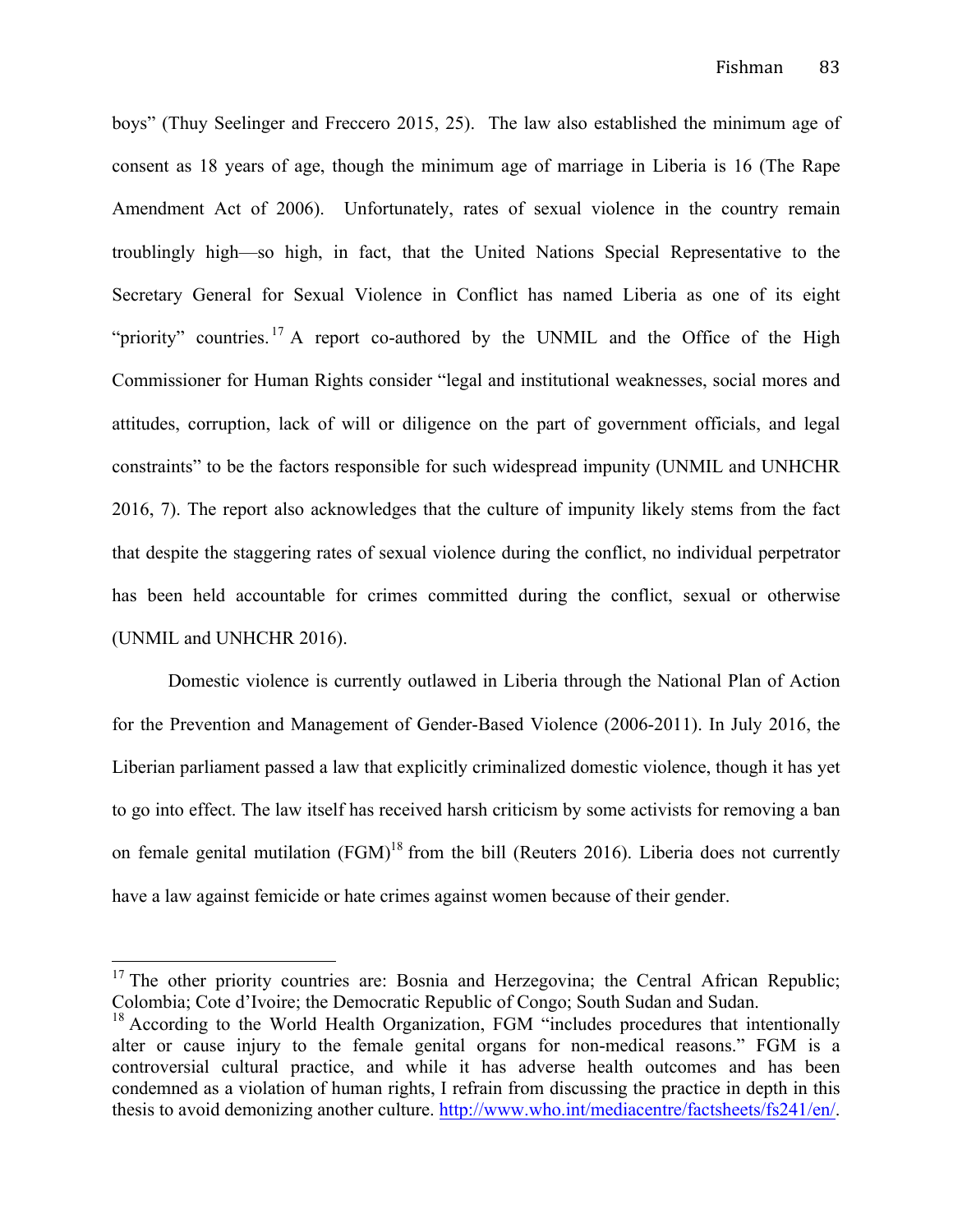boys" (Thuy Seelinger and Freccero 2015, 25). The law also established the minimum age of consent as 18 years of age, though the minimum age of marriage in Liberia is 16 (The Rape Amendment Act of 2006). Unfortunately, rates of sexual violence in the country remain troublingly high—so high, in fact, that the United Nations Special Representative to the Secretary General for Sexual Violence in Conflict has named Liberia as one of its eight "priority" countries.[17] A report co-authored by the UNMIL and the Office of the High Commissioner for Human Rights consider "legal and institutional weaknesses, social mores and attitudes, corruption, lack of will or diligence on the part of government officials, and legal constraints" to be the factors responsible for such widespread impunity (UNMIL and UNHCHR 2016, 7). The report also acknowledges that the culture of impunity likely stems from the fact that despite the staggering rates of sexual violence during the conflict, no individual perpetrator has been held accountable for crimes committed during the conflict, sexual or otherwise (UNMIL and UNHCHR 2016).

Domestic violence is currently outlawed in Liberia through the National Plan of Action for the Prevention and Management of Gender-Based Violence (2006-2011). In July 2016, the Liberian parliament passed a law that explicitly criminalized domestic violence, though it has yet to go into effect. The law itself has received harsh criticism by some activists for removing a ban on female genital mutilation (FGM)[18] from the bill (Reuters 2016). Liberia does not currently have a law against femicide or hate crimes against women because of their gender.

---

[17] The other priority countries are: Bosnia and Herzegovina; the Central African Republic; Colombia; Cote d'Ivoire; the Democratic Republic of Congo; South Sudan and Sudan.

[18] According to the World Health Organization, FGM "includes procedures that intentionally alter or cause injury to the female genital organs for non-medical reasons." FGM is a controversial cultural practice, and while it has adverse health outcomes and has been condemned as a violation of human rights, I refrain from discussing the practice in depth in this thesis to avoid demonizing another culture. http://www.who.int/mediacentre/factsheets/fs241/en/.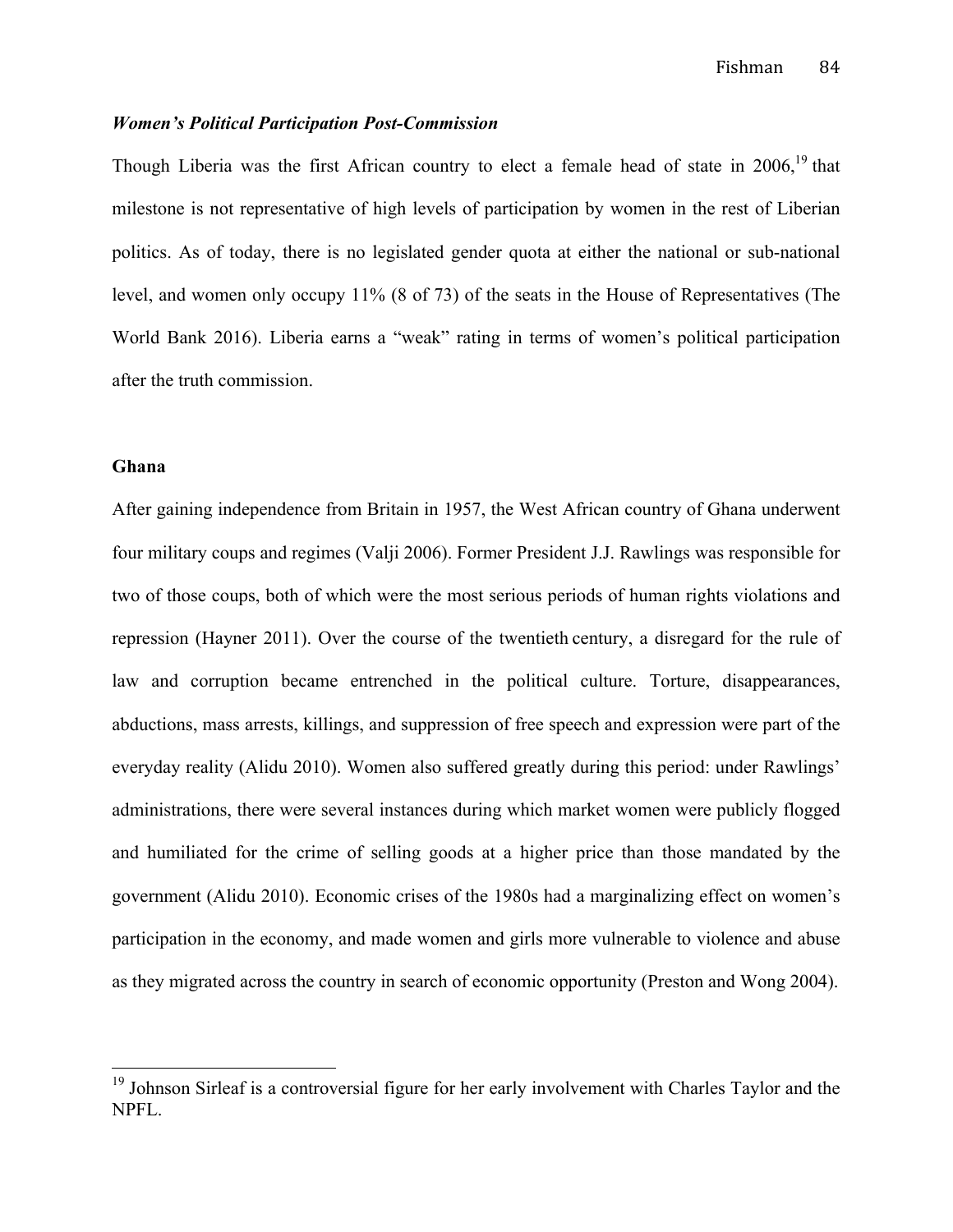### *Women's Political Participation Post-Commission*

Though Liberia was the first African country to elect a female head of state in 2006,[19] that milestone is not representative of high levels of participation by women in the rest of Liberian politics. As of today, there is no legislated gender quota at either the national or sub-national level, and women only occupy 11% (8 of 73) of the seats in the House of Representatives (The World Bank 2016). Liberia earns a "weak" rating in terms of women's political participation after the truth commission.

## Ghana

After gaining independence from Britain in 1957, the West African country of Ghana underwent four military coups and regimes (Valji 2006). Former President J.J. Rawlings was responsible for two of those coups, both of which were the most serious periods of human rights violations and repression (Hayner 2011). Over the course of the twentieth century, a disregard for the rule of law and corruption became entrenched in the political culture. Torture, disappearances, abductions, mass arrests, killings, and suppression of free speech and expression were part of the everyday reality (Alidu 2010). Women also suffered greatly during this period: under Rawlings' administrations, there were several instances during which market women were publicly flogged and humiliated for the crime of selling goods at a higher price than those mandated by the government (Alidu 2010). Economic crises of the 1980s had a marginalizing effect on women's participation in the economy, and made women and girls more vulnerable to violence and abuse as they migrated across the country in search of economic opportunity (Preston and Wong 2004).

---

[19] Johnson Sirleaf is a controversial figure for her early involvement with Charles Taylor and the NPFL.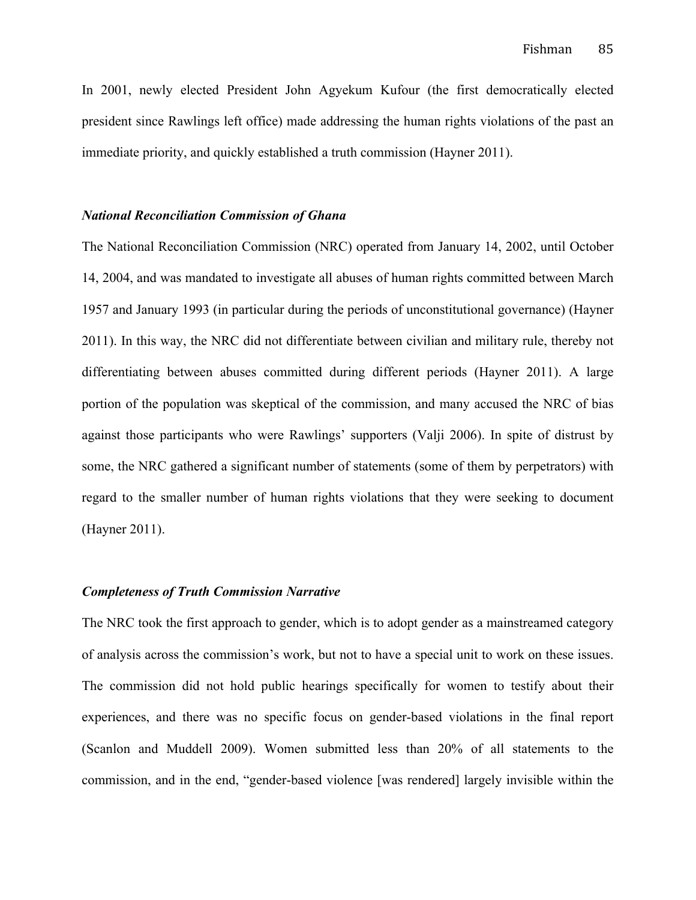In 2001, newly elected President John Agyekum Kufour (the first democratically elected president since Rawlings left office) made addressing the human rights violations of the past an immediate priority, and quickly established a truth commission (Hayner 2011).

### *National Reconciliation Commission of Ghana*

The National Reconciliation Commission (NRC) operated from January 14, 2002, until October 14, 2004, and was mandated to investigate all abuses of human rights committed between March 1957 and January 1993 (in particular during the periods of unconstitutional governance) (Hayner 2011). In this way, the NRC did not differentiate between civilian and military rule, thereby not differentiating between abuses committed during different periods (Hayner 2011). A large portion of the population was skeptical of the commission, and many accused the NRC of bias against those participants who were Rawlings' supporters (Valji 2006). In spite of distrust by some, the NRC gathered a significant number of statements (some of them by perpetrators) with regard to the smaller number of human rights violations that they were seeking to document (Hayner 2011).

### *Completeness of Truth Commission Narrative*

The NRC took the first approach to gender, which is to adopt gender as a mainstreamed category of analysis across the commission's work, but not to have a special unit to work on these issues. The commission did not hold public hearings specifically for women to testify about their experiences, and there was no specific focus on gender-based violations in the final report (Scanlon and Muddell 2009). Women submitted less than 20% of all statements to the commission, and in the end, "gender-based violence [was rendered] largely invisible within the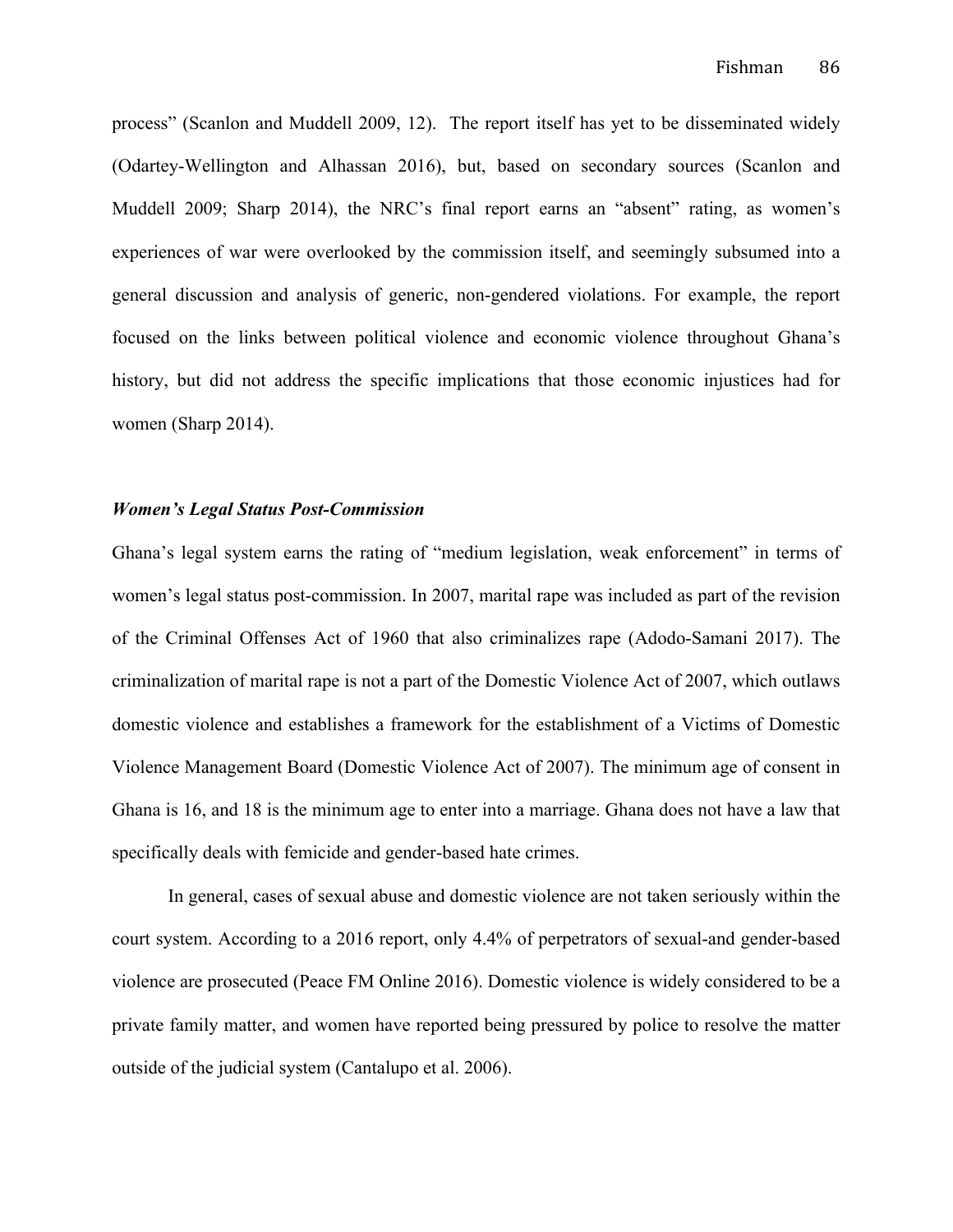process" (Scanlon and Muddell 2009, 12). The report itself has yet to be disseminated widely (Odartey-Wellington and Alhassan 2016), but, based on secondary sources (Scanlon and Muddell 2009; Sharp 2014), the NRC's final report earns an "absent" rating, as women's experiences of war were overlooked by the commission itself, and seemingly subsumed into a general discussion and analysis of generic, non-gendered violations. For example, the report focused on the links between political violence and economic violence throughout Ghana's history, but did not address the specific implications that those economic injustices had for women (Sharp 2014).

### *Women's Legal Status Post-Commission*

Ghana's legal system earns the rating of "medium legislation, weak enforcement" in terms of women's legal status post-commission. In 2007, marital rape was included as part of the revision of the Criminal Offenses Act of 1960 that also criminalizes rape (Adodo-Samani 2017). The criminalization of marital rape is not a part of the Domestic Violence Act of 2007, which outlaws domestic violence and establishes a framework for the establishment of a Victims of Domestic Violence Management Board (Domestic Violence Act of 2007). The minimum age of consent in Ghana is 16, and 18 is the minimum age to enter into a marriage. Ghana does not have a law that specifically deals with femicide and gender-based hate crimes.

In general, cases of sexual abuse and domestic violence are not taken seriously within the court system. According to a 2016 report, only 4.4% of perpetrators of sexual-and gender-based violence are prosecuted (Peace FM Online 2016). Domestic violence is widely considered to be a private family matter, and women have reported being pressured by police to resolve the matter outside of the judicial system (Cantalupo et al. 2006).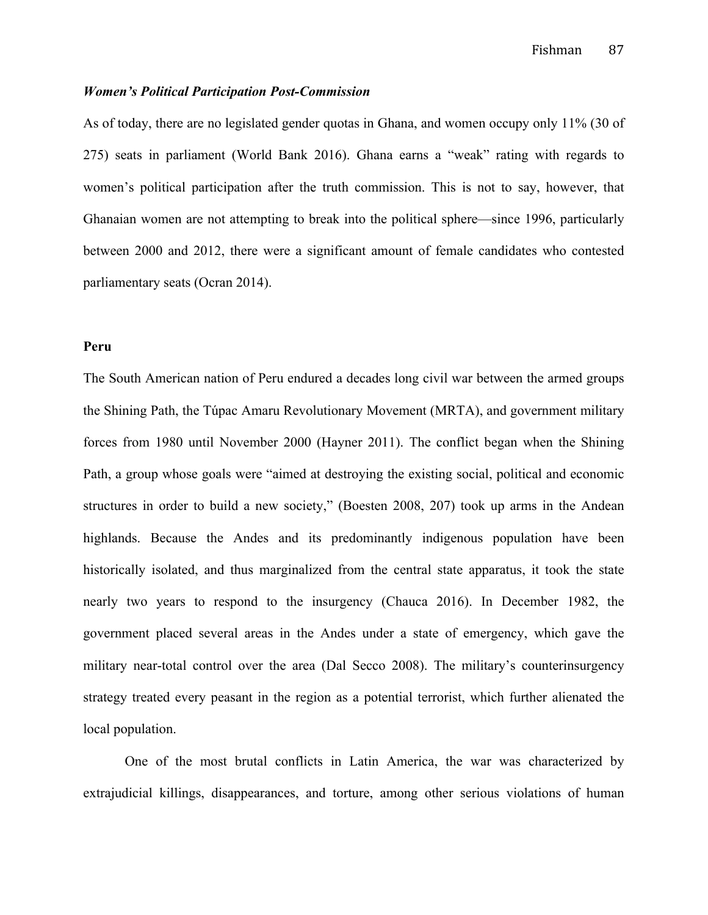### *Women's Political Participation Post-Commission*

As of today, there are no legislated gender quotas in Ghana, and women occupy only 11% (30 of 275) seats in parliament (World Bank 2016). Ghana earns a "weak" rating with regards to women's political participation after the truth commission. This is not to say, however, that Ghanaian women are not attempting to break into the political sphere—since 1996, particularly between 2000 and 2012, there were a significant amount of female candidates who contested parliamentary seats (Ocran 2014).

## Peru

The South American nation of Peru endured a decades long civil war between the armed groups the Shining Path, the Túpac Amaru Revolutionary Movement (MRTA), and government military forces from 1980 until November 2000 (Hayner 2011). The conflict began when the Shining Path, a group whose goals were "aimed at destroying the existing social, political and economic structures in order to build a new society," (Boesten 2008, 207) took up arms in the Andean highlands. Because the Andes and its predominantly indigenous population have been historically isolated, and thus marginalized from the central state apparatus, it took the state nearly two years to respond to the insurgency (Chauca 2016). In December 1982, the government placed several areas in the Andes under a state of emergency, which gave the military near-total control over the area (Dal Secco 2008). The military's counterinsurgency strategy treated every peasant in the region as a potential terrorist, which further alienated the local population.

One of the most brutal conflicts in Latin America, the war was characterized by extrajudicial killings, disappearances, and torture, among other serious violations of human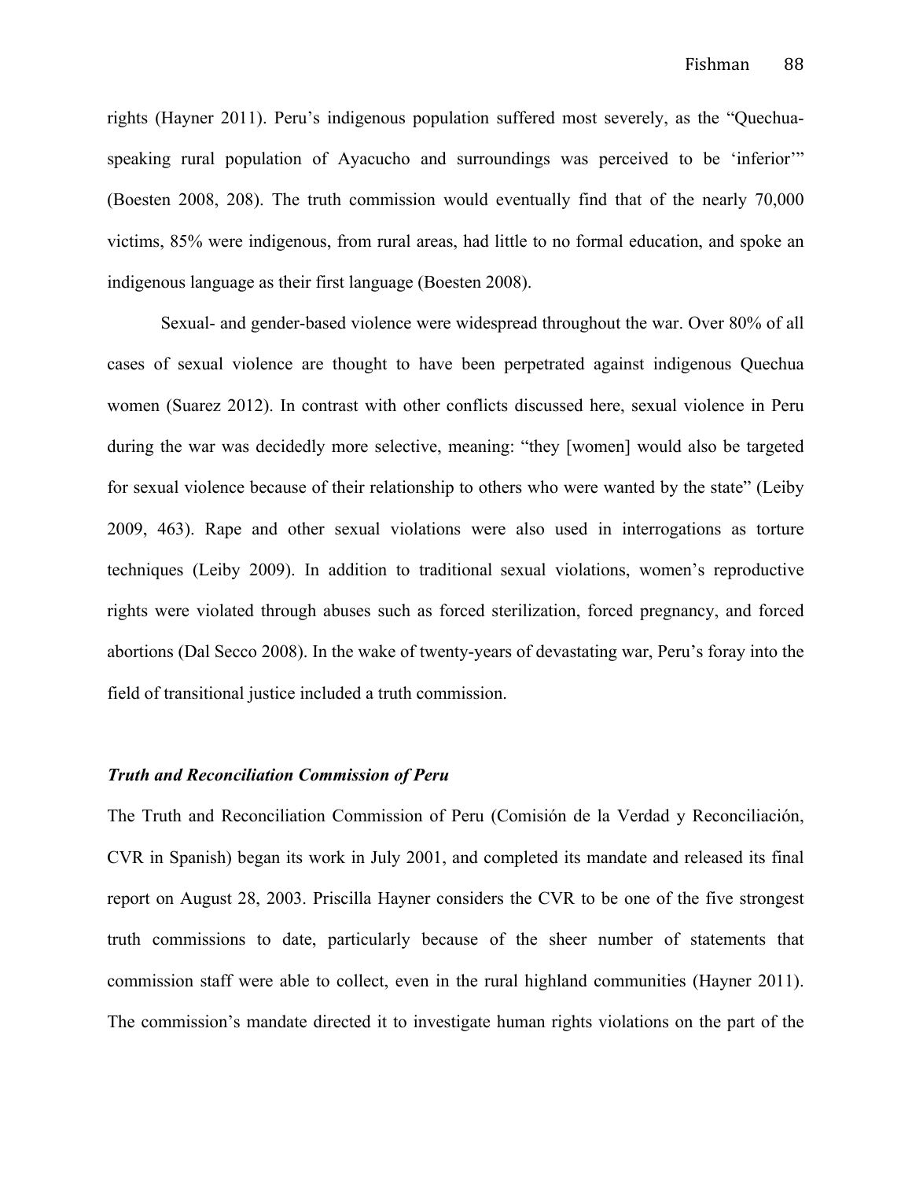rights (Hayner 2011). Peru's indigenous population suffered most severely, as the "Quechua-speaking rural population of Ayacucho and surroundings was perceived to be 'inferior'" (Boesten 2008, 208). The truth commission would eventually find that of the nearly 70,000 victims, 85% were indigenous, from rural areas, had little to no formal education, and spoke an indigenous language as their first language (Boesten 2008).

Sexual- and gender-based violence were widespread throughout the war. Over 80% of all cases of sexual violence are thought to have been perpetrated against indigenous Quechua women (Suarez 2012). In contrast with other conflicts discussed here, sexual violence in Peru during the war was decidedly more selective, meaning: "they [women] would also be targeted for sexual violence because of their relationship to others who were wanted by the state" (Leiby 2009, 463). Rape and other sexual violations were also used in interrogations as torture techniques (Leiby 2009). In addition to traditional sexual violations, women's reproductive rights were violated through abuses such as forced sterilization, forced pregnancy, and forced abortions (Dal Secco 2008). In the wake of twenty-years of devastating war, Peru's foray into the field of transitional justice included a truth commission.

### ***Truth and Reconciliation Commission of Peru***

The Truth and Reconciliation Commission of Peru (Comisión de la Verdad y Reconciliación, CVR in Spanish) began its work in July 2001, and completed its mandate and released its final report on August 28, 2003. Priscilla Hayner considers the CVR to be one of the five strongest truth commissions to date, particularly because of the sheer number of statements that commission staff were able to collect, even in the rural highland communities (Hayner 2011). The commission's mandate directed it to investigate human rights violations on the part of the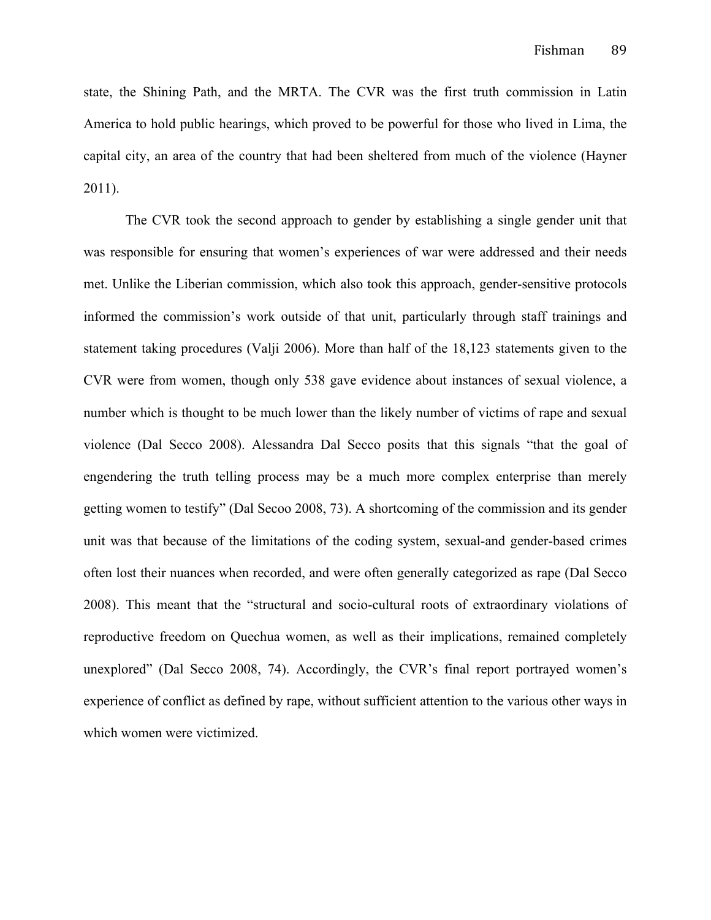state, the Shining Path, and the MRTA. The CVR was the first truth commission in Latin America to hold public hearings, which proved to be powerful for those who lived in Lima, the capital city, an area of the country that had been sheltered from much of the violence (Hayner 2011).

The CVR took the second approach to gender by establishing a single gender unit that was responsible for ensuring that women's experiences of war were addressed and their needs met. Unlike the Liberian commission, which also took this approach, gender-sensitive protocols informed the commission's work outside of that unit, particularly through staff trainings and statement taking procedures (Valji 2006). More than half of the 18,123 statements given to the CVR were from women, though only 538 gave evidence about instances of sexual violence, a number which is thought to be much lower than the likely number of victims of rape and sexual violence (Dal Secco 2008). Alessandra Dal Secco posits that this signals "that the goal of engendering the truth telling process may be a much more complex enterprise than merely getting women to testify" (Dal Secoo 2008, 73). A shortcoming of the commission and its gender unit was that because of the limitations of the coding system, sexual-and gender-based crimes often lost their nuances when recorded, and were often generally categorized as rape (Dal Secco 2008). This meant that the "structural and socio-cultural roots of extraordinary violations of reproductive freedom on Quechua women, as well as their implications, remained completely unexplored" (Dal Secco 2008, 74). Accordingly, the CVR's final report portrayed women's experience of conflict as defined by rape, without sufficient attention to the various other ways in which women were victimized.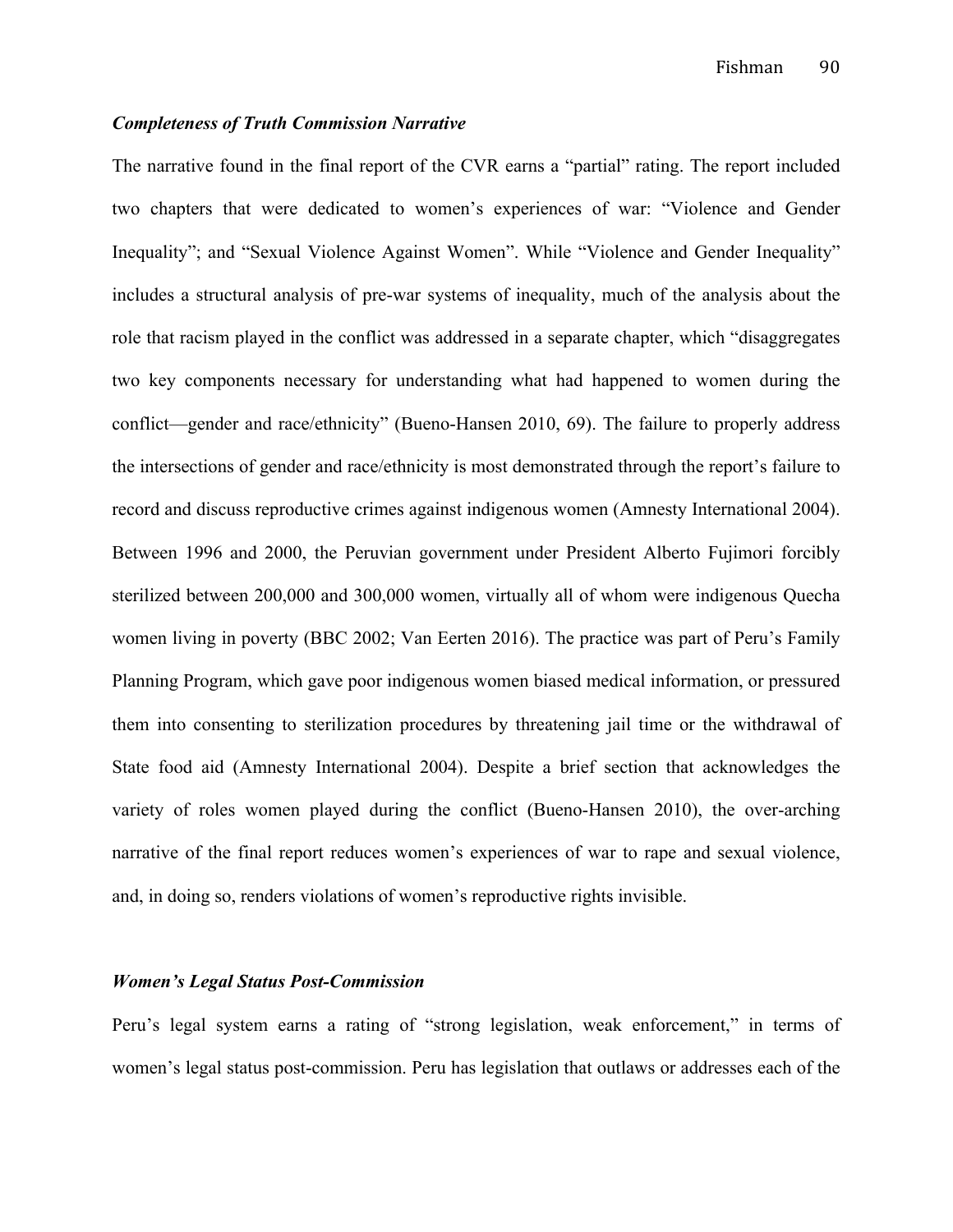### *Completeness of Truth Commission Narrative*

The narrative found in the final report of the CVR earns a "partial" rating. The report included two chapters that were dedicated to women's experiences of war: "Violence and Gender Inequality"; and "Sexual Violence Against Women". While "Violence and Gender Inequality" includes a structural analysis of pre-war systems of inequality, much of the analysis about the role that racism played in the conflict was addressed in a separate chapter, which "disaggregates two key components necessary for understanding what had happened to women during the conflict—gender and race/ethnicity" (Bueno-Hansen 2010, 69). The failure to properly address the intersections of gender and race/ethnicity is most demonstrated through the report's failure to record and discuss reproductive crimes against indigenous women (Amnesty International 2004). Between 1996 and 2000, the Peruvian government under President Alberto Fujimori forcibly sterilized between 200,000 and 300,000 women, virtually all of whom were indigenous Quecha women living in poverty (BBC 2002; Van Eerten 2016). The practice was part of Peru's Family Planning Program, which gave poor indigenous women biased medical information, or pressured them into consenting to sterilization procedures by threatening jail time or the withdrawal of State food aid (Amnesty International 2004). Despite a brief section that acknowledges the variety of roles women played during the conflict (Bueno-Hansen 2010), the over-arching narrative of the final report reduces women's experiences of war to rape and sexual violence, and, in doing so, renders violations of women's reproductive rights invisible.

### *Women's Legal Status Post-Commission*

Peru's legal system earns a rating of "strong legislation, weak enforcement," in terms of women's legal status post-commission. Peru has legislation that outlaws or addresses each of the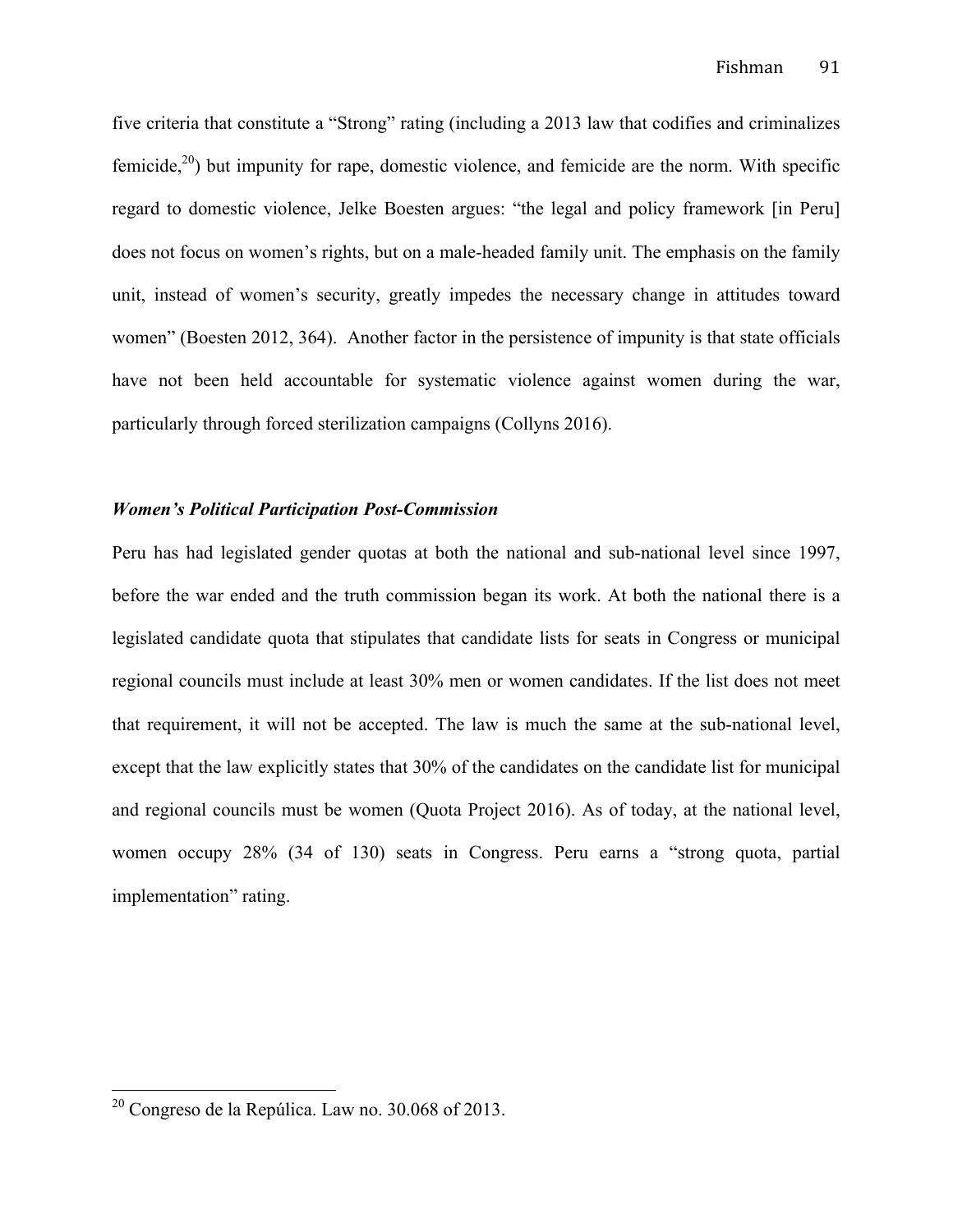five criteria that constitute a "Strong" rating (including a 2013 law that codifies and criminalizes femicide,[20]) but impunity for rape, domestic violence, and femicide are the norm. With specific regard to domestic violence, Jelke Boesten argues: "the legal and policy framework [in Peru] does not focus on women's rights, but on a male-headed family unit. The emphasis on the family unit, instead of women's security, greatly impedes the necessary change in attitudes toward women" (Boesten 2012, 364).  Another factor in the persistence of impunity is that state officials have not been held accountable for systematic violence against women during the war, particularly through forced sterilization campaigns (Collyns 2016).

***Women's Political Participation Post-Commission***

Peru has had legislated gender quotas at both the national and sub-national level since 1997, before the war ended and the truth commission began its work. At both the national there is a legislated candidate quota that stipulates that candidate lists for seats in Congress or municipal regional councils must include at least 30% men or women candidates. If the list does not meet that requirement, it will not be accepted. The law is much the same at the sub-national level, except that the law explicitly states that 30% of the candidates on the candidate list for municipal and regional councils must be women (Quota Project 2016). As of today, at the national level, women occupy 28% (34 of 130) seats in Congress. Peru earns a "strong quota, partial implementation" rating.

---

[20] Congreso de la Repúlica. Law no. 30.068 of 2013.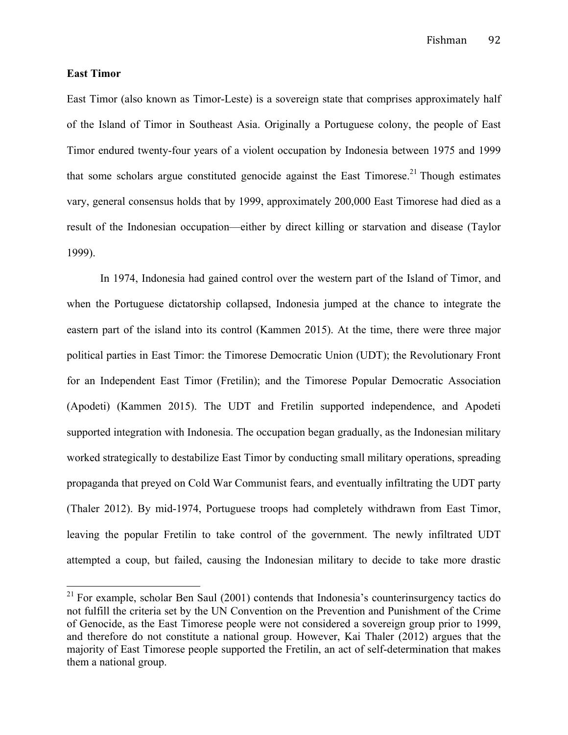**East Timor**

East Timor (also known as Timor-Leste) is a sovereign state that comprises approximately half of the Island of Timor in Southeast Asia. Originally a Portuguese colony, the people of East Timor endured twenty-four years of a violent occupation by Indonesia between 1975 and 1999 that some scholars argue constituted genocide against the East Timorese.[21] Though estimates vary, general consensus holds that by 1999, approximately 200,000 East Timorese had died as a result of the Indonesian occupation—either by direct killing or starvation and disease (Taylor 1999).

In 1974, Indonesia had gained control over the western part of the Island of Timor, and when the Portuguese dictatorship collapsed, Indonesia jumped at the chance to integrate the eastern part of the island into its control (Kammen 2015). At the time, there were three major political parties in East Timor: the Timorese Democratic Union (UDT); the Revolutionary Front for an Independent East Timor (Fretilin); and the Timorese Popular Democratic Association (Apodeti) (Kammen 2015). The UDT and Fretilin supported independence, and Apodeti supported integration with Indonesia. The occupation began gradually, as the Indonesian military worked strategically to destabilize East Timor by conducting small military operations, spreading propaganda that preyed on Cold War Communist fears, and eventually infiltrating the UDT party (Thaler 2012). By mid-1974, Portuguese troops had completely withdrawn from East Timor, leaving the popular Fretilin to take control of the government. The newly infiltrated UDT attempted a coup, but failed, causing the Indonesian military to decide to take more drastic

[21] For example, scholar Ben Saul (2001) contends that Indonesia's counterinsurgency tactics do not fulfill the criteria set by the UN Convention on the Prevention and Punishment of the Crime of Genocide, as the East Timorese people were not considered a sovereign group prior to 1999, and therefore do not constitute a national group. However, Kai Thaler (2012) argues that the majority of East Timorese people supported the Fretilin, an act of self-determination that makes them a national group.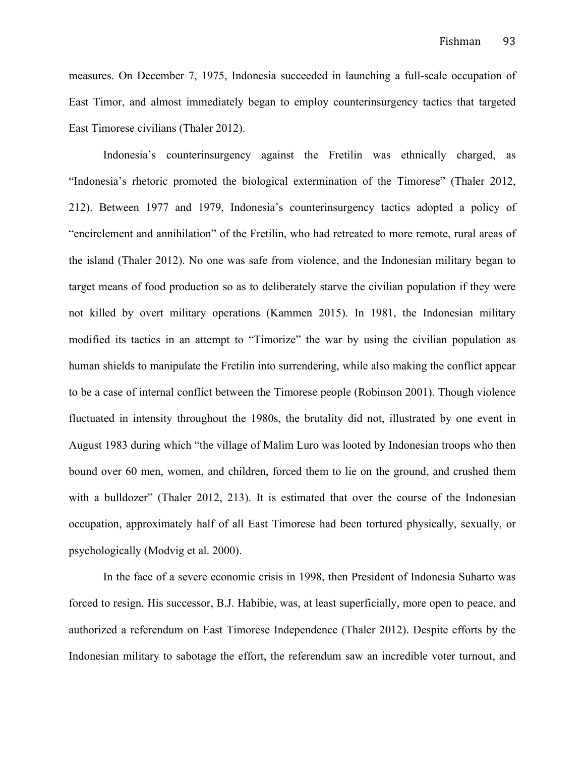measures. On December 7, 1975, Indonesia succeeded in launching a full-scale occupation of East Timor, and almost immediately began to employ counterinsurgency tactics that targeted East Timorese civilians (Thaler 2012).

Indonesia's counterinsurgency against the Fretilin was ethnically charged, as "Indonesia's rhetoric promoted the biological extermination of the Timorese" (Thaler 2012, 212). Between 1977 and 1979, Indonesia's counterinsurgency tactics adopted a policy of "encirclement and annihilation" of the Fretilin, who had retreated to more remote, rural areas of the island (Thaler 2012). No one was safe from violence, and the Indonesian military began to target means of food production so as to deliberately starve the civilian population if they were not killed by overt military operations (Kammen 2015). In 1981, the Indonesian military modified its tactics in an attempt to "Timorize" the war by using the civilian population as human shields to manipulate the Fretilin into surrendering, while also making the conflict appear to be a case of internal conflict between the Timorese people (Robinson 2001). Though violence fluctuated in intensity throughout the 1980s, the brutality did not, illustrated by one event in August 1983 during which "the village of Malim Luro was looted by Indonesian troops who then bound over 60 men, women, and children, forced them to lie on the ground, and crushed them with a bulldozer" (Thaler 2012, 213). It is estimated that over the course of the Indonesian occupation, approximately half of all East Timorese had been tortured physically, sexually, or psychologically (Modvig et al. 2000).

In the face of a severe economic crisis in 1998, then President of Indonesia Suharto was forced to resign. His successor, B.J. Habibie, was, at least superficially, more open to peace, and authorized a referendum on East Timorese Independence (Thaler 2012). Despite efforts by the Indonesian military to sabotage the effort, the referendum saw an incredible voter turnout, and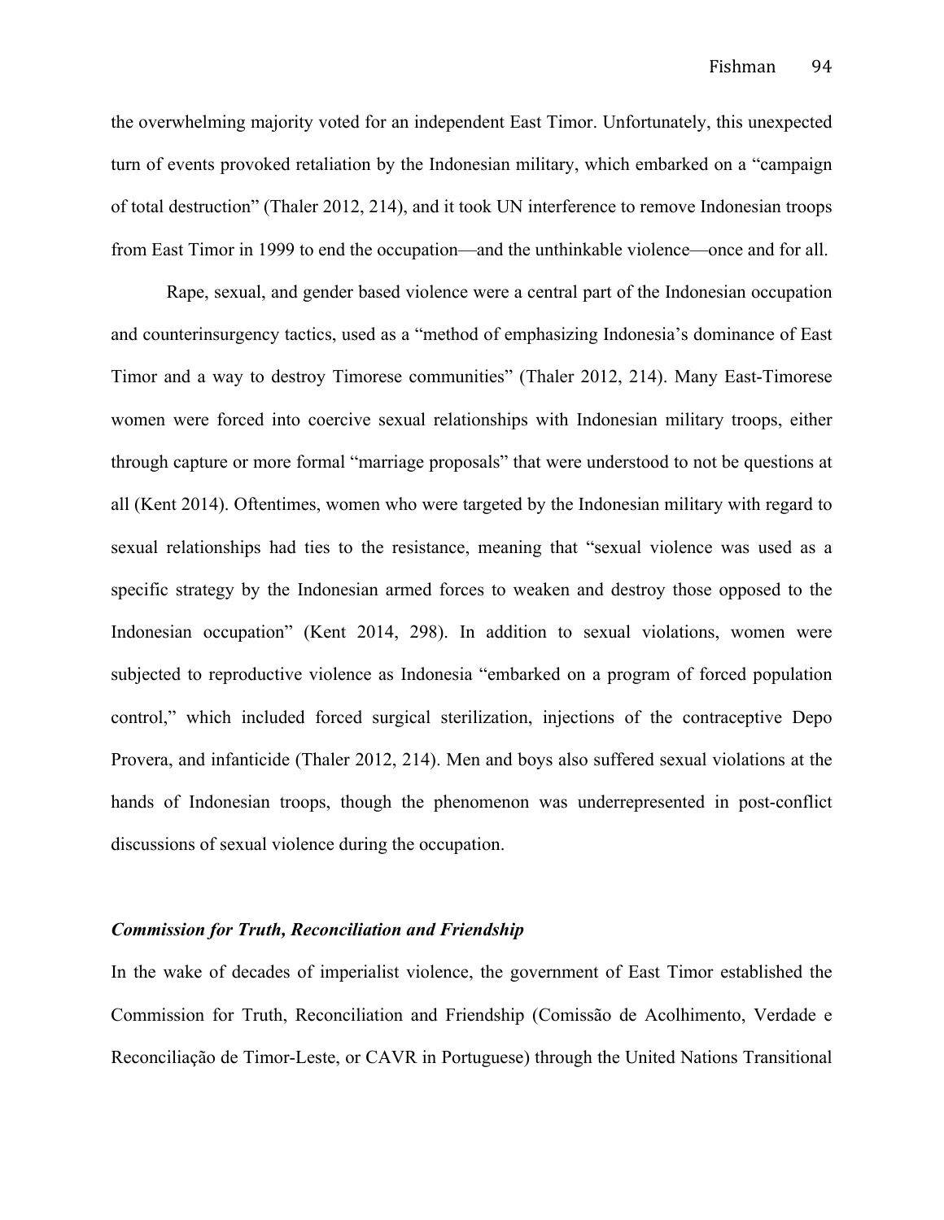the overwhelming majority voted for an independent East Timor. Unfortunately, this unexpected turn of events provoked retaliation by the Indonesian military, which embarked on a "campaign of total destruction" (Thaler 2012, 214), and it took UN interference to remove Indonesian troops from East Timor in 1999 to end the occupation—and the unthinkable violence—once and for all.

Rape, sexual, and gender based violence were a central part of the Indonesian occupation and counterinsurgency tactics, used as a "method of emphasizing Indonesia's dominance of East Timor and a way to destroy Timorese communities" (Thaler 2012, 214). Many East-Timorese women were forced into coercive sexual relationships with Indonesian military troops, either through capture or more formal "marriage proposals" that were understood to not be questions at all (Kent 2014). Oftentimes, women who were targeted by the Indonesian military with regard to sexual relationships had ties to the resistance, meaning that "sexual violence was used as a specific strategy by the Indonesian armed forces to weaken and destroy those opposed to the Indonesian occupation" (Kent 2014, 298). In addition to sexual violations, women were subjected to reproductive violence as Indonesia "embarked on a program of forced population control," which included forced surgical sterilization, injections of the contraceptive Depo Provera, and infanticide (Thaler 2012, 214). Men and boys also suffered sexual violations at the hands of Indonesian troops, though the phenomenon was underrepresented in post-conflict discussions of sexual violence during the occupation.

### *Commission for Truth, Reconciliation and Friendship*

In the wake of decades of imperialist violence, the government of East Timor established the Commission for Truth, Reconciliation and Friendship (Comissão de Acolhimento, Verdade e Reconciliação de Timor-Leste, or CAVR in Portuguese) through the United Nations Transitional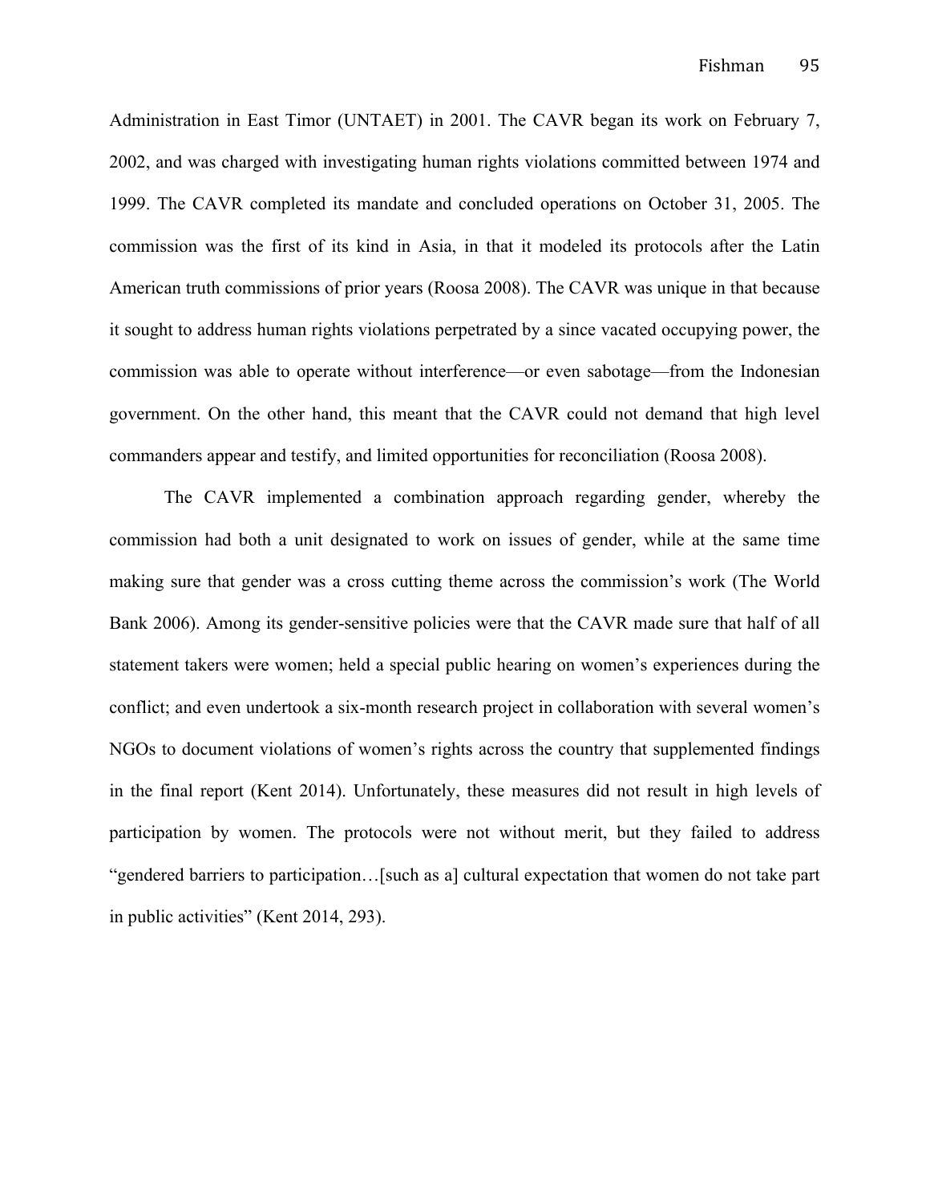Administration in East Timor (UNTAET) in 2001. The CAVR began its work on February 7, 2002, and was charged with investigating human rights violations committed between 1974 and 1999. The CAVR completed its mandate and concluded operations on October 31, 2005. The commission was the first of its kind in Asia, in that it modeled its protocols after the Latin American truth commissions of prior years (Roosa 2008). The CAVR was unique in that because it sought to address human rights violations perpetrated by a since vacated occupying power, the commission was able to operate without interference—or even sabotage—from the Indonesian government. On the other hand, this meant that the CAVR could not demand that high level commanders appear and testify, and limited opportunities for reconciliation (Roosa 2008).

The CAVR implemented a combination approach regarding gender, whereby the commission had both a unit designated to work on issues of gender, while at the same time making sure that gender was a cross cutting theme across the commission's work (The World Bank 2006). Among its gender-sensitive policies were that the CAVR made sure that half of all statement takers were women; held a special public hearing on women's experiences during the conflict; and even undertook a six-month research project in collaboration with several women's NGOs to document violations of women's rights across the country that supplemented findings in the final report (Kent 2014). Unfortunately, these measures did not result in high levels of participation by women. The protocols were not without merit, but they failed to address "gendered barriers to participation…[such as a] cultural expectation that women do not take part in public activities" (Kent 2014, 293).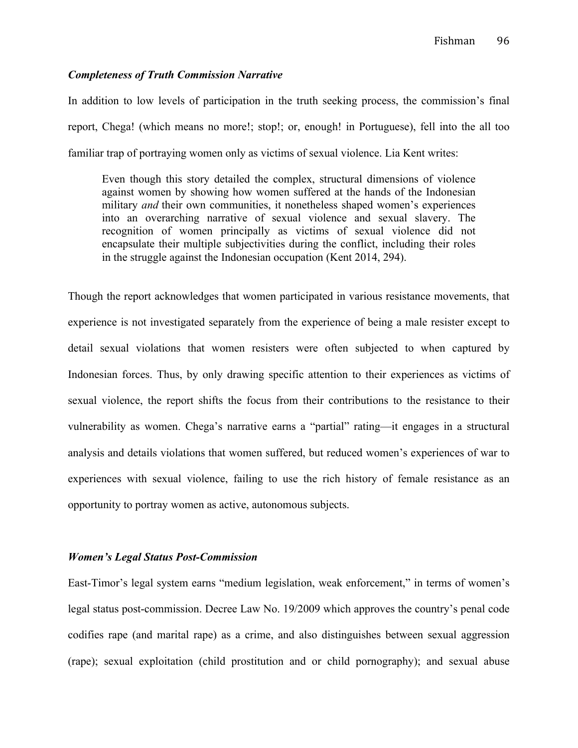### *Completeness of Truth Commission Narrative*

In addition to low levels of participation in the truth seeking process, the commission's final report, Chega! (which means no more!; stop!; or, enough! in Portuguese), fell into the all too familiar trap of portraying women only as victims of sexual violence. Lia Kent writes:

> Even though this story detailed the complex, structural dimensions of violence against women by showing how women suffered at the hands of the Indonesian military *and* their own communities, it nonetheless shaped women's experiences into an overarching narrative of sexual violence and sexual slavery. The recognition of women principally as victims of sexual violence did not encapsulate their multiple subjectivities during the conflict, including their roles in the struggle against the Indonesian occupation (Kent 2014, 294).

Though the report acknowledges that women participated in various resistance movements, that experience is not investigated separately from the experience of being a male resister except to detail sexual violations that women resisters were often subjected to when captured by Indonesian forces. Thus, by only drawing specific attention to their experiences as victims of sexual violence, the report shifts the focus from their contributions to the resistance to their vulnerability as women. Chega's narrative earns a "partial" rating—it engages in a structural analysis and details violations that women suffered, but reduced women's experiences of war to experiences with sexual violence, failing to use the rich history of female resistance as an opportunity to portray women as active, autonomous subjects.

### *Women's Legal Status Post-Commission*

East-Timor's legal system earns "medium legislation, weak enforcement," in terms of women's legal status post-commission. Decree Law No. 19/2009 which approves the country's penal code codifies rape (and marital rape) as a crime, and also distinguishes between sexual aggression (rape); sexual exploitation (child prostitution and or child pornography); and sexual abuse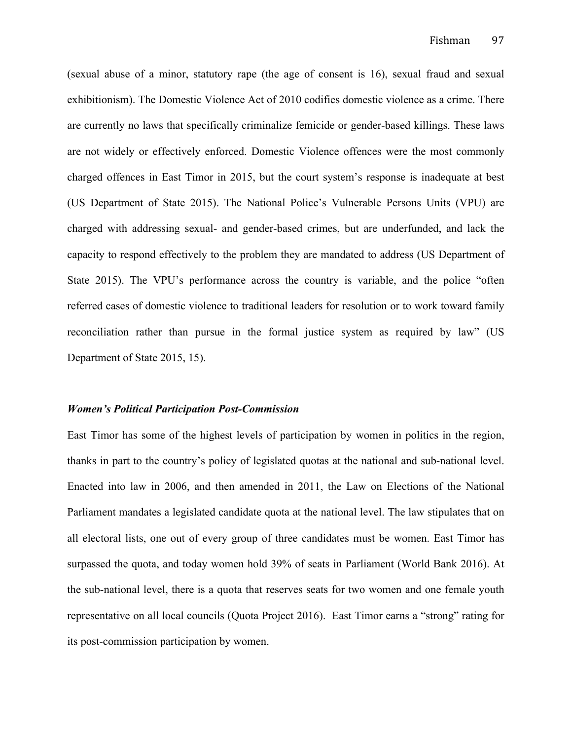(sexual abuse of a minor, statutory rape (the age of consent is 16), sexual fraud and sexual exhibitionism). The Domestic Violence Act of 2010 codifies domestic violence as a crime. There are currently no laws that specifically criminalize femicide or gender-based killings. These laws are not widely or effectively enforced. Domestic Violence offences were the most commonly charged offences in East Timor in 2015, but the court system's response is inadequate at best (US Department of State 2015). The National Police's Vulnerable Persons Units (VPU) are charged with addressing sexual- and gender-based crimes, but are underfunded, and lack the capacity to respond effectively to the problem they are mandated to address (US Department of State 2015). The VPU's performance across the country is variable, and the police "often referred cases of domestic violence to traditional leaders for resolution or to work toward family reconciliation rather than pursue in the formal justice system as required by law" (US Department of State 2015, 15).

***Women's Political Participation Post-Commission***

East Timor has some of the highest levels of participation by women in politics in the region, thanks in part to the country's policy of legislated quotas at the national and sub-national level. Enacted into law in 2006, and then amended in 2011, the Law on Elections of the National Parliament mandates a legislated candidate quota at the national level. The law stipulates that on all electoral lists, one out of every group of three candidates must be women. East Timor has surpassed the quota, and today women hold 39% of seats in Parliament (World Bank 2016). At the sub-national level, there is a quota that reserves seats for two women and one female youth representative on all local councils (Quota Project 2016). East Timor earns a "strong" rating for its post-commission participation by women.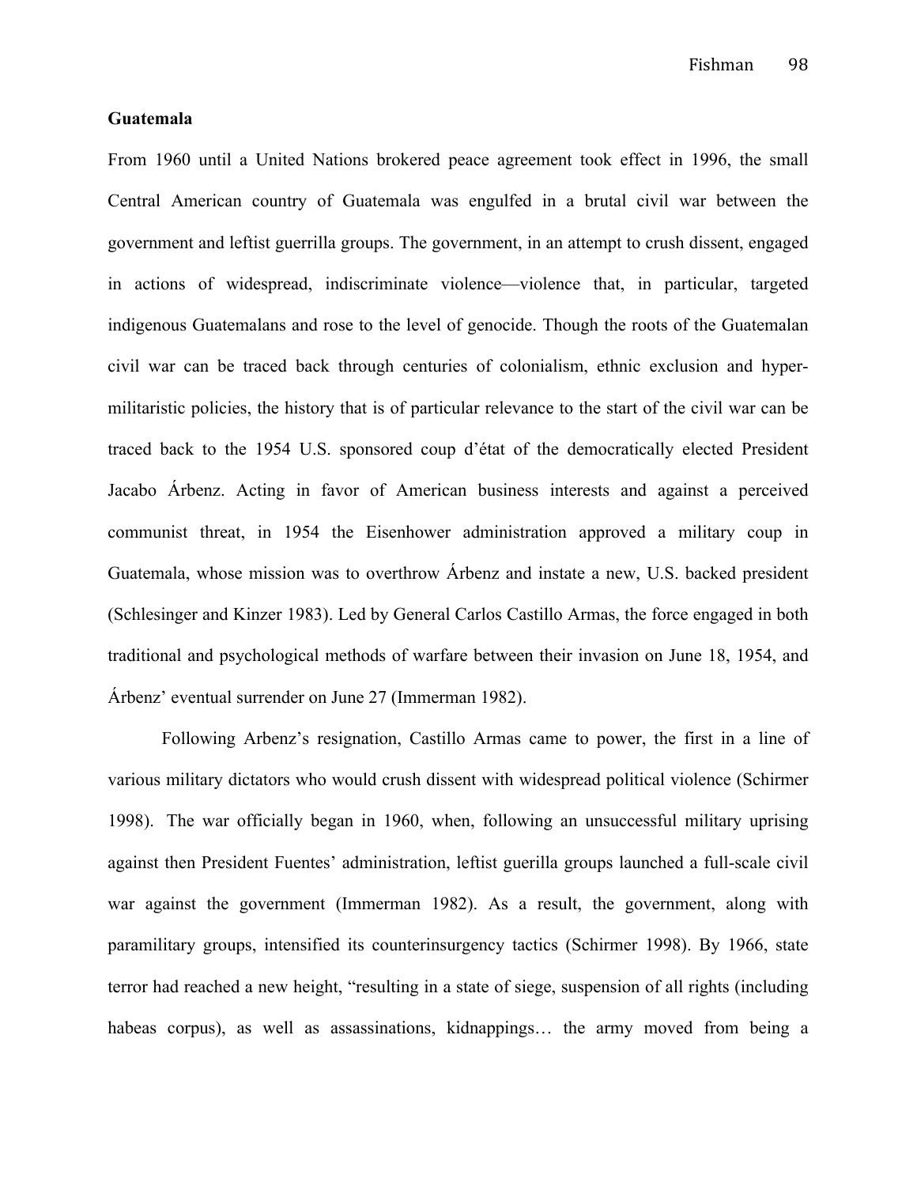**Guatemala**

From 1960 until a United Nations brokered peace agreement took effect in 1996, the small Central American country of Guatemala was engulfed in a brutal civil war between the government and leftist guerrilla groups. The government, in an attempt to crush dissent, engaged in actions of widespread, indiscriminate violence—violence that, in particular, targeted indigenous Guatemalans and rose to the level of genocide. Though the roots of the Guatemalan civil war can be traced back through centuries of colonialism, ethnic exclusion and hyper-militaristic policies, the history that is of particular relevance to the start of the civil war can be traced back to the 1954 U.S. sponsored coup d'état of the democratically elected President Jacabo Árbenz. Acting in favor of American business interests and against a perceived communist threat, in 1954 the Eisenhower administration approved a military coup in Guatemala, whose mission was to overthrow Árbenz and instate a new, U.S. backed president (Schlesinger and Kinzer 1983). Led by General Carlos Castillo Armas, the force engaged in both traditional and psychological methods of warfare between their invasion on June 18, 1954, and Árbenz' eventual surrender on June 27 (Immerman 1982).

Following Arbenz's resignation, Castillo Armas came to power, the first in a line of various military dictators who would crush dissent with widespread political violence (Schirmer 1998). The war officially began in 1960, when, following an unsuccessful military uprising against then President Fuentes' administration, leftist guerilla groups launched a full-scale civil war against the government (Immerman 1982). As a result, the government, along with paramilitary groups, intensified its counterinsurgency tactics (Schirmer 1998). By 1966, state terror had reached a new height, "resulting in a state of siege, suspension of all rights (including habeas corpus), as well as assassinations, kidnappings… the army moved from being a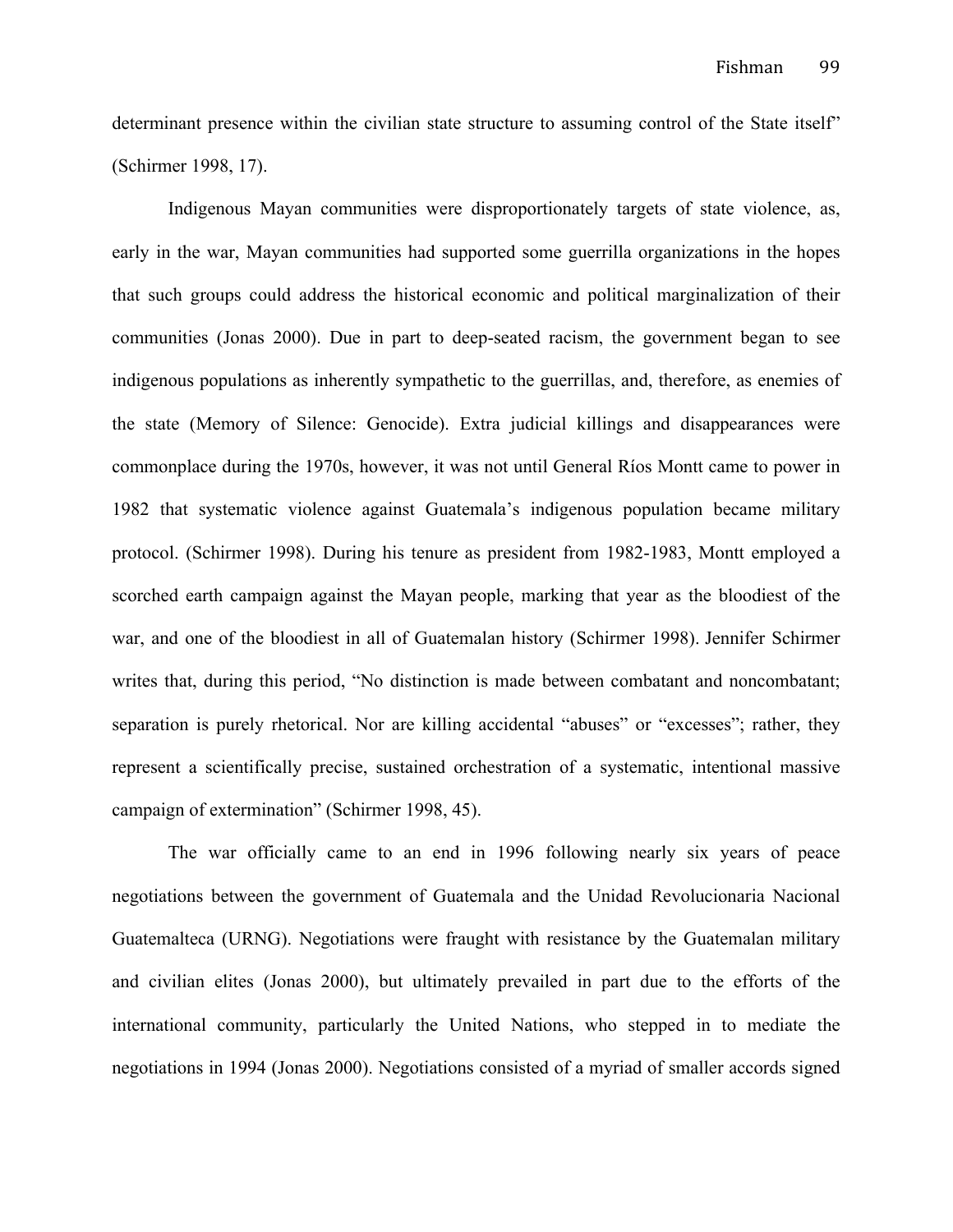determinant presence within the civilian state structure to assuming control of the State itself" (Schirmer 1998, 17).

Indigenous Mayan communities were disproportionately targets of state violence, as, early in the war, Mayan communities had supported some guerrilla organizations in the hopes that such groups could address the historical economic and political marginalization of their communities (Jonas 2000). Due in part to deep-seated racism, the government began to see indigenous populations as inherently sympathetic to the guerrillas, and, therefore, as enemies of the state (Memory of Silence: Genocide). Extra judicial killings and disappearances were commonplace during the 1970s, however, it was not until General Ríos Montt came to power in 1982 that systematic violence against Guatemala's indigenous population became military protocol. (Schirmer 1998). During his tenure as president from 1982-1983, Montt employed a scorched earth campaign against the Mayan people, marking that year as the bloodiest of the war, and one of the bloodiest in all of Guatemalan history (Schirmer 1998). Jennifer Schirmer writes that, during this period, "No distinction is made between combatant and noncombatant; separation is purely rhetorical. Nor are killing accidental "abuses" or "excesses"; rather, they represent a scientifically precise, sustained orchestration of a systematic, intentional massive campaign of extermination" (Schirmer 1998, 45).

The war officially came to an end in 1996 following nearly six years of peace negotiations between the government of Guatemala and the Unidad Revolucionaria Nacional Guatemalteca (URNG). Negotiations were fraught with resistance by the Guatemalan military and civilian elites (Jonas 2000), but ultimately prevailed in part due to the efforts of the international community, particularly the United Nations, who stepped in to mediate the negotiations in 1994 (Jonas 2000). Negotiations consisted of a myriad of smaller accords signed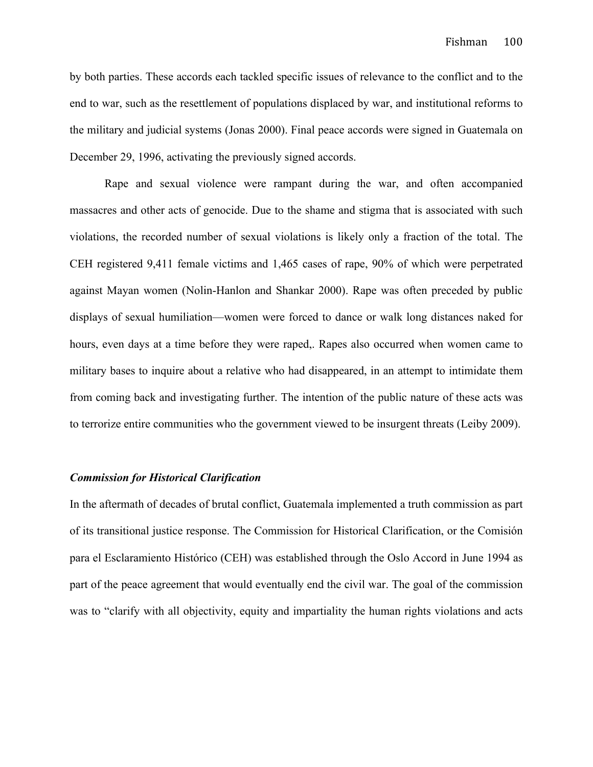by both parties. These accords each tackled specific issues of relevance to the conflict and to the end to war, such as the resettlement of populations displaced by war, and institutional reforms to the military and judicial systems (Jonas 2000). Final peace accords were signed in Guatemala on December 29, 1996, activating the previously signed accords.

Rape and sexual violence were rampant during the war, and often accompanied massacres and other acts of genocide. Due to the shame and stigma that is associated with such violations, the recorded number of sexual violations is likely only a fraction of the total. The CEH registered 9,411 female victims and 1,465 cases of rape, 90% of which were perpetrated against Mayan women (Nolin-Hanlon and Shankar 2000). Rape was often preceded by public displays of sexual humiliation—women were forced to dance or walk long distances naked for hours, even days at a time before they were raped,. Rapes also occurred when women came to military bases to inquire about a relative who had disappeared, in an attempt to intimidate them from coming back and investigating further. The intention of the public nature of these acts was to terrorize entire communities who the government viewed to be insurgent threats (Leiby 2009).

### *Commission for Historical Clarification*

In the aftermath of decades of brutal conflict, Guatemala implemented a truth commission as part of its transitional justice response. The Commission for Historical Clarification, or the Comisión para el Esclaramiento Histórico (CEH) was established through the Oslo Accord in June 1994 as part of the peace agreement that would eventually end the civil war. The goal of the commission was to "clarify with all objectivity, equity and impartiality the human rights violations and acts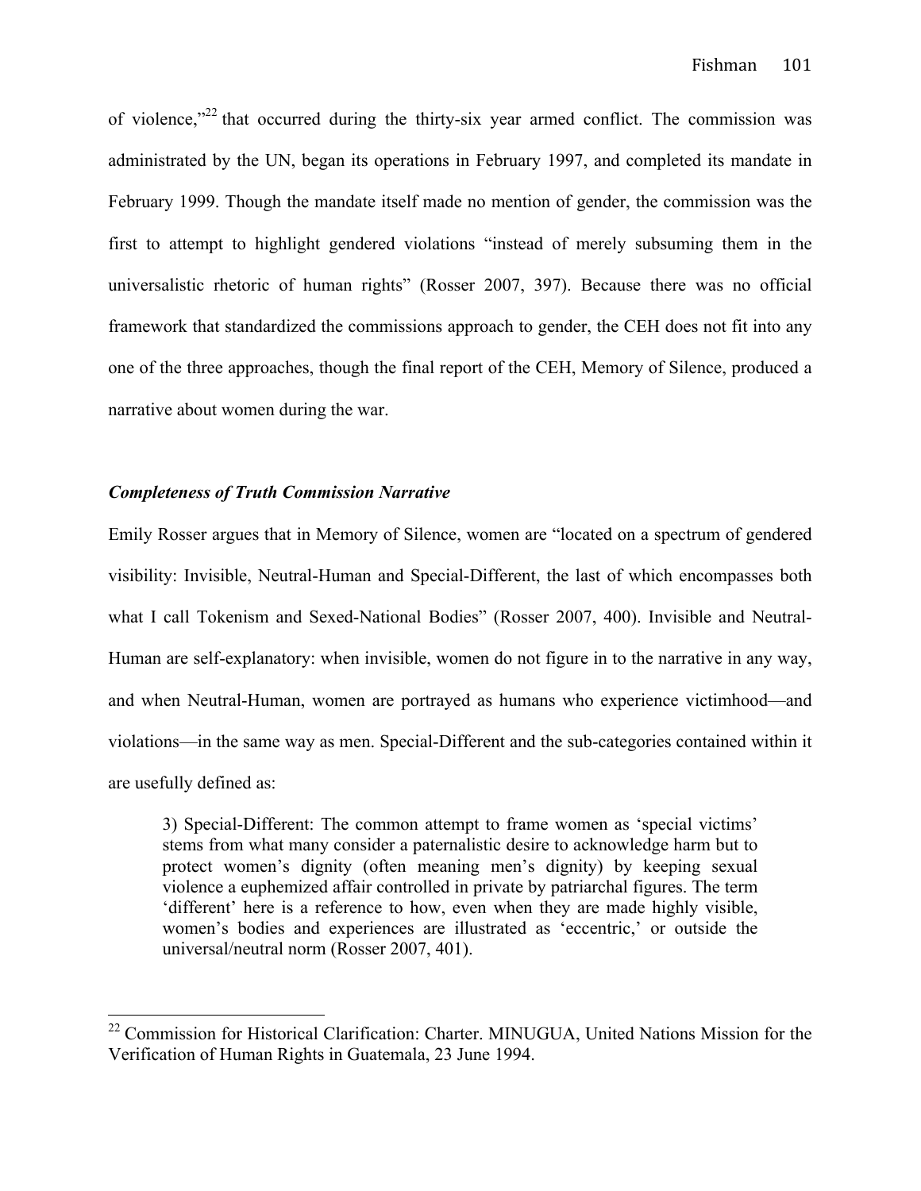of violence,"[22] that occurred during the thirty-six year armed conflict. The commission was administrated by the UN, began its operations in February 1997, and completed its mandate in February 1999. Though the mandate itself made no mention of gender, the commission was the first to attempt to highlight gendered violations "instead of merely subsuming them in the universalistic rhetoric of human rights" (Rosser 2007, 397). Because there was no official framework that standardized the commissions approach to gender, the CEH does not fit into any one of the three approaches, though the final report of the CEH, Memory of Silence, produced a narrative about women during the war.

### *Completeness of Truth Commission Narrative*

Emily Rosser argues that in Memory of Silence, women are "located on a spectrum of gendered visibility: Invisible, Neutral-Human and Special-Different, the last of which encompasses both what I call Tokenism and Sexed-National Bodies" (Rosser 2007, 400). Invisible and Neutral-Human are self-explanatory: when invisible, women do not figure in to the narrative in any way, and when Neutral-Human, women are portrayed as humans who experience victimhood—and violations—in the same way as men. Special-Different and the sub-categories contained within it are usefully defined as:

> 3) Special-Different: The common attempt to frame women as 'special victims' stems from what many consider a paternalistic desire to acknowledge harm but to protect women's dignity (often meaning men's dignity) by keeping sexual violence a euphemized affair controlled in private by patriarchal figures. The term 'different' here is a reference to how, even when they are made highly visible, women's bodies and experiences are illustrated as 'eccentric,' or outside the universal/neutral norm (Rosser 2007, 401).

[22] Commission for Historical Clarification: Charter. MINUGUA, United Nations Mission for the Verification of Human Rights in Guatemala, 23 June 1994.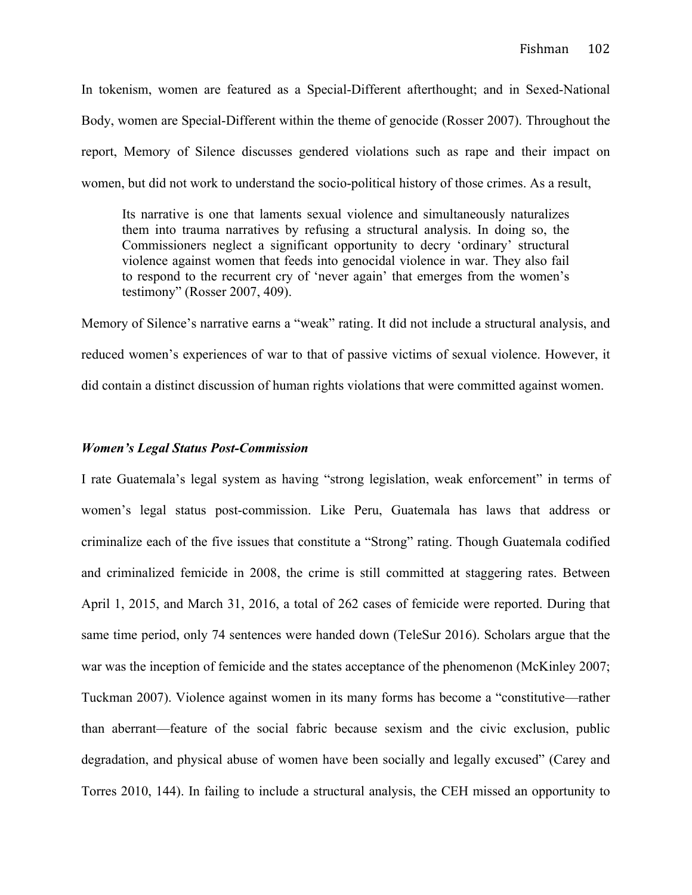In tokenism, women are featured as a Special-Different afterthought; and in Sexed-National Body, women are Special-Different within the theme of genocide (Rosser 2007). Throughout the report, Memory of Silence discusses gendered violations such as rape and their impact on women, but did not work to understand the socio-political history of those crimes. As a result,

> Its narrative is one that laments sexual violence and simultaneously naturalizes them into trauma narratives by refusing a structural analysis. In doing so, the Commissioners neglect a significant opportunity to decry 'ordinary' structural violence against women that feeds into genocidal violence in war. They also fail to respond to the recurrent cry of 'never again' that emerges from the women's testimony" (Rosser 2007, 409).

Memory of Silence's narrative earns a "weak" rating. It did not include a structural analysis, and reduced women's experiences of war to that of passive victims of sexual violence. However, it did contain a distinct discussion of human rights violations that were committed against women.

### *Women's Legal Status Post-Commission*

I rate Guatemala's legal system as having "strong legislation, weak enforcement" in terms of women's legal status post-commission. Like Peru, Guatemala has laws that address or criminalize each of the five issues that constitute a "Strong" rating. Though Guatemala codified and criminalized femicide in 2008, the crime is still committed at staggering rates. Between April 1, 2015, and March 31, 2016, a total of 262 cases of femicide were reported. During that same time period, only 74 sentences were handed down (TeleSur 2016). Scholars argue that the war was the inception of femicide and the states acceptance of the phenomenon (McKinley 2007; Tuckman 2007). Violence against women in its many forms has become a "constitutive—rather than aberrant—feature of the social fabric because sexism and the civic exclusion, public degradation, and physical abuse of women have been socially and legally excused" (Carey and Torres 2010, 144). In failing to include a structural analysis, the CEH missed an opportunity to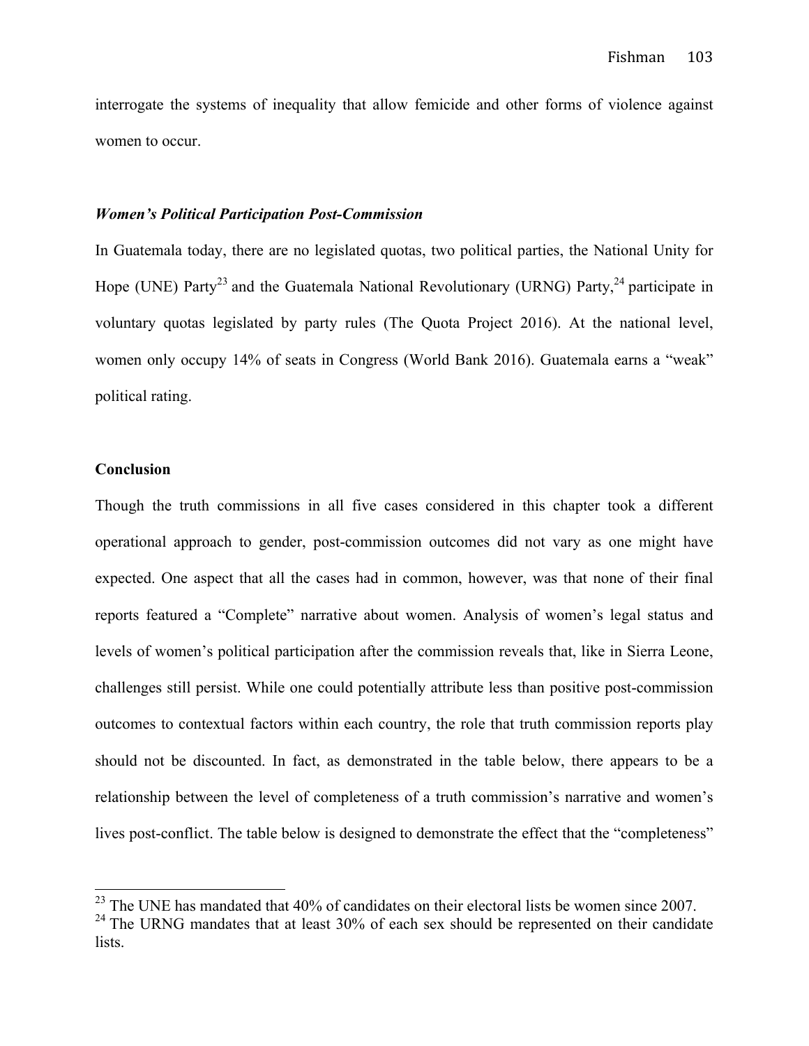interrogate the systems of inequality that allow femicide and other forms of violence against women to occur.

### *Women's Political Participation Post-Commission*

In Guatemala today, there are no legislated quotas, two political parties, the National Unity for Hope (UNE) Party[23] and the Guatemala National Revolutionary (URNG) Party,[24] participate in voluntary quotas legislated by party rules (The Quota Project 2016). At the national level, women only occupy 14% of seats in Congress (World Bank 2016). Guatemala earns a "weak" political rating.

## Conclusion

Though the truth commissions in all five cases considered in this chapter took a different operational approach to gender, post-commission outcomes did not vary as one might have expected. One aspect that all the cases had in common, however, was that none of their final reports featured a "Complete" narrative about women. Analysis of women's legal status and levels of women's political participation after the commission reveals that, like in Sierra Leone, challenges still persist. While one could potentially attribute less than positive post-commission outcomes to contextual factors within each country, the role that truth commission reports play should not be discounted. In fact, as demonstrated in the table below, there appears to be a relationship between the level of completeness of a truth commission's narrative and women's lives post-conflict. The table below is designed to demonstrate the effect that the "completeness"

[23] The UNE has mandated that 40% of candidates on their electoral lists be women since 2007.

[24] The URNG mandates that at least 30% of each sex should be represented on their candidate lists.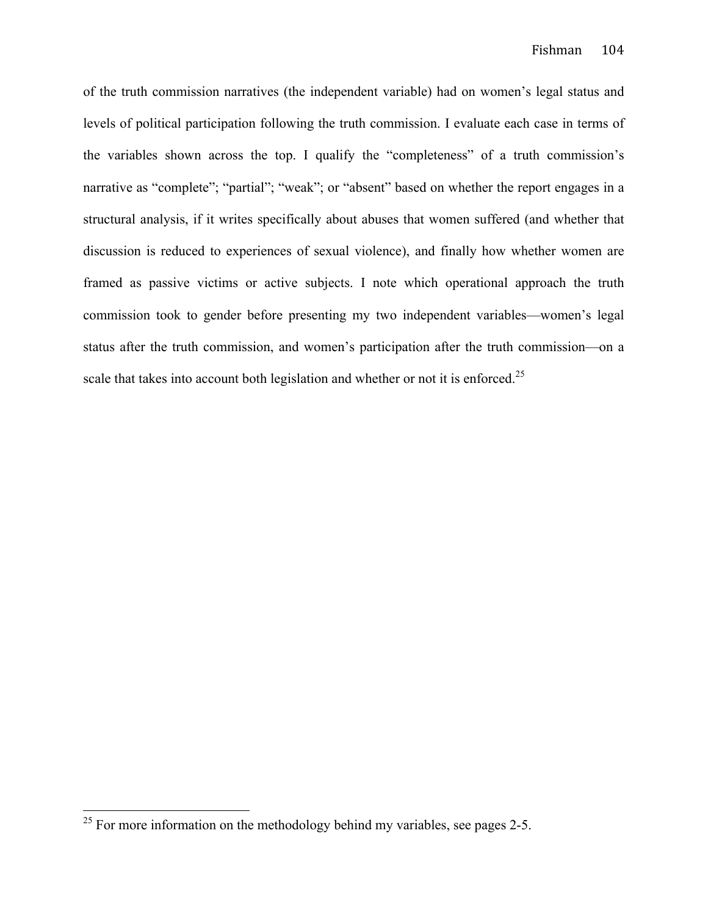of the truth commission narratives (the independent variable) had on women's legal status and levels of political participation following the truth commission. I evaluate each case in terms of the variables shown across the top. I qualify the "completeness" of a truth commission's narrative as "complete"; "partial"; "weak"; or "absent" based on whether the report engages in a structural analysis, if it writes specifically about abuses that women suffered (and whether that discussion is reduced to experiences of sexual violence), and finally how whether women are framed as passive victims or active subjects. I note which operational approach the truth commission took to gender before presenting my two independent variables—women's legal status after the truth commission, and women's participation after the truth commission—on a scale that takes into account both legislation and whether or not it is enforced.[25]

[25] For more information on the methodology behind my variables, see pages 2-5.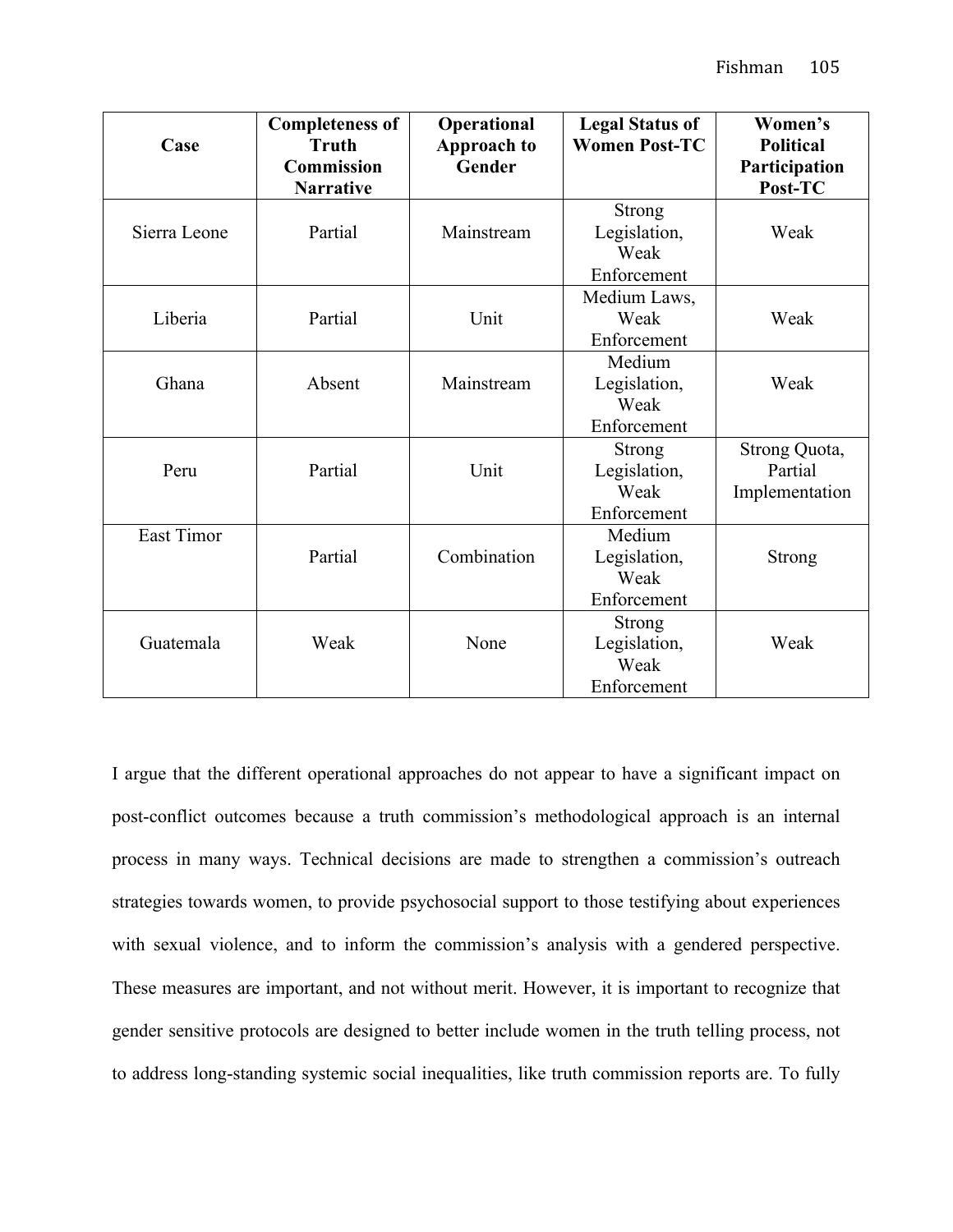| Case | Completeness of Truth Commission Narrative | Operational Approach to Gender | Legal Status of Women Post-TC | Women's Political Participation Post-TC |
|---|---|---|---|---|
| Sierra Leone | Partial | Mainstream | Strong Legislation, Weak Enforcement | Weak |
| Liberia | Partial | Unit | Medium Laws, Weak Enforcement | Weak |
| Ghana | Absent | Mainstream | Medium Legislation, Weak Enforcement | Weak |
| Peru | Partial | Unit | Strong Legislation, Weak Enforcement | Strong Quota, Partial Implementation |
| East Timor | Partial | Combination | Medium Legislation, Weak Enforcement | Strong |
| Guatemala | Weak | None | Strong Legislation, Weak Enforcement | Weak |

I argue that the different operational approaches do not appear to have a significant impact on post-conflict outcomes because a truth commission's methodological approach is an internal process in many ways. Technical decisions are made to strengthen a commission's outreach strategies towards women, to provide psychosocial support to those testifying about experiences with sexual violence, and to inform the commission's analysis with a gendered perspective. These measures are important, and not without merit. However, it is important to recognize that gender sensitive protocols are designed to better include women in the truth telling process, not to address long-standing systemic social inequalities, like truth commission reports are. To fully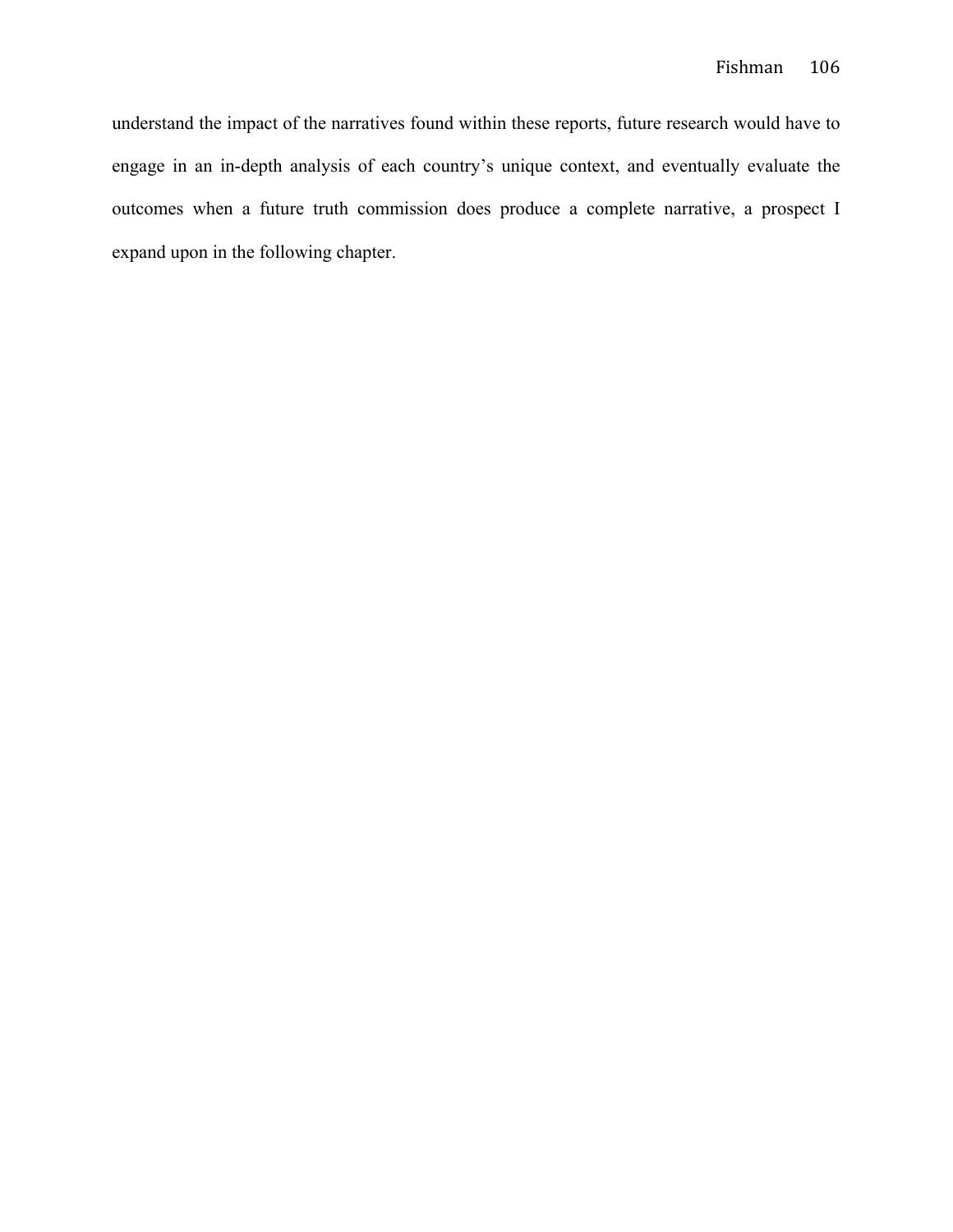understand the impact of the narratives found within these reports, future research would have to engage in an in-depth analysis of each country's unique context, and eventually evaluate the outcomes when a future truth commission does produce a complete narrative, a prospect I expand upon in the following chapter.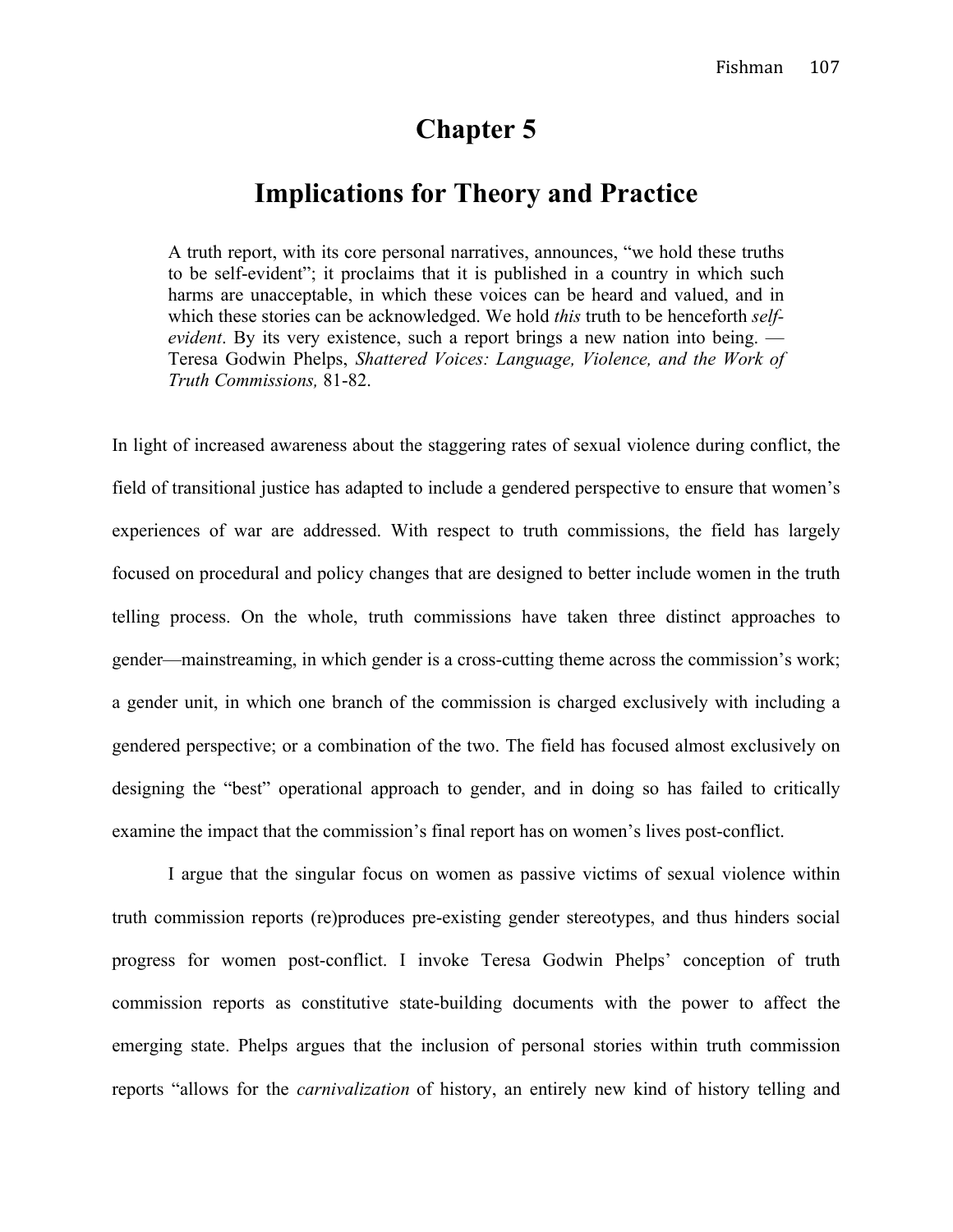# Chapter 5

## Implications for Theory and Practice

> A truth report, with its core personal narratives, announces, "we hold these truths to be self-evident"; it proclaims that it is published in a country in which such harms are unacceptable, in which these voices can be heard and valued, and in which these stories can be acknowledged. We hold *this* truth to be henceforth *self-evident*. By its very existence, such a report brings a new nation into being. — Teresa Godwin Phelps, *Shattered Voices: Language, Violence, and the Work of Truth Commissions,* 81-82.

In light of increased awareness about the staggering rates of sexual violence during conflict, the field of transitional justice has adapted to include a gendered perspective to ensure that women's experiences of war are addressed. With respect to truth commissions, the field has largely focused on procedural and policy changes that are designed to better include women in the truth telling process. On the whole, truth commissions have taken three distinct approaches to gender—mainstreaming, in which gender is a cross-cutting theme across the commission's work; a gender unit, in which one branch of the commission is charged exclusively with including a gendered perspective; or a combination of the two. The field has focused almost exclusively on designing the "best" operational approach to gender, and in doing so has failed to critically examine the impact that the commission's final report has on women's lives post-conflict.

I argue that the singular focus on women as passive victims of sexual violence within truth commission reports (re)produces pre-existing gender stereotypes, and thus hinders social progress for women post-conflict. I invoke Teresa Godwin Phelps' conception of truth commission reports as constitutive state-building documents with the power to affect the emerging state. Phelps argues that the inclusion of personal stories within truth commission reports "allows for the *carnivalization* of history, an entirely new kind of history telling and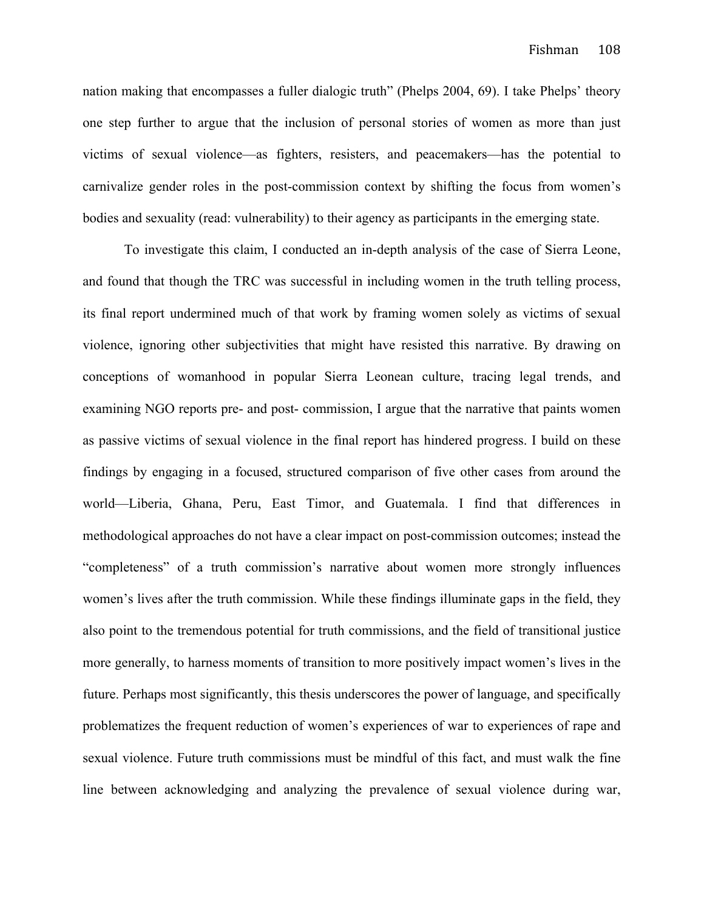nation making that encompasses a fuller dialogic truth" (Phelps 2004, 69). I take Phelps' theory one step further to argue that the inclusion of personal stories of women as more than just victims of sexual violence—as fighters, resisters, and peacemakers—has the potential to carnivalize gender roles in the post-commission context by shifting the focus from women's bodies and sexuality (read: vulnerability) to their agency as participants in the emerging state.

To investigate this claim, I conducted an in-depth analysis of the case of Sierra Leone, and found that though the TRC was successful in including women in the truth telling process, its final report undermined much of that work by framing women solely as victims of sexual violence, ignoring other subjectivities that might have resisted this narrative. By drawing on conceptions of womanhood in popular Sierra Leonean culture, tracing legal trends, and examining NGO reports pre- and post- commission, I argue that the narrative that paints women as passive victims of sexual violence in the final report has hindered progress. I build on these findings by engaging in a focused, structured comparison of five other cases from around the world—Liberia, Ghana, Peru, East Timor, and Guatemala. I find that differences in methodological approaches do not have a clear impact on post-commission outcomes; instead the "completeness" of a truth commission's narrative about women more strongly influences women's lives after the truth commission. While these findings illuminate gaps in the field, they also point to the tremendous potential for truth commissions, and the field of transitional justice more generally, to harness moments of transition to more positively impact women's lives in the future. Perhaps most significantly, this thesis underscores the power of language, and specifically problematizes the frequent reduction of women's experiences of war to experiences of rape and sexual violence. Future truth commissions must be mindful of this fact, and must walk the fine line between acknowledging and analyzing the prevalence of sexual violence during war,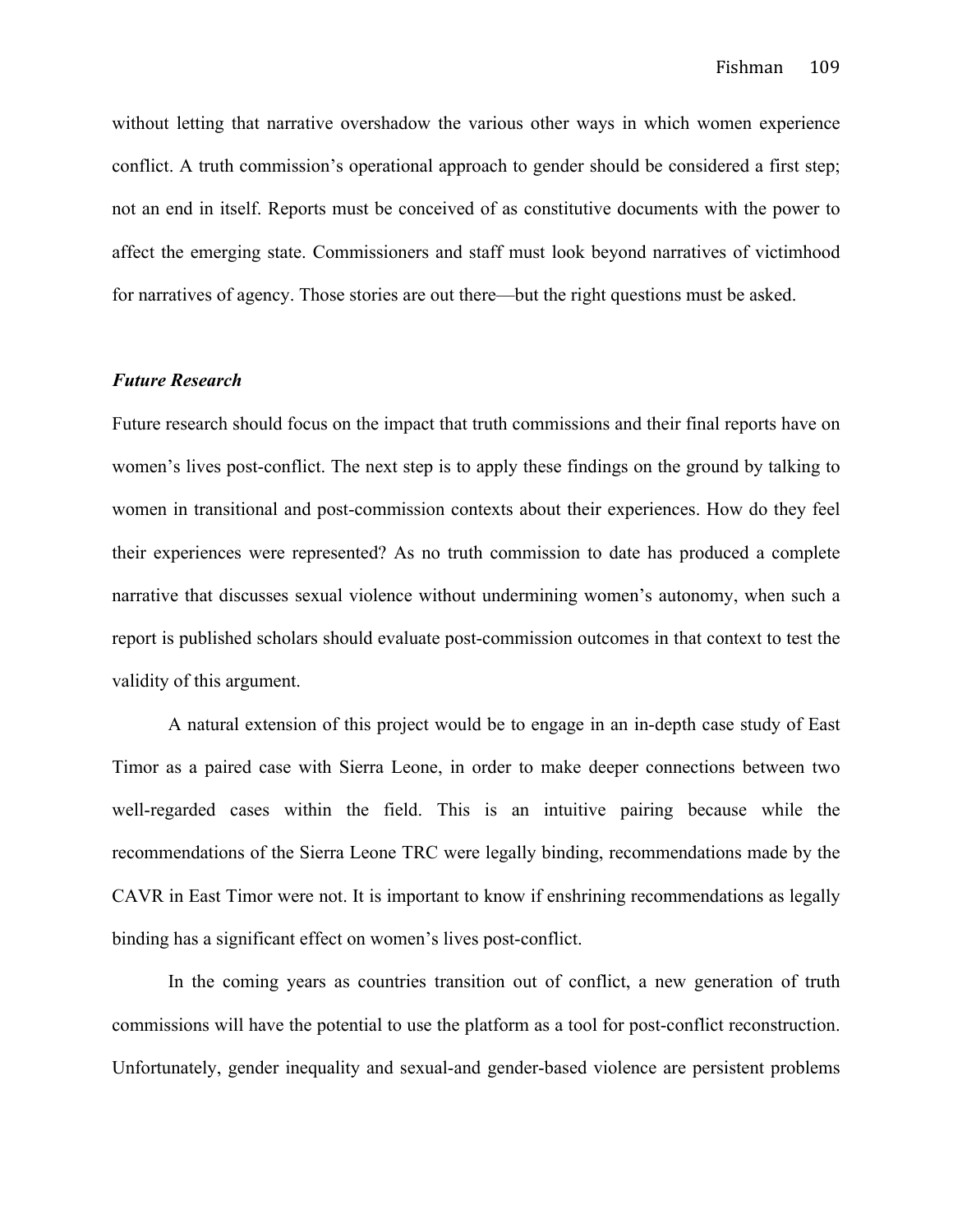without letting that narrative overshadow the various other ways in which women experience conflict. A truth commission's operational approach to gender should be considered a first step; not an end in itself. Reports must be conceived of as constitutive documents with the power to affect the emerging state. Commissioners and staff must look beyond narratives of victimhood for narratives of agency. Those stories are out there—but the right questions must be asked.

### ***Future Research***

Future research should focus on the impact that truth commissions and their final reports have on women's lives post-conflict. The next step is to apply these findings on the ground by talking to women in transitional and post-commission contexts about their experiences. How do they feel their experiences were represented? As no truth commission to date has produced a complete narrative that discusses sexual violence without undermining women's autonomy, when such a report is published scholars should evaluate post-commission outcomes in that context to test the validity of this argument.

A natural extension of this project would be to engage in an in-depth case study of East Timor as a paired case with Sierra Leone, in order to make deeper connections between two well-regarded cases within the field. This is an intuitive pairing because while the recommendations of the Sierra Leone TRC were legally binding, recommendations made by the CAVR in East Timor were not. It is important to know if enshrining recommendations as legally binding has a significant effect on women's lives post-conflict.

In the coming years as countries transition out of conflict, a new generation of truth commissions will have the potential to use the platform as a tool for post-conflict reconstruction. Unfortunately, gender inequality and sexual-and gender-based violence are persistent problems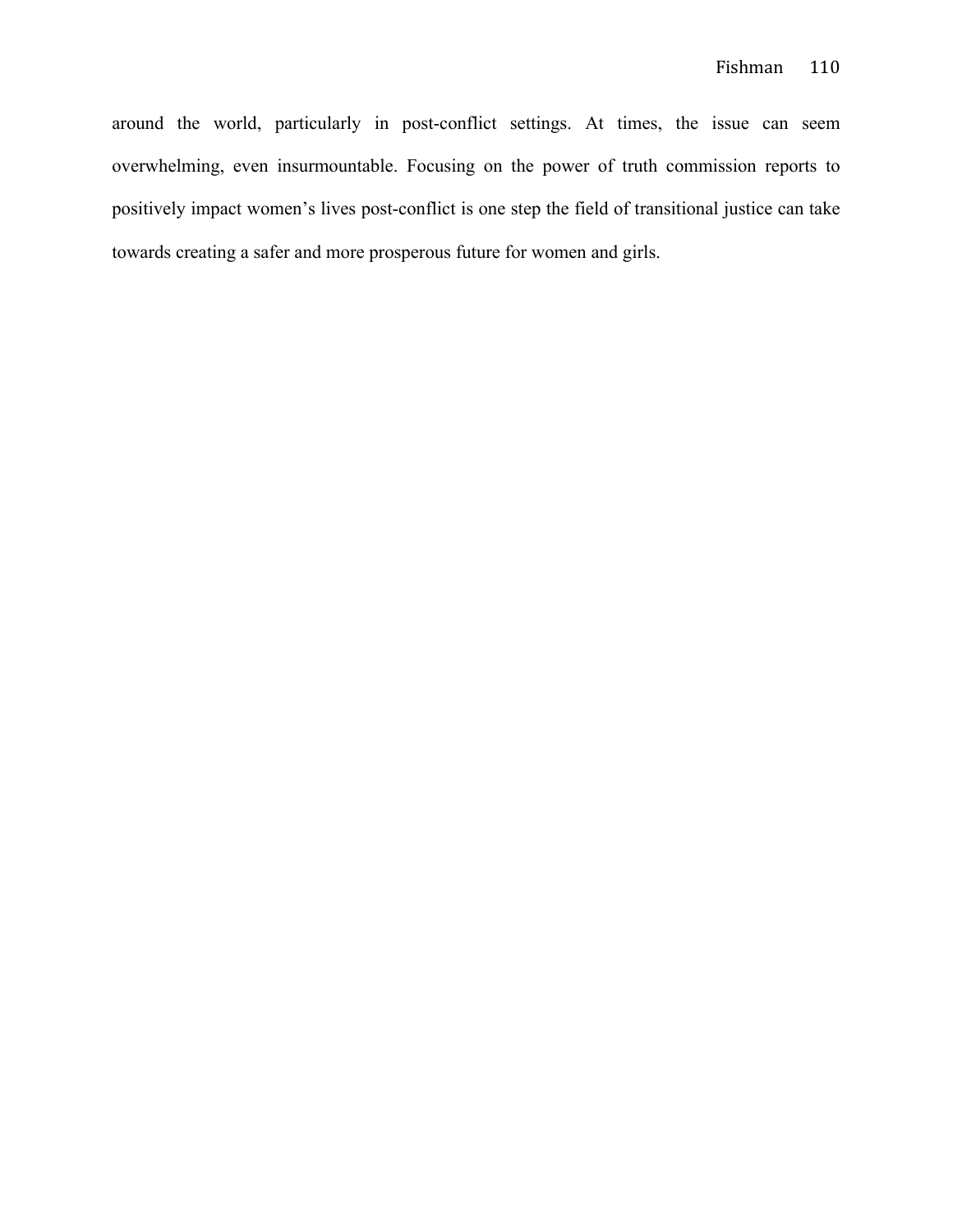around the world, particularly in post-conflict settings. At times, the issue can seem overwhelming, even insurmountable. Focusing on the power of truth commission reports to positively impact women's lives post-conflict is one step the field of transitional justice can take towards creating a safer and more prosperous future for women and girls.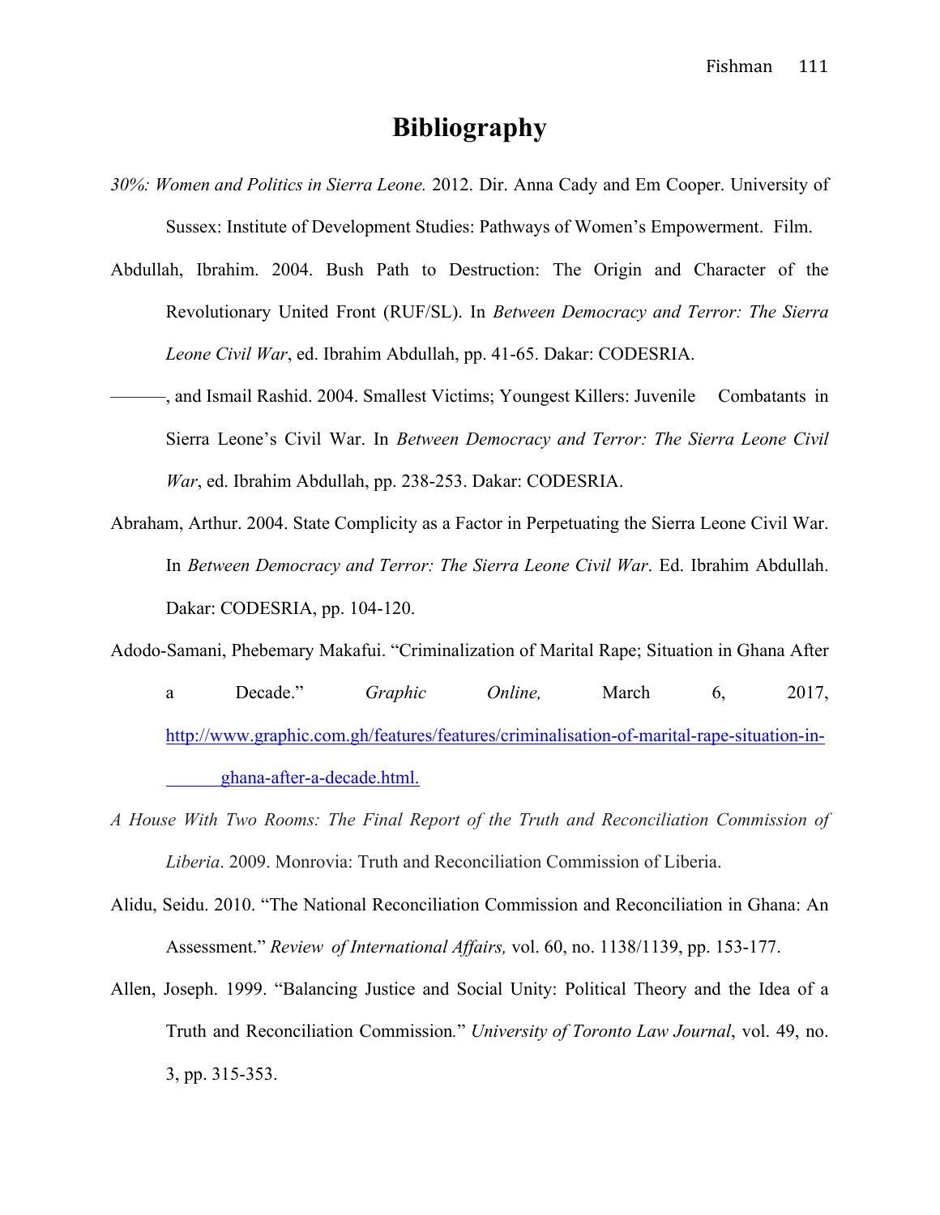# Bibliography

*30%: Women and Politics in Sierra Leone.* 2012. Dir. Anna Cady and Em Cooper. University of Sussex: Institute of Development Studies: Pathways of Women's Empowerment. Film.

Abdullah, Ibrahim. 2004. Bush Path to Destruction: The Origin and Character of the Revolutionary United Front (RUF/SL). In *Between Democracy and Terror: The Sierra Leone Civil War*, ed. Ibrahim Abdullah, pp. 41-65. Dakar: CODESRIA.

———, and Ismail Rashid. 2004. Smallest Victims; Youngest Killers: Juvenile Combatants in Sierra Leone's Civil War. In *Between Democracy and Terror: The Sierra Leone Civil War*, ed. Ibrahim Abdullah, pp. 238-253. Dakar: CODESRIA.

Abraham, Arthur. 2004. State Complicity as a Factor in Perpetuating the Sierra Leone Civil War. In *Between Democracy and Terror: The Sierra Leone Civil War*. Ed. Ibrahim Abdullah. Dakar: CODESRIA, pp. 104-120.

Adodo-Samani, Phebemary Makafui. "Criminalization of Marital Rape; Situation in Ghana After a Decade." *Graphic Online,* March 6, 2017, http://www.graphic.com.gh/features/features/criminalisation-of-marital-rape-situation-in-ghana-after-a-decade.html.

*A House With Two Rooms: The Final Report of the Truth and Reconciliation Commission of Liberia*. 2009. Monrovia: Truth and Reconciliation Commission of Liberia.

Alidu, Seidu. 2010. "The National Reconciliation Commission and Reconciliation in Ghana: An Assessment." *Review of International Affairs,* vol. 60, no. 1138/1139, pp. 153-177.

Allen, Joseph. 1999. "Balancing Justice and Social Unity: Political Theory and the Idea of a Truth and Reconciliation Commission." *University of Toronto Law Journal*, vol. 49, no. 3, pp. 315-353.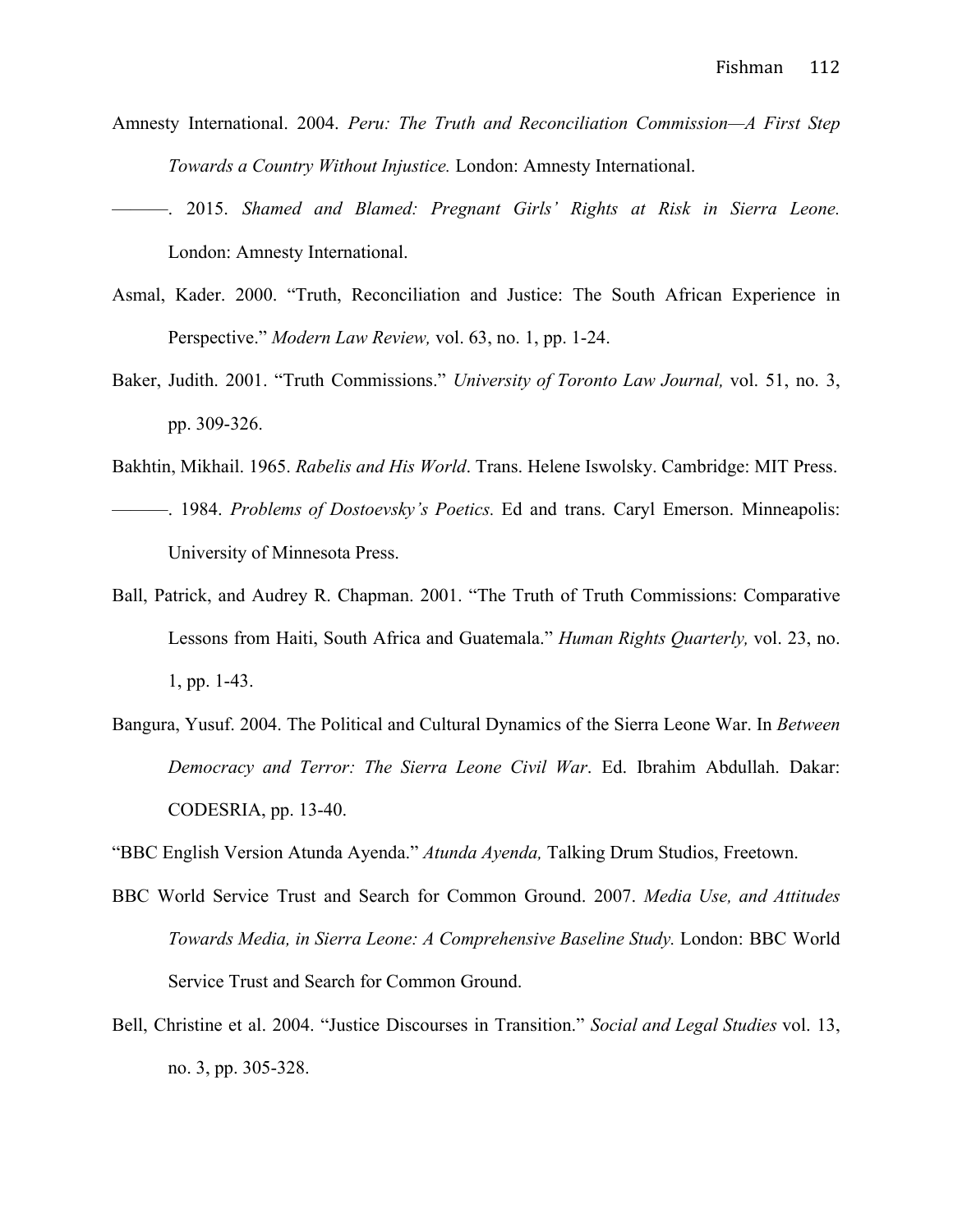Amnesty International. 2004. *Peru: The Truth and Reconciliation Commission—A First Step Towards a Country Without Injustice.* London: Amnesty International.

———. 2015. *Shamed and Blamed: Pregnant Girls' Rights at Risk in Sierra Leone.* London: Amnesty International.

Asmal, Kader. 2000. "Truth, Reconciliation and Justice: The South African Experience in Perspective." *Modern Law Review,* vol. 63, no. 1, pp. 1-24.

Baker, Judith. 2001. "Truth Commissions." *University of Toronto Law Journal,* vol. 51, no. 3, pp. 309-326.

Bakhtin, Mikhail. 1965. *Rabelis and His World*. Trans. Helene Iswolsky. Cambridge: MIT Press.

———. 1984. *Problems of Dostoevsky's Poetics.* Ed and trans. Caryl Emerson. Minneapolis: University of Minnesota Press.

Ball, Patrick, and Audrey R. Chapman. 2001. "The Truth of Truth Commissions: Comparative Lessons from Haiti, South Africa and Guatemala." *Human Rights Quarterly,* vol. 23, no. 1, pp. 1-43.

Bangura, Yusuf. 2004. The Political and Cultural Dynamics of the Sierra Leone War. In *Between Democracy and Terror: The Sierra Leone Civil War*. Ed. Ibrahim Abdullah. Dakar: CODESRIA, pp. 13-40.

"BBC English Version Atunda Ayenda." *Atunda Ayenda,* Talking Drum Studios, Freetown.

BBC World Service Trust and Search for Common Ground. 2007. *Media Use, and Attitudes Towards Media, in Sierra Leone: A Comprehensive Baseline Study.* London: BBC World Service Trust and Search for Common Ground.

Bell, Christine et al. 2004. "Justice Discourses in Transition." *Social and Legal Studies* vol. 13, no. 3, pp. 305-328.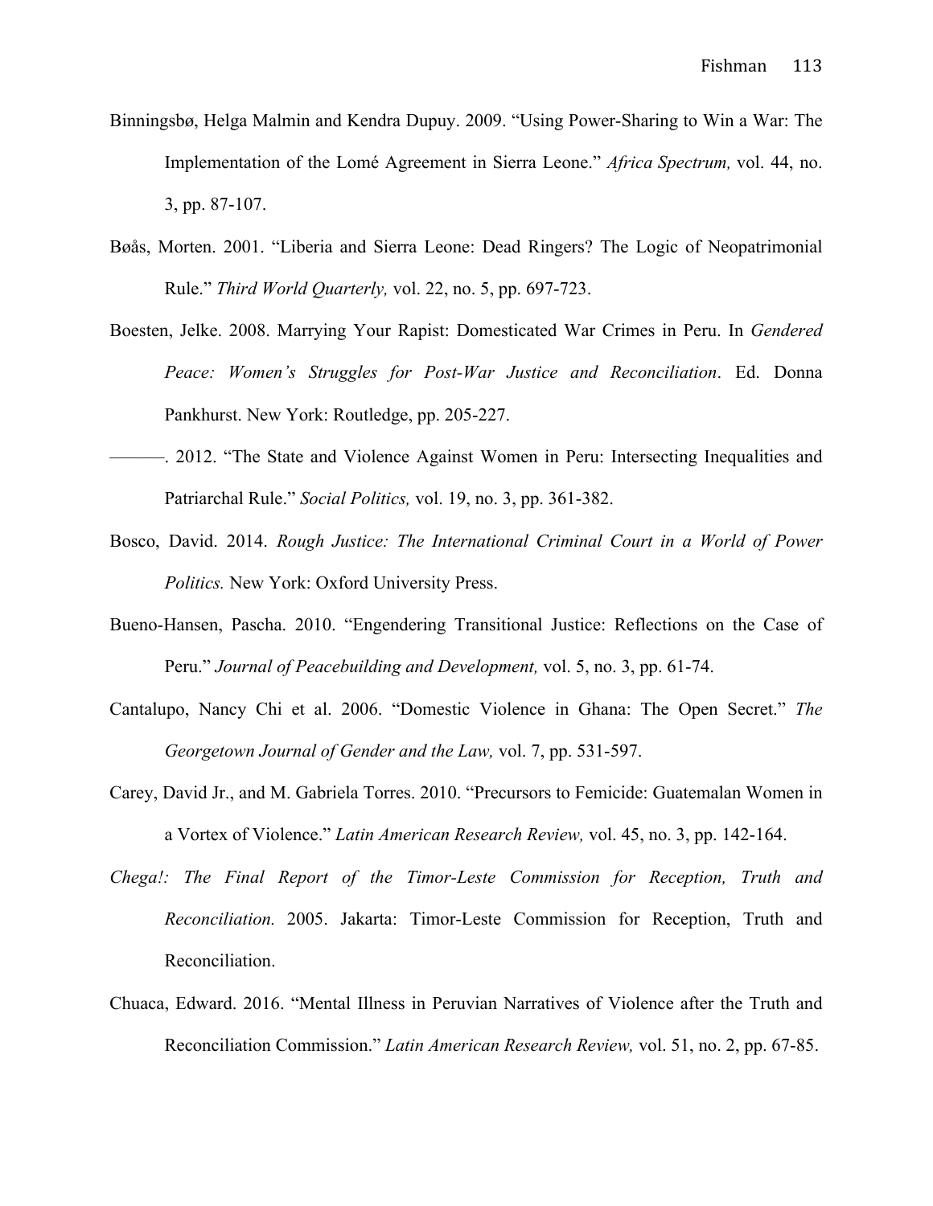Binningsbø, Helga Malmin and Kendra Dupuy. 2009. "Using Power-Sharing to Win a War: The Implementation of the Lomé Agreement in Sierra Leone." *Africa Spectrum,* vol. 44, no. 3, pp. 87-107.

Bøås, Morten. 2001. "Liberia and Sierra Leone: Dead Ringers? The Logic of Neopatrimonial Rule." *Third World Quarterly,* vol. 22, no. 5, pp. 697-723.

Boesten, Jelke. 2008. Marrying Your Rapist: Domesticated War Crimes in Peru. In *Gendered Peace: Women's Struggles for Post-War Justice and Reconciliation*. Ed. Donna Pankhurst. New York: Routledge, pp. 205-227.

———. 2012. "The State and Violence Against Women in Peru: Intersecting Inequalities and Patriarchal Rule." *Social Politics,* vol. 19, no. 3, pp. 361-382.

Bosco, David. 2014. *Rough Justice: The International Criminal Court in a World of Power Politics.* New York: Oxford University Press.

Bueno-Hansen, Pascha. 2010. "Engendering Transitional Justice: Reflections on the Case of Peru." *Journal of Peacebuilding and Development,* vol. 5, no. 3, pp. 61-74.

Cantalupo, Nancy Chi et al. 2006. "Domestic Violence in Ghana: The Open Secret." *The Georgetown Journal of Gender and the Law,* vol. 7, pp. 531-597.

Carey, David Jr., and M. Gabriela Torres. 2010. "Precursors to Femicide: Guatemalan Women in a Vortex of Violence." *Latin American Research Review,* vol. 45, no. 3, pp. 142-164.

*Chega!: The Final Report of the Timor-Leste Commission for Reception, Truth and Reconciliation.* 2005. Jakarta: Timor-Leste Commission for Reception, Truth and Reconciliation.

Chuaca, Edward. 2016. "Mental Illness in Peruvian Narratives of Violence after the Truth and Reconciliation Commission." *Latin American Research Review,* vol. 51, no. 2, pp. 67-85.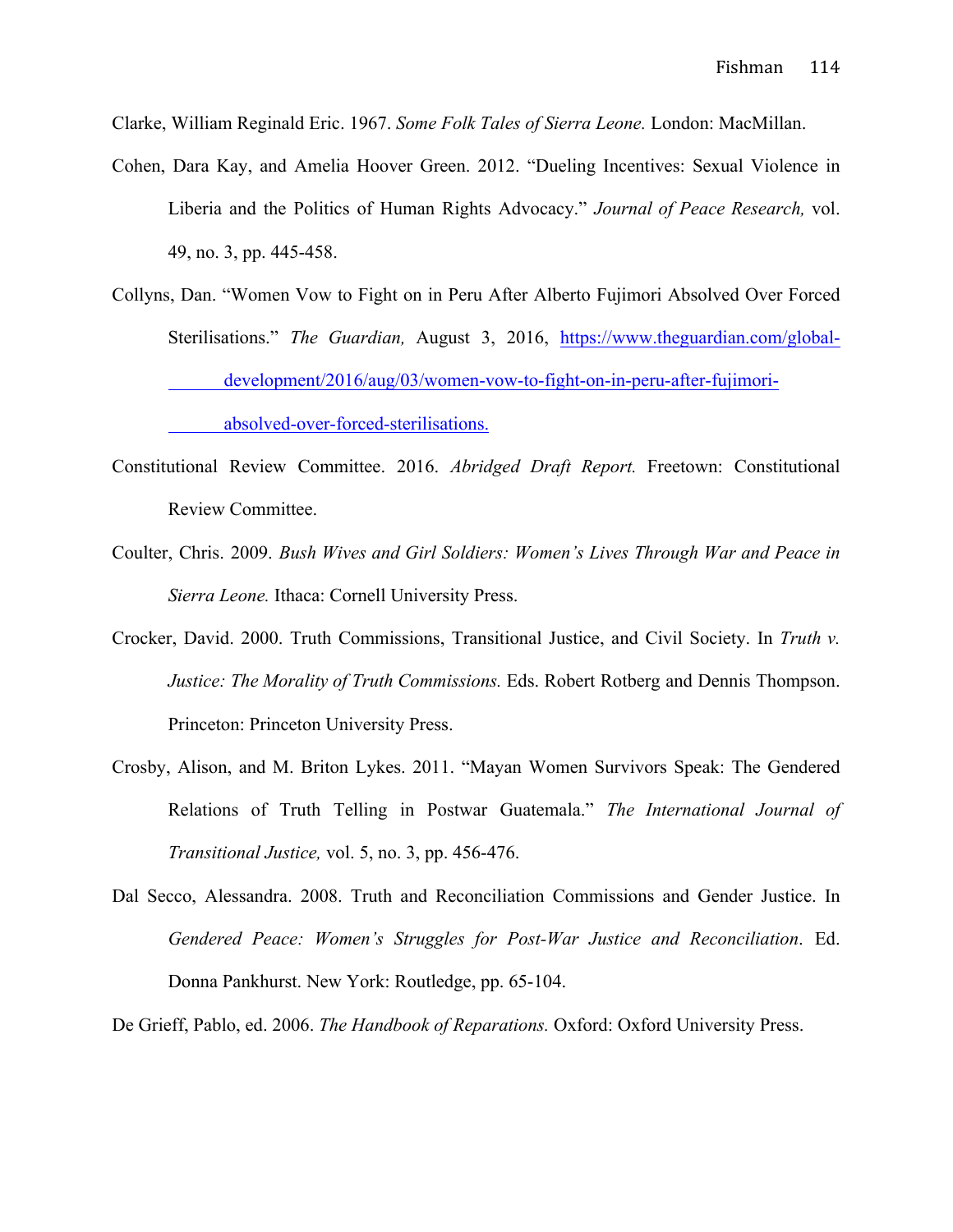Clarke, William Reginald Eric. 1967. *Some Folk Tales of Sierra Leone.* London: MacMillan.

Cohen, Dara Kay, and Amelia Hoover Green. 2012. "Dueling Incentives: Sexual Violence in Liberia and the Politics of Human Rights Advocacy." *Journal of Peace Research,* vol. 49, no. 3, pp. 445-458.

Collyns, Dan. "Women Vow to Fight on in Peru After Alberto Fujimori Absolved Over Forced Sterilisations." *The Guardian,* August 3, 2016, https://www.theguardian.com/global-development/2016/aug/03/women-vow-to-fight-on-in-peru-after-fujimori-absolved-over-forced-sterilisations.

Constitutional Review Committee. 2016. *Abridged Draft Report.* Freetown: Constitutional Review Committee.

Coulter, Chris. 2009. *Bush Wives and Girl Soldiers: Women's Lives Through War and Peace in Sierra Leone.* Ithaca: Cornell University Press.

Crocker, David. 2000. Truth Commissions, Transitional Justice, and Civil Society. In *Truth v. Justice: The Morality of Truth Commissions.* Eds. Robert Rotberg and Dennis Thompson. Princeton: Princeton University Press.

Crosby, Alison, and M. Briton Lykes. 2011. "Mayan Women Survivors Speak: The Gendered Relations of Truth Telling in Postwar Guatemala." *The International Journal of Transitional Justice,* vol. 5, no. 3, pp. 456-476.

Dal Secco, Alessandra. 2008. Truth and Reconciliation Commissions and Gender Justice. In *Gendered Peace: Women's Struggles for Post-War Justice and Reconciliation*. Ed. Donna Pankhurst. New York: Routledge, pp. 65-104.

De Grieff, Pablo, ed. 2006. *The Handbook of Reparations.* Oxford: Oxford University Press.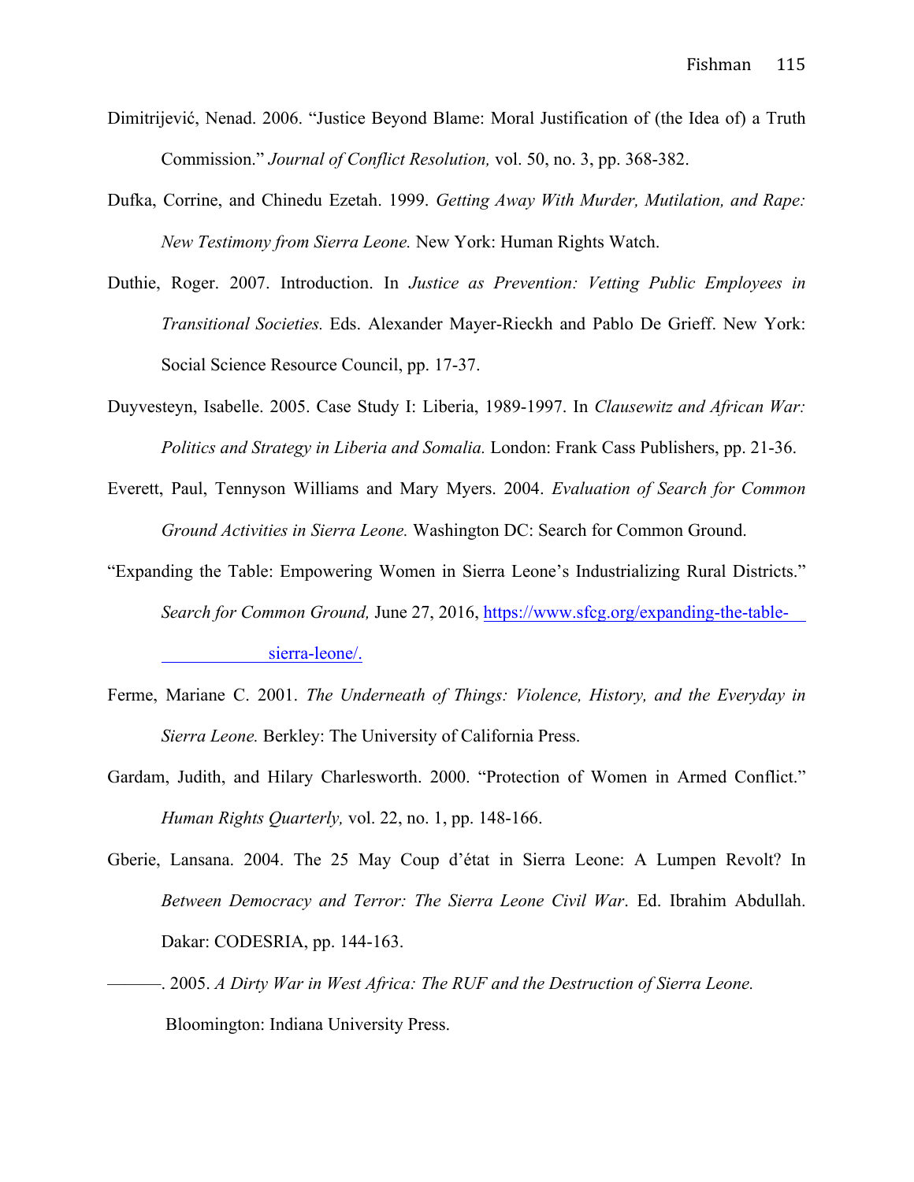Dimitrijević, Nenad. 2006. "Justice Beyond Blame: Moral Justification of (the Idea of) a Truth Commission." *Journal of Conflict Resolution,* vol. 50, no. 3, pp. 368-382.

Dufka, Corrine, and Chinedu Ezetah. 1999. *Getting Away With Murder, Mutilation, and Rape: New Testimony from Sierra Leone.* New York: Human Rights Watch.

Duthie, Roger. 2007. Introduction. In *Justice as Prevention: Vetting Public Employees in Transitional Societies.* Eds. Alexander Mayer-Rieckh and Pablo De Grieff. New York: Social Science Resource Council, pp. 17-37.

Duyvesteyn, Isabelle. 2005. Case Study I: Liberia, 1989-1997. In *Clausewitz and African War: Politics and Strategy in Liberia and Somalia.* London: Frank Cass Publishers, pp. 21-36.

Everett, Paul, Tennyson Williams and Mary Myers. 2004. *Evaluation of Search for Common Ground Activities in Sierra Leone.* Washington DC: Search for Common Ground.

"Expanding the Table: Empowering Women in Sierra Leone's Industrializing Rural Districts." *Search for Common Ground,* June 27, 2016, https://www.sfcg.org/expanding-the-table-sierra-leone/.

Ferme, Mariane C. 2001. *The Underneath of Things: Violence, History, and the Everyday in Sierra Leone.* Berkley: The University of California Press.

Gardam, Judith, and Hilary Charlesworth. 2000. "Protection of Women in Armed Conflict." *Human Rights Quarterly,* vol. 22, no. 1, pp. 148-166.

Gberie, Lansana. 2004. The 25 May Coup d'état in Sierra Leone: A Lumpen Revolt? In *Between Democracy and Terror: The Sierra Leone Civil War*. Ed. Ibrahim Abdullah. Dakar: CODESRIA, pp. 144-163.

———. 2005. *A Dirty War in West Africa: The RUF and the Destruction of Sierra Leone.* Bloomington: Indiana University Press.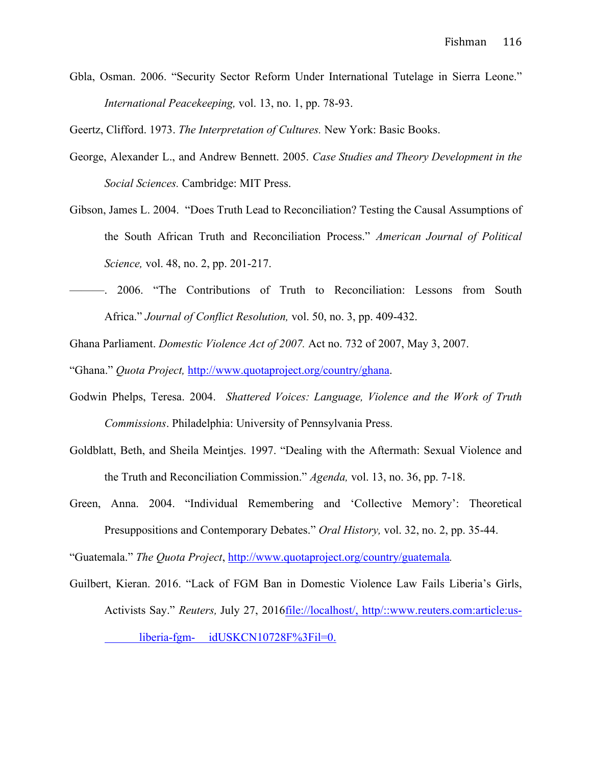Gbla, Osman. 2006. "Security Sector Reform Under International Tutelage in Sierra Leone." *International Peacekeeping,* vol. 13, no. 1, pp. 78-93.

Geertz, Clifford. 1973. *The Interpretation of Cultures.* New York: Basic Books.

George, Alexander L., and Andrew Bennett. 2005. *Case Studies and Theory Development in the Social Sciences.* Cambridge: MIT Press.

Gibson, James L. 2004. "Does Truth Lead to Reconciliation? Testing the Causal Assumptions of the South African Truth and Reconciliation Process." *American Journal of Political Science,* vol. 48, no. 2, pp. 201-217.

———. 2006. "The Contributions of Truth to Reconciliation: Lessons from South Africa." *Journal of Conflict Resolution,* vol. 50, no. 3, pp. 409-432.

Ghana Parliament. *Domestic Violence Act of 2007.* Act no. 732 of 2007, May 3, 2007.

"Ghana." *Quota Project,* http://www.quotaproject.org/country/ghana.

Godwin Phelps, Teresa. 2004. *Shattered Voices: Language, Violence and the Work of Truth Commissions*. Philadelphia: University of Pennsylvania Press.

Goldblatt, Beth, and Sheila Meintjes. 1997. "Dealing with the Aftermath: Sexual Violence and the Truth and Reconciliation Commission." *Agenda,* vol. 13, no. 36, pp. 7-18.

Green, Anna. 2004. "Individual Remembering and 'Collective Memory': Theoretical Presuppositions and Contemporary Debates." *Oral History,* vol. 32, no. 2, pp. 35-44.

"Guatemala." *The Quota Project*, http://www.quotaproject.org/country/guatemala*.*

Guilbert, Kieran. 2016. "Lack of FGM Ban in Domestic Violence Law Fails Liberia's Girls, Activists Say." *Reuters,* July 27, 2016file://localhost/, http/::www.reuters.com:article:us-liberia-fgm- idUSKCN10728F%3Fil=0.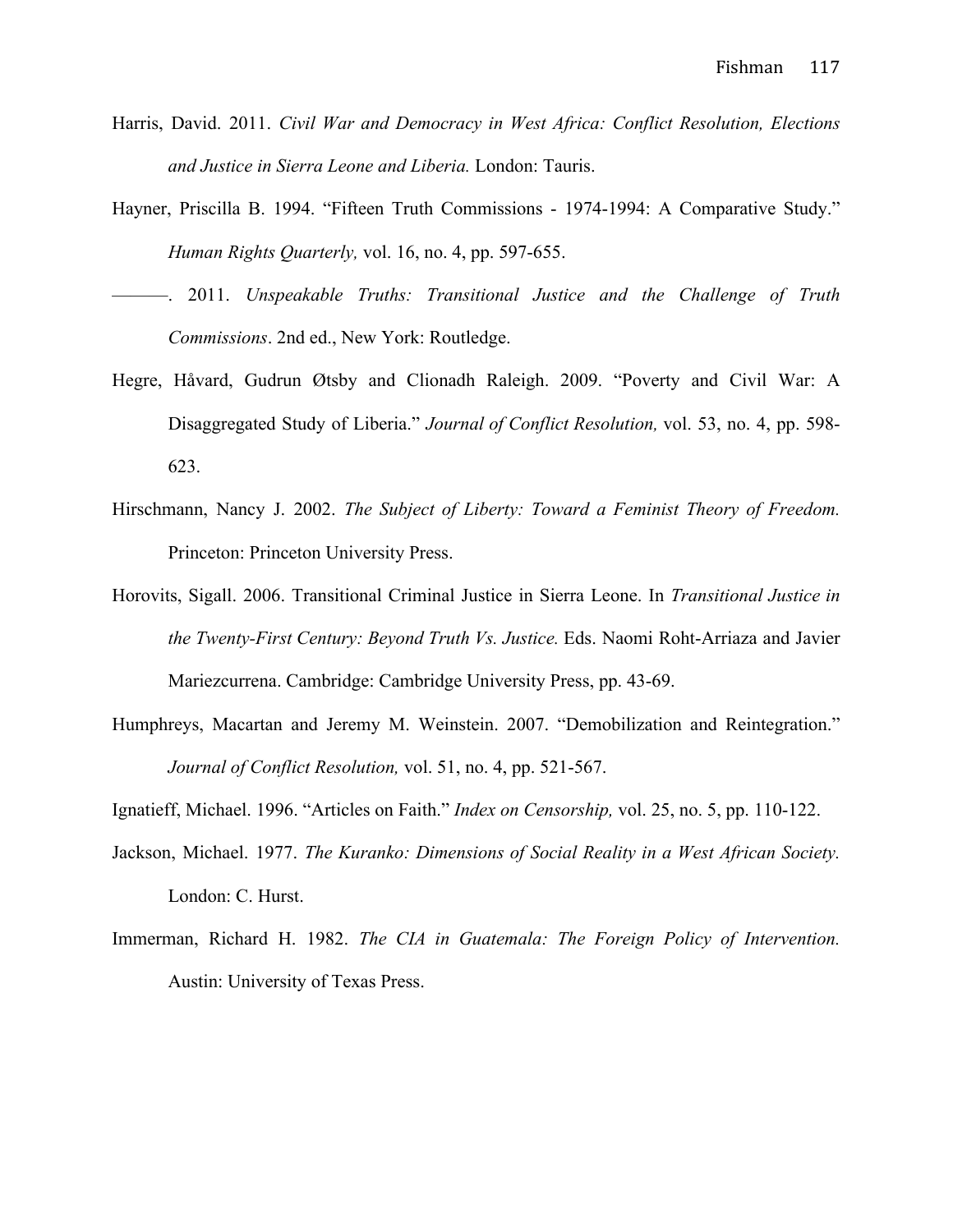Harris, David. 2011. *Civil War and Democracy in West Africa: Conflict Resolution, Elections and Justice in Sierra Leone and Liberia.* London: Tauris.

Hayner, Priscilla B. 1994. "Fifteen Truth Commissions - 1974-1994: A Comparative Study." *Human Rights Quarterly,* vol. 16, no. 4, pp. 597-655.

———. 2011. *Unspeakable Truths: Transitional Justice and the Challenge of Truth Commissions*. 2nd ed., New York: Routledge.

Hegre, Håvard, Gudrun Øtsby and Clionadh Raleigh. 2009. "Poverty and Civil War: A Disaggregated Study of Liberia." *Journal of Conflict Resolution,* vol. 53, no. 4, pp. 598-623.

Hirschmann, Nancy J. 2002. *The Subject of Liberty: Toward a Feminist Theory of Freedom.* Princeton: Princeton University Press.

Horovits, Sigall. 2006. Transitional Criminal Justice in Sierra Leone. In *Transitional Justice in the Twenty-First Century: Beyond Truth Vs. Justice.* Eds. Naomi Roht-Arriaza and Javier Mariezcurrena. Cambridge: Cambridge University Press, pp. 43-69.

Humphreys, Macartan and Jeremy M. Weinstein. 2007. "Demobilization and Reintegration." *Journal of Conflict Resolution,* vol. 51, no. 4, pp. 521-567.

Ignatieff, Michael. 1996. "Articles on Faith." *Index on Censorship,* vol. 25, no. 5, pp. 110-122.

Jackson, Michael. 1977. *The Kuranko: Dimensions of Social Reality in a West African Society.* London: C. Hurst.

Immerman, Richard H. 1982. *The CIA in Guatemala: The Foreign Policy of Intervention.* Austin: University of Texas Press.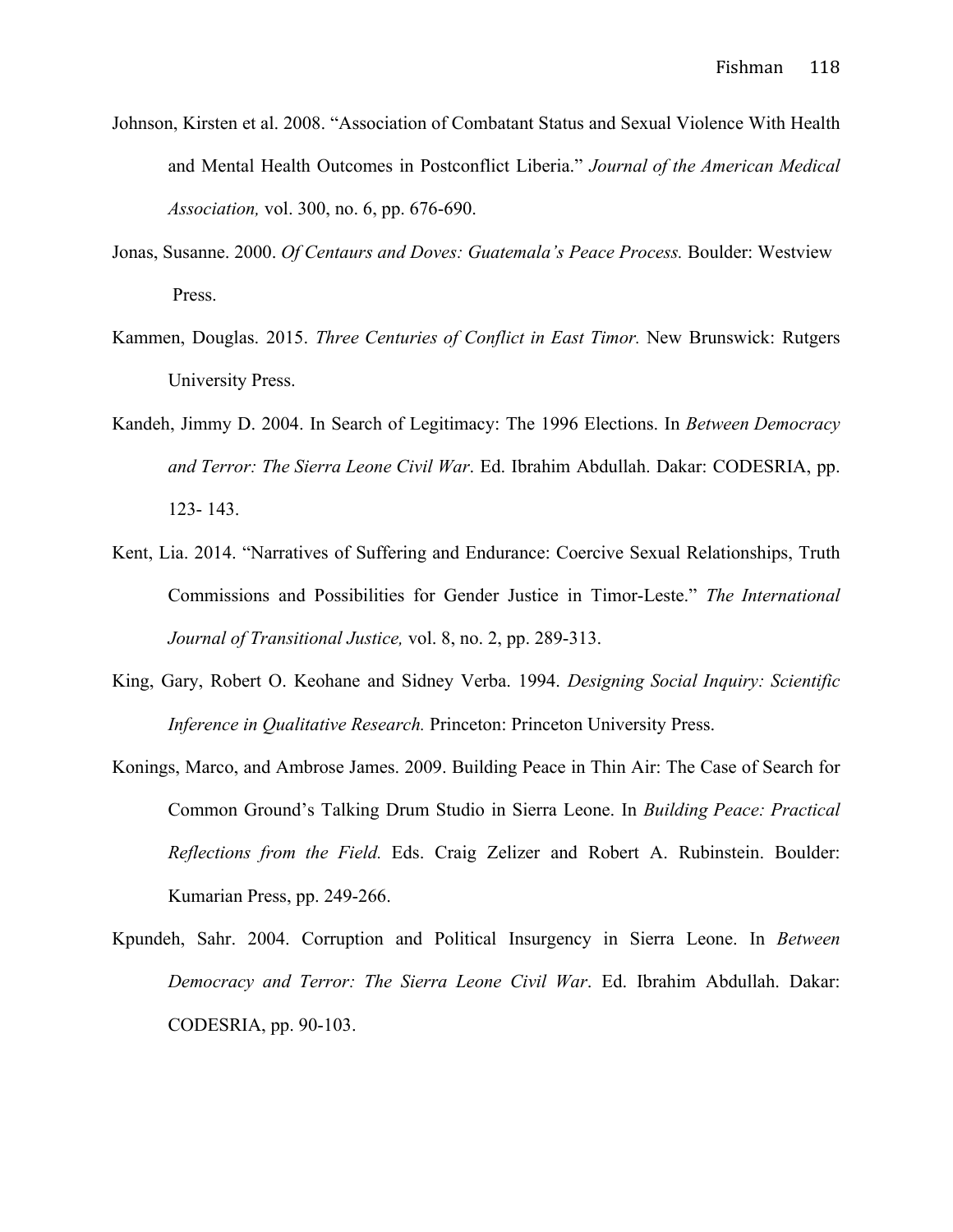Johnson, Kirsten et al. 2008. "Association of Combatant Status and Sexual Violence With Health and Mental Health Outcomes in Postconflict Liberia." *Journal of the American Medical Association,* vol. 300, no. 6, pp. 676-690.

Jonas, Susanne. 2000. *Of Centaurs and Doves: Guatemala's Peace Process.* Boulder: Westview Press.

Kammen, Douglas. 2015. *Three Centuries of Conflict in East Timor.* New Brunswick: Rutgers University Press.

Kandeh, Jimmy D. 2004. In Search of Legitimacy: The 1996 Elections. In *Between Democracy and Terror: The Sierra Leone Civil War*. Ed. Ibrahim Abdullah. Dakar: CODESRIA, pp. 123- 143.

Kent, Lia. 2014. "Narratives of Suffering and Endurance: Coercive Sexual Relationships, Truth Commissions and Possibilities for Gender Justice in Timor-Leste." *The International Journal of Transitional Justice,* vol. 8, no. 2, pp. 289-313.

King, Gary, Robert O. Keohane and Sidney Verba. 1994. *Designing Social Inquiry: Scientific Inference in Qualitative Research.* Princeton: Princeton University Press.

Konings, Marco, and Ambrose James. 2009. Building Peace in Thin Air: The Case of Search for Common Ground's Talking Drum Studio in Sierra Leone. In *Building Peace: Practical Reflections from the Field.* Eds. Craig Zelizer and Robert A. Rubinstein. Boulder: Kumarian Press, pp. 249-266.

Kpundeh, Sahr. 2004. Corruption and Political Insurgency in Sierra Leone. In *Between Democracy and Terror: The Sierra Leone Civil War*. Ed. Ibrahim Abdullah. Dakar: CODESRIA, pp. 90-103.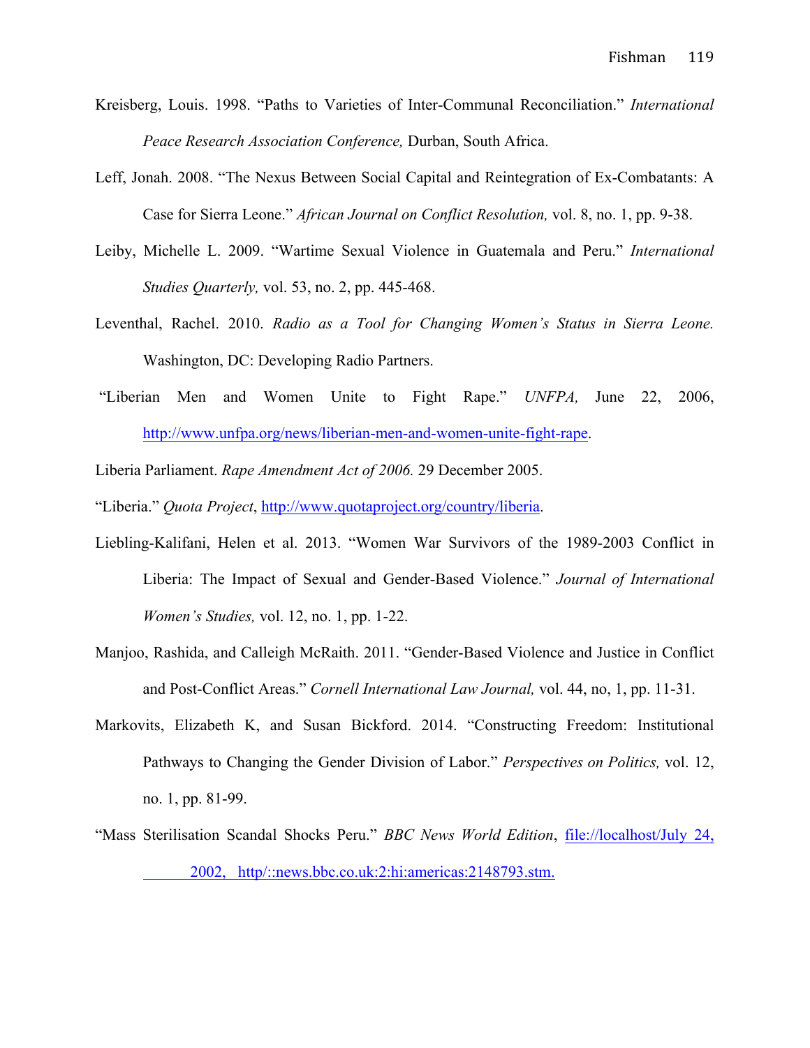Kreisberg, Louis. 1998. "Paths to Varieties of Inter-Communal Reconciliation." *International Peace Research Association Conference,* Durban, South Africa.

Leff, Jonah. 2008. "The Nexus Between Social Capital and Reintegration of Ex-Combatants: A Case for Sierra Leone." *African Journal on Conflict Resolution,* vol. 8, no. 1, pp. 9-38.

Leiby, Michelle L. 2009. "Wartime Sexual Violence in Guatemala and Peru." *International Studies Quarterly,* vol. 53, no. 2, pp. 445-468.

Leventhal, Rachel. 2010. *Radio as a Tool for Changing Women's Status in Sierra Leone.* Washington, DC: Developing Radio Partners.

"Liberian Men and Women Unite to Fight Rape." *UNFPA,* June 22, 2006, http://www.unfpa.org/news/liberian-men-and-women-unite-fight-rape.

Liberia Parliament. *Rape Amendment Act of 2006.* 29 December 2005.

"Liberia." *Quota Project*, http://www.quotaproject.org/country/liberia.

Liebling-Kalifani, Helen et al. 2013. "Women War Survivors of the 1989-2003 Conflict in Liberia: The Impact of Sexual and Gender-Based Violence." *Journal of International Women's Studies,* vol. 12, no. 1, pp. 1-22.

Manjoo, Rashida, and Calleigh McRaith. 2011. "Gender-Based Violence and Justice in Conflict and Post-Conflict Areas." *Cornell International Law Journal,* vol. 44, no, 1, pp. 11-31.

Markovits, Elizabeth K, and Susan Bickford. 2014. "Constructing Freedom: Institutional Pathways to Changing the Gender Division of Labor." *Perspectives on Politics,* vol. 12, no. 1, pp. 81-99.

"Mass Sterilisation Scandal Shocks Peru." *BBC News World Edition*, file://localhost/July 24, 2002, http/::news.bbc.co.uk:2:hi:americas:2148793.stm.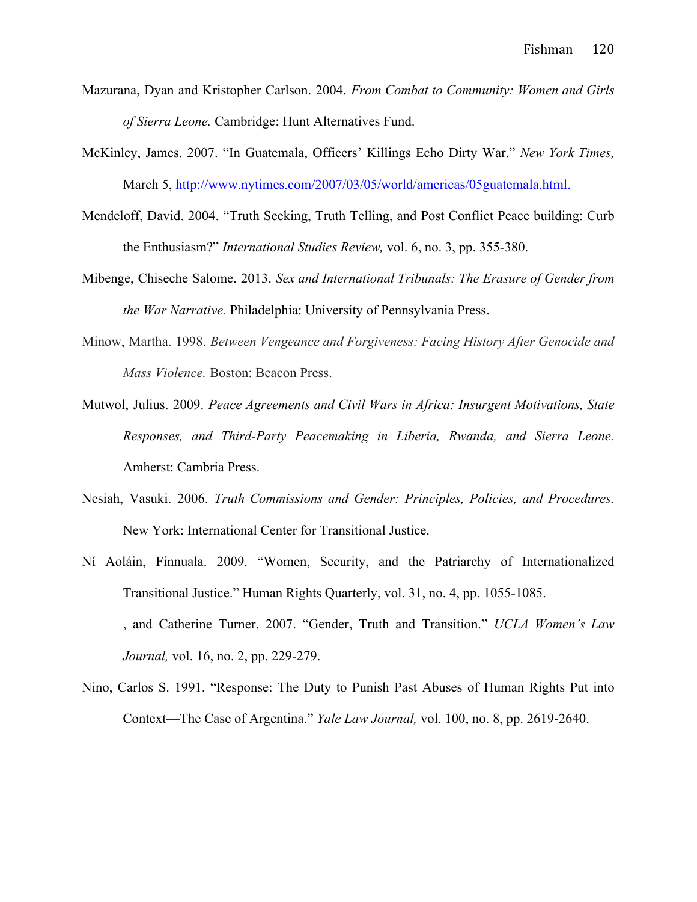Mazurana, Dyan and Kristopher Carlson. 2004. *From Combat to Community: Women and Girls of Sierra Leone.* Cambridge: Hunt Alternatives Fund.

McKinley, James. 2007. "In Guatemala, Officers' Killings Echo Dirty War." *New York Times,* March 5, http://www.nytimes.com/2007/03/05/world/americas/05guatemala.html.

Mendeloff, David. 2004. "Truth Seeking, Truth Telling, and Post Conflict Peace building: Curb the Enthusiasm?" *International Studies Review,* vol. 6, no. 3, pp. 355-380.

Mibenge, Chiseche Salome. 2013. *Sex and International Tribunals: The Erasure of Gender from the War Narrative.* Philadelphia: University of Pennsylvania Press.

Minow, Martha. 1998. *Between Vengeance and Forgiveness: Facing History After Genocide and Mass Violence.* Boston: Beacon Press.

Mutwol, Julius. 2009. *Peace Agreements and Civil Wars in Africa: Insurgent Motivations, State Responses, and Third-Party Peacemaking in Liberia, Rwanda, and Sierra Leone.* Amherst: Cambria Press.

Nesiah, Vasuki. 2006. *Truth Commissions and Gender: Principles, Policies, and Procedures.* New York: International Center for Transitional Justice.

Ní Aoláin, Finnuala. 2009. "Women, Security, and the Patriarchy of Internationalized Transitional Justice." Human Rights Quarterly, vol. 31, no. 4, pp. 1055-1085.

———, and Catherine Turner. 2007. "Gender, Truth and Transition." *UCLA Women's Law Journal,* vol. 16, no. 2, pp. 229-279.

Nino, Carlos S. 1991. "Response: The Duty to Punish Past Abuses of Human Rights Put into Context—The Case of Argentina." *Yale Law Journal,* vol. 100, no. 8, pp. 2619-2640.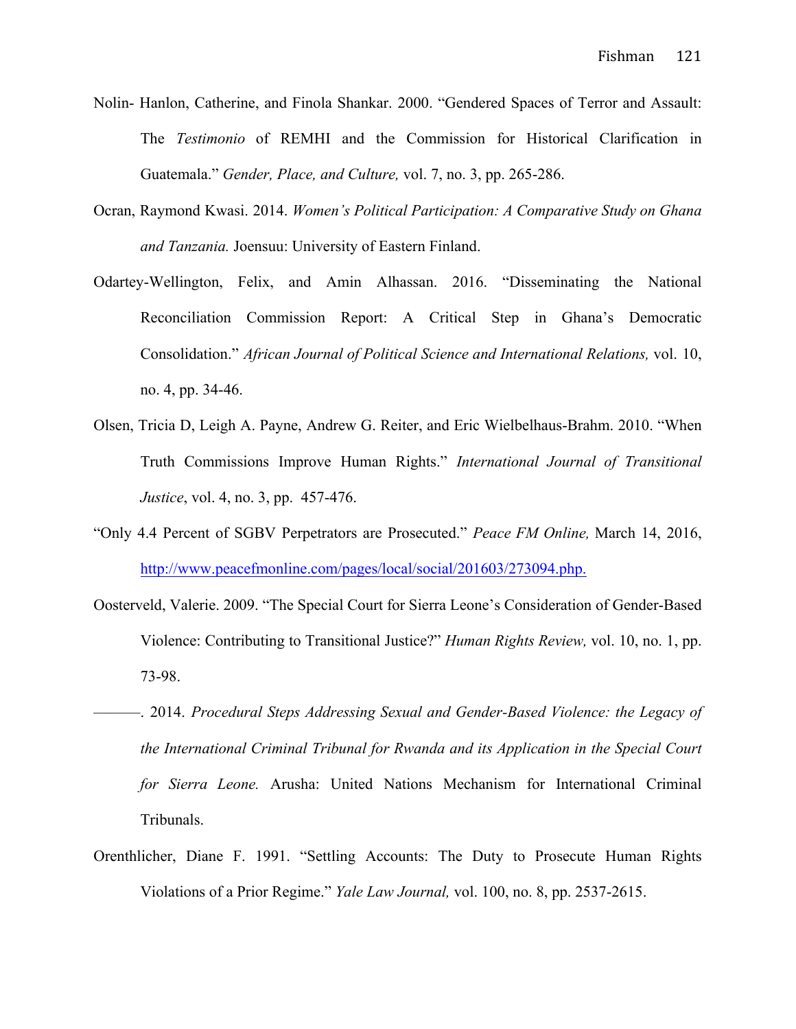Nolin- Hanlon, Catherine, and Finola Shankar. 2000. "Gendered Spaces of Terror and Assault: The *Testimonio* of REMHI and the Commission for Historical Clarification in Guatemala." *Gender, Place, and Culture,* vol. 7, no. 3, pp. 265-286.

Ocran, Raymond Kwasi. 2014. *Women's Political Participation: A Comparative Study on Ghana and Tanzania.* Joensuu: University of Eastern Finland.

Odartey-Wellington, Felix, and Amin Alhassan. 2016. "Disseminating the National Reconciliation Commission Report: A Critical Step in Ghana's Democratic Consolidation." *African Journal of Political Science and International Relations,* vol. 10, no. 4, pp. 34-46.

Olsen, Tricia D, Leigh A. Payne, Andrew G. Reiter, and Eric Wielbelhaus-Brahm. 2010. "When Truth Commissions Improve Human Rights." *International Journal of Transitional Justice*, vol. 4, no. 3, pp. 457-476.

"Only 4.4 Percent of SGBV Perpetrators are Prosecuted." *Peace FM Online,* March 14, 2016, http://www.peacefmonline.com/pages/local/social/201603/273094.php.

Oosterveld, Valerie. 2009. "The Special Court for Sierra Leone's Consideration of Gender-Based Violence: Contributing to Transitional Justice?" *Human Rights Review,* vol. 10, no. 1, pp. 73-98.

———. 2014. *Procedural Steps Addressing Sexual and Gender-Based Violence: the Legacy of the International Criminal Tribunal for Rwanda and its Application in the Special Court for Sierra Leone.* Arusha: United Nations Mechanism for International Criminal Tribunals.

Orenthlicher, Diane F. 1991. "Settling Accounts: The Duty to Prosecute Human Rights Violations of a Prior Regime." *Yale Law Journal,* vol. 100, no. 8, pp. 2537-2615.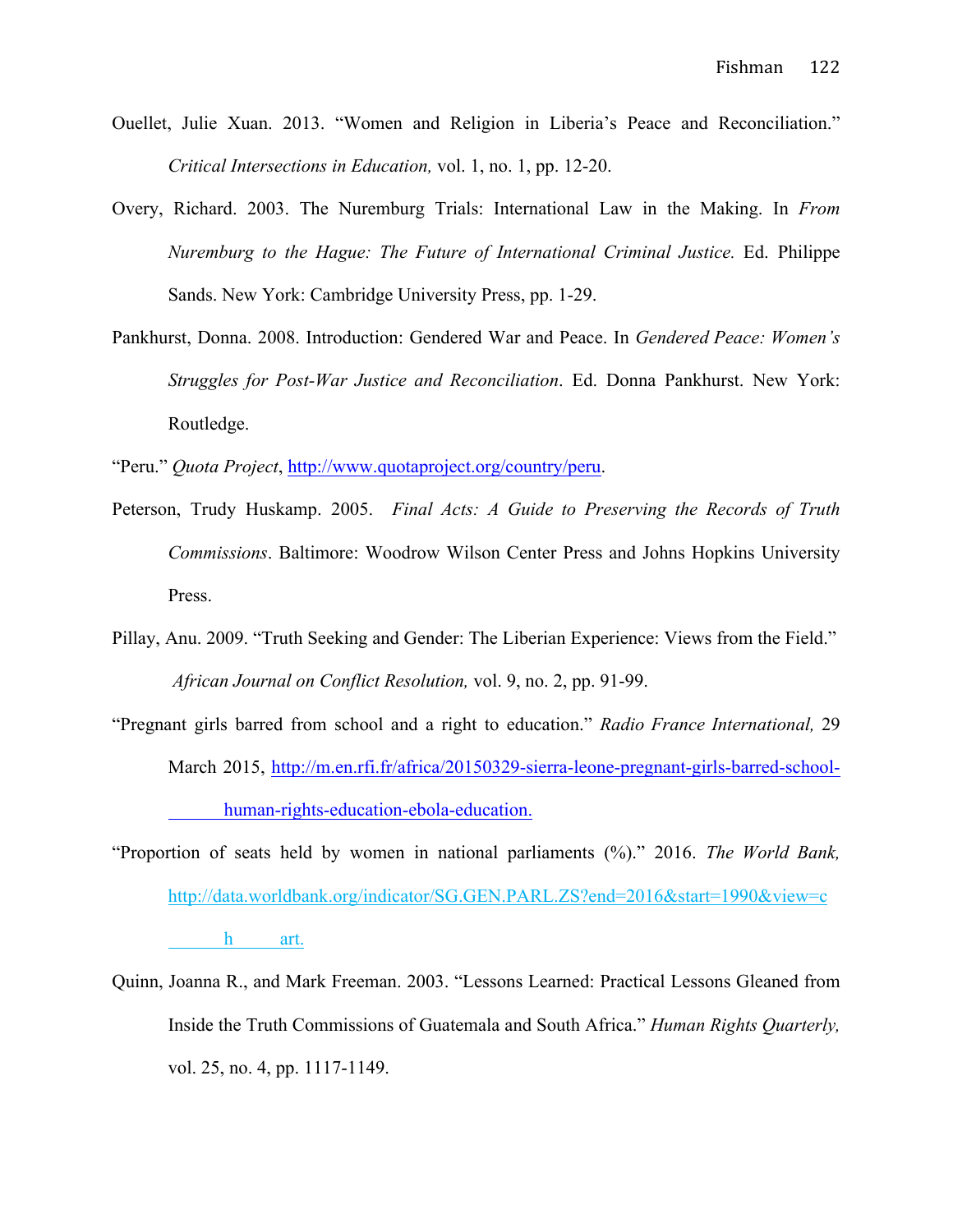Ouellet, Julie Xuan. 2013. "Women and Religion in Liberia's Peace and Reconciliation." *Critical Intersections in Education,* vol. 1, no. 1, pp. 12-20.

Overy, Richard. 2003. The Nuremburg Trials: International Law in the Making. In *From Nuremburg to the Hague: The Future of International Criminal Justice.* Ed. Philippe Sands. New York: Cambridge University Press, pp. 1-29.

Pankhurst, Donna. 2008. Introduction: Gendered War and Peace. In *Gendered Peace: Women's Struggles for Post-War Justice and Reconciliation*. Ed. Donna Pankhurst. New York: Routledge.

"Peru." *Quota Project*, http://www.quotaproject.org/country/peru.

Peterson, Trudy Huskamp. 2005. *Final Acts: A Guide to Preserving the Records of Truth Commissions*. Baltimore: Woodrow Wilson Center Press and Johns Hopkins University Press.

Pillay, Anu. 2009. "Truth Seeking and Gender: The Liberian Experience: Views from the Field." *African Journal on Conflict Resolution,* vol. 9, no. 2, pp. 91-99.

"Pregnant girls barred from school and a right to education." *Radio France International,* 29 March 2015, http://m.en.rfi.fr/africa/20150329-sierra-leone-pregnant-girls-barred-school-human-rights-education-ebola-education.

"Proportion of seats held by women in national parliaments (%)." 2016. *The World Bank,* http://data.worldbank.org/indicator/SG.GEN.PARL.ZS?end=2016&start=1990&view=chart.

Quinn, Joanna R., and Mark Freeman. 2003. "Lessons Learned: Practical Lessons Gleaned from Inside the Truth Commissions of Guatemala and South Africa." *Human Rights Quarterly,* vol. 25, no. 4, pp. 1117-1149.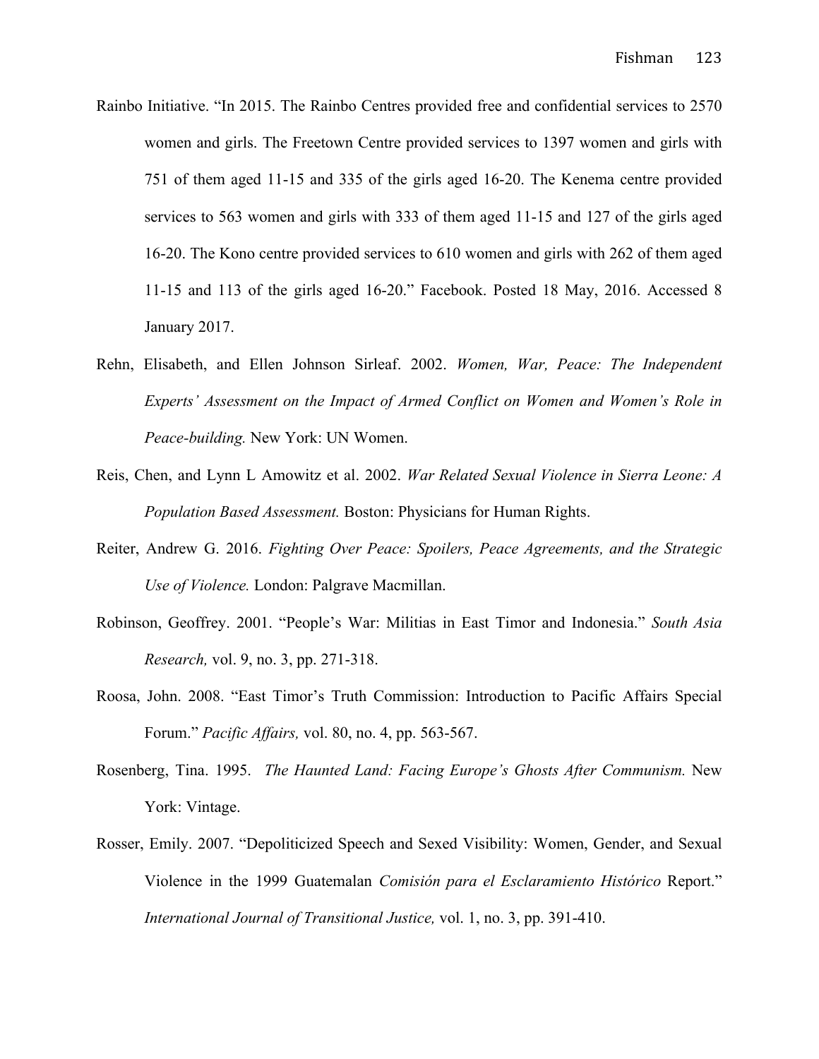Rainbo Initiative. "In 2015. The Rainbo Centres provided free and confidential services to 2570 women and girls. The Freetown Centre provided services to 1397 women and girls with 751 of them aged 11-15 and 335 of the girls aged 16-20. The Kenema centre provided services to 563 women and girls with 333 of them aged 11-15 and 127 of the girls aged 16-20. The Kono centre provided services to 610 women and girls with 262 of them aged 11-15 and 113 of the girls aged 16-20." Facebook. Posted 18 May, 2016. Accessed 8 January 2017.

Rehn, Elisabeth, and Ellen Johnson Sirleaf. 2002. *Women, War, Peace: The Independent Experts' Assessment on the Impact of Armed Conflict on Women and Women's Role in Peace-building.* New York: UN Women.

Reis, Chen, and Lynn L Amowitz et al. 2002. *War Related Sexual Violence in Sierra Leone: A Population Based Assessment.* Boston: Physicians for Human Rights.

Reiter, Andrew G. 2016. *Fighting Over Peace: Spoilers, Peace Agreements, and the Strategic Use of Violence.* London: Palgrave Macmillan.

Robinson, Geoffrey. 2001. "People's War: Militias in East Timor and Indonesia." *South Asia Research,* vol. 9, no. 3, pp. 271-318.

Roosa, John. 2008. "East Timor's Truth Commission: Introduction to Pacific Affairs Special Forum." *Pacific Affairs,* vol. 80, no. 4, pp. 563-567.

Rosenberg, Tina. 1995. *The Haunted Land: Facing Europe's Ghosts After Communism.* New York: Vintage.

Rosser, Emily. 2007. "Depoliticized Speech and Sexed Visibility: Women, Gender, and Sexual Violence in the 1999 Guatemalan *Comisión para el Esclaramiento Histórico* Report." *International Journal of Transitional Justice,* vol. 1, no. 3, pp. 391-410.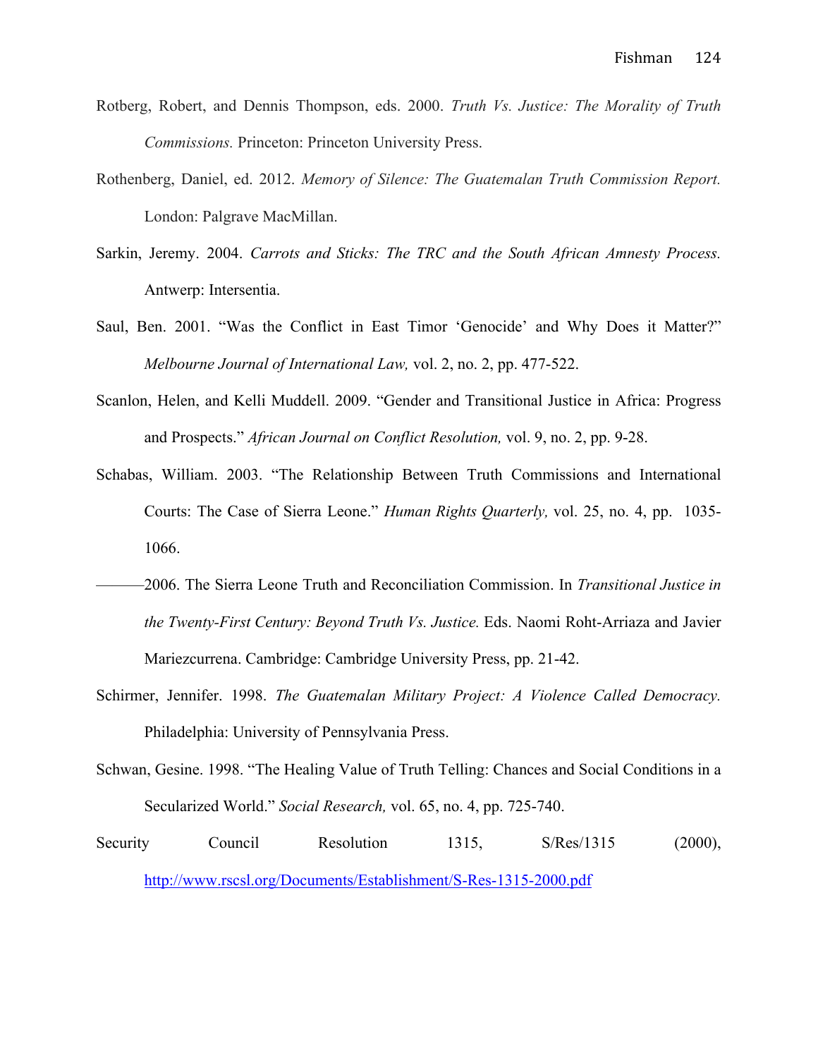Rotberg, Robert, and Dennis Thompson, eds. 2000. *Truth Vs. Justice: The Morality of Truth Commissions.* Princeton: Princeton University Press.

Rothenberg, Daniel, ed. 2012. *Memory of Silence: The Guatemalan Truth Commission Report.* London: Palgrave MacMillan.

Sarkin, Jeremy. 2004. *Carrots and Sticks: The TRC and the South African Amnesty Process.* Antwerp: Intersentia.

Saul, Ben. 2001. "Was the Conflict in East Timor 'Genocide' and Why Does it Matter?" *Melbourne Journal of International Law,* vol. 2, no. 2, pp. 477-522.

Scanlon, Helen, and Kelli Muddell. 2009. "Gender and Transitional Justice in Africa: Progress and Prospects." *African Journal on Conflict Resolution,* vol. 9, no. 2, pp. 9-28.

Schabas, William. 2003. "The Relationship Between Truth Commissions and International Courts: The Case of Sierra Leone." *Human Rights Quarterly,* vol. 25, no. 4, pp. 1035-1066.

———2006. The Sierra Leone Truth and Reconciliation Commission. In *Transitional Justice in the Twenty-First Century: Beyond Truth Vs. Justice.* Eds. Naomi Roht-Arriaza and Javier Mariezcurrena. Cambridge: Cambridge University Press, pp. 21-42.

Schirmer, Jennifer. 1998. *The Guatemalan Military Project: A Violence Called Democracy.* Philadelphia: University of Pennsylvania Press.

Schwan, Gesine. 1998. "The Healing Value of Truth Telling: Chances and Social Conditions in a Secularized World." *Social Research,* vol. 65, no. 4, pp. 725-740.

Security Council Resolution 1315, S/Res/1315 (2000), http://www.rscsl.org/Documents/Establishment/S-Res-1315-2000.pdf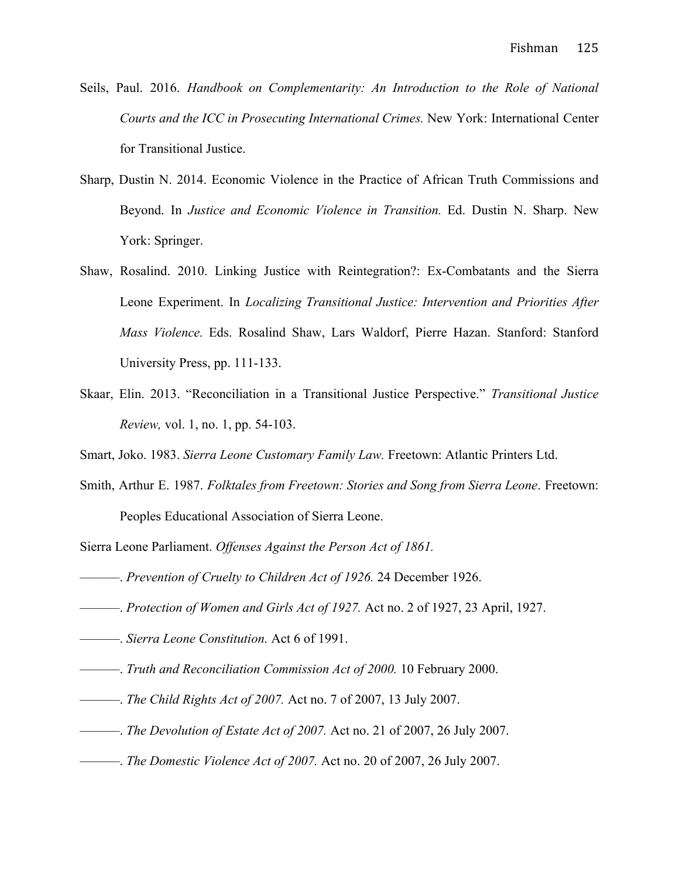Seils, Paul. 2016. *Handbook on Complementarity: An Introduction to the Role of National Courts and the ICC in Prosecuting International Crimes.* New York: International Center for Transitional Justice.

Sharp, Dustin N. 2014. Economic Violence in the Practice of African Truth Commissions and Beyond. In *Justice and Economic Violence in Transition.* Ed. Dustin N. Sharp. New York: Springer.

Shaw, Rosalind. 2010. Linking Justice with Reintegration?: Ex-Combatants and the Sierra Leone Experiment. In *Localizing Transitional Justice: Intervention and Priorities After Mass Violence.* Eds. Rosalind Shaw, Lars Waldorf, Pierre Hazan. Stanford: Stanford University Press, pp. 111-133.

Skaar, Elin. 2013. "Reconciliation in a Transitional Justice Perspective." *Transitional Justice Review,* vol. 1, no. 1, pp. 54-103.

Smart, Joko. 1983. *Sierra Leone Customary Family Law.* Freetown: Atlantic Printers Ltd.

Smith, Arthur E. 1987. *Folktales from Freetown: Stories and Song from Sierra Leone*. Freetown: Peoples Educational Association of Sierra Leone.

Sierra Leone Parliament. *Offenses Against the Person Act of 1861.*

———. *Prevention of Cruelty to Children Act of 1926.* 24 December 1926.

———. *Protection of Women and Girls Act of 1927.* Act no. 2 of 1927, 23 April, 1927.

———. *Sierra Leone Constitution.* Act 6 of 1991.

———. *Truth and Reconciliation Commission Act of 2000.* 10 February 2000.

———. *The Child Rights Act of 2007.* Act no. 7 of 2007, 13 July 2007.

———. *The Devolution of Estate Act of 2007.* Act no. 21 of 2007, 26 July 2007.

———. *The Domestic Violence Act of 2007.* Act no. 20 of 2007, 26 July 2007.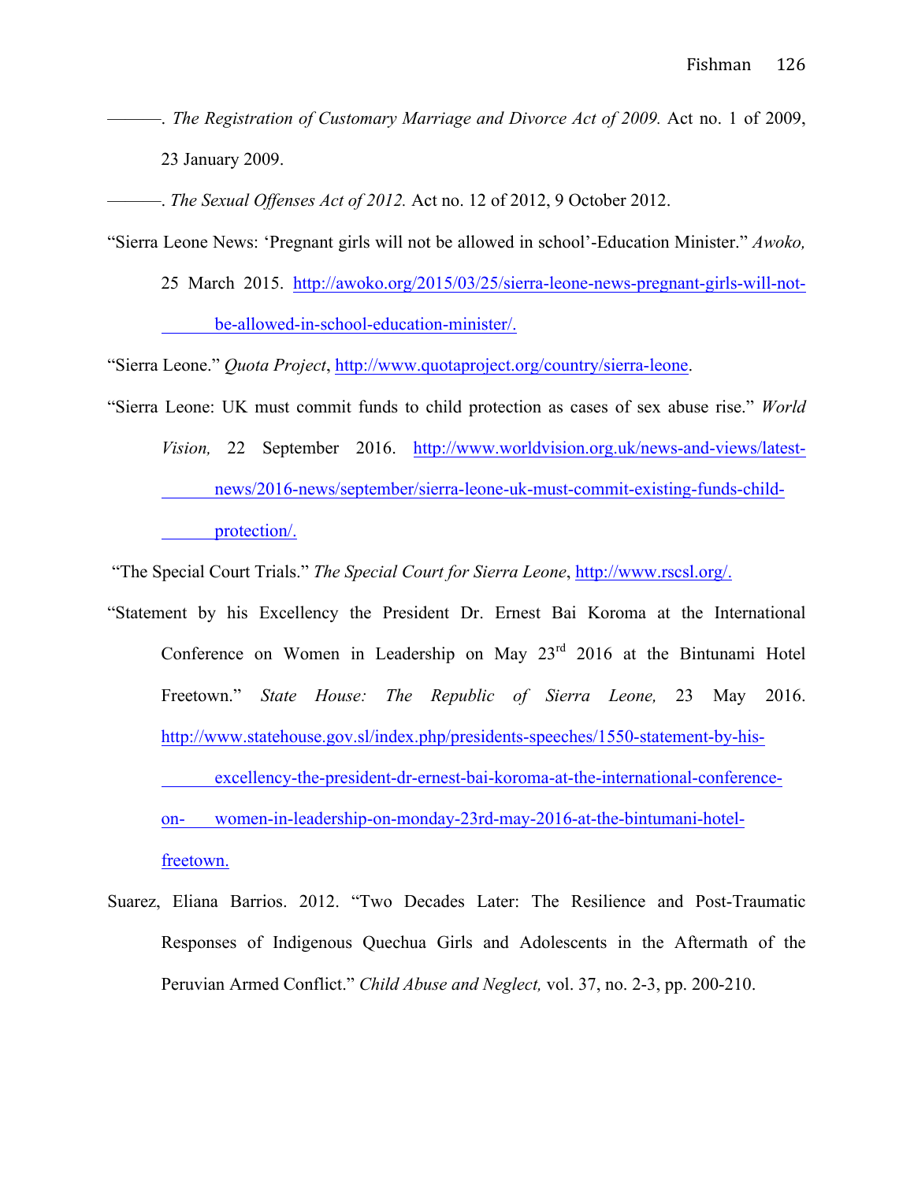———. *The Registration of Customary Marriage and Divorce Act of 2009.* Act no. 1 of 2009, 23 January 2009.

———. *The Sexual Offenses Act of 2012.* Act no. 12 of 2012, 9 October 2012.

"Sierra Leone News: 'Pregnant girls will not be allowed in school'-Education Minister." *Awoko,* 25 March 2015. http://awoko.org/2015/03/25/sierra-leone-news-pregnant-girls-will-not-be-allowed-in-school-education-minister/.

"Sierra Leone." *Quota Project*, http://www.quotaproject.org/country/sierra-leone.

"Sierra Leone: UK must commit funds to child protection as cases of sex abuse rise." *World Vision,* 22 September 2016. http://www.worldvision.org.uk/news-and-views/latest-news/2016-news/september/sierra-leone-uk-must-commit-existing-funds-child-protection/.

"The Special Court Trials." *The Special Court for Sierra Leone*, http://www.rscsl.org/.

"Statement by his Excellency the President Dr. Ernest Bai Koroma at the International Conference on Women in Leadership on May 23rd 2016 at the Bintunami Hotel Freetown." *State House: The Republic of Sierra Leone,* 23 May 2016. http://www.statehouse.gov.sl/index.php/presidents-speeches/1550-statement-by-his-excellency-the-president-dr-ernest-bai-koroma-at-the-international-conference-on-women-in-leadership-on-monday-23rd-may-2016-at-the-bintumani-hotel-freetown.

Suarez, Eliana Barrios. 2012. "Two Decades Later: The Resilience and Post-Traumatic Responses of Indigenous Quechua Girls and Adolescents in the Aftermath of the Peruvian Armed Conflict." *Child Abuse and Neglect,* vol. 37, no. 2-3, pp. 200-210.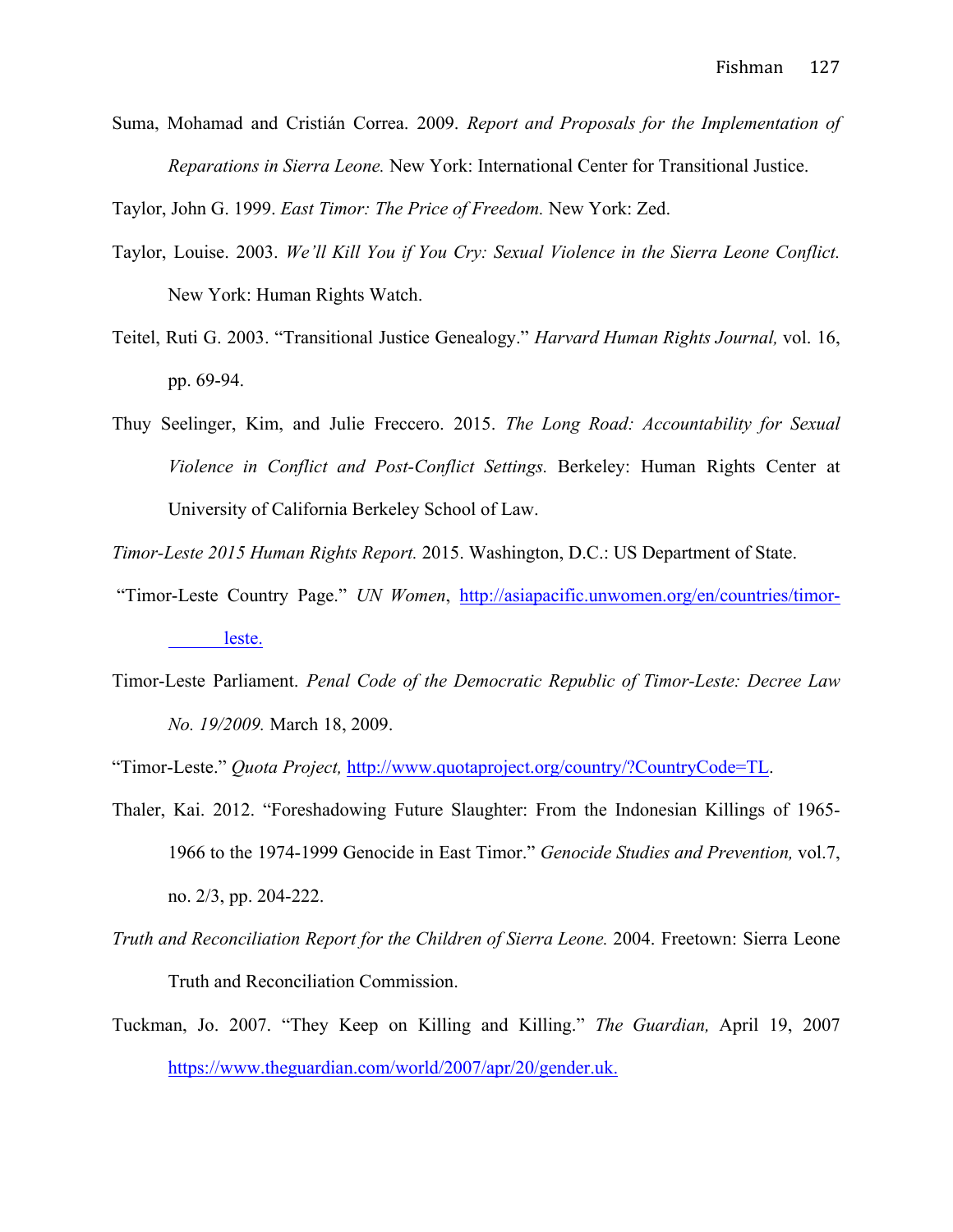Suma, Mohamad and Cristián Correa. 2009. *Report and Proposals for the Implementation of Reparations in Sierra Leone.* New York: International Center for Transitional Justice.

Taylor, John G. 1999. *East Timor: The Price of Freedom.* New York: Zed.

Taylor, Louise. 2003. *We'll Kill You if You Cry: Sexual Violence in the Sierra Leone Conflict.* New York: Human Rights Watch.

Teitel, Ruti G. 2003. "Transitional Justice Genealogy." *Harvard Human Rights Journal,* vol. 16, pp. 69-94.

Thuy Seelinger, Kim, and Julie Freccero. 2015. *The Long Road: Accountability for Sexual Violence in Conflict and Post-Conflict Settings.* Berkeley: Human Rights Center at University of California Berkeley School of Law.

*Timor-Leste 2015 Human Rights Report.* 2015. Washington, D.C.: US Department of State.

"Timor-Leste Country Page." *UN Women*, http://asiapacific.unwomen.org/en/countries/timor-leste.

Timor-Leste Parliament. *Penal Code of the Democratic Republic of Timor-Leste: Decree Law No. 19/2009.* March 18, 2009.

"Timor-Leste." *Quota Project,* http://www.quotaproject.org/country/?CountryCode=TL.

Thaler, Kai. 2012. "Foreshadowing Future Slaughter: From the Indonesian Killings of 1965-1966 to the 1974-1999 Genocide in East Timor." *Genocide Studies and Prevention,* vol.7, no. 2/3, pp. 204-222.

*Truth and Reconciliation Report for the Children of Sierra Leone.* 2004. Freetown: Sierra Leone Truth and Reconciliation Commission.

Tuckman, Jo. 2007. "They Keep on Killing and Killing." *The Guardian,* April 19, 2007 https://www.theguardian.com/world/2007/apr/20/gender.uk.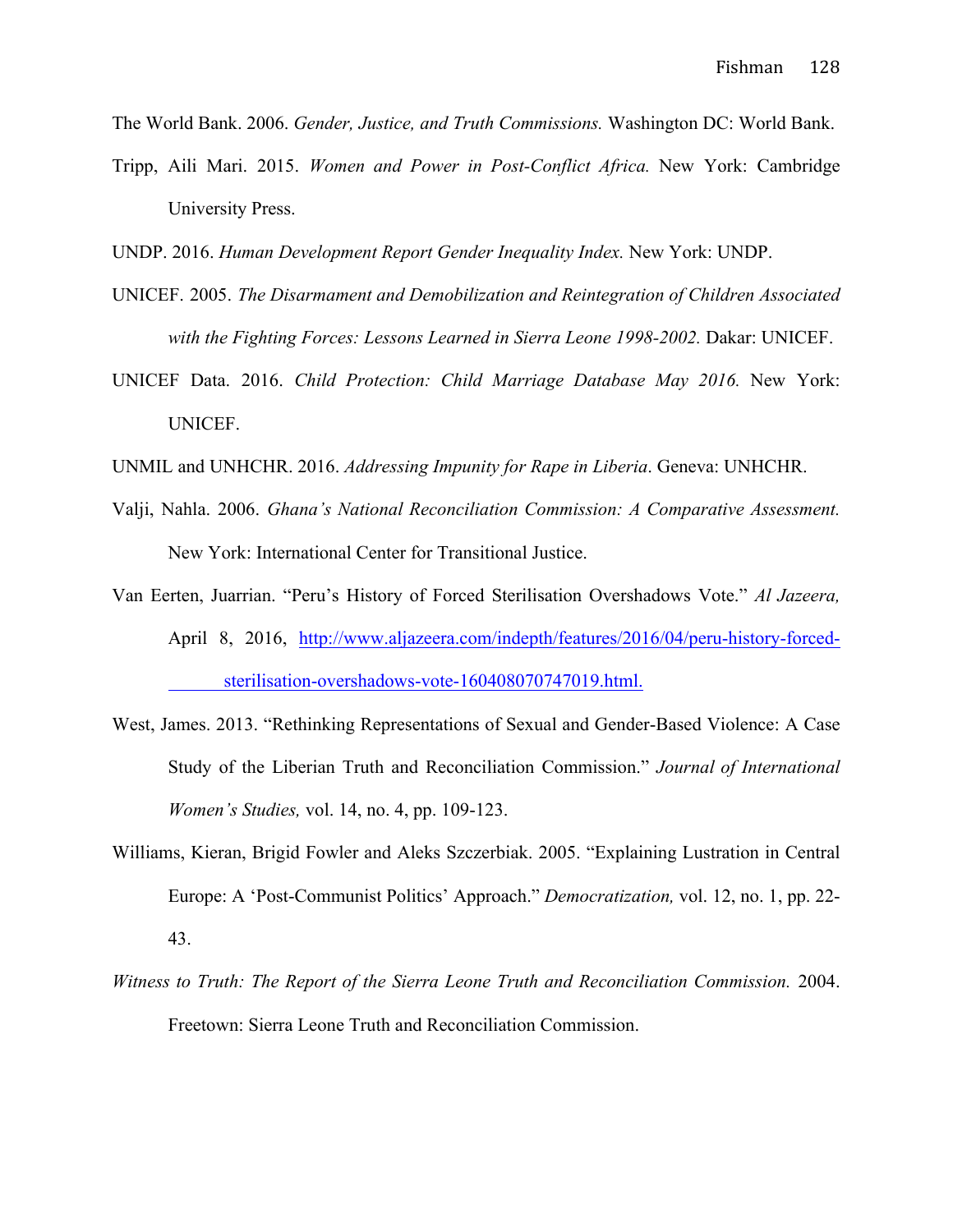The World Bank. 2006. *Gender, Justice, and Truth Commissions.* Washington DC: World Bank.

Tripp, Aili Mari. 2015. *Women and Power in Post-Conflict Africa.* New York: Cambridge University Press.

UNDP. 2016. *Human Development Report Gender Inequality Index.* New York: UNDP.

UNICEF. 2005. *The Disarmament and Demobilization and Reintegration of Children Associated with the Fighting Forces: Lessons Learned in Sierra Leone 1998-2002.* Dakar: UNICEF.

UNICEF Data. 2016. *Child Protection: Child Marriage Database May 2016.* New York: UNICEF.

UNMIL and UNHCHR. 2016. *Addressing Impunity for Rape in Liberia*. Geneva: UNHCHR.

Valji, Nahla. 2006. *Ghana's National Reconciliation Commission: A Comparative Assessment.* New York: International Center for Transitional Justice.

Van Eerten, Juarrian. "Peru's History of Forced Sterilisation Overshadows Vote." *Al Jazeera,* April 8, 2016, http://www.aljazeera.com/indepth/features/2016/04/peru-history-forced-sterilisation-overshadows-vote-160408070747019.html.

West, James. 2013. "Rethinking Representations of Sexual and Gender-Based Violence: A Case Study of the Liberian Truth and Reconciliation Commission." *Journal of International Women's Studies,* vol. 14, no. 4, pp. 109-123.

Williams, Kieran, Brigid Fowler and Aleks Szczerbiak. 2005. "Explaining Lustration in Central Europe: A 'Post-Communist Politics' Approach." *Democratization,* vol. 12, no. 1, pp. 22-43.

*Witness to Truth: The Report of the Sierra Leone Truth and Reconciliation Commission.* 2004. Freetown: Sierra Leone Truth and Reconciliation Commission.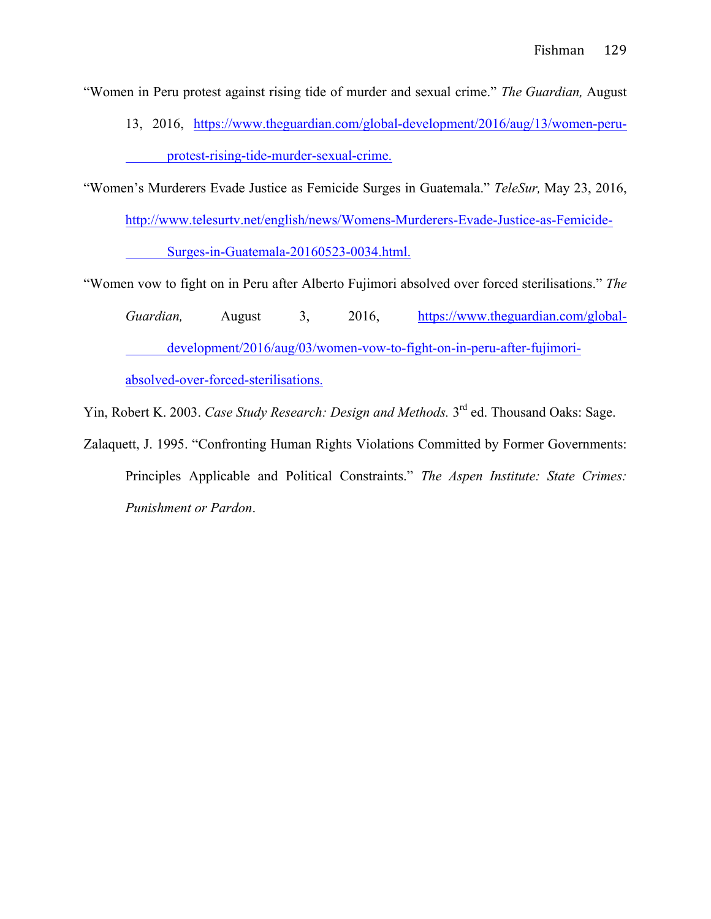"Women in Peru protest against rising tide of murder and sexual crime." *The Guardian,* August 13, 2016, https://www.theguardian.com/global-development/2016/aug/13/women-peru-protest-rising-tide-murder-sexual-crime.

"Women's Murderers Evade Justice as Femicide Surges in Guatemala." *TeleSur,* May 23, 2016, http://www.telesurtv.net/english/news/Womens-Murderers-Evade-Justice-as-Femicide-Surges-in-Guatemala-20160523-0034.html.

"Women vow to fight on in Peru after Alberto Fujimori absolved over forced sterilisations." *The Guardian,* August 3, 2016, https://www.theguardian.com/global-development/2016/aug/03/women-vow-to-fight-on-in-peru-after-fujimori-absolved-over-forced-sterilisations.

Yin, Robert K. 2003. *Case Study Research: Design and Methods.* 3rd ed. Thousand Oaks: Sage.

Zalaquett, J. 1995. "Confronting Human Rights Violations Committed by Former Governments: Principles Applicable and Political Constraints." *The Aspen Institute: State Crimes: Punishment or Pardon*.